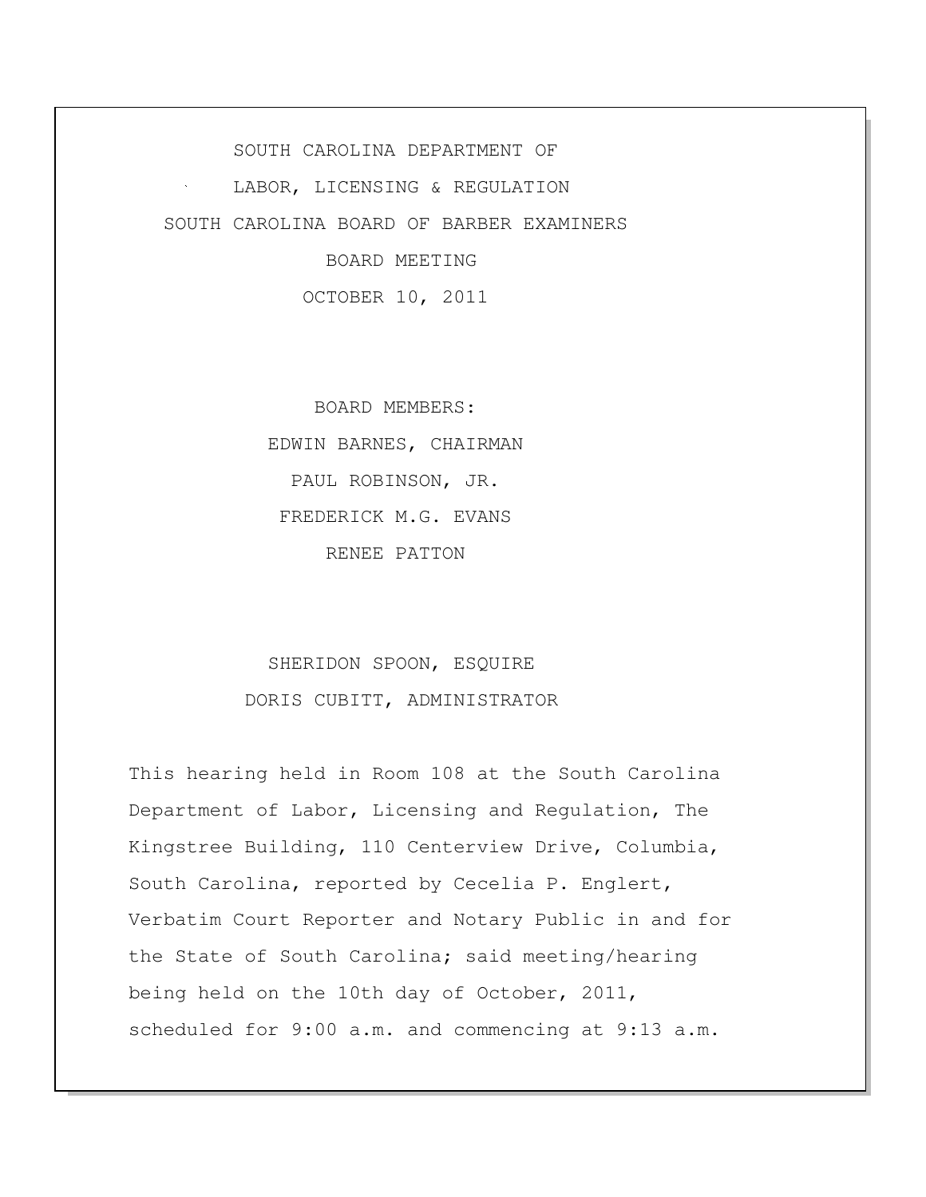SOUTH CAROLINA DEPARTMENT OF

LABOR, LICENSING & REGULATION

SOUTH CAROLINA BOARD OF BARBER EXAMINERS

BOARD MEETING

OCTOBER 10, 2011

BOARD MEMBERS:

EDWIN BARNES, CHAIRMAN

PAUL ROBINSON, JR.

FREDERICK M.G. EVANS

RENEE PATTON

SHERIDON SPOON, ESQUIRE

DORIS CUBITT, ADMINISTRATOR

This hearing held in Room 108 at the South Carolina Department of Labor, Licensing and Regulation, The Kingstree Building, 110 Centerview Drive, Columbia, South Carolina, reported by Cecelia P. Englert, Verbatim Court Reporter and Notary Public in and for the State of South Carolina; said meeting/hearing being held on the 10th day of October, 2011, scheduled for 9:00 a.m. and commencing at 9:13 a.m.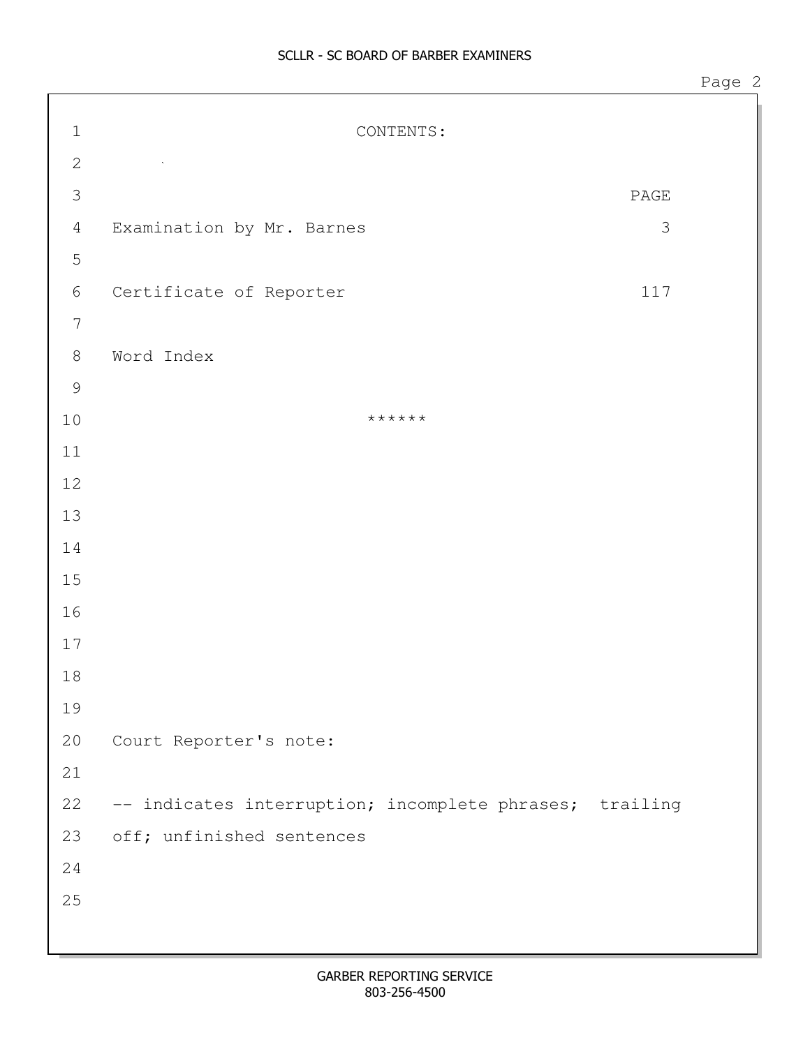# CONTENTS:

| | PAGE |
|---|---|
| Examination by Mr. Barnes | 3 |
| Certificate of Reporter | 117 |
| Word Index | |

******

Court Reporter's note:

-- indicates interruption; incomplete phrases; trailing off; unfinished sentences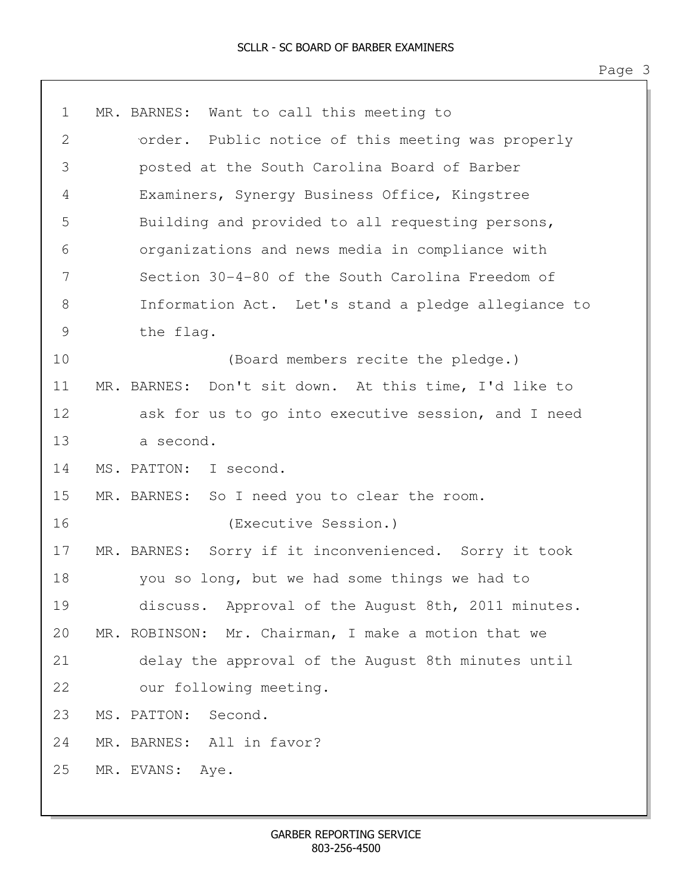MR. BARNES: Want to call this meeting to order. Public notice of this meeting was properly posted at the South Carolina Board of Barber Examiners, Synergy Business Office, Kingstree Building and provided to all requesting persons, organizations and news media in compliance with Section 30-4-80 of the South Carolina Freedom of Information Act. Let's stand a pledge allegiance to the flag.

(Board members recite the pledge.)

MR. BARNES: Don't sit down. At this time, I'd like to ask for us to go into executive session, and I need a second.

MS. PATTON: I second.

MR. BARNES: So I need you to clear the room.

(Executive Session.)

MR. BARNES: Sorry if it inconvenienced. Sorry it took you so long, but we had some things we had to discuss. Approval of the August 8th, 2011 minutes.

MR. ROBINSON: Mr. Chairman, I make a motion that we delay the approval of the August 8th minutes until our following meeting.

MS. PATTON: Second.

MR. BARNES: All in favor?

MR. EVANS: Aye.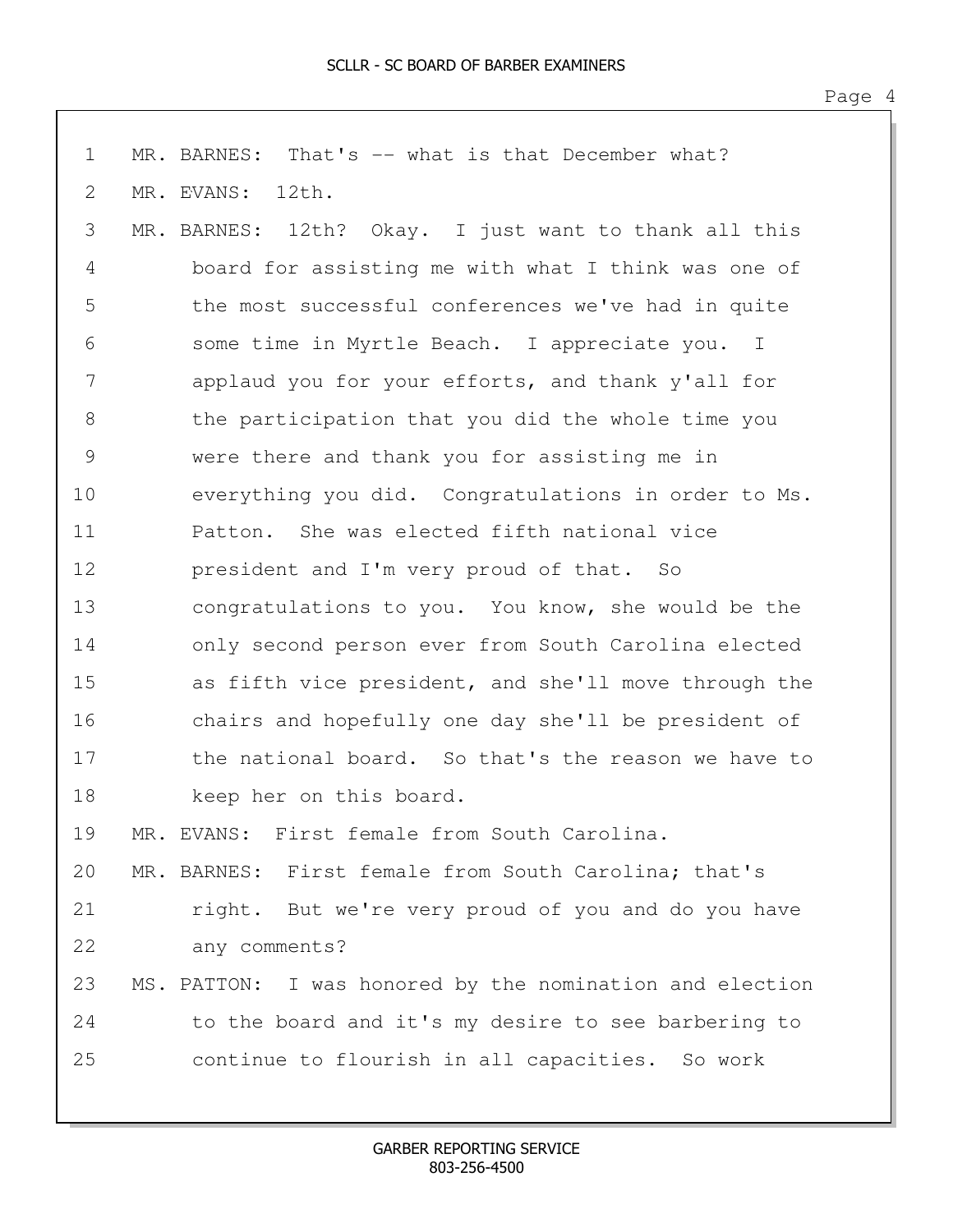MR. BARNES: That's -- what is that December what?

MR. EVANS: 12th.

MR. BARNES: 12th? Okay. I just want to thank all this board for assisting me with what I think was one of the most successful conferences we've had in quite some time in Myrtle Beach. I appreciate you. I applaud you for your efforts, and thank y'all for the participation that you did the whole time you were there and thank you for assisting me in everything you did. Congratulations in order to Ms. Patton. She was elected fifth national vice president and I'm very proud of that. So congratulations to you. You know, she would be the only second person ever from South Carolina elected as fifth vice president, and she'll move through the chairs and hopefully one day she'll be president of the national board. So that's the reason we have to keep her on this board.

MR. EVANS: First female from South Carolina.

MR. BARNES: First female from South Carolina; that's right. But we're very proud of you and do you have any comments?

MS. PATTON: I was honored by the nomination and election to the board and it's my desire to see barbering to continue to flourish in all capacities. So work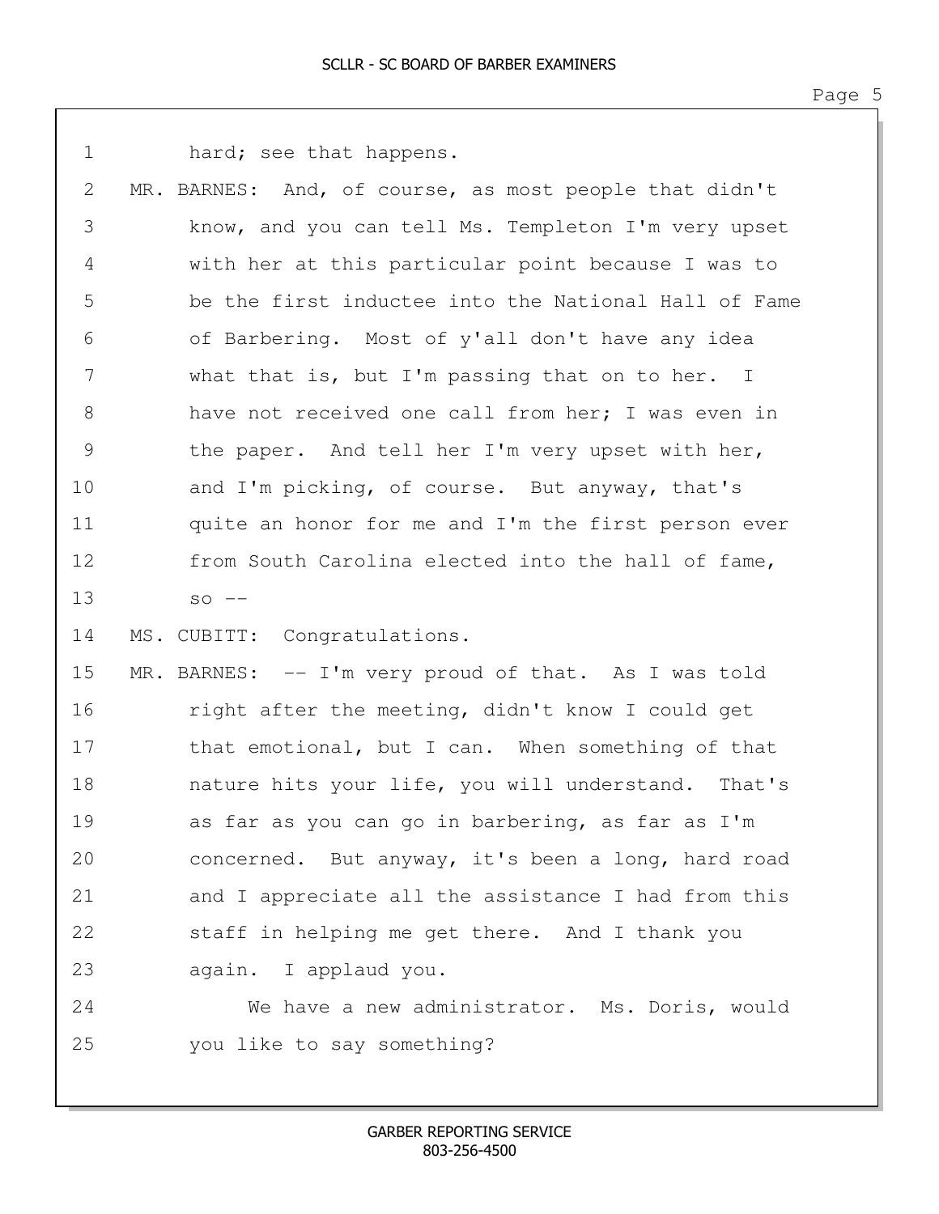hard; see that happens.

MR. BARNES: And, of course, as most people that didn't know, and you can tell Ms. Templeton I'm very upset with her at this particular point because I was to be the first inductee into the National Hall of Fame of Barbering. Most of y'all don't have any idea what that is, but I'm passing that on to her. I have not received one call from her; I was even in the paper. And tell her I'm very upset with her, and I'm picking, of course. But anyway, that's quite an honor for me and I'm the first person ever from South Carolina elected into the hall of fame, so --

MS. CUBITT: Congratulations.

MR. BARNES: -- I'm very proud of that. As I was told right after the meeting, didn't know I could get that emotional, but I can. When something of that nature hits your life, you will understand. That's as far as you can go in barbering, as far as I'm concerned. But anyway, it's been a long, hard road and I appreciate all the assistance I had from this staff in helping me get there. And I thank you again. I applaud you.

We have a new administrator. Ms. Doris, would you like to say something?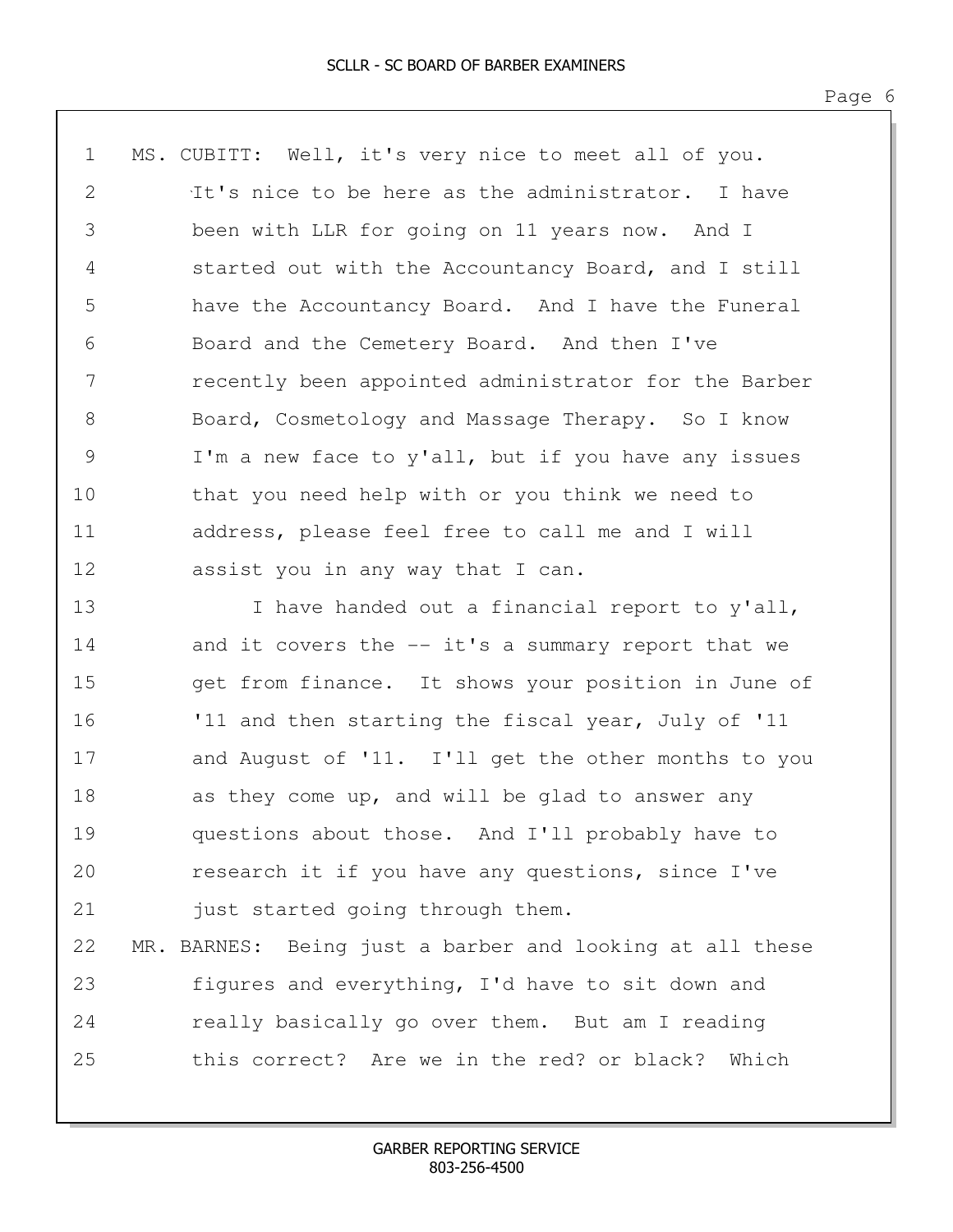MS. CUBITT: Well, it's very nice to meet all of you. It's nice to be here as the administrator. I have been with LLR for going on 11 years now. And I started out with the Accountancy Board, and I still have the Accountancy Board. And I have the Funeral Board and the Cemetery Board. And then I've recently been appointed administrator for the Barber Board, Cosmetology and Massage Therapy. So I know I'm a new face to y'all, but if you have any issues that you need help with or you think we need to address, please feel free to call me and I will assist you in any way that I can.

I have handed out a financial report to y'all, and it covers the -- it's a summary report that we get from finance. It shows your position in June of '11 and then starting the fiscal year, July of '11 and August of '11. I'll get the other months to you as they come up, and will be glad to answer any questions about those. And I'll probably have to research it if you have any questions, since I've just started going through them.

MR. BARNES: Being just a barber and looking at all these figures and everything, I'd have to sit down and really basically go over them. But am I reading this correct? Are we in the red? or black? Which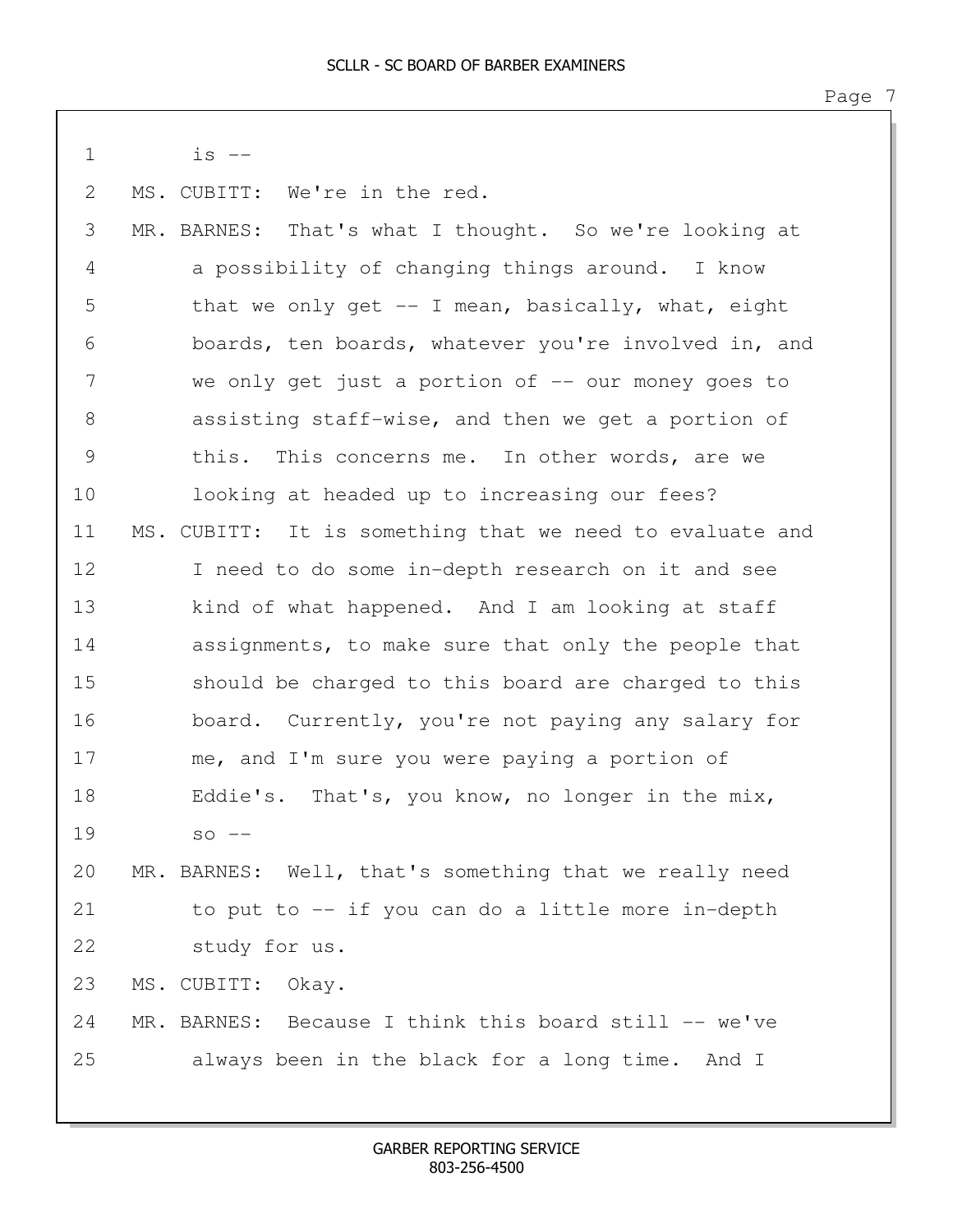is --

MS. CUBITT: We're in the red.

MR. BARNES: That's what I thought. So we're looking at a possibility of changing things around. I know that we only get -- I mean, basically, what, eight boards, ten boards, whatever you're involved in, and we only get just a portion of -- our money goes to assisting staff-wise, and then we get a portion of this. This concerns me. In other words, are we looking at headed up to increasing our fees?

MS. CUBITT: It is something that we need to evaluate and I need to do some in-depth research on it and see kind of what happened. And I am looking at staff assignments, to make sure that only the people that should be charged to this board are charged to this board. Currently, you're not paying any salary for me, and I'm sure you were paying a portion of Eddie's. That's, you know, no longer in the mix, so --

MR. BARNES: Well, that's something that we really need to put to -- if you can do a little more in-depth study for us.

MS. CUBITT: Okay.

MR. BARNES: Because I think this board still -- we've always been in the black for a long time. And I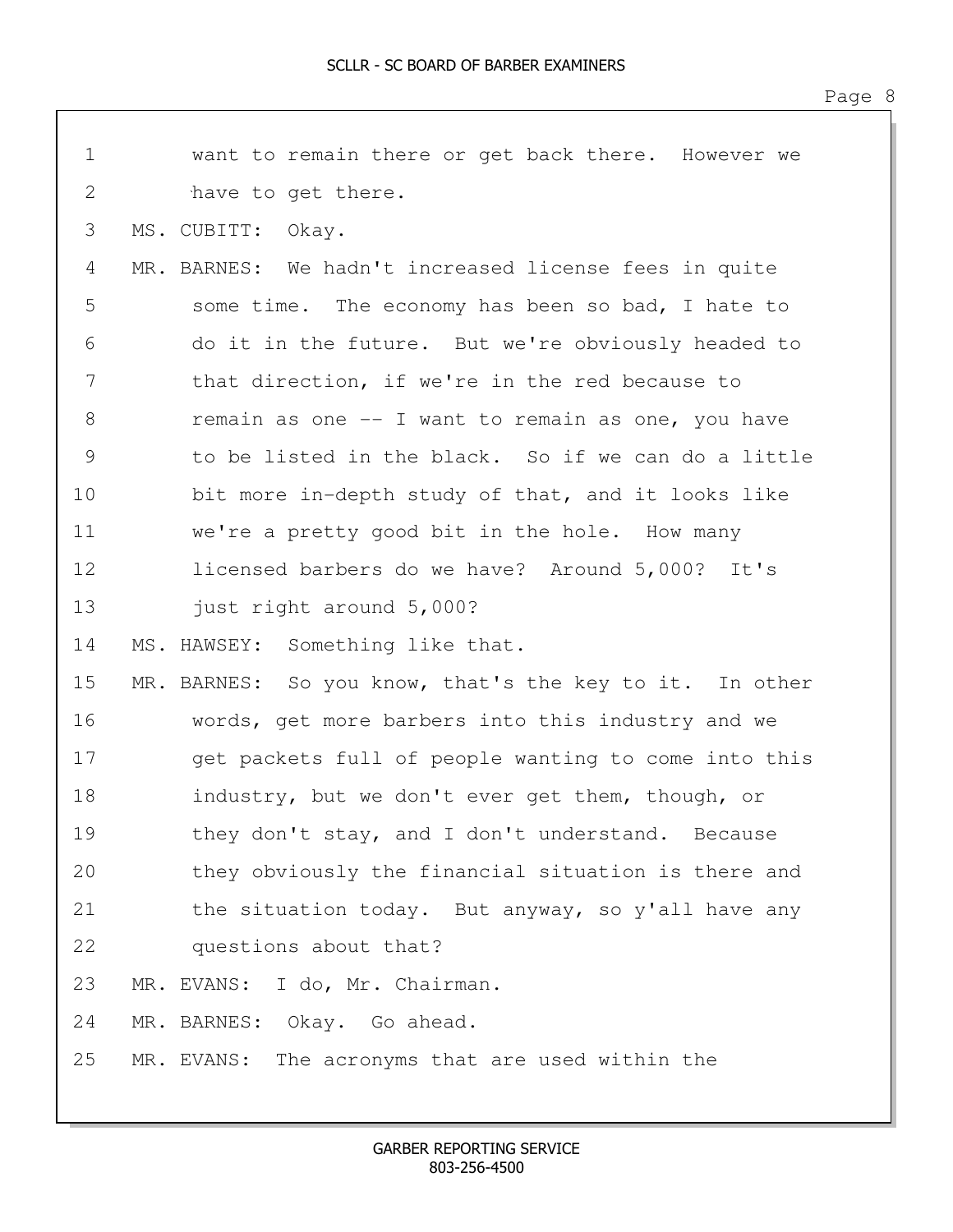1 want to remain there or get back there. However we
2 have to get there.
3 MS. CUBITT: Okay.
4 MR. BARNES: We hadn't increased license fees in quite
5 some time. The economy has been so bad, I hate to
6 do it in the future. But we're obviously headed to
7 that direction, if we're in the red because to
8 remain as one -- I want to remain as one, you have
9 to be listed in the black. So if we can do a little
10 bit more in-depth study of that, and it looks like
11 we're a pretty good bit in the hole. How many
12 licensed barbers do we have? Around 5,000? It's
13 just right around 5,000?
14 MS. HAWSEY: Something like that.
15 MR. BARNES: So you know, that's the key to it. In other
16 words, get more barbers into this industry and we
17 get packets full of people wanting to come into this
18 industry, but we don't ever get them, though, or
19 they don't stay, and I don't understand. Because
20 they obviously the financial situation is there and
21 the situation today. But anyway, so y'all have any
22 questions about that?
23 MR. EVANS: I do, Mr. Chairman.
24 MR. BARNES: Okay. Go ahead.
25 MR. EVANS: The acronyms that are used within the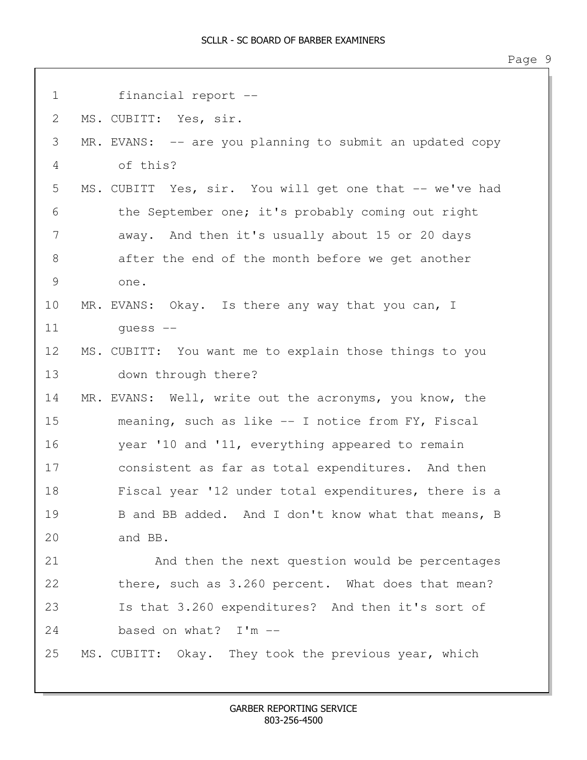financial report --

MS. CUBITT: Yes, sir.

MR. EVANS: -- are you planning to submit an updated copy of this?

MS. CUBITT Yes, sir. You will get one that -- we've had the September one; it's probably coming out right away. And then it's usually about 15 or 20 days after the end of the month before we get another one.

MR. EVANS: Okay. Is there any way that you can, I guess --

MS. CUBITT: You want me to explain those things to you down through there?

MR. EVANS: Well, write out the acronyms, you know, the meaning, such as like -- I notice from FY, Fiscal year '10 and '11, everything appeared to remain consistent as far as total expenditures. And then Fiscal year '12 under total expenditures, there is a B and BB added. And I don't know what that means, B and BB.

And then the next question would be percentages there, such as 3.260 percent. What does that mean? Is that 3.260 expenditures? And then it's sort of based on what? I'm --

MS. CUBITT: Okay. They took the previous year, which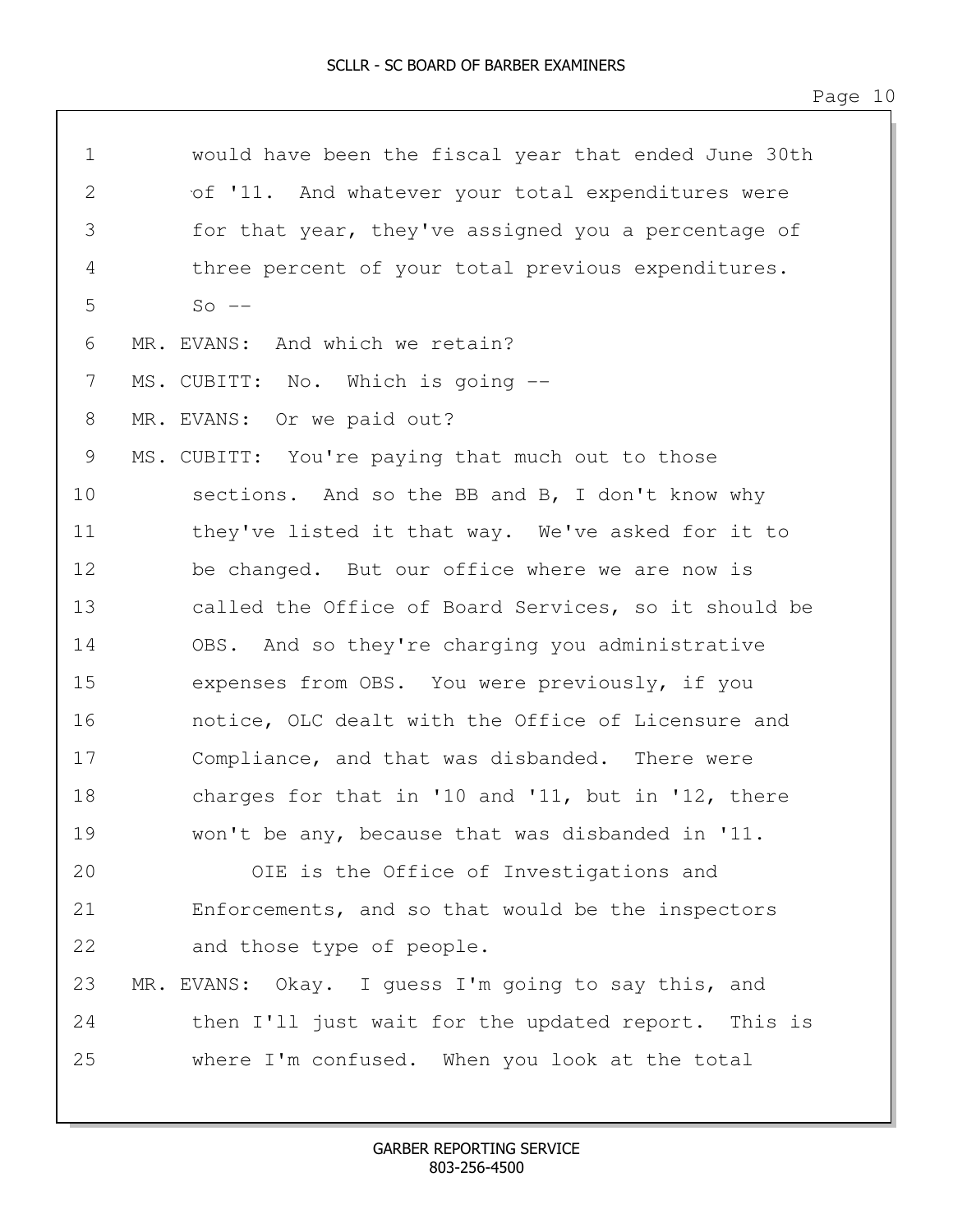would have been the fiscal year that ended June 30th of '11. And whatever your total expenditures were for that year, they've assigned you a percentage of three percent of your total previous expenditures. So --

MR. EVANS: And which we retain?

MS. CUBITT: No. Which is going --

MR. EVANS: Or we paid out?

MS. CUBITT: You're paying that much out to those sections. And so the BB and B, I don't know why they've listed it that way. We've asked for it to be changed. But our office where we are now is called the Office of Board Services, so it should be OBS. And so they're charging you administrative expenses from OBS. You were previously, if you notice, OLC dealt with the Office of Licensure and Compliance, and that was disbanded. There were charges for that in '10 and '11, but in '12, there won't be any, because that was disbanded in '11.

OIE is the Office of Investigations and Enforcements, and so that would be the inspectors and those type of people.

MR. EVANS: Okay. I guess I'm going to say this, and then I'll just wait for the updated report. This is where I'm confused. When you look at the total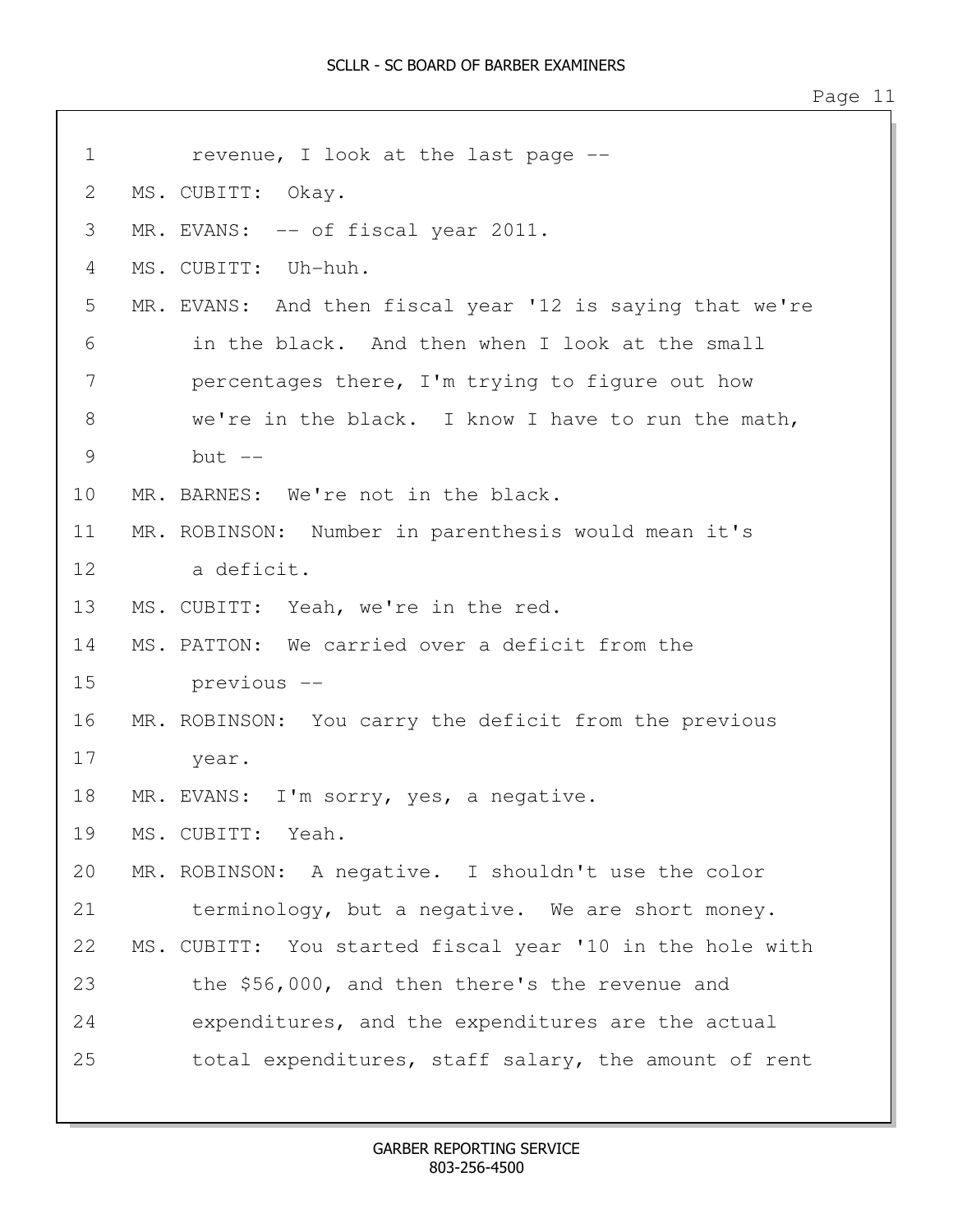1 revenue, I look at the last page --

2 MS. CUBITT: Okay.

3 MR. EVANS: -- of fiscal year 2011.

4 MS. CUBITT: Uh-huh.

5 MR. EVANS: And then fiscal year '12 is saying that we're

6 in the black. And then when I look at the small

7 percentages there, I'm trying to figure out how

8 we're in the black. I know I have to run the math,

9 but --

10 MR. BARNES: We're not in the black.

11 MR. ROBINSON: Number in parenthesis would mean it's

12 a deficit.

13 MS. CUBITT: Yeah, we're in the red.

14 MS. PATTON: We carried over a deficit from the

15 previous --

16 MR. ROBINSON: You carry the deficit from the previous

17 year.

18 MR. EVANS: I'm sorry, yes, a negative.

19 MS. CUBITT: Yeah.

20 MR. ROBINSON: A negative. I shouldn't use the color

21 terminology, but a negative. We are short money.

22 MS. CUBITT: You started fiscal year '10 in the hole with

23 the $56,000, and then there's the revenue and

24 expenditures, and the expenditures are the actual

25 total expenditures, staff salary, the amount of rent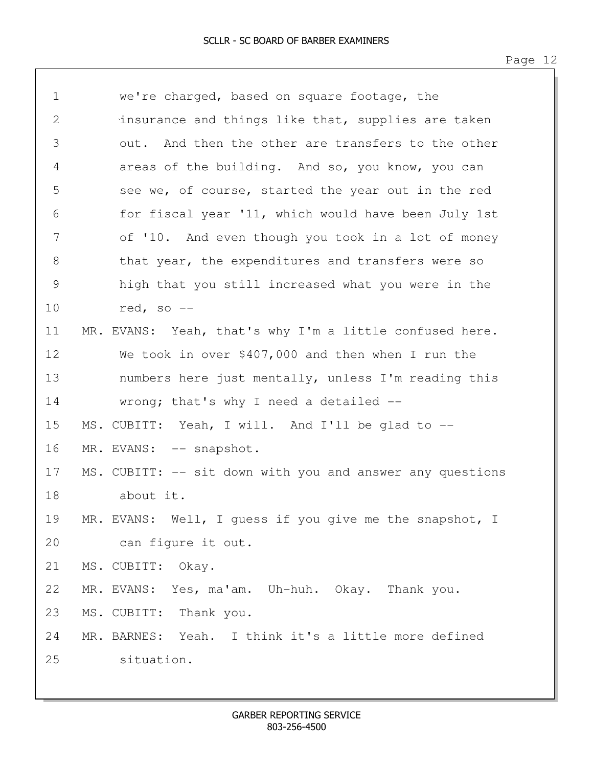we're charged, based on square footage, the insurance and things like that, supplies are taken out. And then the other are transfers to the other areas of the building. And so, you know, you can see we, of course, started the year out in the red for fiscal year '11, which would have been July 1st of '10. And even though you took in a lot of money that year, the expenditures and transfers were so high that you still increased what you were in the red, so --

MR. EVANS: Yeah, that's why I'm a little confused here. We took in over $407,000 and then when I run the numbers here just mentally, unless I'm reading this wrong; that's why I need a detailed --

MS. CUBITT: Yeah, I will. And I'll be glad to --

MR. EVANS: -- snapshot.

MS. CUBITT: -- sit down with you and answer any questions about it.

MR. EVANS: Well, I guess if you give me the snapshot, I can figure it out.

MS. CUBITT: Okay.

MR. EVANS: Yes, ma'am. Uh-huh. Okay. Thank you.

MS. CUBITT: Thank you.

MR. BARNES: Yeah. I think it's a little more defined situation.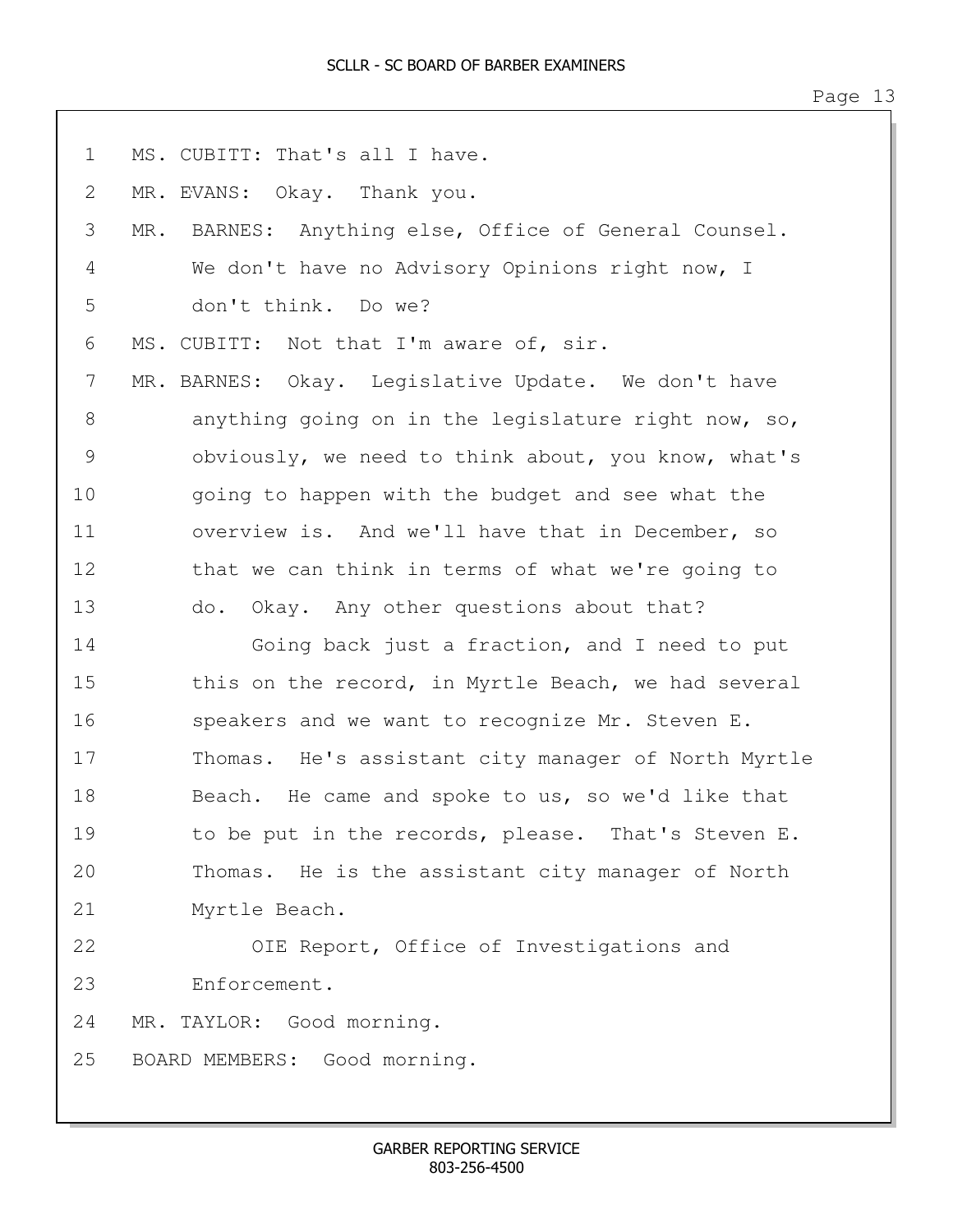1 MS. CUBITT: That's all I have.

2 MR. EVANS: Okay. Thank you.

3 MR. BARNES: Anything else, Office of General Counsel.

4 We don't have no Advisory Opinions right now, I

5 don't think. Do we?

6 MS. CUBITT: Not that I'm aware of, sir.

7 MR. BARNES: Okay. Legislative Update. We don't have

8 anything going on in the legislature right now, so,

9 obviously, we need to think about, you know, what's

10 going to happen with the budget and see what the

11 overview is. And we'll have that in December, so

12 that we can think in terms of what we're going to

13 do. Okay. Any other questions about that?

14 Going back just a fraction, and I need to put

15 this on the record, in Myrtle Beach, we had several

16 speakers and we want to recognize Mr. Steven E.

17 Thomas. He's assistant city manager of North Myrtle

18 Beach. He came and spoke to us, so we'd like that

19 to be put in the records, please. That's Steven E.

20 Thomas. He is the assistant city manager of North

21 Myrtle Beach.

22 OIE Report, Office of Investigations and

23 Enforcement.

24 MR. TAYLOR: Good morning.

25 BOARD MEMBERS: Good morning.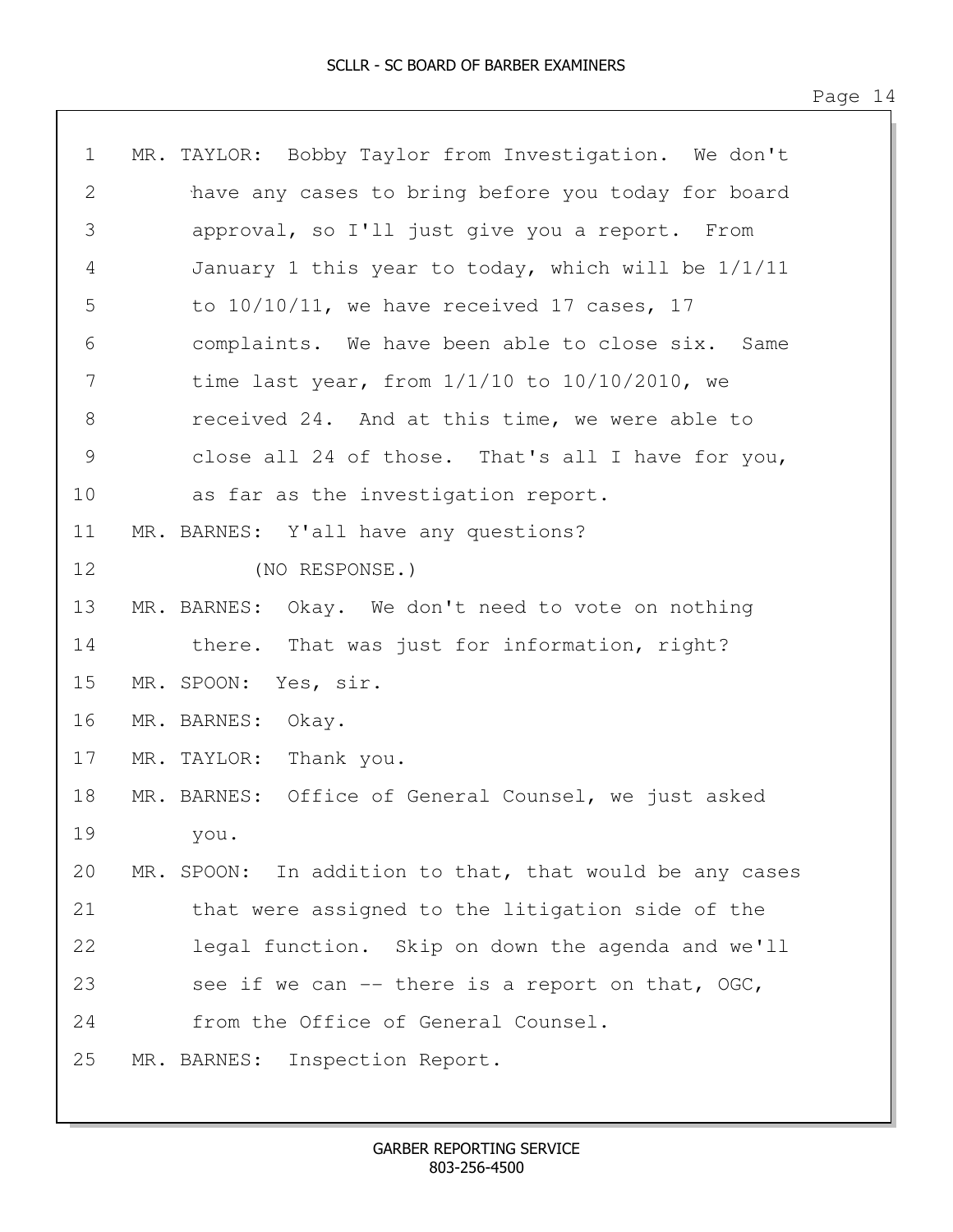MR. TAYLOR: Bobby Taylor from Investigation. We don't have any cases to bring before you today for board approval, so I'll just give you a report. From January 1 this year to today, which will be 1/1/11 to 10/10/11, we have received 17 cases, 17 complaints. We have been able to close six. Same time last year, from 1/1/10 to 10/10/2010, we received 24. And at this time, we were able to close all 24 of those. That's all I have for you, as far as the investigation report.

MR. BARNES: Y'all have any questions?

(NO RESPONSE.)

MR. BARNES: Okay. We don't need to vote on nothing there. That was just for information, right?

MR. SPOON: Yes, sir.

MR. BARNES: Okay.

MR. TAYLOR: Thank you.

MR. BARNES: Office of General Counsel, we just asked you.

MR. SPOON: In addition to that, that would be any cases that were assigned to the litigation side of the legal function. Skip on down the agenda and we'll see if we can -- there is a report on that, OGC, from the Office of General Counsel.

MR. BARNES: Inspection Report.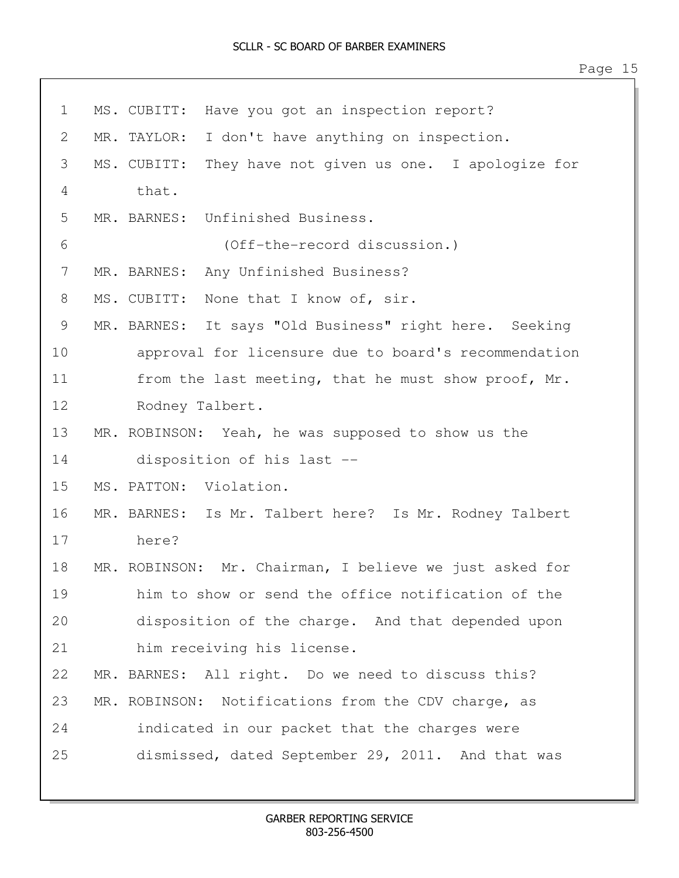MS. CUBITT: Have you got an inspection report?

MR. TAYLOR: I don't have anything on inspection.

MS. CUBITT: They have not given us one. I apologize for that.

MR. BARNES: Unfinished Business.

(Off-the-record discussion.)

MR. BARNES: Any Unfinished Business?

MS. CUBITT: None that I know of, sir.

MR. BARNES: It says "Old Business" right here. Seeking approval for licensure due to board's recommendation from the last meeting, that he must show proof, Mr. Rodney Talbert.

MR. ROBINSON: Yeah, he was supposed to show us the disposition of his last --

MS. PATTON: Violation.

MR. BARNES: Is Mr. Talbert here? Is Mr. Rodney Talbert here?

MR. ROBINSON: Mr. Chairman, I believe we just asked for him to show or send the office notification of the disposition of the charge. And that depended upon him receiving his license.

MR. BARNES: All right. Do we need to discuss this?

MR. ROBINSON: Notifications from the CDV charge, as indicated in our packet that the charges were dismissed, dated September 29, 2011. And that was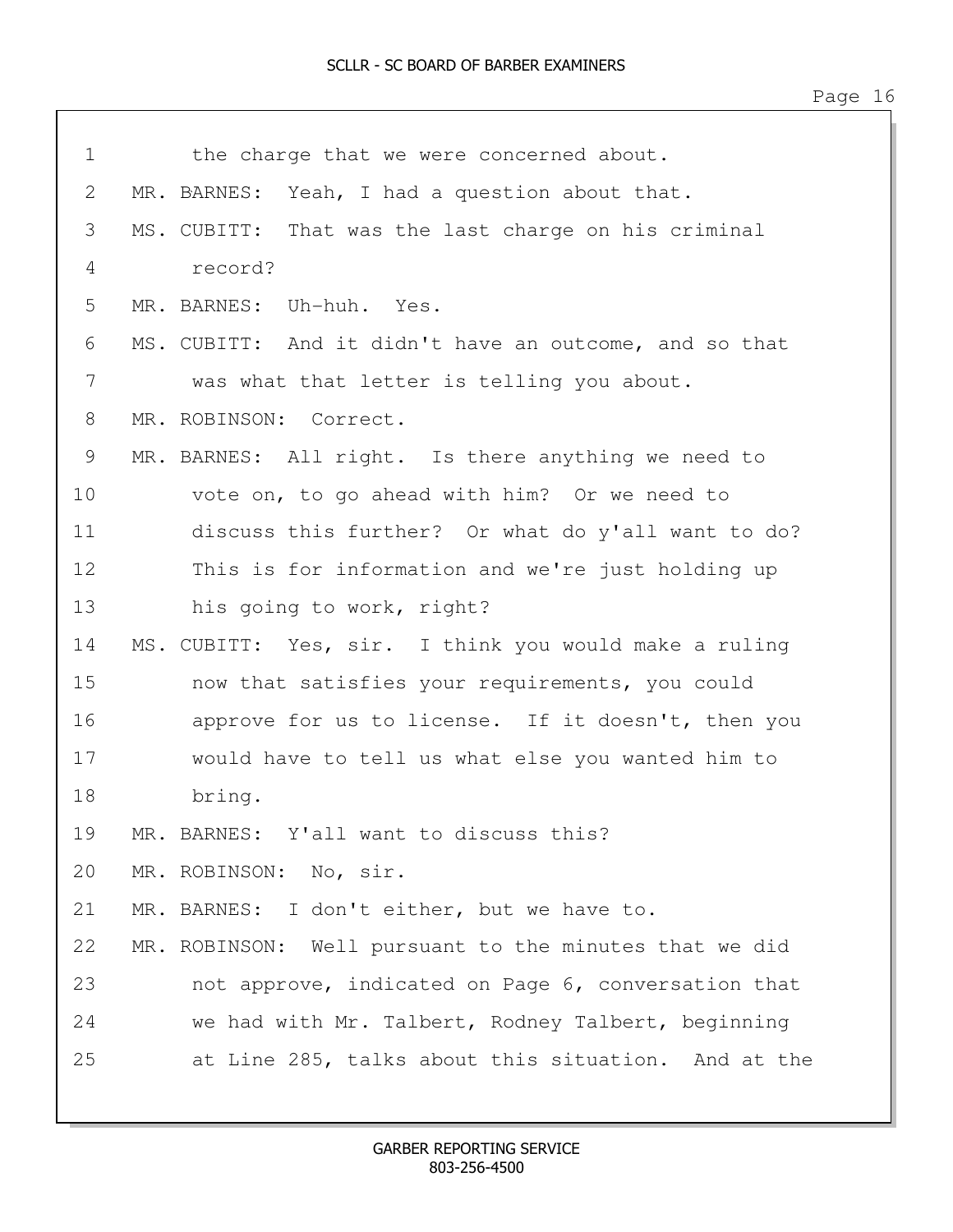1 the charge that we were concerned about.

2 MR. BARNES: Yeah, I had a question about that.

3 MS. CUBITT: That was the last charge on his criminal

4 record?

5 MR. BARNES: Uh-huh. Yes.

6 MS. CUBITT: And it didn't have an outcome, and so that

7 was what that letter is telling you about.

8 MR. ROBINSON: Correct.

9 MR. BARNES: All right. Is there anything we need to

10 vote on, to go ahead with him? Or we need to

11 discuss this further? Or what do y'all want to do?

12 This is for information and we're just holding up

13 his going to work, right?

14 MS. CUBITT: Yes, sir. I think you would make a ruling

15 now that satisfies your requirements, you could

16 approve for us to license. If it doesn't, then you

17 would have to tell us what else you wanted him to

18 bring.

19 MR. BARNES: Y'all want to discuss this?

20 MR. ROBINSON: No, sir.

21 MR. BARNES: I don't either, but we have to.

22 MR. ROBINSON: Well pursuant to the minutes that we did

23 not approve, indicated on Page 6, conversation that

24 we had with Mr. Talbert, Rodney Talbert, beginning

25 at Line 285, talks about this situation. And at the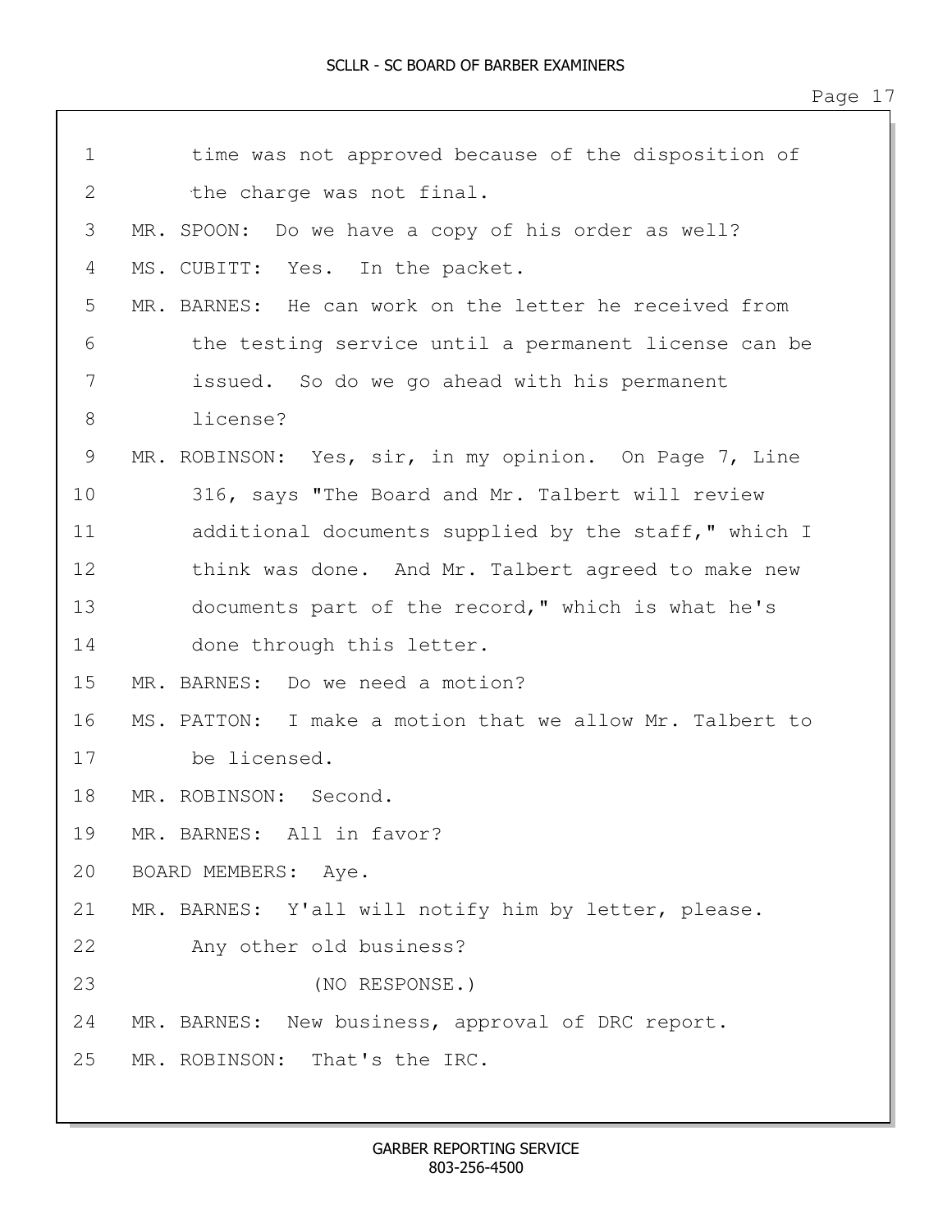time was not approved because of the disposition of the charge was not final.

MR. SPOON: Do we have a copy of his order as well?

MS. CUBITT: Yes. In the packet.

MR. BARNES: He can work on the letter he received from the testing service until a permanent license can be issued. So do we go ahead with his permanent license?

MR. ROBINSON: Yes, sir, in my opinion. On Page 7, Line 316, says "The Board and Mr. Talbert will review additional documents supplied by the staff," which I think was done. And Mr. Talbert agreed to make new documents part of the record," which is what he's done through this letter.

MR. BARNES: Do we need a motion?

MS. PATTON: I make a motion that we allow Mr. Talbert to be licensed.

MR. ROBINSON: Second.

MR. BARNES: All in favor?

BOARD MEMBERS: Aye.

MR. BARNES: Y'all will notify him by letter, please. Any other old business?

(NO RESPONSE.)

MR. BARNES: New business, approval of DRC report.

MR. ROBINSON: That's the IRC.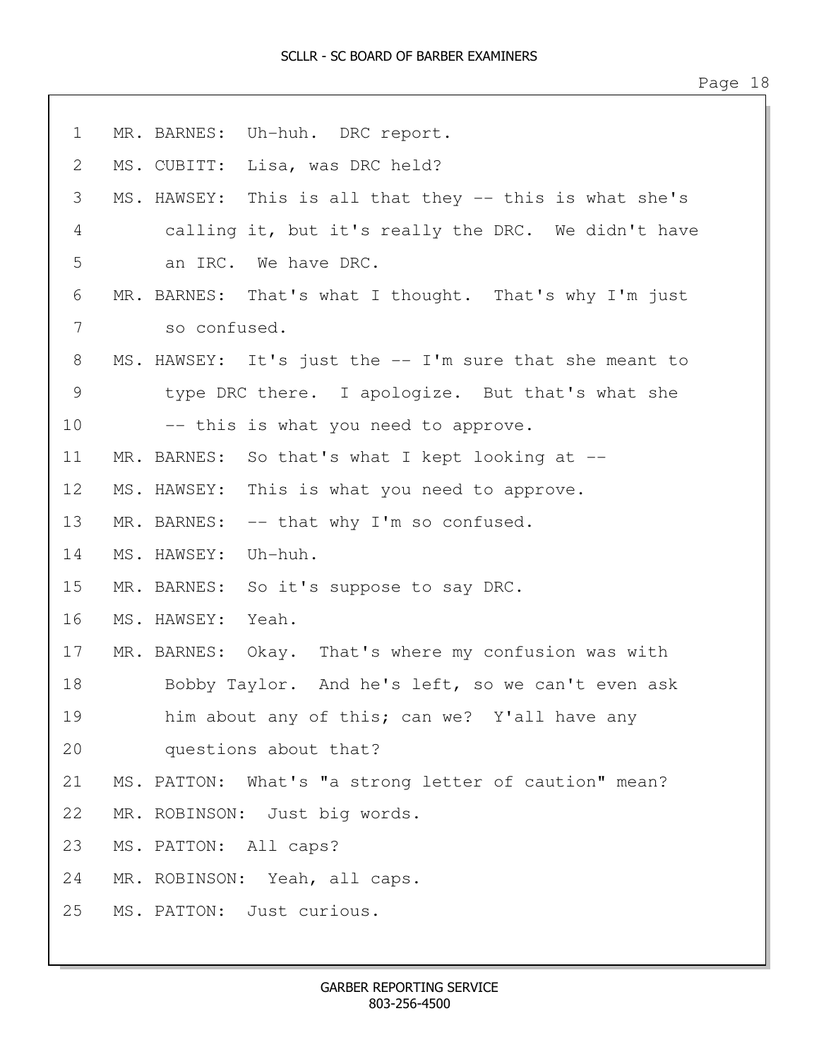MR. BARNES: Uh-huh. DRC report.

MS. CUBITT: Lisa, was DRC held?

MS. HAWSEY: This is all that they -- this is what she's calling it, but it's really the DRC. We didn't have an IRC. We have DRC.

MR. BARNES: That's what I thought. That's why I'm just so confused.

MS. HAWSEY: It's just the -- I'm sure that she meant to type DRC there. I apologize. But that's what she -- this is what you need to approve.

MR. BARNES: So that's what I kept looking at --

MS. HAWSEY: This is what you need to approve.

MR. BARNES: -- that why I'm so confused.

MS. HAWSEY: Uh-huh.

MR. BARNES: So it's suppose to say DRC.

MS. HAWSEY: Yeah.

MR. BARNES: Okay. That's where my confusion was with Bobby Taylor. And he's left, so we can't even ask him about any of this; can we? Y'all have any questions about that?

MS. PATTON: What's "a strong letter of caution" mean?

MR. ROBINSON: Just big words.

MS. PATTON: All caps?

MR. ROBINSON: Yeah, all caps.

MS. PATTON: Just curious.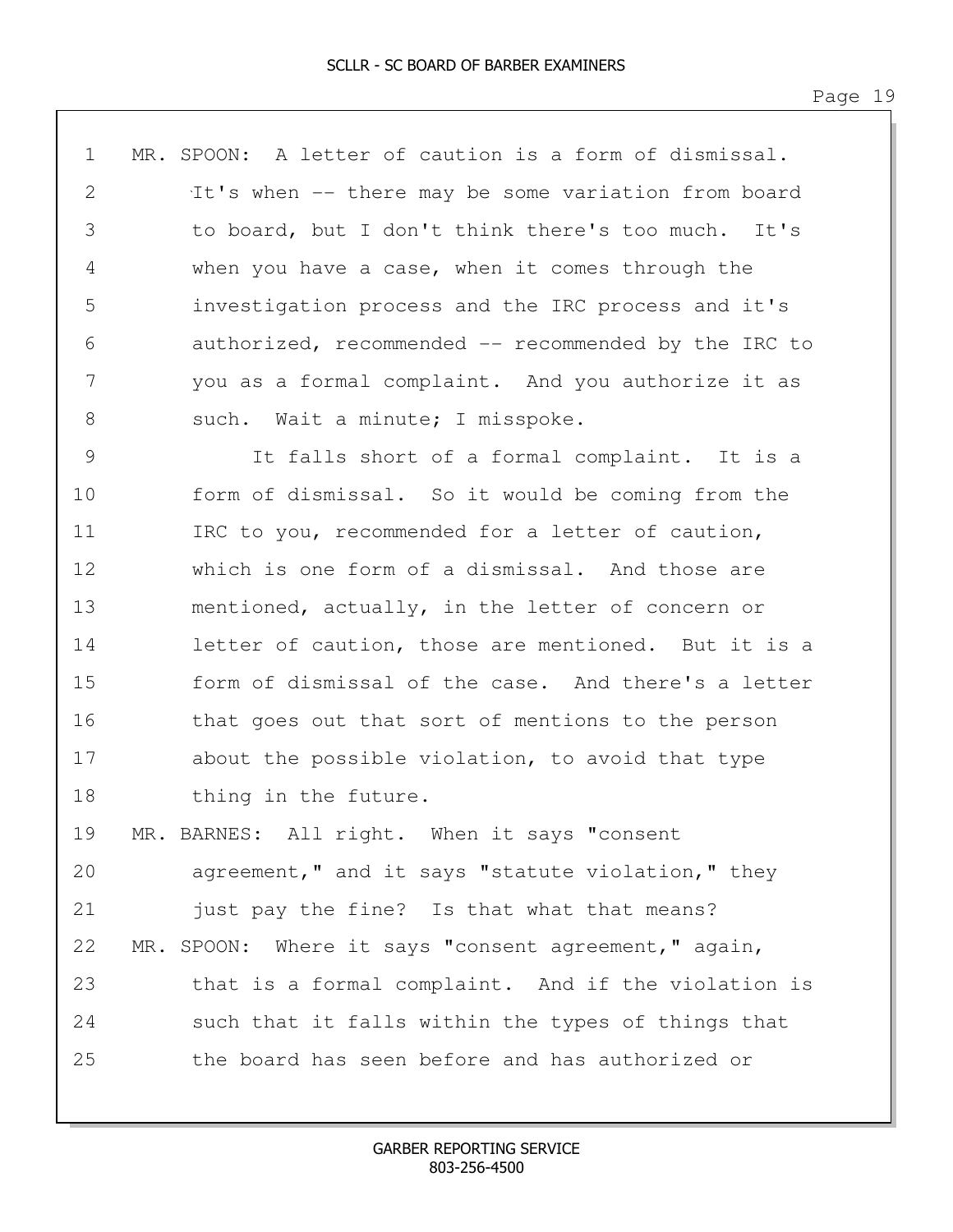MR. SPOON: A letter of caution is a form of dismissal. It's when -- there may be some variation from board to board, but I don't think there's too much. It's when you have a case, when it comes through the investigation process and the IRC process and it's authorized, recommended -- recommended by the IRC to you as a formal complaint. And you authorize it as such. Wait a minute; I misspoke.

It falls short of a formal complaint. It is a form of dismissal. So it would be coming from the IRC to you, recommended for a letter of caution, which is one form of a dismissal. And those are mentioned, actually, in the letter of concern or letter of caution, those are mentioned. But it is a form of dismissal of the case. And there's a letter that goes out that sort of mentions to the person about the possible violation, to avoid that type thing in the future.

MR. BARNES: All right. When it says "consent agreement," and it says "statute violation," they just pay the fine? Is that what that means?

MR. SPOON: Where it says "consent agreement," again, that is a formal complaint. And if the violation is such that it falls within the types of things that the board has seen before and has authorized or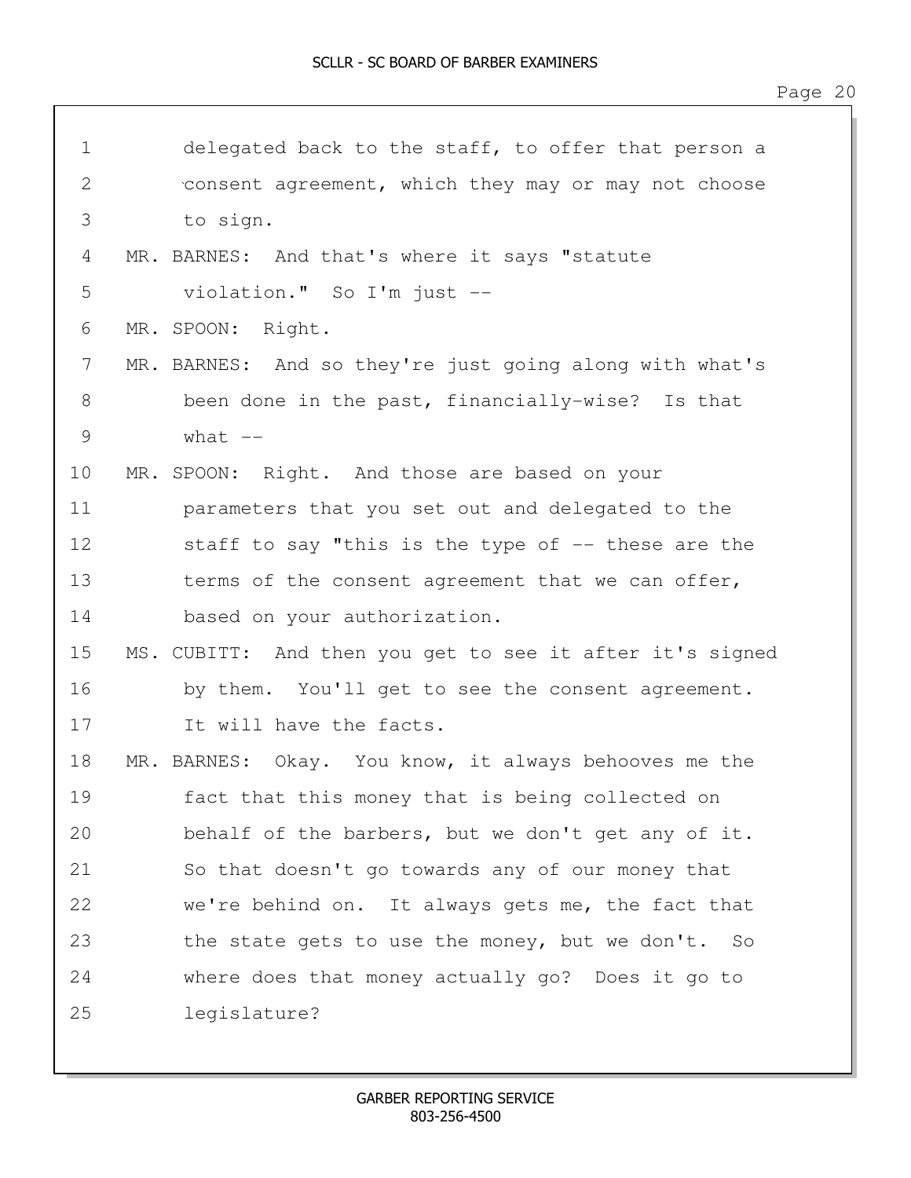delegated back to the staff, to offer that person a consent agreement, which they may or may not choose to sign.

MR. BARNES: And that's where it says "statute violation." So I'm just --

MR. SPOON: Right.

MR. BARNES: And so they're just going along with what's been done in the past, financially-wise? Is that what --

MR. SPOON: Right. And those are based on your parameters that you set out and delegated to the staff to say "this is the type of -- these are the terms of the consent agreement that we can offer, based on your authorization.

MS. CUBITT: And then you get to see it after it's signed by them. You'll get to see the consent agreement. It will have the facts.

MR. BARNES: Okay. You know, it always behooves me the fact that this money that is being collected on behalf of the barbers, but we don't get any of it. So that doesn't go towards any of our money that we're behind on. It always gets me, the fact that the state gets to use the money, but we don't. So where does that money actually go? Does it go to legislature?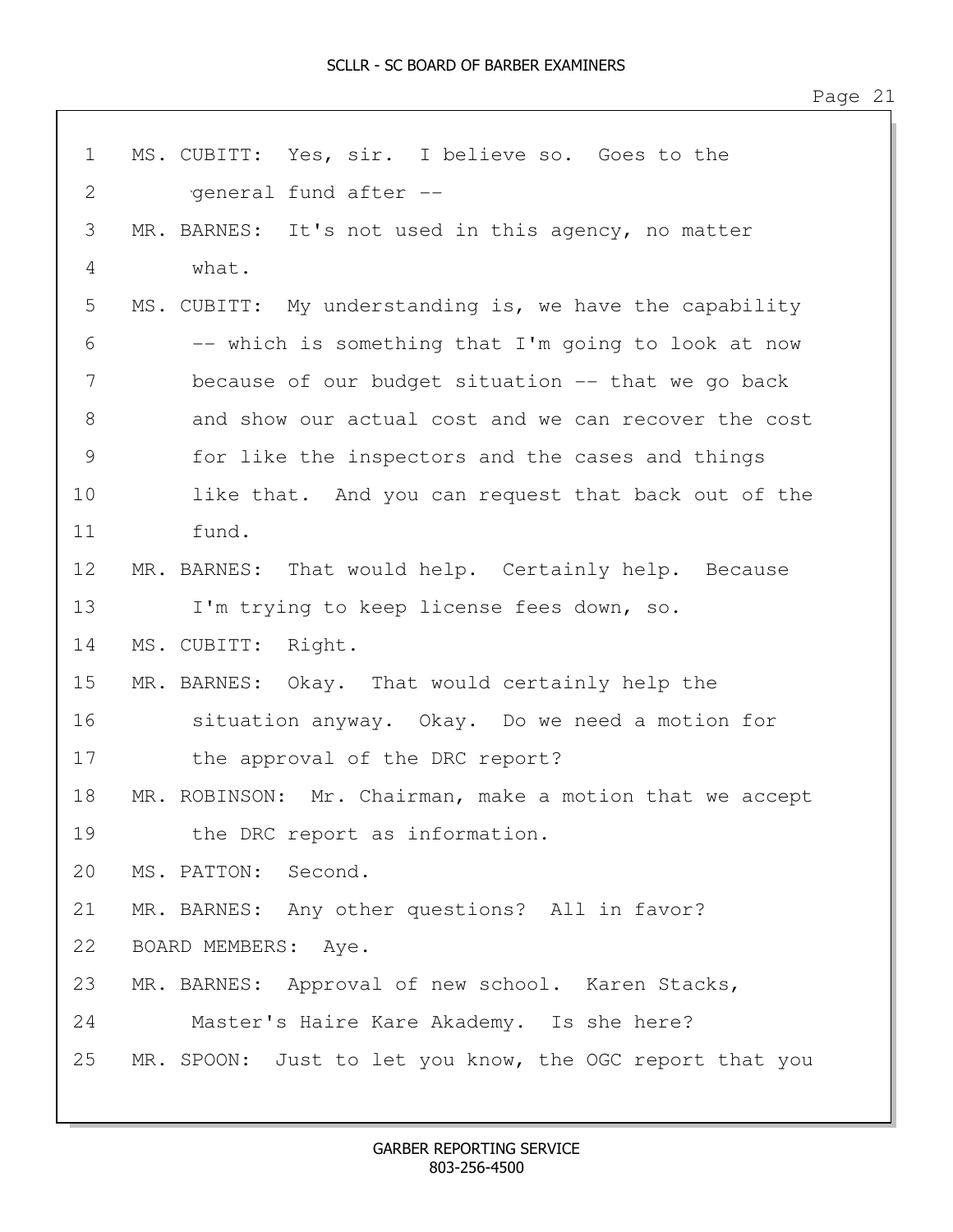MS. CUBITT: Yes, sir. I believe so. Goes to the general fund after --

MR. BARNES: It's not used in this agency, no matter what.

MS. CUBITT: My understanding is, we have the capability -- which is something that I'm going to look at now because of our budget situation -- that we go back and show our actual cost and we can recover the cost for like the inspectors and the cases and things like that. And you can request that back out of the fund.

MR. BARNES: That would help. Certainly help. Because I'm trying to keep license fees down, so.

MS. CUBITT: Right.

MR. BARNES: Okay. That would certainly help the situation anyway. Okay. Do we need a motion for the approval of the DRC report?

MR. ROBINSON: Mr. Chairman, make a motion that we accept the DRC report as information.

MS. PATTON: Second.

MR. BARNES: Any other questions? All in favor?

BOARD MEMBERS: Aye.

MR. BARNES: Approval of new school. Karen Stacks, Master's Haire Kare Akademy. Is she here?

MR. SPOON: Just to let you know, the OGC report that you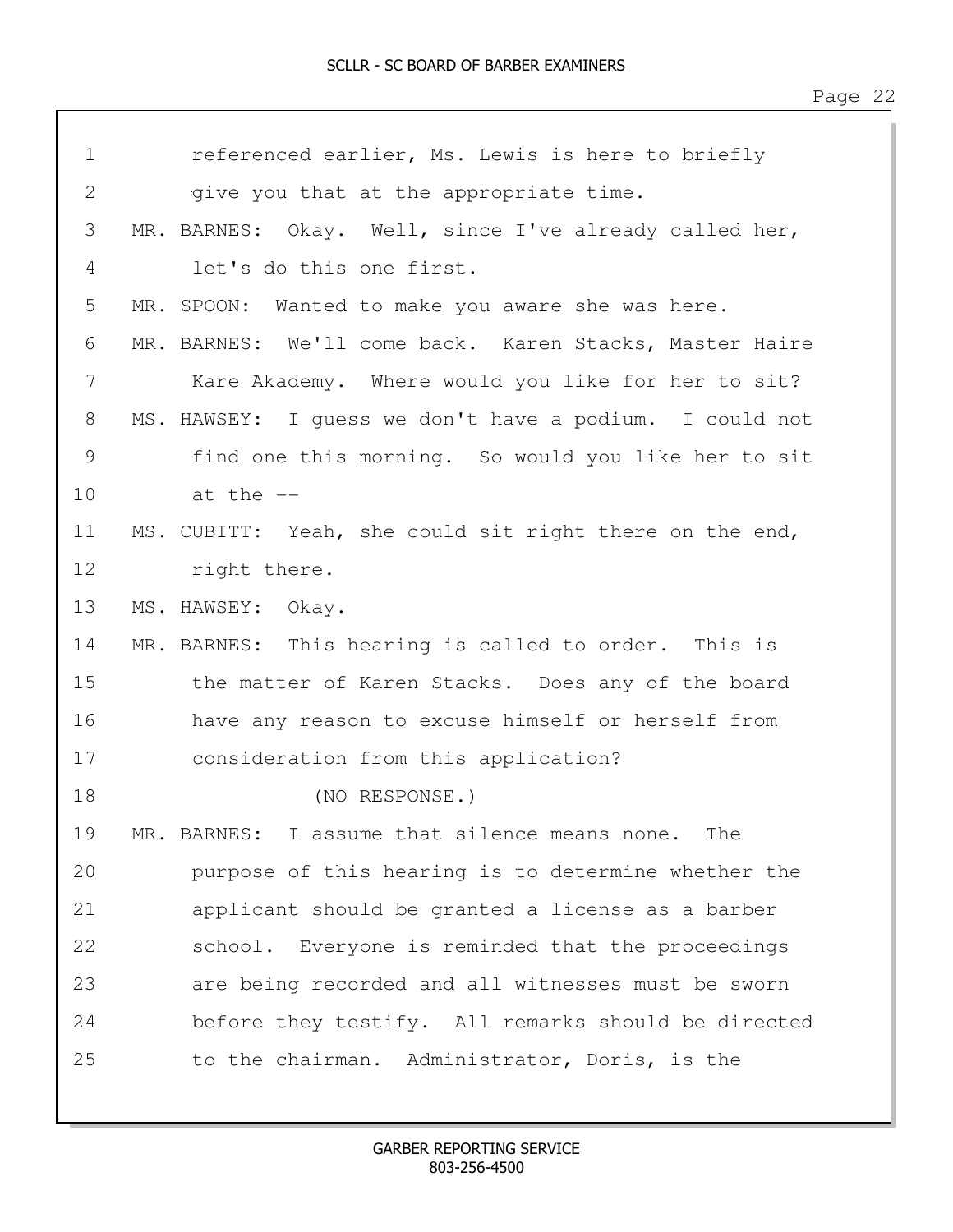1 referenced earlier, Ms. Lewis is here to briefly
2 give you that at the appropriate time.
3 MR. BARNES: Okay. Well, since I've already called her,
4 let's do this one first.
5 MR. SPOON: Wanted to make you aware she was here.
6 MR. BARNES: We'll come back. Karen Stacks, Master Haire
7 Kare Akademy. Where would you like for her to sit?
8 MS. HAWSEY: I guess we don't have a podium. I could not
9 find one this morning. So would you like her to sit
10 at the --
11 MS. CUBITT: Yeah, she could sit right there on the end,
12 right there.
13 MS. HAWSEY: Okay.
14 MR. BARNES: This hearing is called to order. This is
15 the matter of Karen Stacks. Does any of the board
16 have any reason to excuse himself or herself from
17 consideration from this application?
18 (NO RESPONSE.)
19 MR. BARNES: I assume that silence means none. The
20 purpose of this hearing is to determine whether the
21 applicant should be granted a license as a barber
22 school. Everyone is reminded that the proceedings
23 are being recorded and all witnesses must be sworn
24 before they testify. All remarks should be directed
25 to the chairman. Administrator, Doris, is the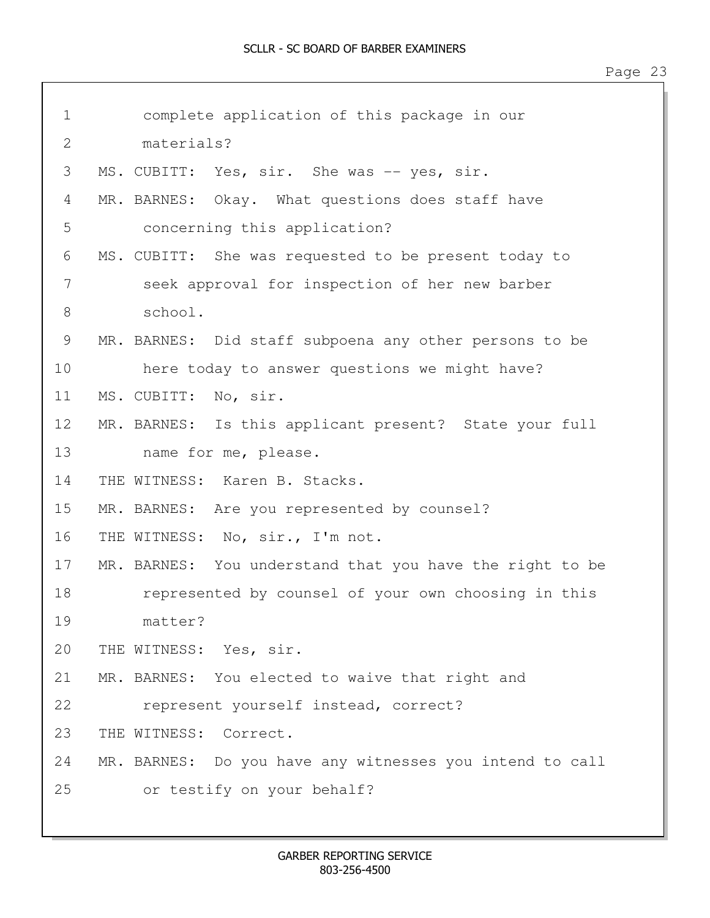1 complete application of this package in our
2 materials?
3 MS. CUBITT: Yes, sir. She was -- yes, sir.
4 MR. BARNES: Okay. What questions does staff have
5 concerning this application?
6 MS. CUBITT: She was requested to be present today to
7 seek approval for inspection of her new barber
8 school.
9 MR. BARNES: Did staff subpoena any other persons to be
10 here today to answer questions we might have?
11 MS. CUBITT: No, sir.
12 MR. BARNES: Is this applicant present? State your full
13 name for me, please.
14 THE WITNESS: Karen B. Stacks.
15 MR. BARNES: Are you represented by counsel?
16 THE WITNESS: No, sir., I'm not.
17 MR. BARNES: You understand that you have the right to be
18 represented by counsel of your own choosing in this
19 matter?
20 THE WITNESS: Yes, sir.
21 MR. BARNES: You elected to waive that right and
22 represent yourself instead, correct?
23 THE WITNESS: Correct.
24 MR. BARNES: Do you have any witnesses you intend to call
25 or testify on your behalf?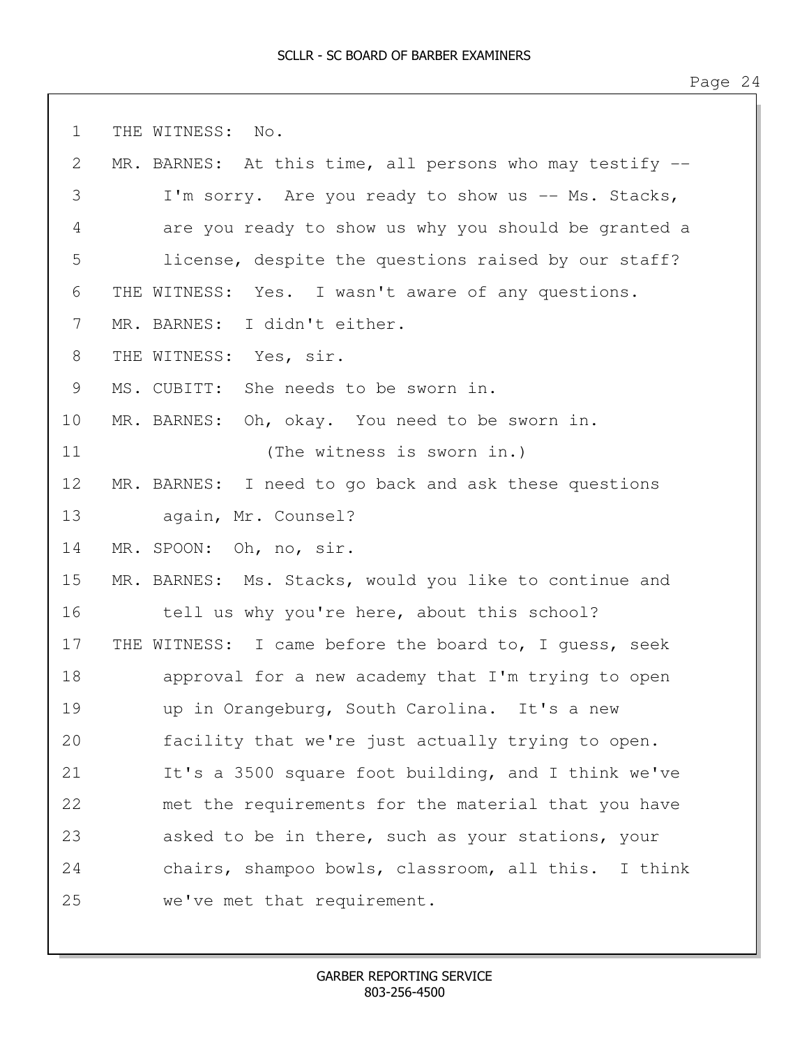THE WITNESS: No.

MR. BARNES: At this time, all persons who may testify -- I'm sorry. Are you ready to show us -- Ms. Stacks, are you ready to show us why you should be granted a license, despite the questions raised by our staff?

THE WITNESS: Yes. I wasn't aware of any questions.

MR. BARNES: I didn't either.

THE WITNESS: Yes, sir.

MS. CUBITT: She needs to be sworn in.

MR. BARNES: Oh, okay. You need to be sworn in.

(The witness is sworn in.)

MR. BARNES: I need to go back and ask these questions again, Mr. Counsel?

MR. SPOON: Oh, no, sir.

MR. BARNES: Ms. Stacks, would you like to continue and tell us why you're here, about this school?

THE WITNESS: I came before the board to, I guess, seek approval for a new academy that I'm trying to open up in Orangeburg, South Carolina. It's a new facility that we're just actually trying to open. It's a 3500 square foot building, and I think we've met the requirements for the material that you have asked to be in there, such as your stations, your chairs, shampoo bowls, classroom, all this. I think we've met that requirement.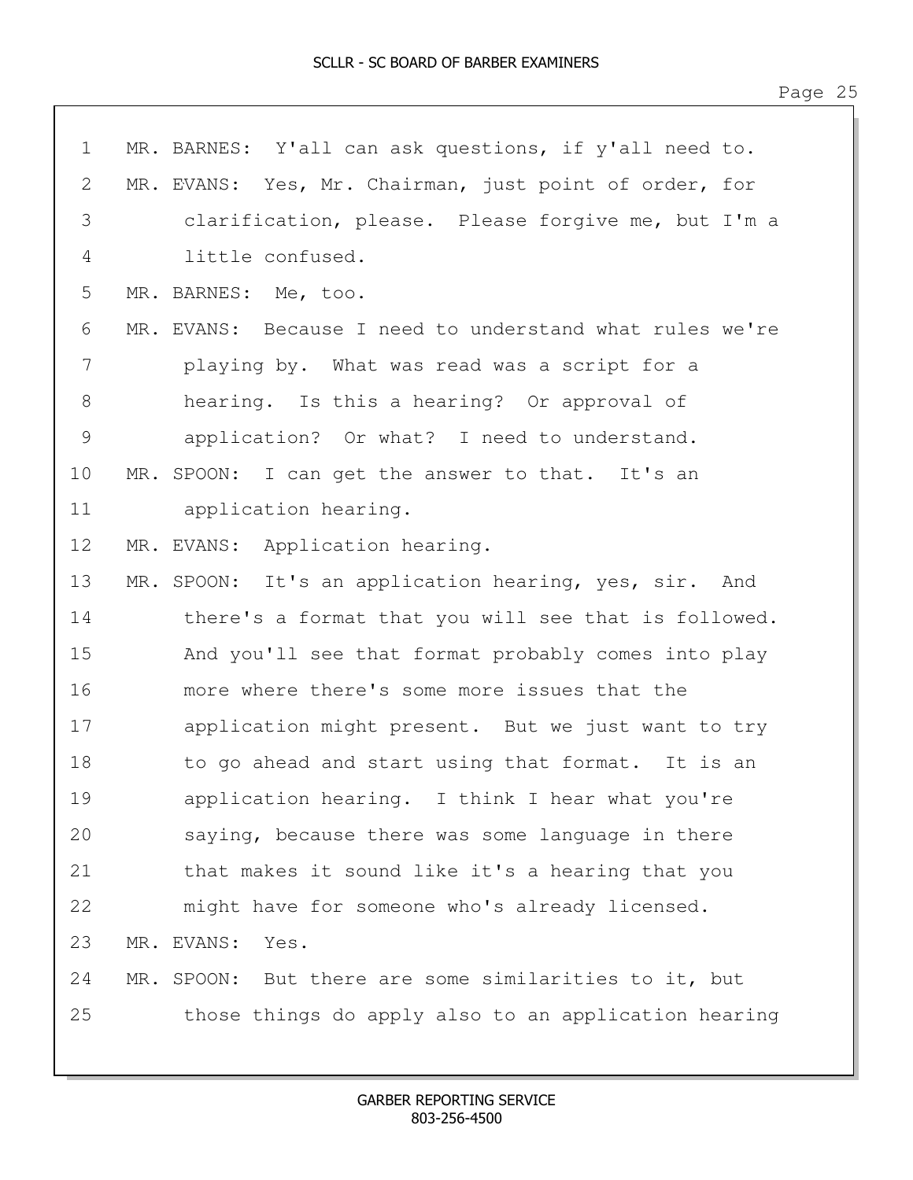MR. BARNES: Y'all can ask questions, if y'all need to.

MR. EVANS: Yes, Mr. Chairman, just point of order, for clarification, please. Please forgive me, but I'm a little confused.

MR. BARNES: Me, too.

MR. EVANS: Because I need to understand what rules we're playing by. What was read was a script for a hearing. Is this a hearing? Or approval of application? Or what? I need to understand.

MR. SPOON: I can get the answer to that. It's an application hearing.

MR. EVANS: Application hearing.

MR. SPOON: It's an application hearing, yes, sir. And there's a format that you will see that is followed. And you'll see that format probably comes into play more where there's some more issues that the application might present. But we just want to try to go ahead and start using that format. It is an application hearing. I think I hear what you're saying, because there was some language in there that makes it sound like it's a hearing that you might have for someone who's already licensed.

MR. EVANS: Yes.

MR. SPOON: But there are some similarities to it, but those things do apply also to an application hearing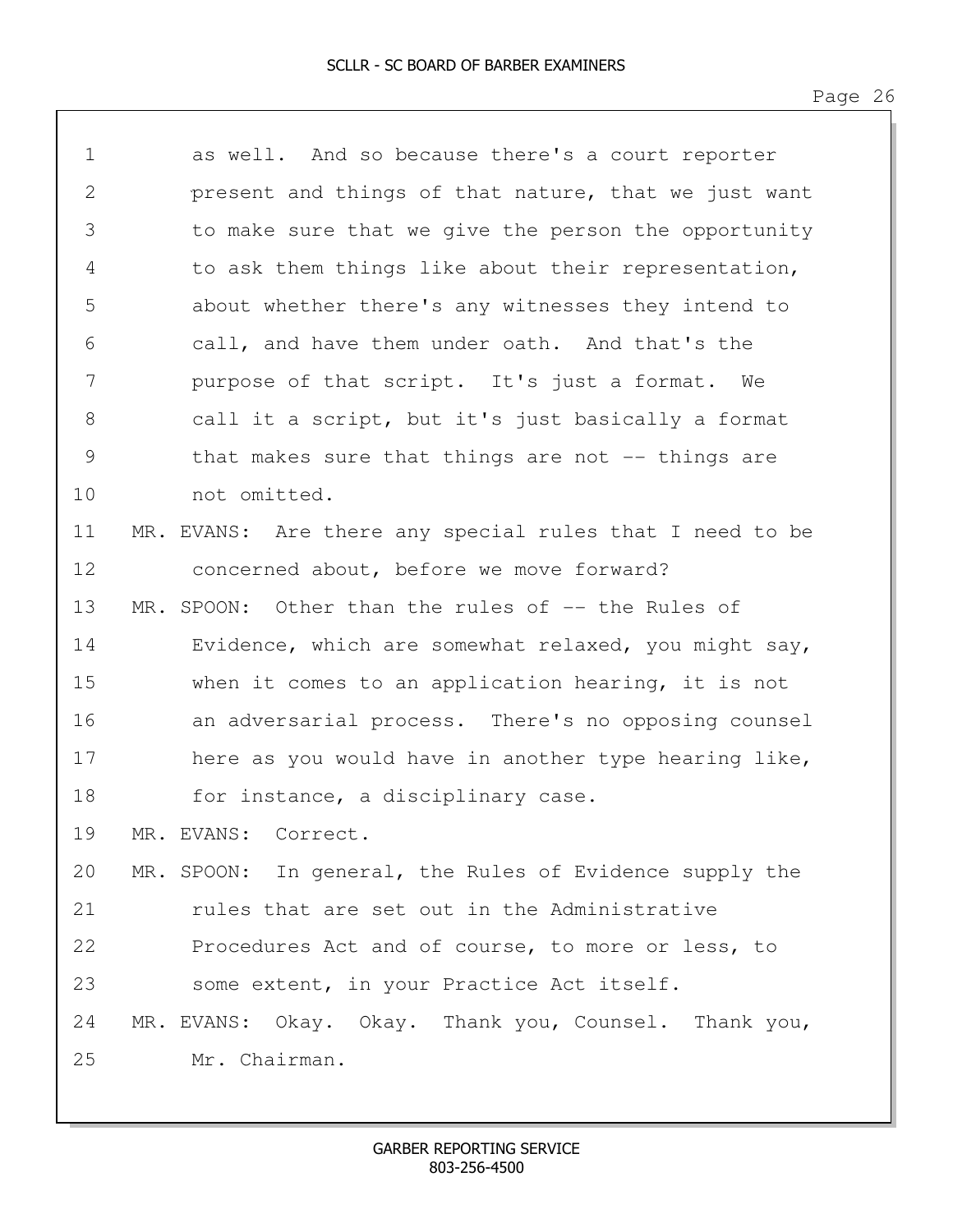1 as well. And so because there's a court reporter
2 present and things of that nature, that we just want
3 to make sure that we give the person the opportunity
4 to ask them things like about their representation,
5 about whether there's any witnesses they intend to
6 call, and have them under oath. And that's the
7 purpose of that script. It's just a format. We
8 call it a script, but it's just basically a format
9 that makes sure that things are not -- things are
10 not omitted.
11 MR. EVANS: Are there any special rules that I need to be
12 concerned about, before we move forward?
13 MR. SPOON: Other than the rules of -- the Rules of
14 Evidence, which are somewhat relaxed, you might say,
15 when it comes to an application hearing, it is not
16 an adversarial process. There's no opposing counsel
17 here as you would have in another type hearing like,
18 for instance, a disciplinary case.
19 MR. EVANS: Correct.
20 MR. SPOON: In general, the Rules of Evidence supply the
21 rules that are set out in the Administrative
22 Procedures Act and of course, to more or less, to
23 some extent, in your Practice Act itself.
24 MR. EVANS: Okay. Okay. Thank you, Counsel. Thank you,
25 Mr. Chairman.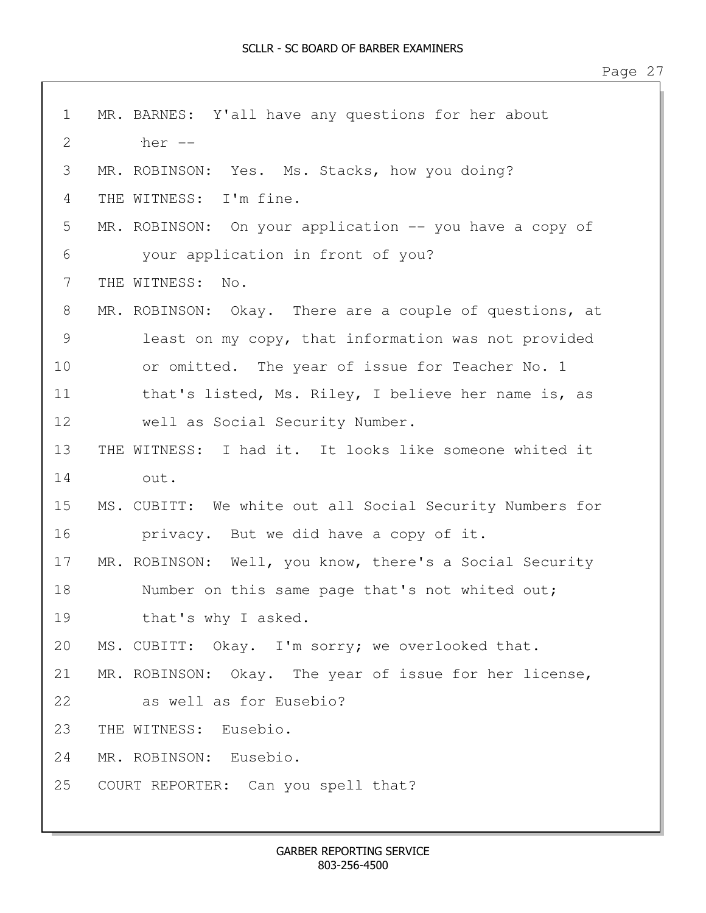1 MR. BARNES: Y'all have any questions for her about
2 her --
3 MR. ROBINSON: Yes. Ms. Stacks, how you doing?
4 THE WITNESS: I'm fine.
5 MR. ROBINSON: On your application -- you have a copy of
6 your application in front of you?
7 THE WITNESS: No.
8 MR. ROBINSON: Okay. There are a couple of questions, at
9 least on my copy, that information was not provided
10 or omitted. The year of issue for Teacher No. 1
11 that's listed, Ms. Riley, I believe her name is, as
12 well as Social Security Number.
13 THE WITNESS: I had it. It looks like someone whited it
14 out.
15 MS. CUBITT: We white out all Social Security Numbers for
16 privacy. But we did have a copy of it.
17 MR. ROBINSON: Well, you know, there's a Social Security
18 Number on this same page that's not whited out;
19 that's why I asked.
20 MS. CUBITT: Okay. I'm sorry; we overlooked that.
21 MR. ROBINSON: Okay. The year of issue for her license,
22 as well as for Eusebio?
23 THE WITNESS: Eusebio.
24 MR. ROBINSON: Eusebio.
25 COURT REPORTER: Can you spell that?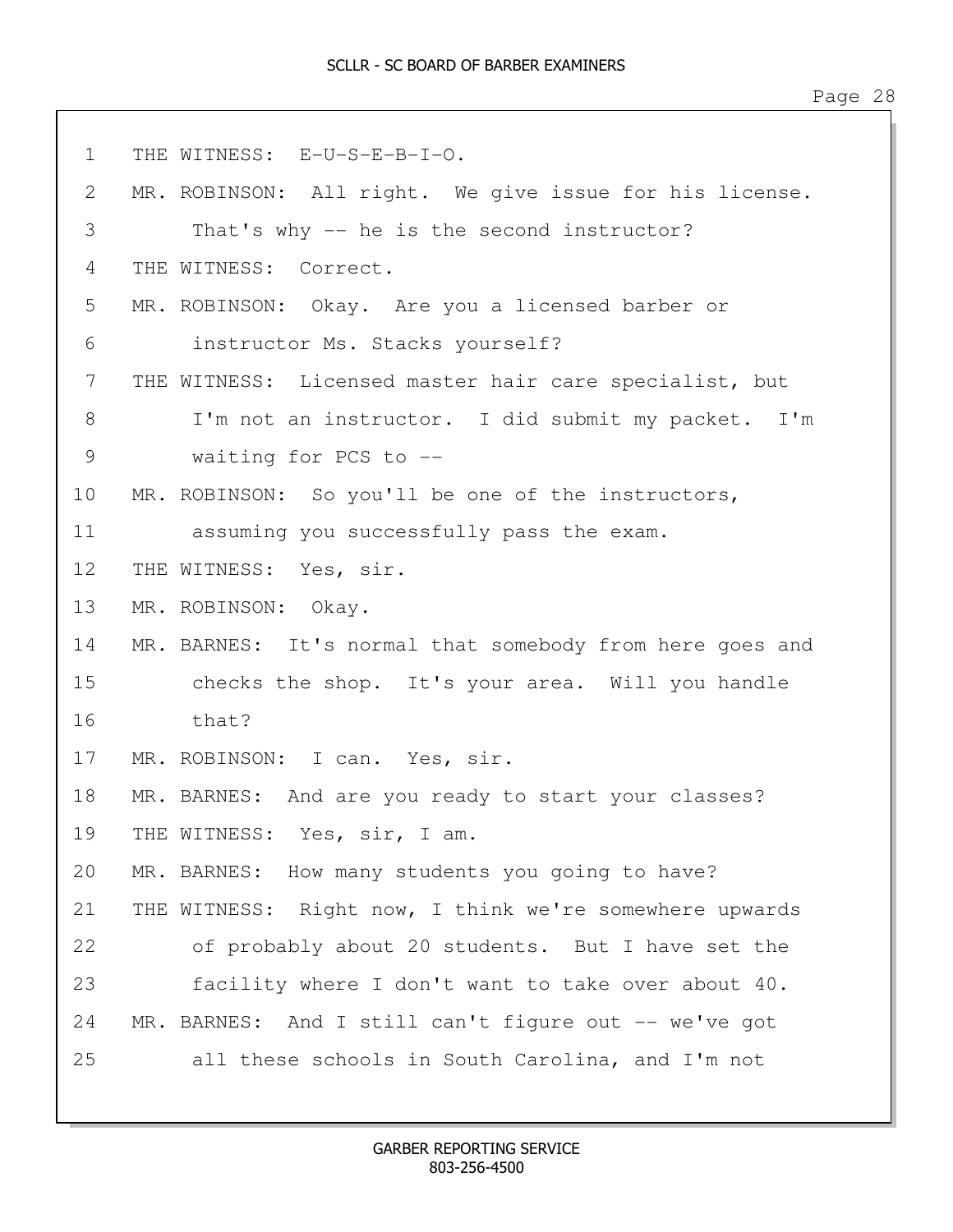1 THE WITNESS: E-U-S-E-B-I-O.

2 MR. ROBINSON: All right. We give issue for his license.

3 That's why -- he is the second instructor?

4 THE WITNESS: Correct.

5 MR. ROBINSON: Okay. Are you a licensed barber or

6 instructor Ms. Stacks yourself?

7 THE WITNESS: Licensed master hair care specialist, but

8 I'm not an instructor. I did submit my packet. I'm

9 waiting for PCS to --

10 MR. ROBINSON: So you'll be one of the instructors,

11 assuming you successfully pass the exam.

12 THE WITNESS: Yes, sir.

13 MR. ROBINSON: Okay.

14 MR. BARNES: It's normal that somebody from here goes and

15 checks the shop. It's your area. Will you handle

16 that?

17 MR. ROBINSON: I can. Yes, sir.

18 MR. BARNES: And are you ready to start your classes?

19 THE WITNESS: Yes, sir, I am.

20 MR. BARNES: How many students you going to have?

21 THE WITNESS: Right now, I think we're somewhere upwards

22 of probably about 20 students. But I have set the

23 facility where I don't want to take over about 40.

24 MR. BARNES: And I still can't figure out -- we've got

25 all these schools in South Carolina, and I'm not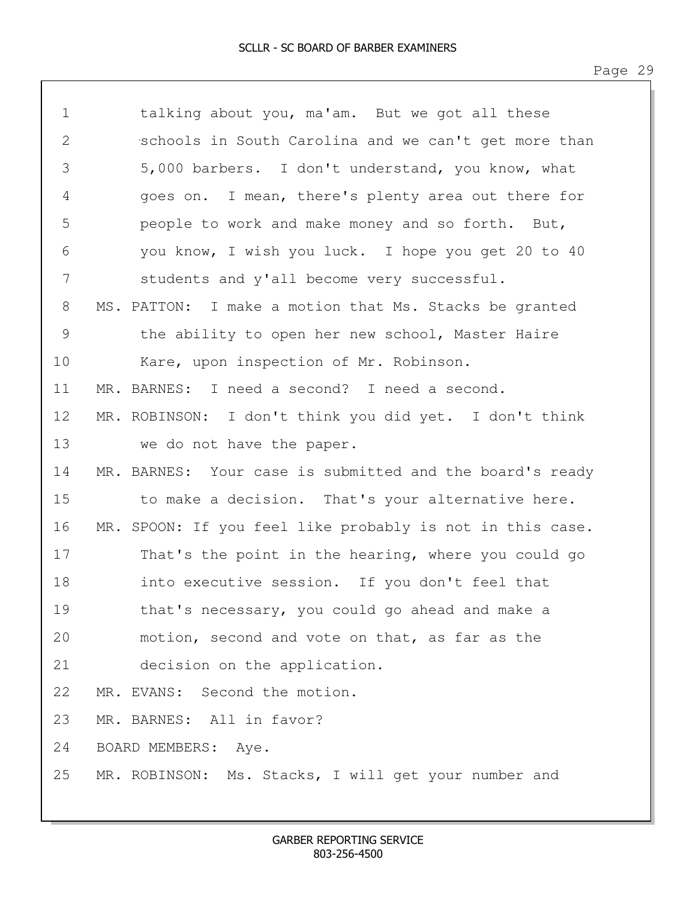1 talking about you, ma'am. But we got all these
2 schools in South Carolina and we can't get more than
3 5,000 barbers. I don't understand, you know, what
4 goes on. I mean, there's plenty area out there for
5 people to work and make money and so forth. But,
6 you know, I wish you luck. I hope you get 20 to 40
7 students and y'all become very successful.
8 MS. PATTON: I make a motion that Ms. Stacks be granted
9 the ability to open her new school, Master Haire
10 Kare, upon inspection of Mr. Robinson.
11 MR. BARNES: I need a second? I need a second.
12 MR. ROBINSON: I don't think you did yet. I don't think
13 we do not have the paper.
14 MR. BARNES: Your case is submitted and the board's ready
15 to make a decision. That's your alternative here.
16 MR. SPOON: If you feel like probably is not in this case.
17 That's the point in the hearing, where you could go
18 into executive session. If you don't feel that
19 that's necessary, you could go ahead and make a
20 motion, second and vote on that, as far as the
21 decision on the application.
22 MR. EVANS: Second the motion.
23 MR. BARNES: All in favor?
24 BOARD MEMBERS: Aye.
25 MR. ROBINSON: Ms. Stacks, I will get your number and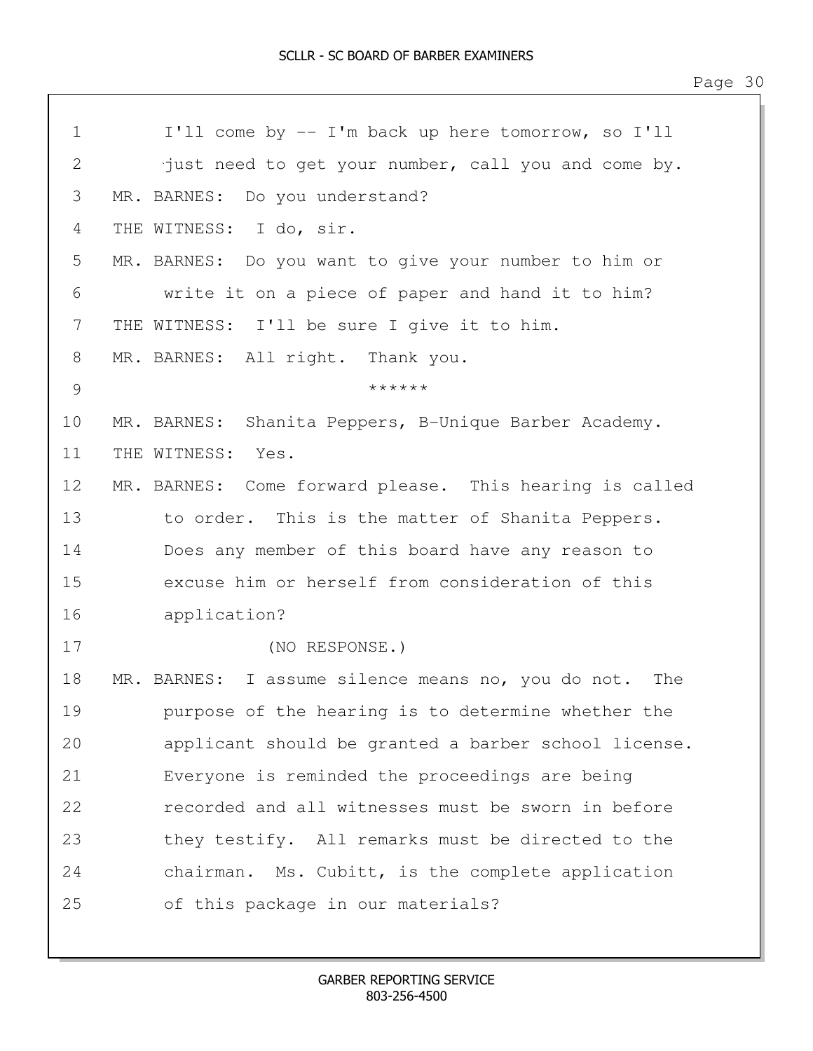I'll come by -- I'm back up here tomorrow, so I'll just need to get your number, call you and come by.

MR. BARNES: Do you understand?

THE WITNESS: I do, sir.

MR. BARNES: Do you want to give your number to him or write it on a piece of paper and hand it to him?

THE WITNESS: I'll be sure I give it to him.

MR. BARNES: All right. Thank you.

******

MR. BARNES: Shanita Peppers, B-Unique Barber Academy.

THE WITNESS: Yes.

MR. BARNES: Come forward please. This hearing is called to order. This is the matter of Shanita Peppers. Does any member of this board have any reason to excuse him or herself from consideration of this application?

(NO RESPONSE.)

MR. BARNES: I assume silence means no, you do not. The purpose of the hearing is to determine whether the applicant should be granted a barber school license. Everyone is reminded the proceedings are being recorded and all witnesses must be sworn in before they testify. All remarks must be directed to the chairman. Ms. Cubitt, is the complete application of this package in our materials?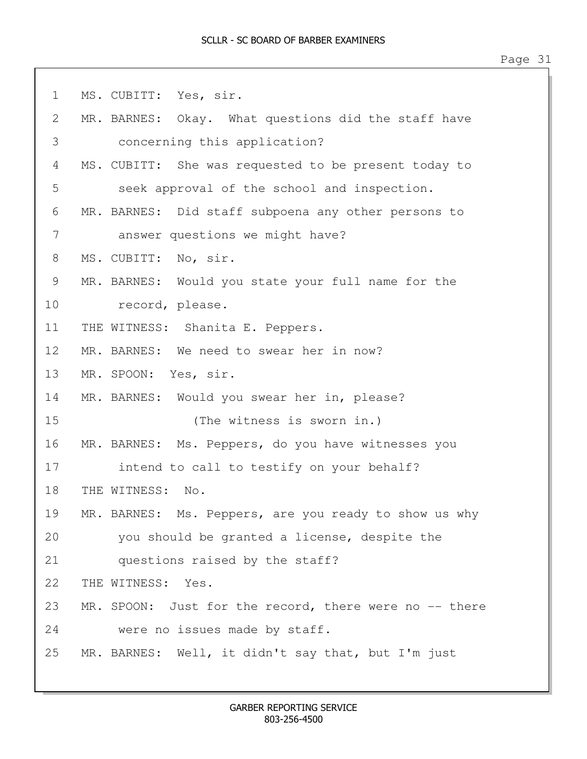1 MS. CUBITT: Yes, sir.

2 MR. BARNES: Okay. What questions did the staff have

3 concerning this application?

4 MS. CUBITT: She was requested to be present today to

5 seek approval of the school and inspection.

6 MR. BARNES: Did staff subpoena any other persons to

7 answer questions we might have?

8 MS. CUBITT: No, sir.

9 MR. BARNES: Would you state your full name for the

10 record, please.

11 THE WITNESS: Shanita E. Peppers.

12 MR. BARNES: We need to swear her in now?

13 MR. SPOON: Yes, sir.

14 MR. BARNES: Would you swear her in, please?

15 (The witness is sworn in.)

16 MR. BARNES: Ms. Peppers, do you have witnesses you

17 intend to call to testify on your behalf?

18 THE WITNESS: No.

19 MR. BARNES: Ms. Peppers, are you ready to show us why

20 you should be granted a license, despite the

21 questions raised by the staff?

22 THE WITNESS: Yes.

23 MR. SPOON: Just for the record, there were no -- there

24 were no issues made by staff.

25 MR. BARNES: Well, it didn't say that, but I'm just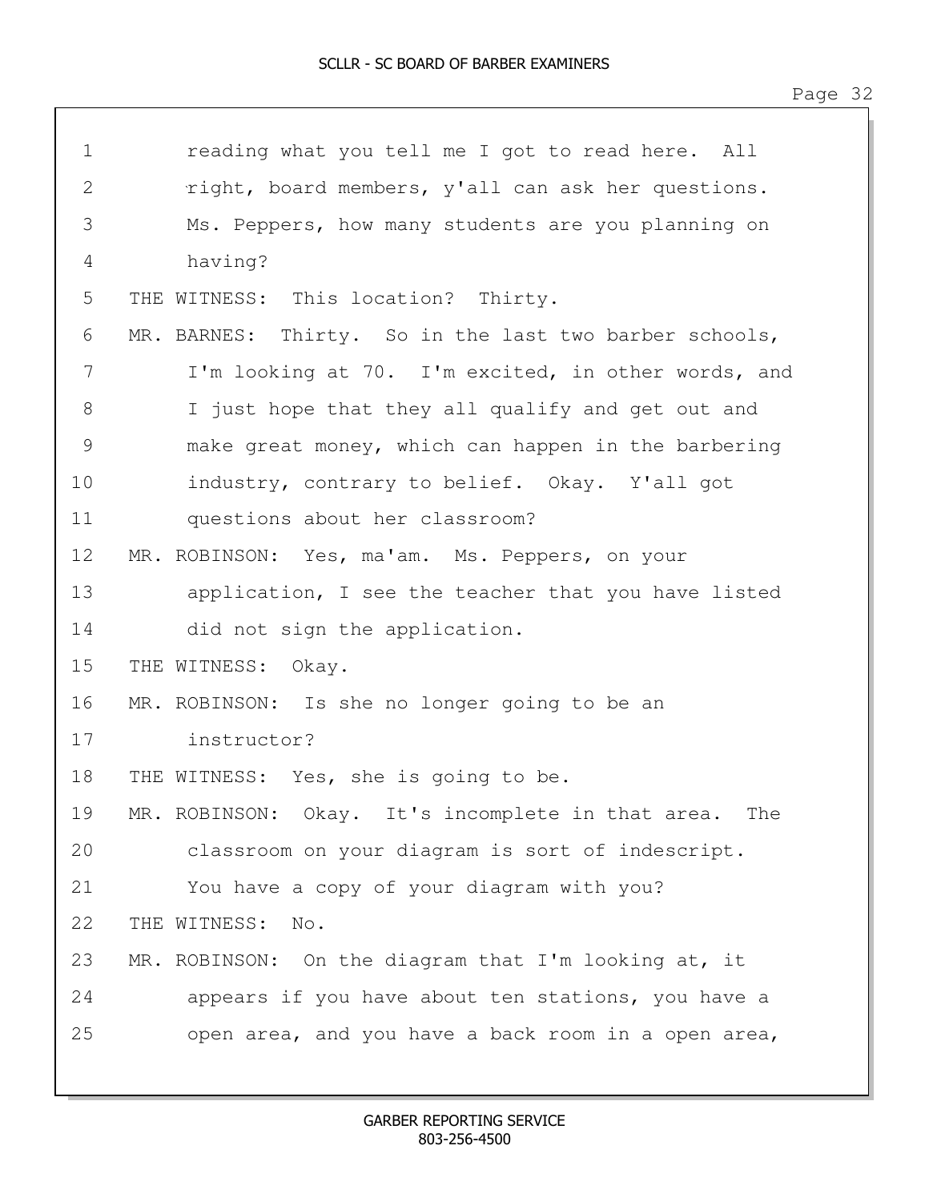1 reading what you tell me I got to read here. All
2 right, board members, y'all can ask her questions.
3 Ms. Peppers, how many students are you planning on
4 having?
5 THE WITNESS: This location? Thirty.
6 MR. BARNES: Thirty. So in the last two barber schools,
7 I'm looking at 70. I'm excited, in other words, and
8 I just hope that they all qualify and get out and
9 make great money, which can happen in the barbering
10 industry, contrary to belief. Okay. Y'all got
11 questions about her classroom?
12 MR. ROBINSON: Yes, ma'am. Ms. Peppers, on your
13 application, I see the teacher that you have listed
14 did not sign the application.
15 THE WITNESS: Okay.
16 MR. ROBINSON: Is she no longer going to be an
17 instructor?
18 THE WITNESS: Yes, she is going to be.
19 MR. ROBINSON: Okay. It's incomplete in that area. The
20 classroom on your diagram is sort of indescript.
21 You have a copy of your diagram with you?
22 THE WITNESS: No.
23 MR. ROBINSON: On the diagram that I'm looking at, it
24 appears if you have about ten stations, you have a
25 open area, and you have a back room in a open area,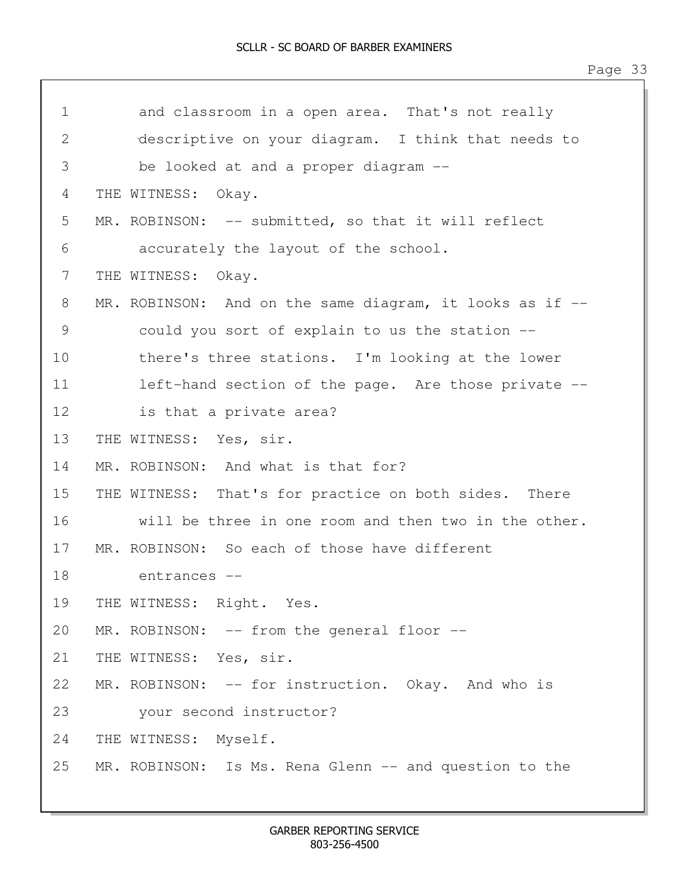1 and classroom in a open area. That's not really
2 descriptive on your diagram. I think that needs to
3 be looked at and a proper diagram --
4 THE WITNESS: Okay.
5 MR. ROBINSON: -- submitted, so that it will reflect
6 accurately the layout of the school.
7 THE WITNESS: Okay.
8 MR. ROBINSON: And on the same diagram, it looks as if --
9 could you sort of explain to us the station --
10 there's three stations. I'm looking at the lower
11 left-hand section of the page. Are those private --
12 is that a private area?
13 THE WITNESS: Yes, sir.
14 MR. ROBINSON: And what is that for?
15 THE WITNESS: That's for practice on both sides. There
16 will be three in one room and then two in the other.
17 MR. ROBINSON: So each of those have different
18 entrances --
19 THE WITNESS: Right. Yes.
20 MR. ROBINSON: -- from the general floor --
21 THE WITNESS: Yes, sir.
22 MR. ROBINSON: -- for instruction. Okay. And who is
23 your second instructor?
24 THE WITNESS: Myself.
25 MR. ROBINSON: Is Ms. Rena Glenn -- and question to the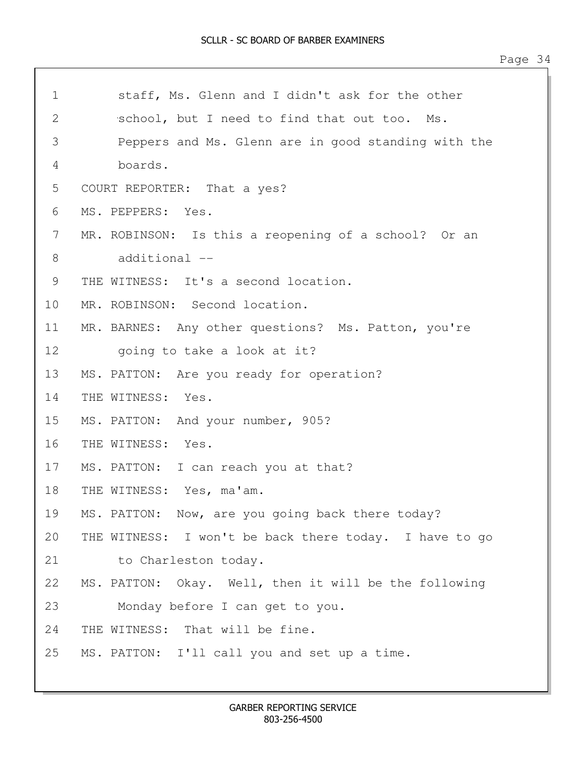staff, Ms. Glenn and I didn't ask for the other school, but I need to find that out too. Ms. Peppers and Ms. Glenn are in good standing with the boards.

COURT REPORTER: That a yes?

MS. PEPPERS: Yes.

MR. ROBINSON: Is this a reopening of a school? Or an additional --

THE WITNESS: It's a second location.

MR. ROBINSON: Second location.

MR. BARNES: Any other questions? Ms. Patton, you're going to take a look at it?

MS. PATTON: Are you ready for operation?

THE WITNESS: Yes.

MS. PATTON: And your number, 905?

THE WITNESS: Yes.

MS. PATTON: I can reach you at that?

THE WITNESS: Yes, ma'am.

MS. PATTON: Now, are you going back there today?

THE WITNESS: I won't be back there today. I have to go to Charleston today.

MS. PATTON: Okay. Well, then it will be the following Monday before I can get to you.

THE WITNESS: That will be fine.

MS. PATTON: I'll call you and set up a time.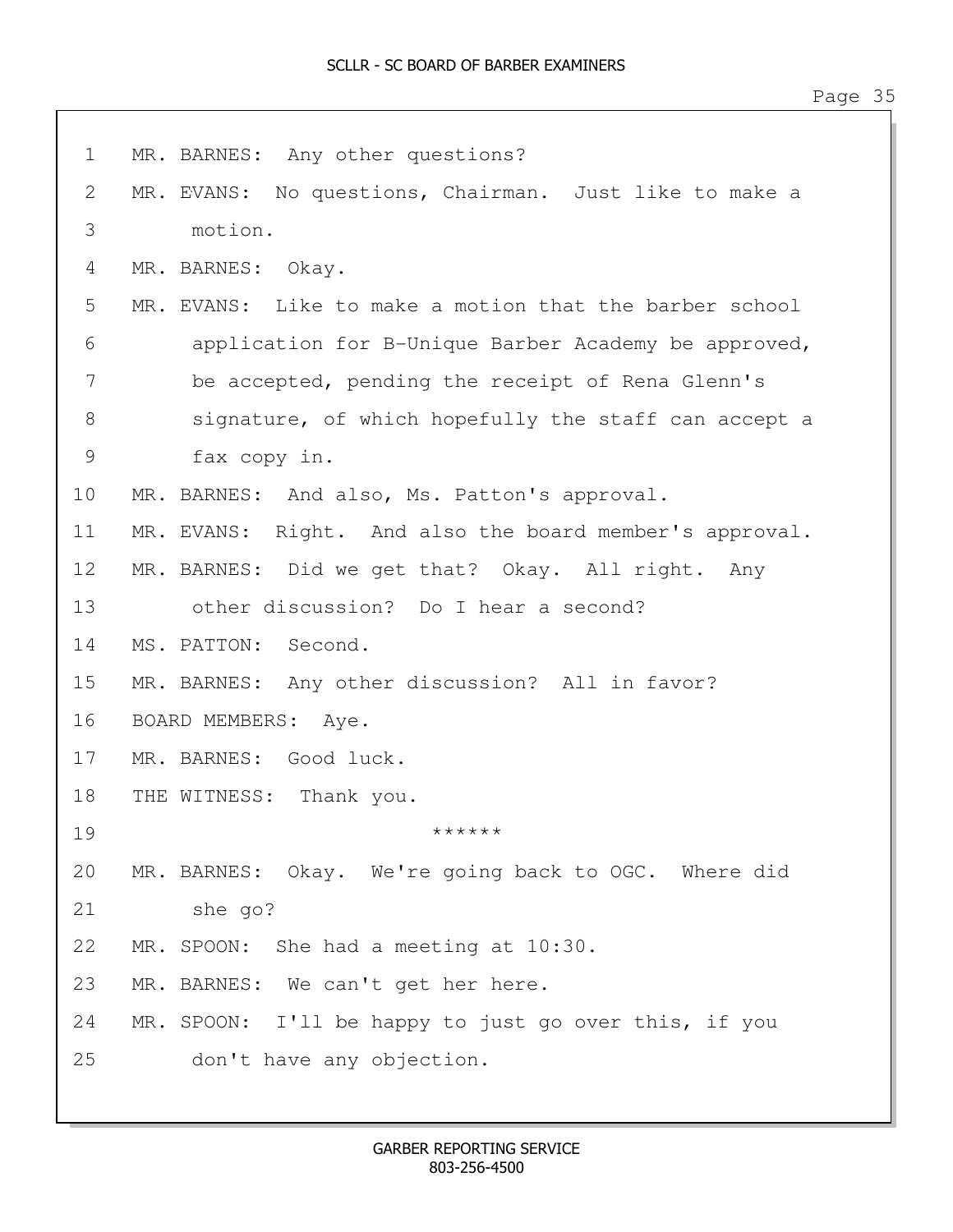MR. BARNES: Any other questions?

MR. EVANS: No questions, Chairman. Just like to make a motion.

MR. BARNES: Okay.

MR. EVANS: Like to make a motion that the barber school application for B-Unique Barber Academy be approved, be accepted, pending the receipt of Rena Glenn's signature, of which hopefully the staff can accept a fax copy in.

MR. BARNES: And also, Ms. Patton's approval.

MR. EVANS: Right. And also the board member's approval.

MR. BARNES: Did we get that? Okay. All right. Any other discussion? Do I hear a second?

MS. PATTON: Second.

MR. BARNES: Any other discussion? All in favor?

BOARD MEMBERS: Aye.

MR. BARNES: Good luck.

THE WITNESS: Thank you.

******

MR. BARNES: Okay. We're going back to OGC. Where did she go?

MR. SPOON: She had a meeting at 10:30.

MR. BARNES: We can't get her here.

MR. SPOON: I'll be happy to just go over this, if you don't have any objection.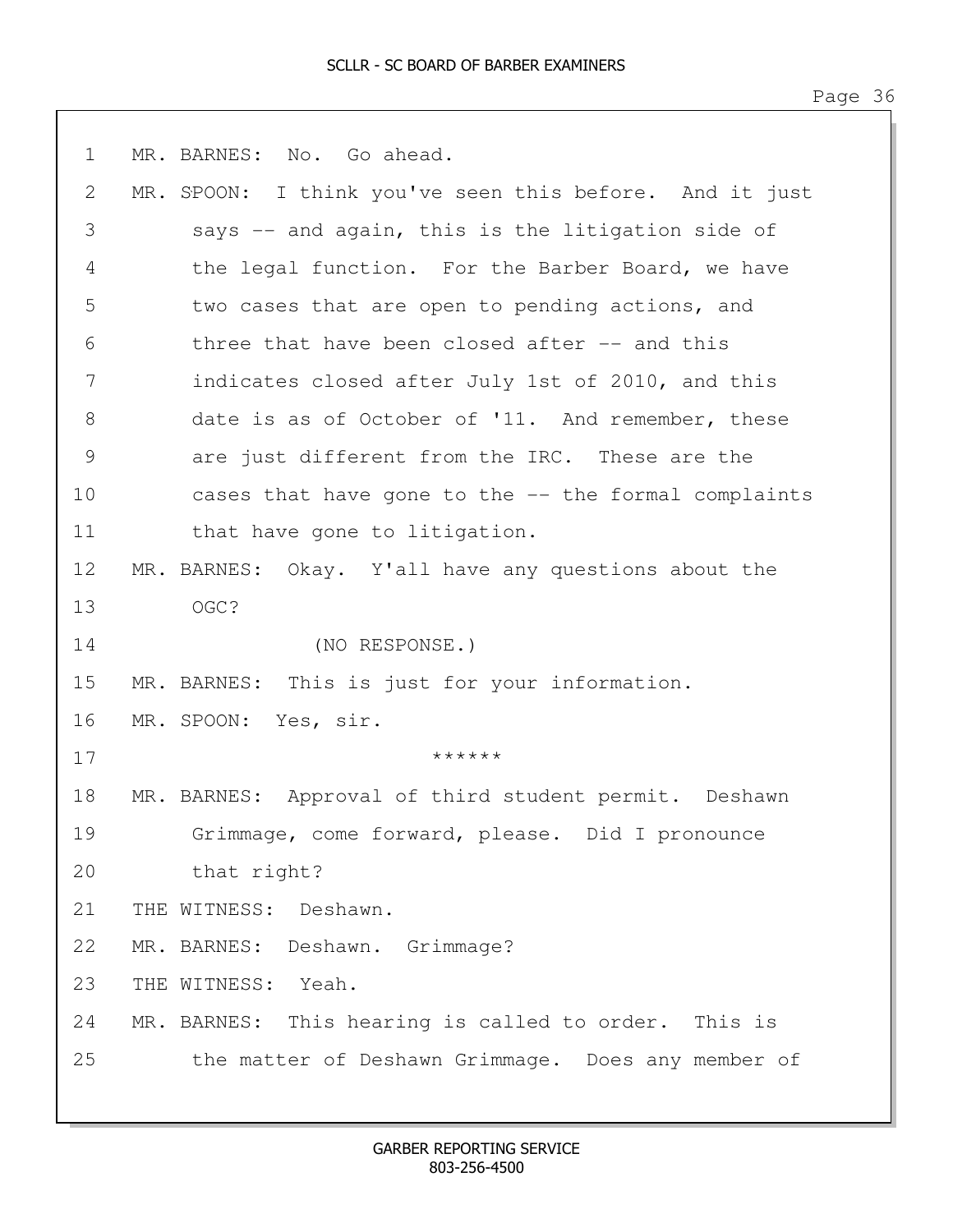MR. BARNES: No. Go ahead.

MR. SPOON: I think you've seen this before. And it just says -- and again, this is the litigation side of the legal function. For the Barber Board, we have two cases that are open to pending actions, and three that have been closed after -- and this indicates closed after July 1st of 2010, and this date is as of October of '11. And remember, these are just different from the IRC. These are the cases that have gone to the -- the formal complaints that have gone to litigation.

MR. BARNES: Okay. Y'all have any questions about the OGC?

(NO RESPONSE.)

MR. BARNES: This is just for your information.

MR. SPOON: Yes, sir.

******

MR. BARNES: Approval of third student permit. Deshawn Grimmage, come forward, please. Did I pronounce that right?

THE WITNESS: Deshawn.

MR. BARNES: Deshawn. Grimmage?

THE WITNESS: Yeah.

MR. BARNES: This hearing is called to order. This is the matter of Deshawn Grimmage. Does any member of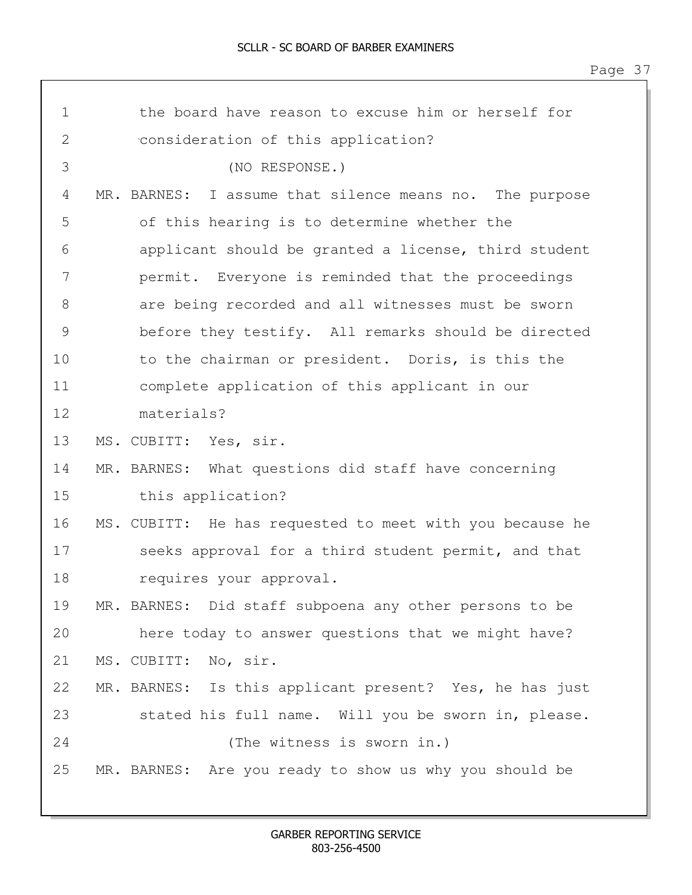1 the board have reason to excuse him or herself for
2 consideration of this application?
3 (NO RESPONSE.)
4 MR. BARNES: I assume that silence means no. The purpose
5 of this hearing is to determine whether the
6 applicant should be granted a license, third student
7 permit. Everyone is reminded that the proceedings
8 are being recorded and all witnesses must be sworn
9 before they testify. All remarks should be directed
10 to the chairman or president. Doris, is this the
11 complete application of this applicant in our
12 materials?
13 MS. CUBITT: Yes, sir.
14 MR. BARNES: What questions did staff have concerning
15 this application?
16 MS. CUBITT: He has requested to meet with you because he
17 seeks approval for a third student permit, and that
18 requires your approval.
19 MR. BARNES: Did staff subpoena any other persons to be
20 here today to answer questions that we might have?
21 MS. CUBITT: No, sir.
22 MR. BARNES: Is this applicant present? Yes, he has just
23 stated his full name. Will you be sworn in, please.
24 (The witness is sworn in.)
25 MR. BARNES: Are you ready to show us why you should be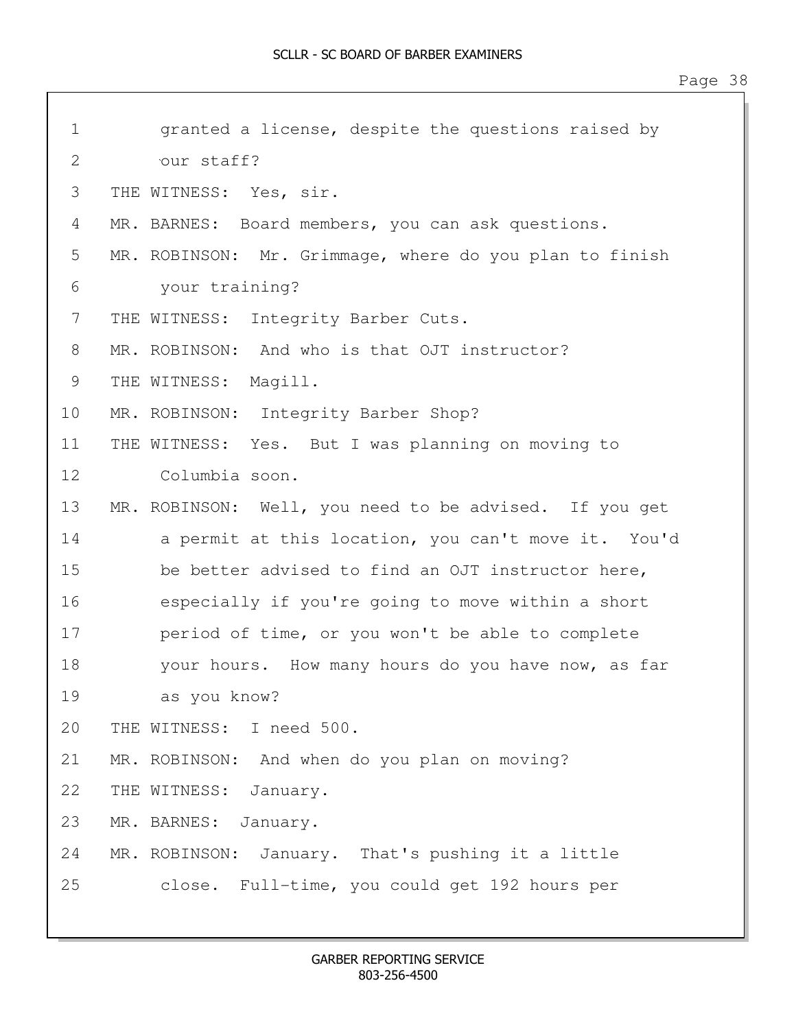1 granted a license, despite the questions raised by
2 our staff?
3 THE WITNESS: Yes, sir.
4 MR. BARNES: Board members, you can ask questions.
5 MR. ROBINSON: Mr. Grimmage, where do you plan to finish
6 your training?
7 THE WITNESS: Integrity Barber Cuts.
8 MR. ROBINSON: And who is that OJT instructor?
9 THE WITNESS: Magill.
10 MR. ROBINSON: Integrity Barber Shop?
11 THE WITNESS: Yes. But I was planning on moving to
12 Columbia soon.
13 MR. ROBINSON: Well, you need to be advised. If you get
14 a permit at this location, you can't move it. You'd
15 be better advised to find an OJT instructor here,
16 especially if you're going to move within a short
17 period of time, or you won't be able to complete
18 your hours. How many hours do you have now, as far
19 as you know?
20 THE WITNESS: I need 500.
21 MR. ROBINSON: And when do you plan on moving?
22 THE WITNESS: January.
23 MR. BARNES: January.
24 MR. ROBINSON: January. That's pushing it a little
25 close. Full-time, you could get 192 hours per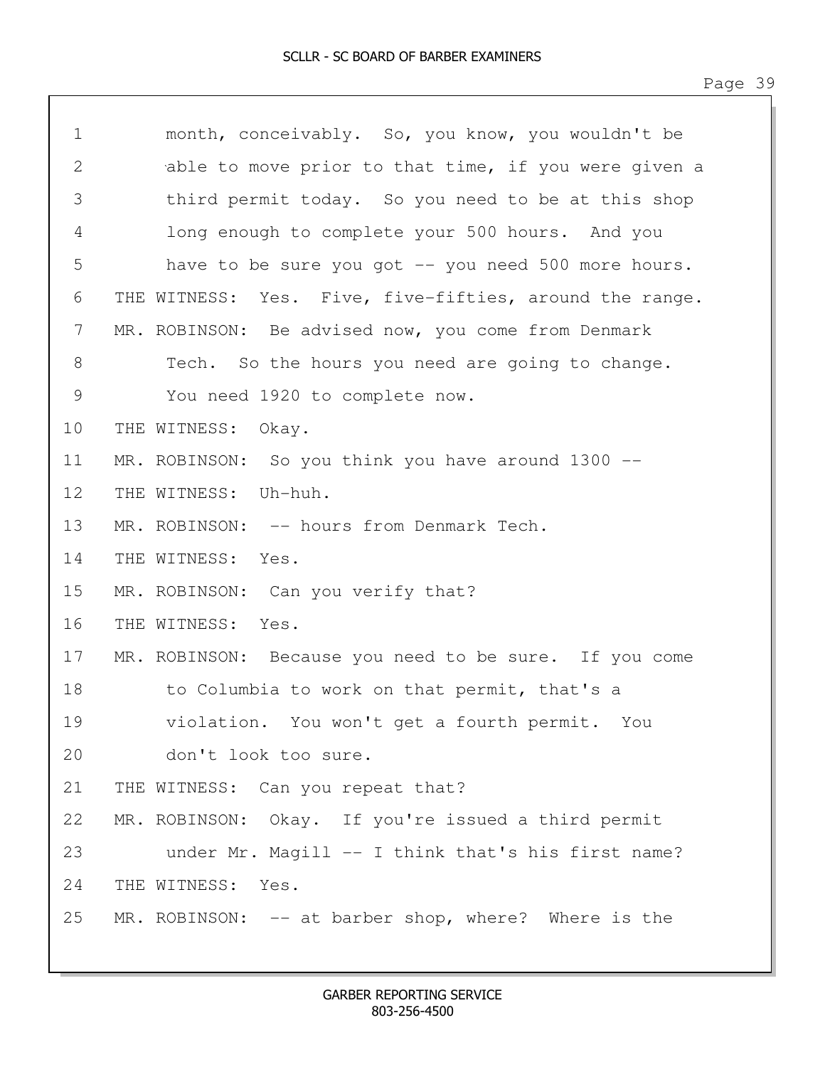1 month, conceivably. So, you know, you wouldn't be
2 able to move prior to that time, if you were given a
3 third permit today. So you need to be at this shop
4 long enough to complete your 500 hours. And you
5 have to be sure you got -- you need 500 more hours.
6 THE WITNESS: Yes. Five, five-fifties, around the range.
7 MR. ROBINSON: Be advised now, you come from Denmark
8 Tech. So the hours you need are going to change.
9 You need 1920 to complete now.
10 THE WITNESS: Okay.
11 MR. ROBINSON: So you think you have around 1300 --
12 THE WITNESS: Uh-huh.
13 MR. ROBINSON: -- hours from Denmark Tech.
14 THE WITNESS: Yes.
15 MR. ROBINSON: Can you verify that?
16 THE WITNESS: Yes.
17 MR. ROBINSON: Because you need to be sure. If you come
18 to Columbia to work on that permit, that's a
19 violation. You won't get a fourth permit. You
20 don't look too sure.
21 THE WITNESS: Can you repeat that?
22 MR. ROBINSON: Okay. If you're issued a third permit
23 under Mr. Magill -- I think that's his first name?
24 THE WITNESS: Yes.
25 MR. ROBINSON: -- at barber shop, where? Where is the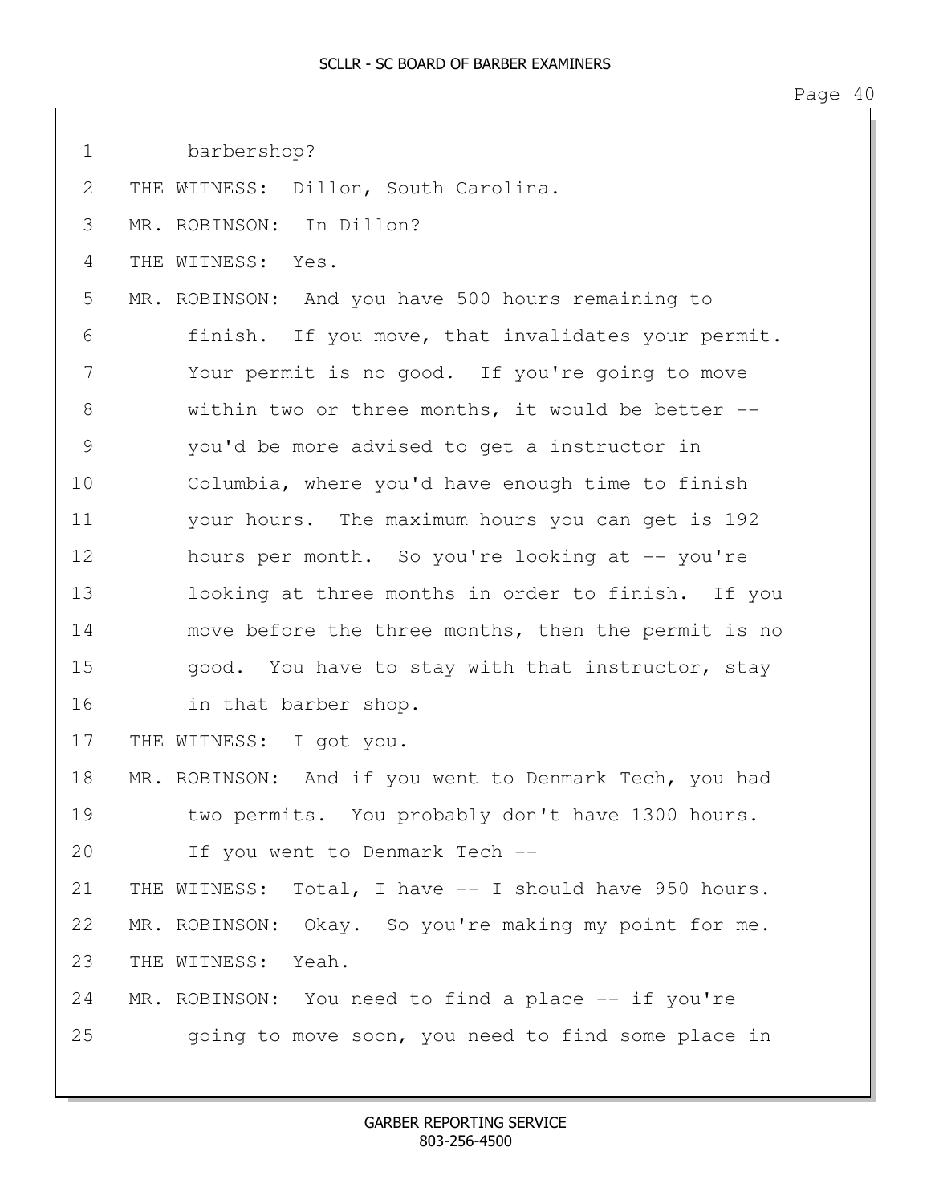barbershop?

THE WITNESS: Dillon, South Carolina.

MR. ROBINSON: In Dillon?

THE WITNESS: Yes.

MR. ROBINSON: And you have 500 hours remaining to finish. If you move, that invalidates your permit. Your permit is no good. If you're going to move within two or three months, it would be better -- you'd be more advised to get a instructor in Columbia, where you'd have enough time to finish your hours. The maximum hours you can get is 192 hours per month. So you're looking at -- you're looking at three months in order to finish. If you move before the three months, then the permit is no good. You have to stay with that instructor, stay in that barber shop.

THE WITNESS: I got you.

MR. ROBINSON: And if you went to Denmark Tech, you had two permits. You probably don't have 1300 hours. If you went to Denmark Tech --

THE WITNESS: Total, I have -- I should have 950 hours.

MR. ROBINSON: Okay. So you're making my point for me.

THE WITNESS: Yeah.

MR. ROBINSON: You need to find a place -- if you're going to move soon, you need to find some place in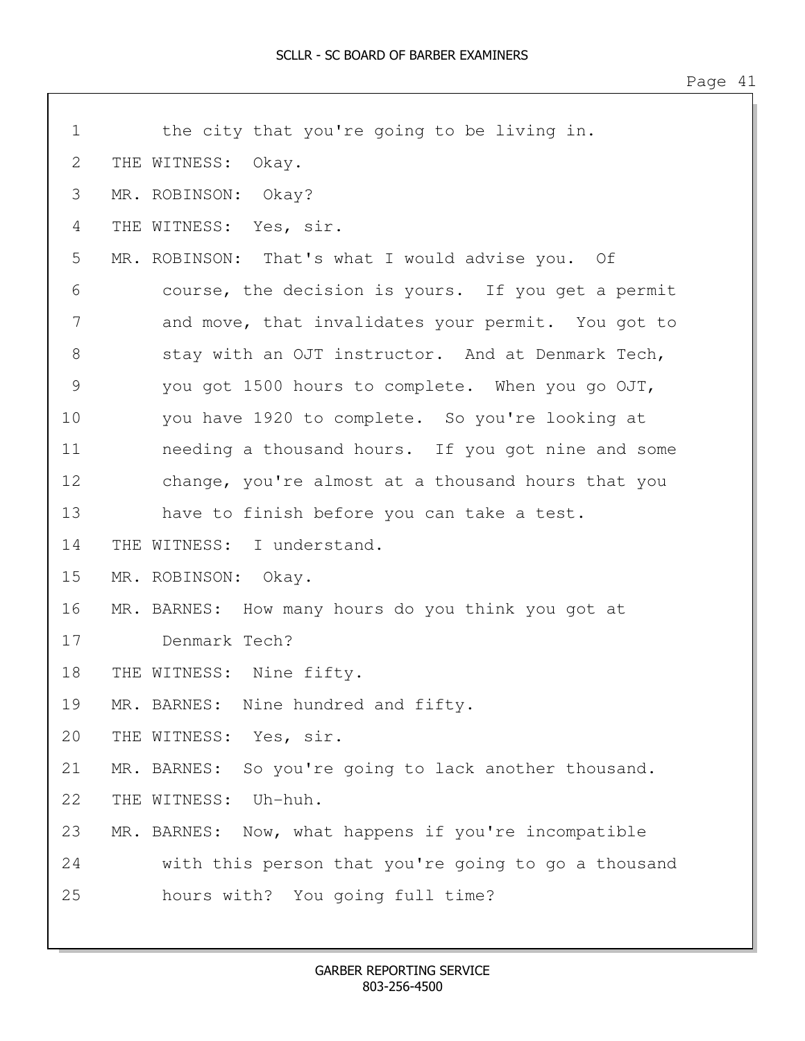the city that you're going to be living in.

THE WITNESS: Okay.

MR. ROBINSON: Okay?

THE WITNESS: Yes, sir.

MR. ROBINSON: That's what I would advise you. Of course, the decision is yours. If you get a permit and move, that invalidates your permit. You got to stay with an OJT instructor. And at Denmark Tech, you got 1500 hours to complete. When you go OJT, you have 1920 to complete. So you're looking at needing a thousand hours. If you got nine and some change, you're almost at a thousand hours that you have to finish before you can take a test.

THE WITNESS: I understand.

MR. ROBINSON: Okay.

MR. BARNES: How many hours do you think you got at Denmark Tech?

THE WITNESS: Nine fifty.

MR. BARNES: Nine hundred and fifty.

THE WITNESS: Yes, sir.

MR. BARNES: So you're going to lack another thousand.

THE WITNESS: Uh-huh.

MR. BARNES: Now, what happens if you're incompatible with this person that you're going to go a thousand hours with? You going full time?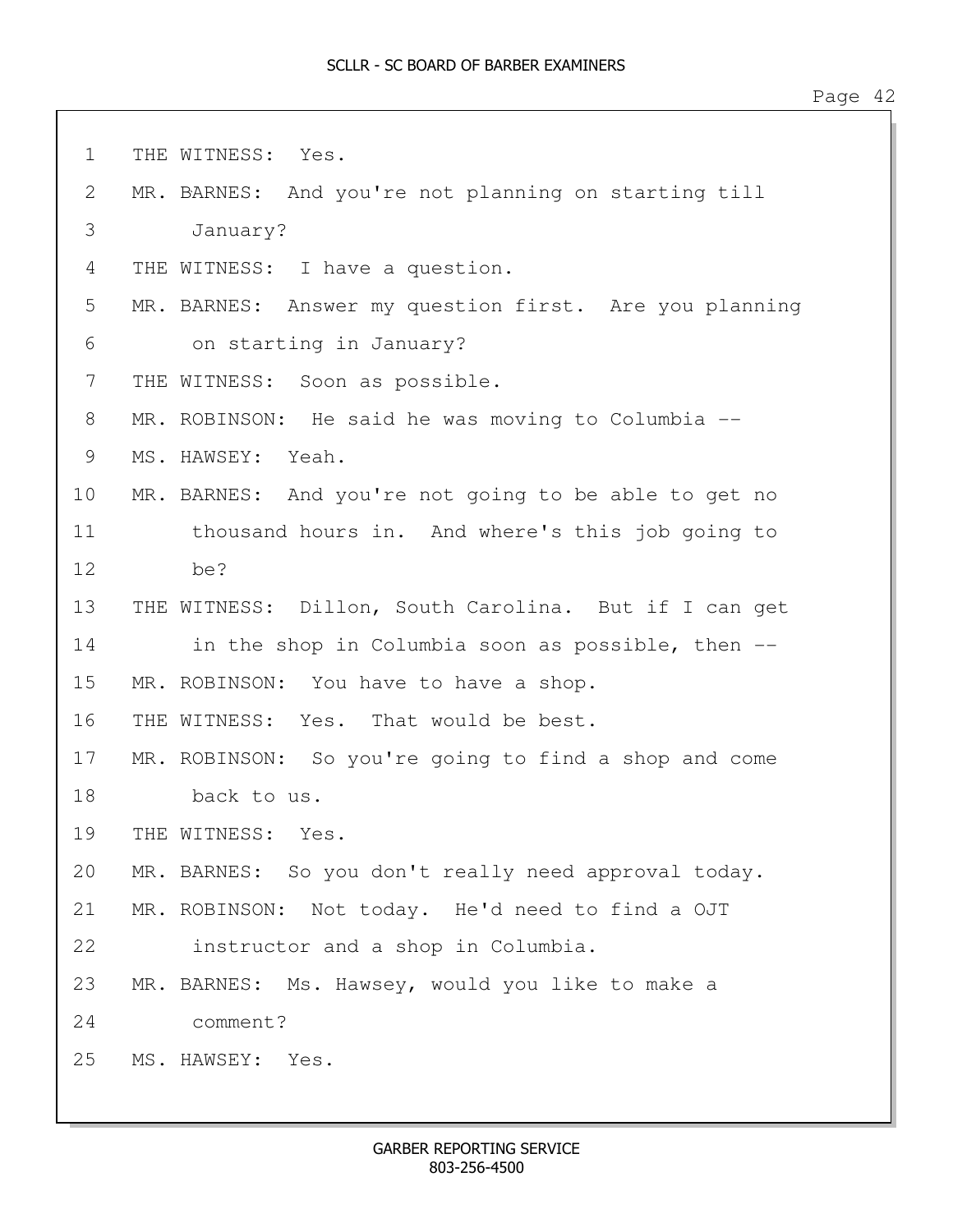THE WITNESS: Yes.

MR. BARNES: And you're not planning on starting till January?

THE WITNESS: I have a question.

MR. BARNES: Answer my question first. Are you planning on starting in January?

THE WITNESS: Soon as possible.

MR. ROBINSON: He said he was moving to Columbia --

MS. HAWSEY: Yeah.

MR. BARNES: And you're not going to be able to get no thousand hours in. And where's this job going to be?

THE WITNESS: Dillon, South Carolina. But if I can get in the shop in Columbia soon as possible, then --

MR. ROBINSON: You have to have a shop.

THE WITNESS: Yes. That would be best.

MR. ROBINSON: So you're going to find a shop and come back to us.

THE WITNESS: Yes.

MR. BARNES: So you don't really need approval today.

MR. ROBINSON: Not today. He'd need to find a OJT instructor and a shop in Columbia.

MR. BARNES: Ms. Hawsey, would you like to make a comment?

MS. HAWSEY: Yes.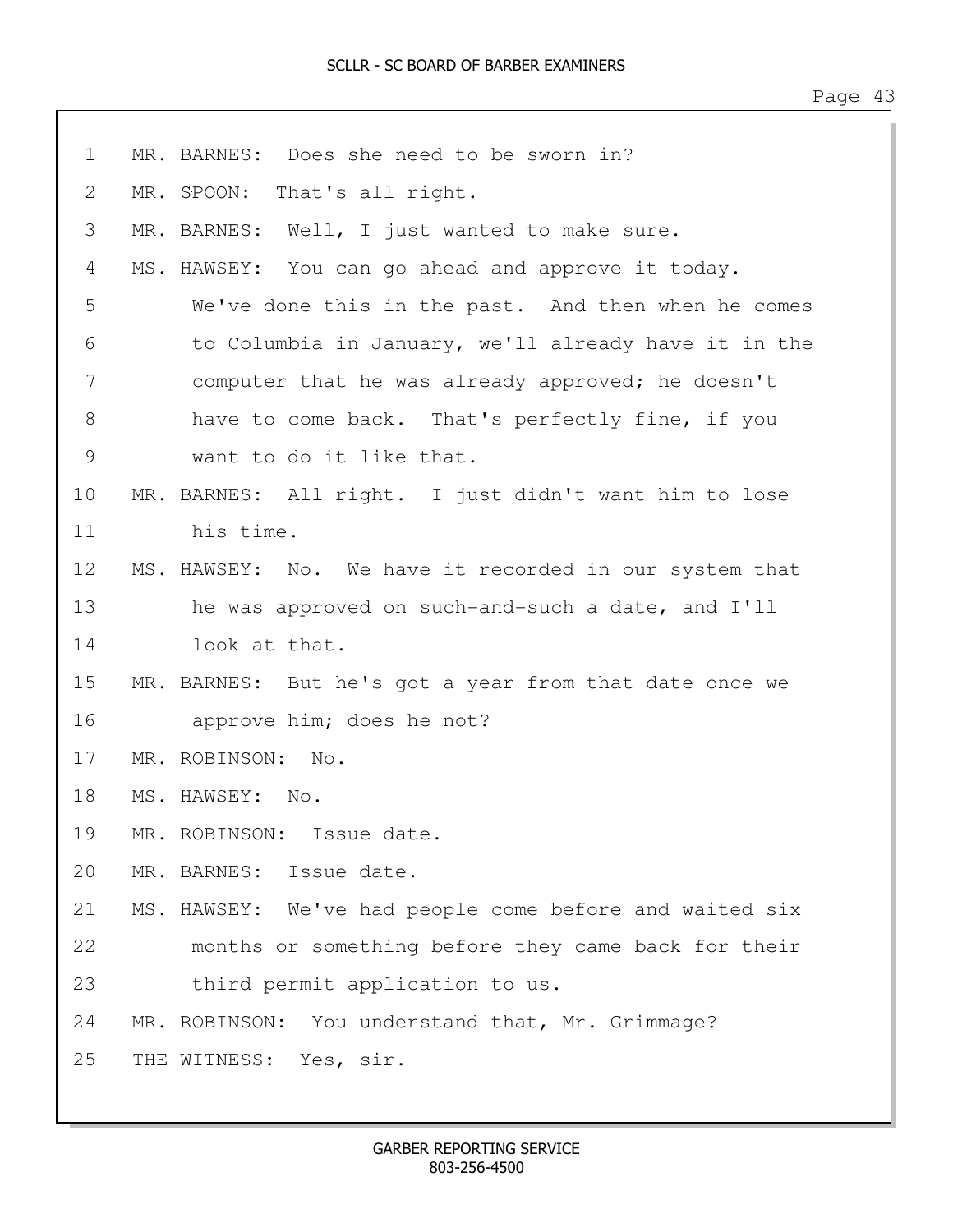MR. BARNES: Does she need to be sworn in?

MR. SPOON: That's all right.

MR. BARNES: Well, I just wanted to make sure.

MS. HAWSEY: You can go ahead and approve it today. We've done this in the past. And then when he comes to Columbia in January, we'll already have it in the computer that he was already approved; he doesn't have to come back. That's perfectly fine, if you want to do it like that.

MR. BARNES: All right. I just didn't want him to lose his time.

MS. HAWSEY: No. We have it recorded in our system that he was approved on such-and-such a date, and I'll look at that.

MR. BARNES: But he's got a year from that date once we approve him; does he not?

MR. ROBINSON: No.

MS. HAWSEY: No.

MR. ROBINSON: Issue date.

MR. BARNES: Issue date.

MS. HAWSEY: We've had people come before and waited six months or something before they came back for their third permit application to us.

MR. ROBINSON: You understand that, Mr. Grimmage?

THE WITNESS: Yes, sir.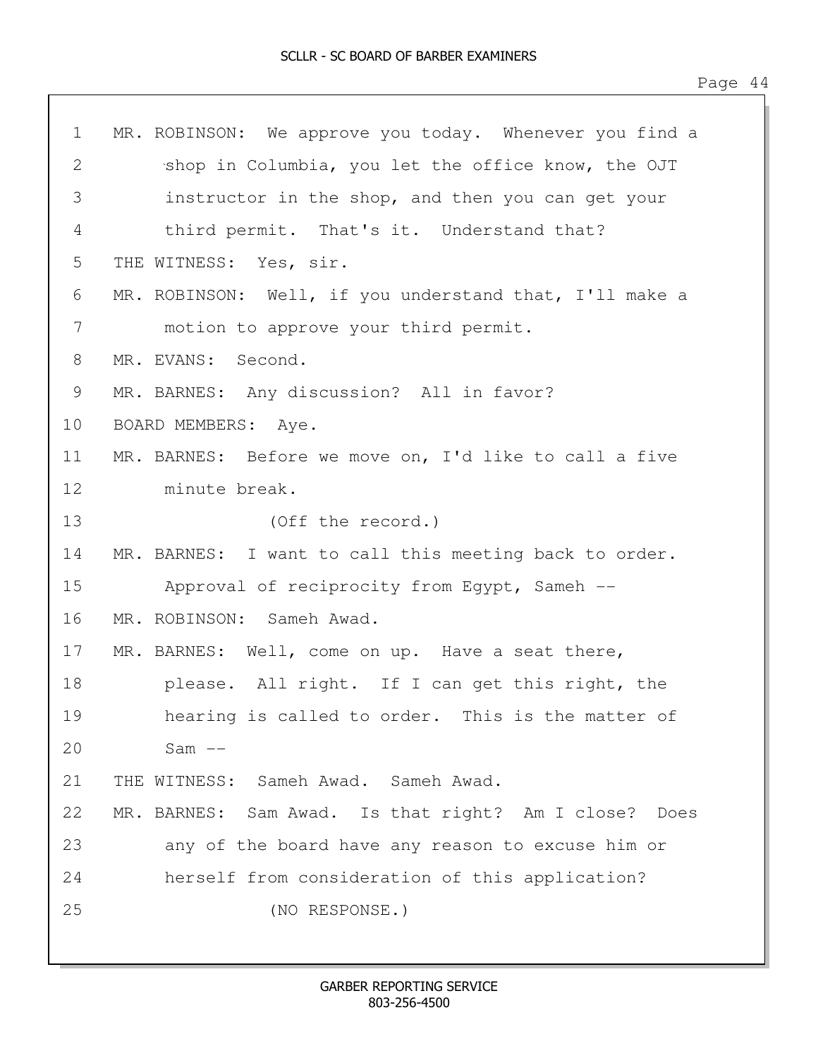1 MR. ROBINSON: We approve you today. Whenever you find a
2 shop in Columbia, you let the office know, the OJT
3 instructor in the shop, and then you can get your
4 third permit. That's it. Understand that?
5 THE WITNESS: Yes, sir.
6 MR. ROBINSON: Well, if you understand that, I'll make a
7 motion to approve your third permit.
8 MR. EVANS: Second.
9 MR. BARNES: Any discussion? All in favor?
10 BOARD MEMBERS: Aye.
11 MR. BARNES: Before we move on, I'd like to call a five
12 minute break.
13 (Off the record.)
14 MR. BARNES: I want to call this meeting back to order.
15 Approval of reciprocity from Egypt, Sameh --
16 MR. ROBINSON: Sameh Awad.
17 MR. BARNES: Well, come on up. Have a seat there,
18 please. All right. If I can get this right, the
19 hearing is called to order. This is the matter of
20 Sam --
21 THE WITNESS: Sameh Awad. Sameh Awad.
22 MR. BARNES: Sam Awad. Is that right? Am I close? Does
23 any of the board have any reason to excuse him or
24 herself from consideration of this application?
25 (NO RESPONSE.)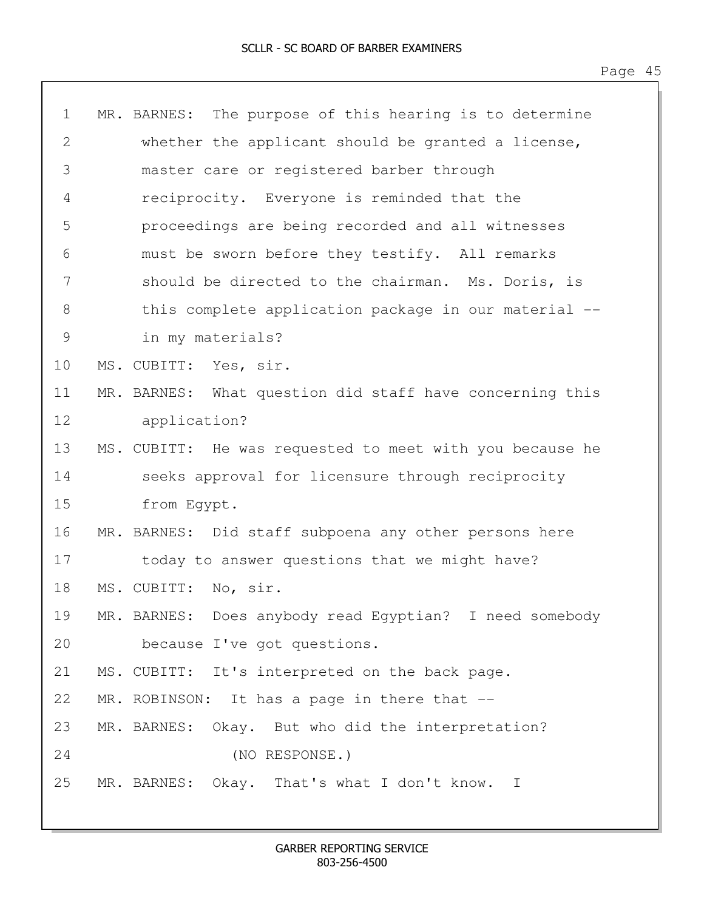1 MR. BARNES: The purpose of this hearing is to determine
2 whether the applicant should be granted a license,
3 master care or registered barber through
4 reciprocity. Everyone is reminded that the
5 proceedings are being recorded and all witnesses
6 must be sworn before they testify. All remarks
7 should be directed to the chairman. Ms. Doris, is
8 this complete application package in our material --
9 in my materials?
10 MS. CUBITT: Yes, sir.
11 MR. BARNES: What question did staff have concerning this
12 application?
13 MS. CUBITT: He was requested to meet with you because he
14 seeks approval for licensure through reciprocity
15 from Egypt.
16 MR. BARNES: Did staff subpoena any other persons here
17 today to answer questions that we might have?
18 MS. CUBITT: No, sir.
19 MR. BARNES: Does anybody read Egyptian? I need somebody
20 because I've got questions.
21 MS. CUBITT: It's interpreted on the back page.
22 MR. ROBINSON: It has a page in there that --
23 MR. BARNES: Okay. But who did the interpretation?
24 (NO RESPONSE.)
25 MR. BARNES: Okay. That's what I don't know. I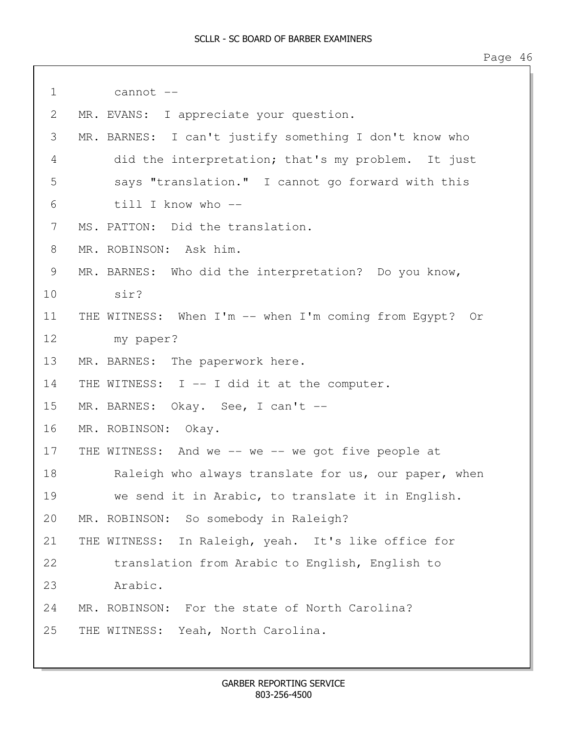1 cannot --

2 MR. EVANS: I appreciate your question.

3 MR. BARNES: I can't justify something I don't know who

4 did the interpretation; that's my problem. It just

5 says "translation." I cannot go forward with this

6 till I know who --

7 MS. PATTON: Did the translation.

8 MR. ROBINSON: Ask him.

9 MR. BARNES: Who did the interpretation? Do you know,

10 sir?

11 THE WITNESS: When I'm -- when I'm coming from Egypt? Or

12 my paper?

13 MR. BARNES: The paperwork here.

14 THE WITNESS: I -- I did it at the computer.

15 MR. BARNES: Okay. See, I can't --

16 MR. ROBINSON: Okay.

17 THE WITNESS: And we -- we -- we got five people at

18 Raleigh who always translate for us, our paper, when

19 we send it in Arabic, to translate it in English.

20 MR. ROBINSON: So somebody in Raleigh?

21 THE WITNESS: In Raleigh, yeah. It's like office for

22 translation from Arabic to English, English to

23 Arabic.

24 MR. ROBINSON: For the state of North Carolina?

25 THE WITNESS: Yeah, North Carolina.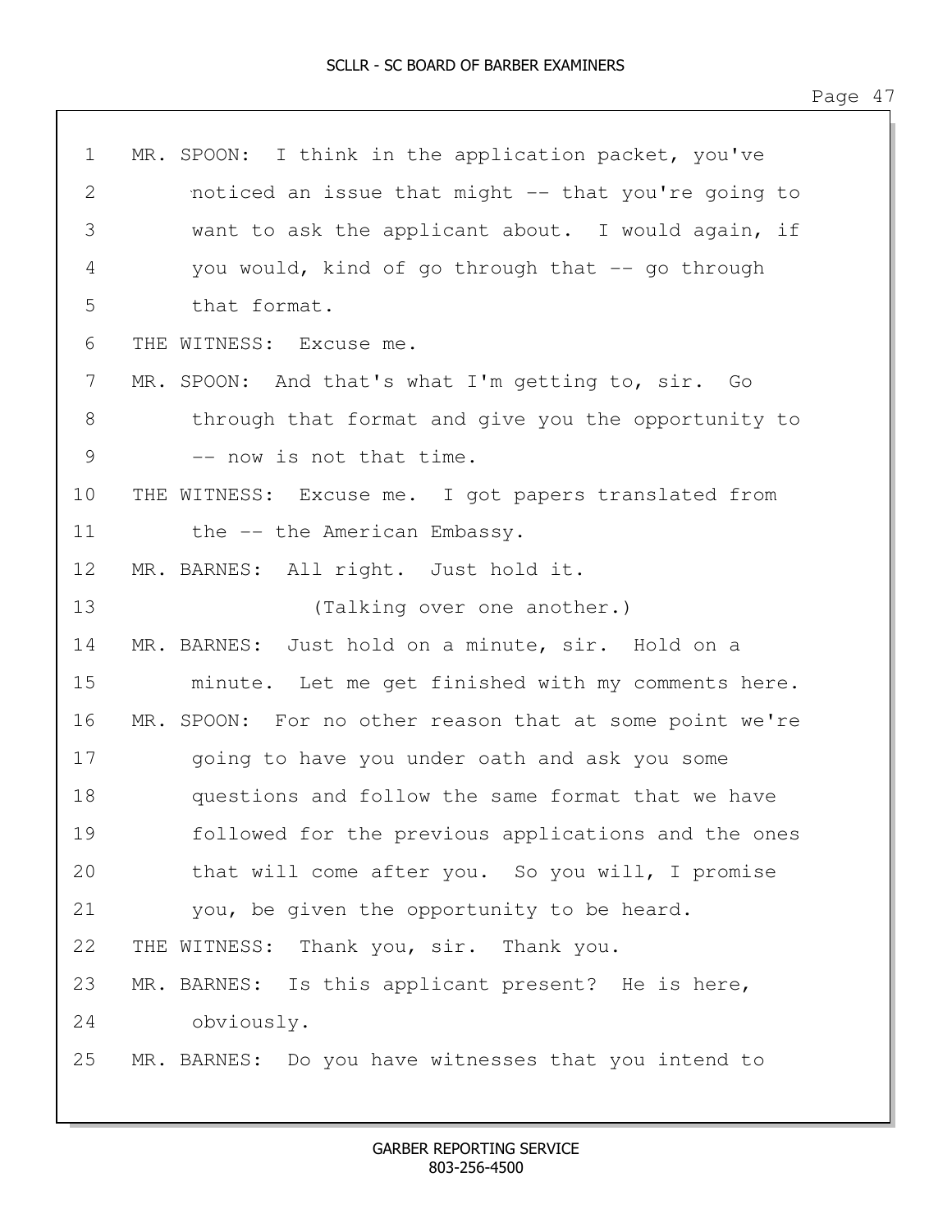1 MR. SPOON: I think in the application packet, you've
2 noticed an issue that might -- that you're going to
3 want to ask the applicant about. I would again, if
4 you would, kind of go through that -- go through
5 that format.
6 THE WITNESS: Excuse me.
7 MR. SPOON: And that's what I'm getting to, sir. Go
8 through that format and give you the opportunity to
9 -- now is not that time.
10 THE WITNESS: Excuse me. I got papers translated from
11 the -- the American Embassy.
12 MR. BARNES: All right. Just hold it.
13 (Talking over one another.)
14 MR. BARNES: Just hold on a minute, sir. Hold on a
15 minute. Let me get finished with my comments here.
16 MR. SPOON: For no other reason that at some point we're
17 going to have you under oath and ask you some
18 questions and follow the same format that we have
19 followed for the previous applications and the ones
20 that will come after you. So you will, I promise
21 you, be given the opportunity to be heard.
22 THE WITNESS: Thank you, sir. Thank you.
23 MR. BARNES: Is this applicant present? He is here,
24 obviously.
25 MR. BARNES: Do you have witnesses that you intend to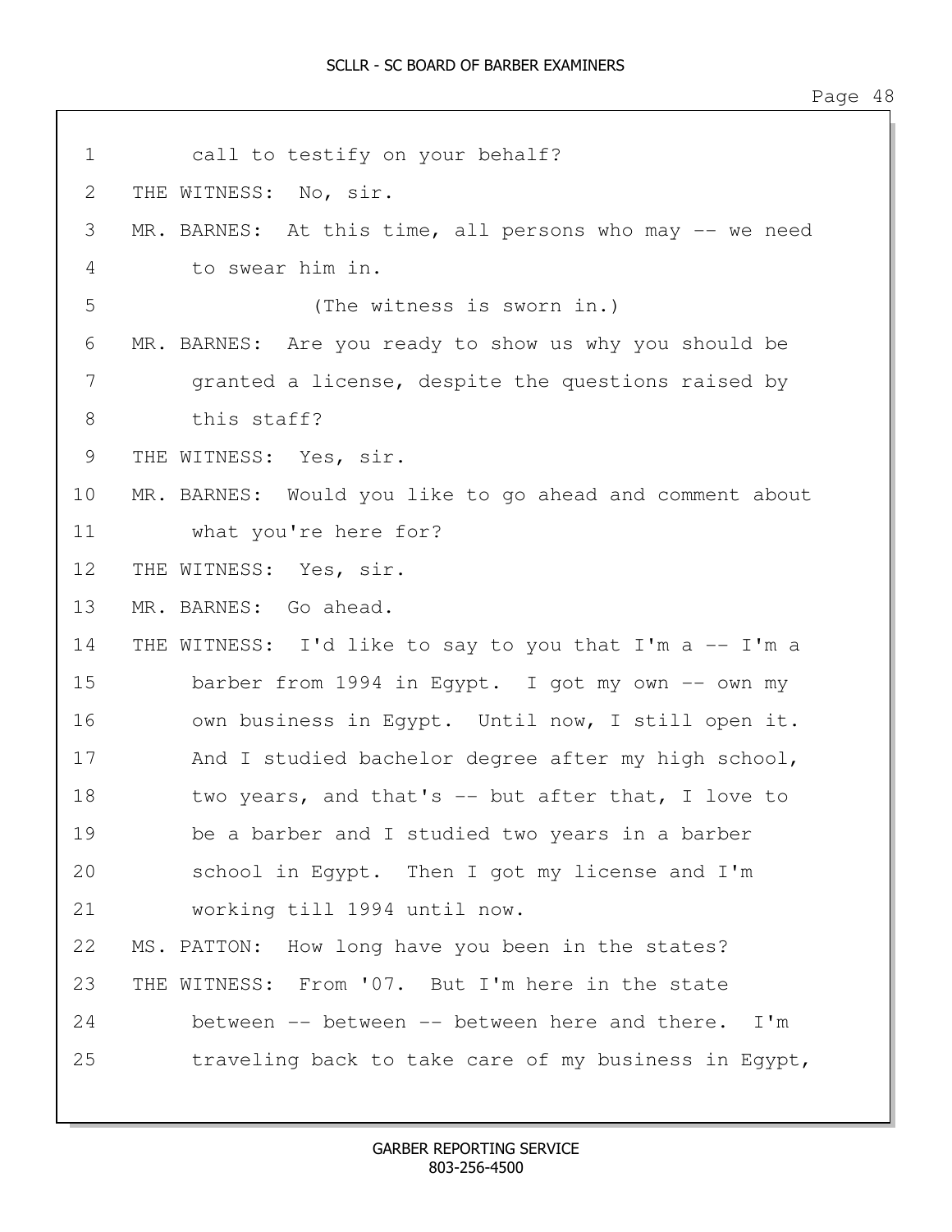1 call to testify on your behalf?
2 THE WITNESS: No, sir.
3 MR. BARNES: At this time, all persons who may -- we need
4 to swear him in.
5 (The witness is sworn in.)
6 MR. BARNES: Are you ready to show us why you should be
7 granted a license, despite the questions raised by
8 this staff?
9 THE WITNESS: Yes, sir.
10 MR. BARNES: Would you like to go ahead and comment about
11 what you're here for?
12 THE WITNESS: Yes, sir.
13 MR. BARNES: Go ahead.
14 THE WITNESS: I'd like to say to you that I'm a -- I'm a
15 barber from 1994 in Egypt. I got my own -- own my
16 own business in Egypt. Until now, I still open it.
17 And I studied bachelor degree after my high school,
18 two years, and that's -- but after that, I love to
19 be a barber and I studied two years in a barber
20 school in Egypt. Then I got my license and I'm
21 working till 1994 until now.
22 MS. PATTON: How long have you been in the states?
23 THE WITNESS: From '07. But I'm here in the state
24 between -- between -- between here and there. I'm
25 traveling back to take care of my business in Egypt,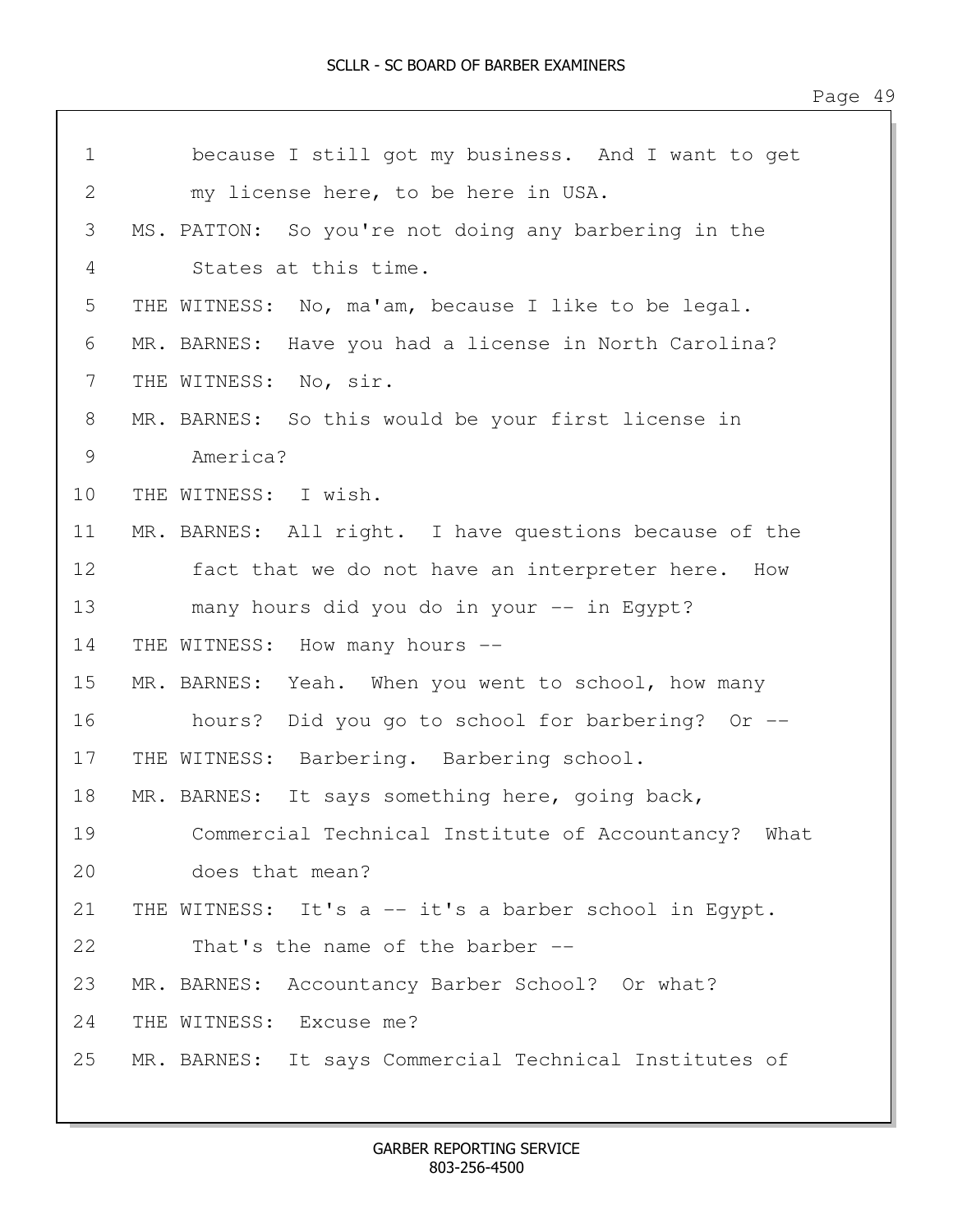1 because I still got my business. And I want to get
2 my license here, to be here in USA.
3 MS. PATTON: So you're not doing any barbering in the
4 States at this time.
5 THE WITNESS: No, ma'am, because I like to be legal.
6 MR. BARNES: Have you had a license in North Carolina?
7 THE WITNESS: No, sir.
8 MR. BARNES: So this would be your first license in
9 America?
10 THE WITNESS: I wish.
11 MR. BARNES: All right. I have questions because of the
12 fact that we do not have an interpreter here. How
13 many hours did you do in your -- in Egypt?
14 THE WITNESS: How many hours --
15 MR. BARNES: Yeah. When you went to school, how many
16 hours? Did you go to school for barbering? Or --
17 THE WITNESS: Barbering. Barbering school.
18 MR. BARNES: It says something here, going back,
19 Commercial Technical Institute of Accountancy? What
20 does that mean?
21 THE WITNESS: It's a -- it's a barber school in Egypt.
22 That's the name of the barber --
23 MR. BARNES: Accountancy Barber School? Or what?
24 THE WITNESS: Excuse me?
25 MR. BARNES: It says Commercial Technical Institutes of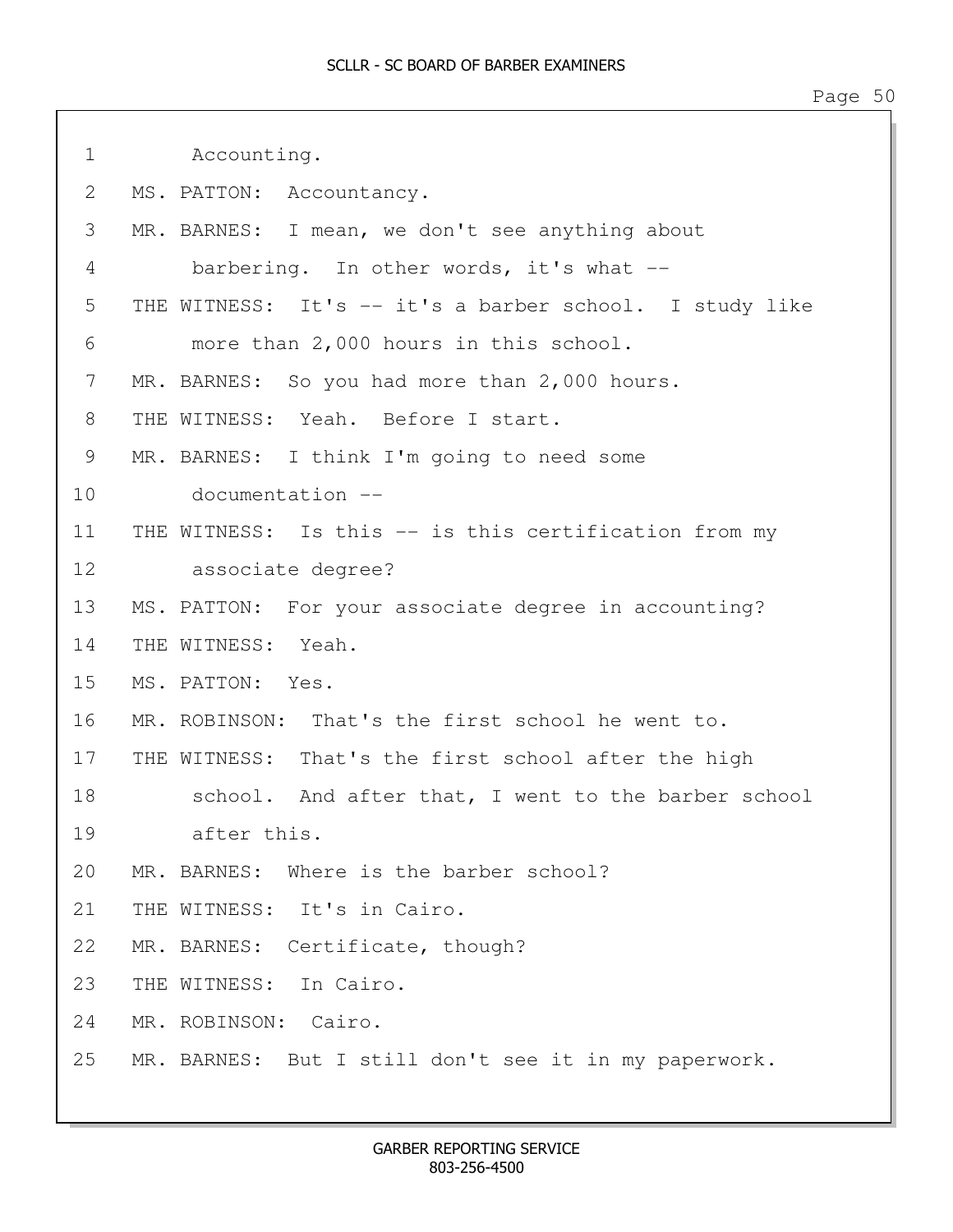Accounting.

MS. PATTON: Accountancy.

MR. BARNES: I mean, we don't see anything about barbering. In other words, it's what --

THE WITNESS: It's -- it's a barber school. I study like more than 2,000 hours in this school.

MR. BARNES: So you had more than 2,000 hours.

THE WITNESS: Yeah. Before I start.

MR. BARNES: I think I'm going to need some documentation --

THE WITNESS: Is this -- is this certification from my associate degree?

MS. PATTON: For your associate degree in accounting?

THE WITNESS: Yeah.

MS. PATTON: Yes.

MR. ROBINSON: That's the first school he went to.

THE WITNESS: That's the first school after the high school. And after that, I went to the barber school after this.

MR. BARNES: Where is the barber school?

THE WITNESS: It's in Cairo.

MR. BARNES: Certificate, though?

THE WITNESS: In Cairo.

MR. ROBINSON: Cairo.

MR. BARNES: But I still don't see it in my paperwork.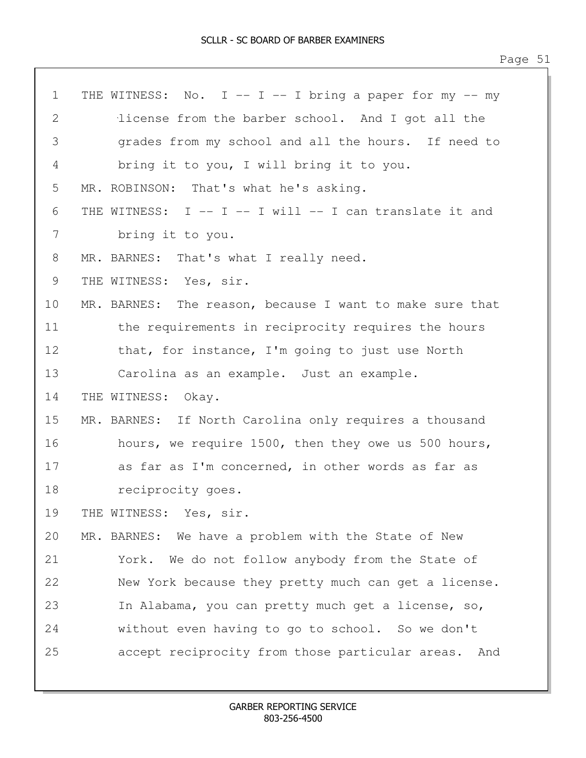1 THE WITNESS: No. I -- I -- I bring a paper for my -- my
2 license from the barber school. And I got all the
3 grades from my school and all the hours. If need to
4 bring it to you, I will bring it to you.
5 MR. ROBINSON: That's what he's asking.
6 THE WITNESS: I -- I -- I will -- I can translate it and
7 bring it to you.
8 MR. BARNES: That's what I really need.
9 THE WITNESS: Yes, sir.
10 MR. BARNES: The reason, because I want to make sure that
11 the requirements in reciprocity requires the hours
12 that, for instance, I'm going to just use North
13 Carolina as an example. Just an example.
14 THE WITNESS: Okay.
15 MR. BARNES: If North Carolina only requires a thousand
16 hours, we require 1500, then they owe us 500 hours,
17 as far as I'm concerned, in other words as far as
18 reciprocity goes.
19 THE WITNESS: Yes, sir.
20 MR. BARNES: We have a problem with the State of New
21 York. We do not follow anybody from the State of
22 New York because they pretty much can get a license.
23 In Alabama, you can pretty much get a license, so,
24 without even having to go to school. So we don't
25 accept reciprocity from those particular areas. And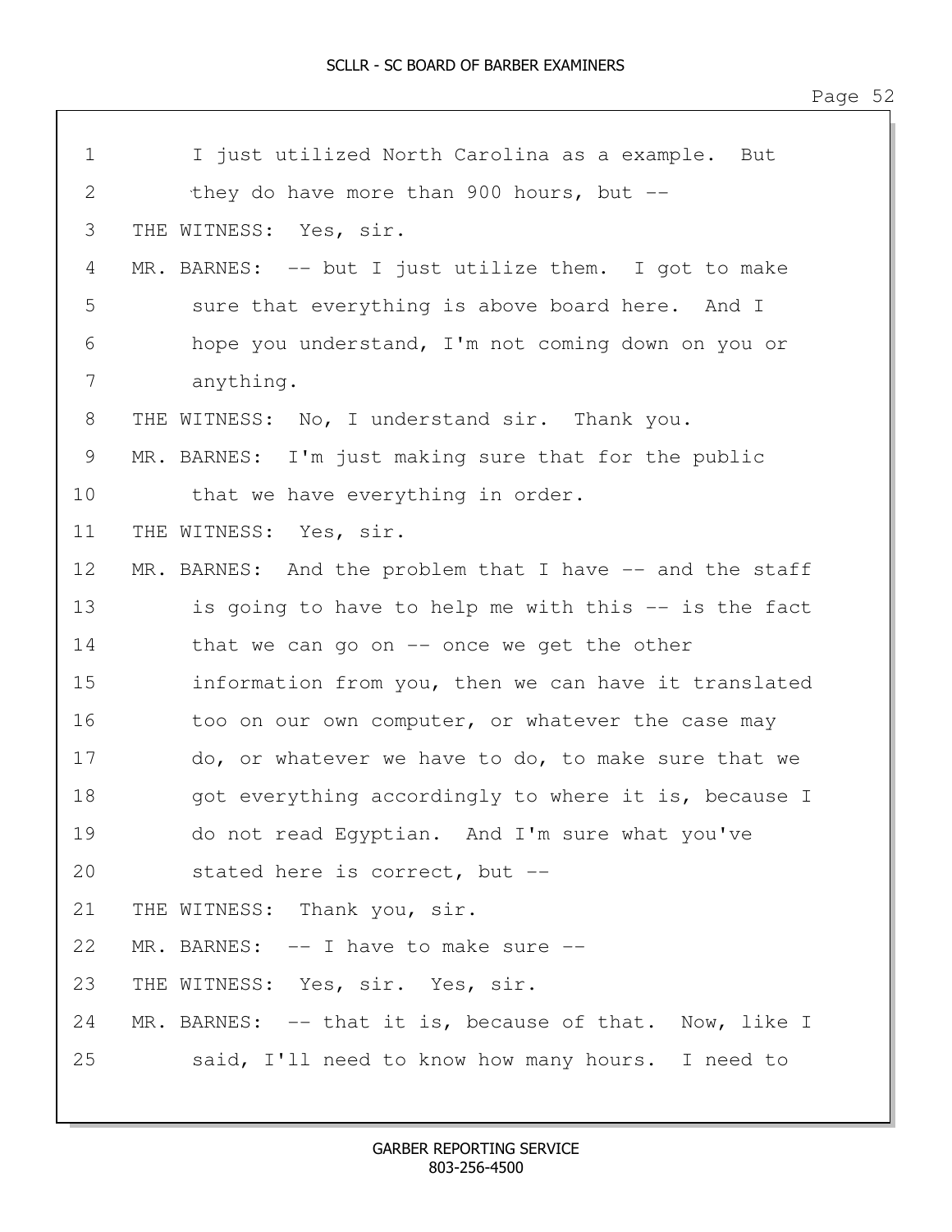I just utilized North Carolina as a example. But they do have more than 900 hours, but --

THE WITNESS: Yes, sir.

MR. BARNES: -- but I just utilize them. I got to make sure that everything is above board here. And I hope you understand, I'm not coming down on you or anything.

THE WITNESS: No, I understand sir. Thank you.

MR. BARNES: I'm just making sure that for the public that we have everything in order.

THE WITNESS: Yes, sir.

MR. BARNES: And the problem that I have -- and the staff is going to have to help me with this -- is the fact that we can go on -- once we get the other information from you, then we can have it translated too on our own computer, or whatever the case may do, or whatever we have to do, to make sure that we got everything accordingly to where it is, because I do not read Egyptian. And I'm sure what you've stated here is correct, but --

THE WITNESS: Thank you, sir.

MR. BARNES: -- I have to make sure --

THE WITNESS: Yes, sir. Yes, sir.

MR. BARNES: -- that it is, because of that. Now, like I said, I'll need to know how many hours. I need to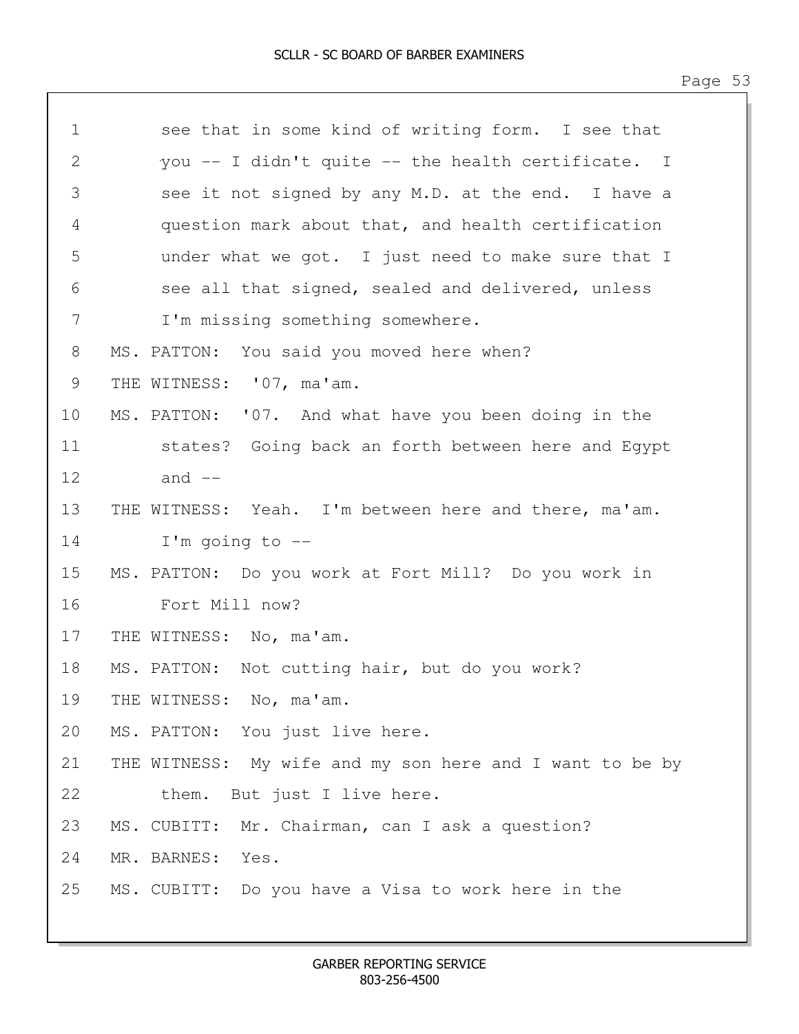1 see that in some kind of writing form. I see that
2 you -- I didn't quite -- the health certificate. I
3 see it not signed by any M.D. at the end. I have a
4 question mark about that, and health certification
5 under what we got. I just need to make sure that I
6 see all that signed, sealed and delivered, unless
7 I'm missing something somewhere.
8 MS. PATTON: You said you moved here when?
9 THE WITNESS: '07, ma'am.
10 MS. PATTON: '07. And what have you been doing in the
11 states? Going back an forth between here and Egypt
12 and --
13 THE WITNESS: Yeah. I'm between here and there, ma'am.
14 I'm going to --
15 MS. PATTON: Do you work at Fort Mill? Do you work in
16 Fort Mill now?
17 THE WITNESS: No, ma'am.
18 MS. PATTON: Not cutting hair, but do you work?
19 THE WITNESS: No, ma'am.
20 MS. PATTON: You just live here.
21 THE WITNESS: My wife and my son here and I want to be by
22 them. But just I live here.
23 MS. CUBITT: Mr. Chairman, can I ask a question?
24 MR. BARNES: Yes.
25 MS. CUBITT: Do you have a Visa to work here in the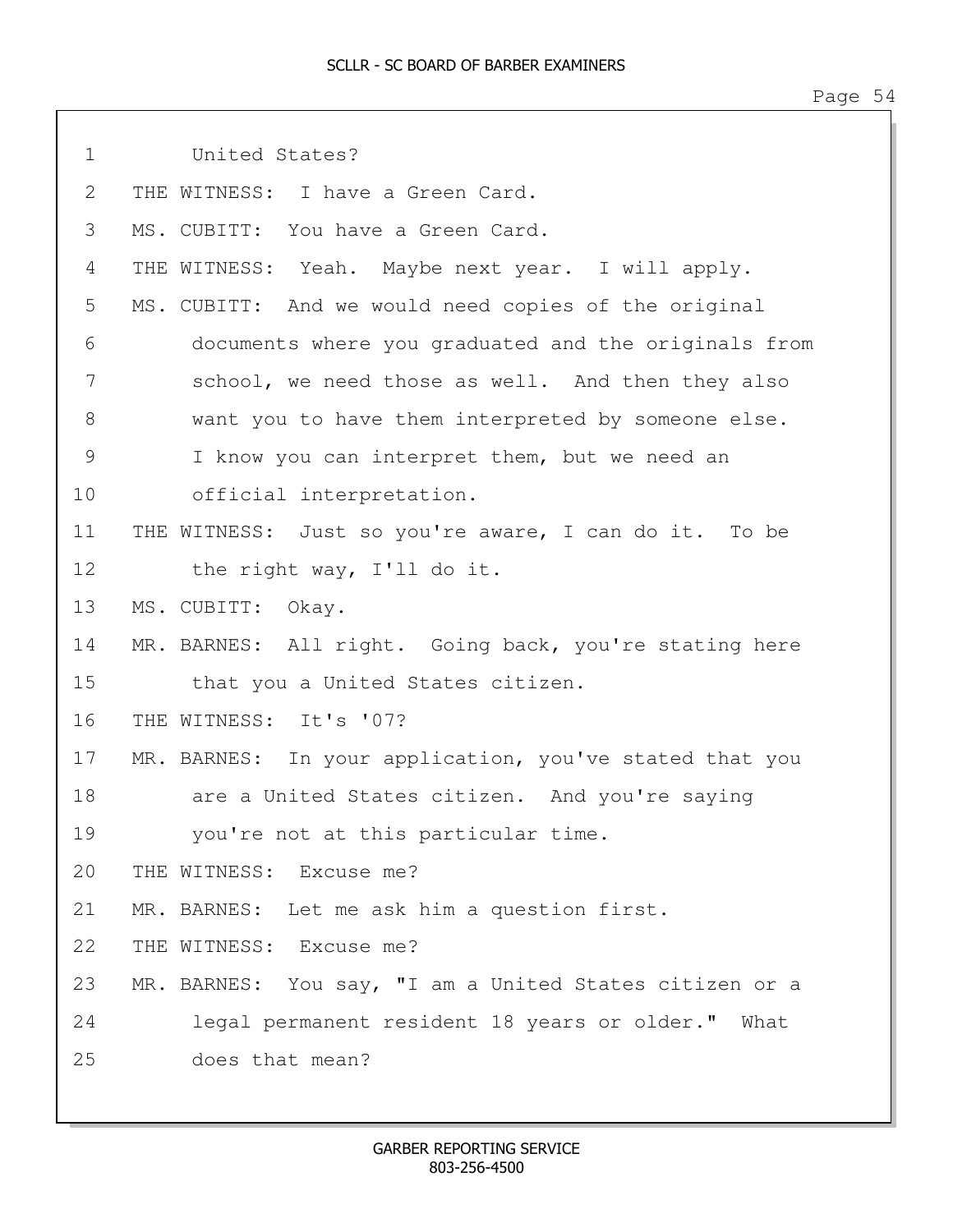1 United States?

2 THE WITNESS: I have a Green Card.

3 MS. CUBITT: You have a Green Card.

4 THE WITNESS: Yeah. Maybe next year. I will apply.

5 MS. CUBITT: And we would need copies of the original

6 documents where you graduated and the originals from

7 school, we need those as well. And then they also

8 want you to have them interpreted by someone else.

9 I know you can interpret them, but we need an

10 official interpretation.

11 THE WITNESS: Just so you're aware, I can do it. To be

12 the right way, I'll do it.

13 MS. CUBITT: Okay.

14 MR. BARNES: All right. Going back, you're stating here

15 that you a United States citizen.

16 THE WITNESS: It's '07?

17 MR. BARNES: In your application, you've stated that you

18 are a United States citizen. And you're saying

19 you're not at this particular time.

20 THE WITNESS: Excuse me?

21 MR. BARNES: Let me ask him a question first.

22 THE WITNESS: Excuse me?

23 MR. BARNES: You say, "I am a United States citizen or a

24 legal permanent resident 18 years or older." What

25 does that mean?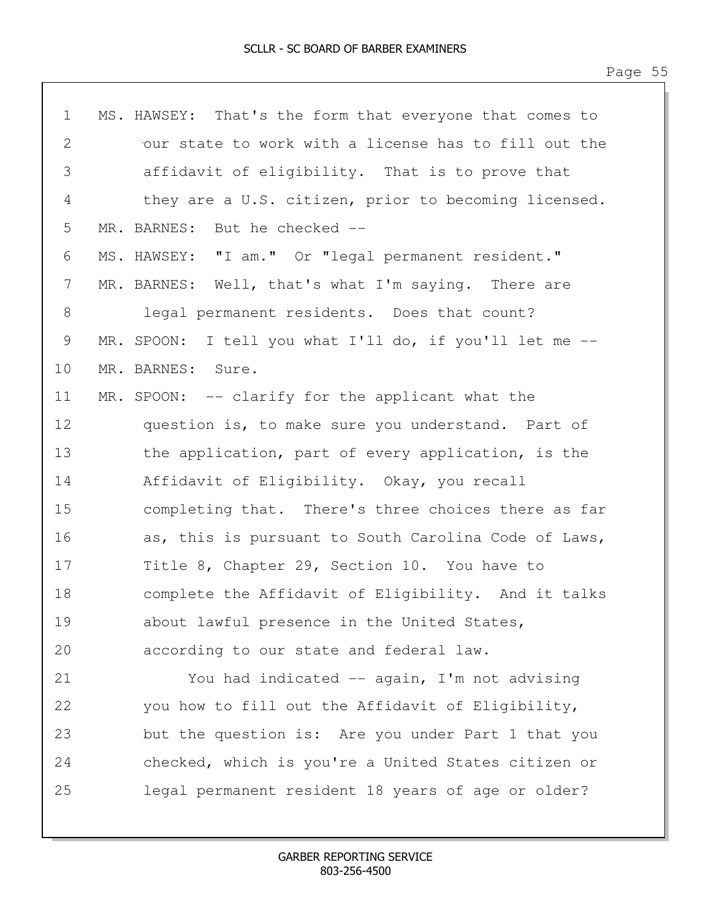MS. HAWSEY: That's the form that everyone that comes to our state to work with a license has to fill out the affidavit of eligibility. That is to prove that they are a U.S. citizen, prior to becoming licensed.

MR. BARNES: But he checked --

MS. HAWSEY: "I am." Or "legal permanent resident."

MR. BARNES: Well, that's what I'm saying. There are legal permanent residents. Does that count?

MR. SPOON: I tell you what I'll do, if you'll let me --

MR. BARNES: Sure.

MR. SPOON: -- clarify for the applicant what the question is, to make sure you understand. Part of the application, part of every application, is the Affidavit of Eligibility. Okay, you recall completing that. There's three choices there as far as, this is pursuant to South Carolina Code of Laws, Title 8, Chapter 29, Section 10. You have to complete the Affidavit of Eligibility. And it talks about lawful presence in the United States, according to our state and federal law.

You had indicated -- again, I'm not advising you how to fill out the Affidavit of Eligibility, but the question is: Are you under Part 1 that you checked, which is you're a United States citizen or legal permanent resident 18 years of age or older?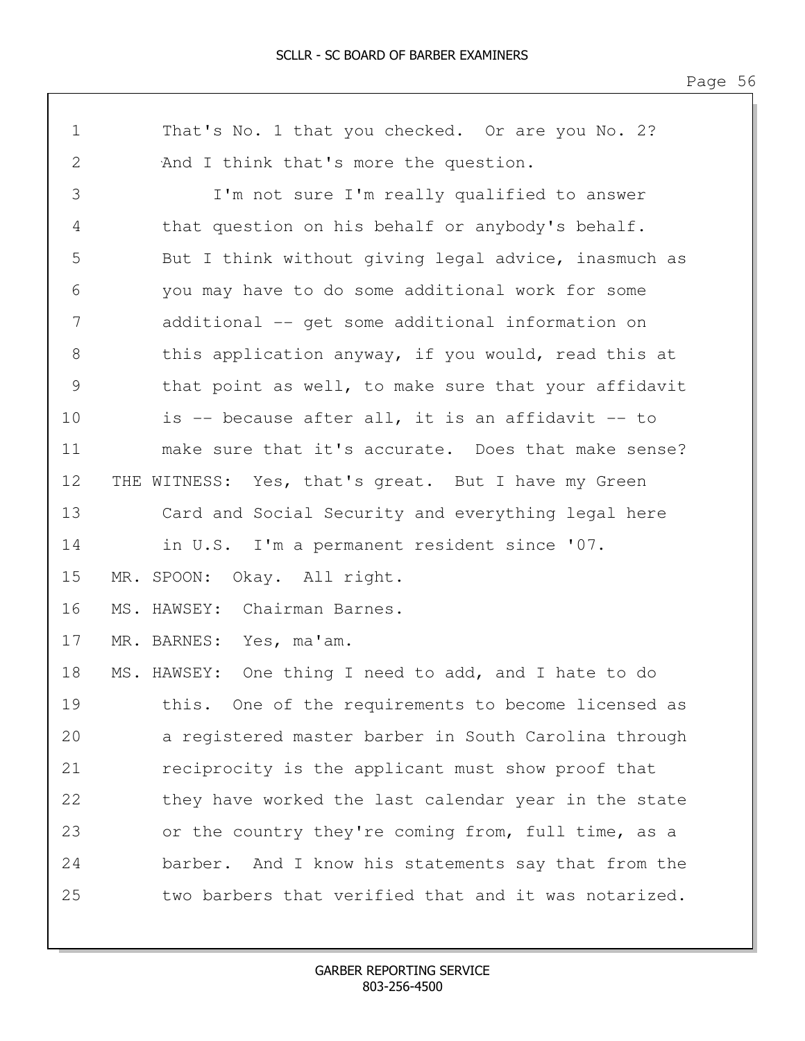1 That's No. 1 that you checked. Or are you No. 2?
2 And I think that's more the question.
3 I'm not sure I'm really qualified to answer
4 that question on his behalf or anybody's behalf.
5 But I think without giving legal advice, inasmuch as
6 you may have to do some additional work for some
7 additional -- get some additional information on
8 this application anyway, if you would, read this at
9 that point as well, to make sure that your affidavit
10 is -- because after all, it is an affidavit -- to
11 make sure that it's accurate. Does that make sense?
12 THE WITNESS: Yes, that's great. But I have my Green
13 Card and Social Security and everything legal here
14 in U.S. I'm a permanent resident since '07.
15 MR. SPOON: Okay. All right.
16 MS. HAWSEY: Chairman Barnes.
17 MR. BARNES: Yes, ma'am.
18 MS. HAWSEY: One thing I need to add, and I hate to do
19 this. One of the requirements to become licensed as
20 a registered master barber in South Carolina through
21 reciprocity is the applicant must show proof that
22 they have worked the last calendar year in the state
23 or the country they're coming from, full time, as a
24 barber. And I know his statements say that from the
25 two barbers that verified that and it was notarized.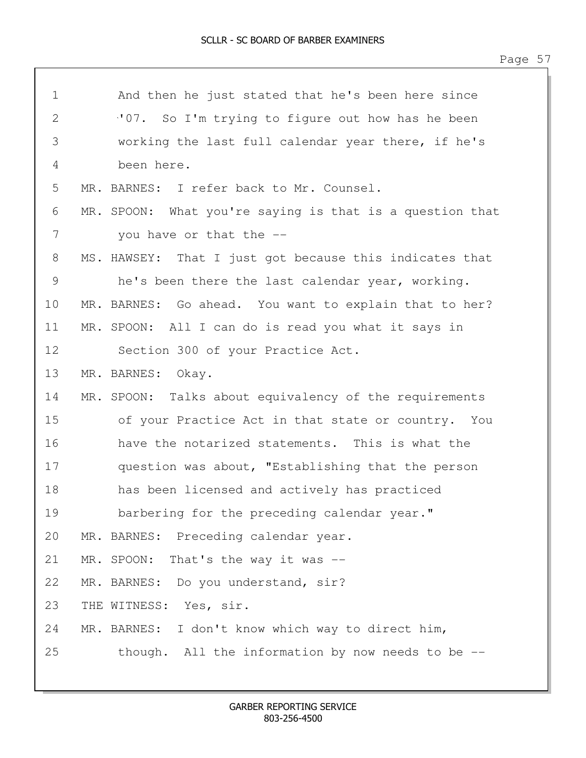1 And then he just stated that he's been here since
2 '07. So I'm trying to figure out how has he been
3 working the last full calendar year there, if he's
4 been here.
5 MR. BARNES: I refer back to Mr. Counsel.
6 MR. SPOON: What you're saying is that is a question that
7 you have or that the --
8 MS. HAWSEY: That I just got because this indicates that
9 he's been there the last calendar year, working.
10 MR. BARNES: Go ahead. You want to explain that to her?
11 MR. SPOON: All I can do is read you what it says in
12 Section 300 of your Practice Act.
13 MR. BARNES: Okay.
14 MR. SPOON: Talks about equivalency of the requirements
15 of your Practice Act in that state or country. You
16 have the notarized statements. This is what the
17 question was about, "Establishing that the person
18 has been licensed and actively has practiced
19 barbering for the preceding calendar year."
20 MR. BARNES: Preceding calendar year.
21 MR. SPOON: That's the way it was --
22 MR. BARNES: Do you understand, sir?
23 THE WITNESS: Yes, sir.
24 MR. BARNES: I don't know which way to direct him,
25 though. All the information by now needs to be --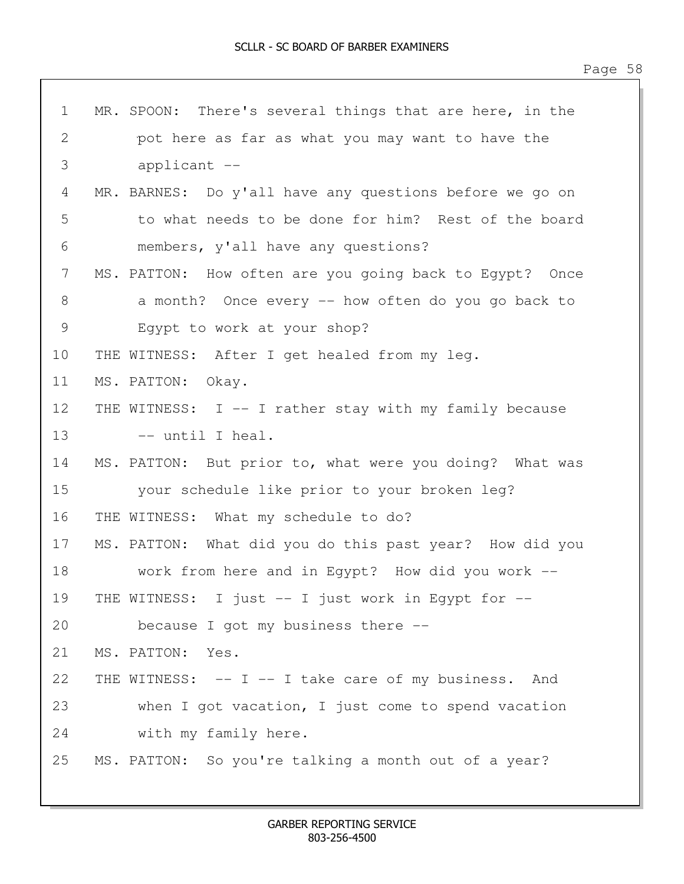1 MR. SPOON: There's several things that are here, in the
2 pot here as far as what you may want to have the
3 applicant --
4 MR. BARNES: Do y'all have any questions before we go on
5 to what needs to be done for him? Rest of the board
6 members, y'all have any questions?
7 MS. PATTON: How often are you going back to Egypt? Once
8 a month? Once every -- how often do you go back to
9 Egypt to work at your shop?
10 THE WITNESS: After I get healed from my leg.
11 MS. PATTON: Okay.
12 THE WITNESS: I -- I rather stay with my family because
13 -- until I heal.
14 MS. PATTON: But prior to, what were you doing? What was
15 your schedule like prior to your broken leg?
16 THE WITNESS: What my schedule to do?
17 MS. PATTON: What did you do this past year? How did you
18 work from here and in Egypt? How did you work --
19 THE WITNESS: I just -- I just work in Egypt for --
20 because I got my business there --
21 MS. PATTON: Yes.
22 THE WITNESS: -- I -- I take care of my business. And
23 when I got vacation, I just come to spend vacation
24 with my family here.
25 MS. PATTON: So you're talking a month out of a year?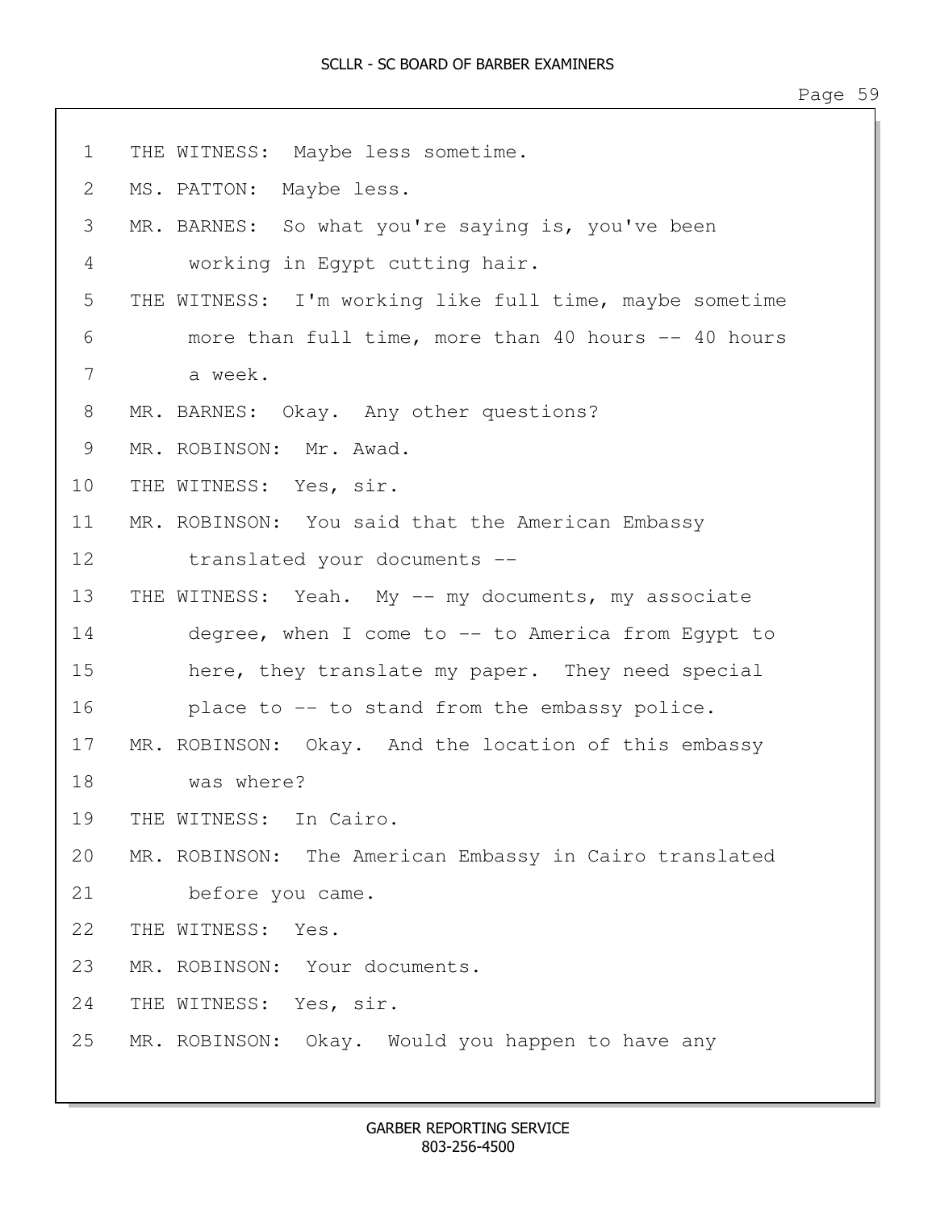THE WITNESS: Maybe less sometime.

MS. PATTON: Maybe less.

MR. BARNES: So what you're saying is, you've been working in Egypt cutting hair.

THE WITNESS: I'm working like full time, maybe sometime more than full time, more than 40 hours -- 40 hours a week.

MR. BARNES: Okay. Any other questions?

MR. ROBINSON: Mr. Awad.

THE WITNESS: Yes, sir.

MR. ROBINSON: You said that the American Embassy translated your documents --

THE WITNESS: Yeah. My -- my documents, my associate degree, when I come to -- to America from Egypt to here, they translate my paper. They need special place to -- to stand from the embassy police.

MR. ROBINSON: Okay. And the location of this embassy was where?

THE WITNESS: In Cairo.

MR. ROBINSON: The American Embassy in Cairo translated before you came.

THE WITNESS: Yes.

MR. ROBINSON: Your documents.

THE WITNESS: Yes, sir.

MR. ROBINSON: Okay. Would you happen to have any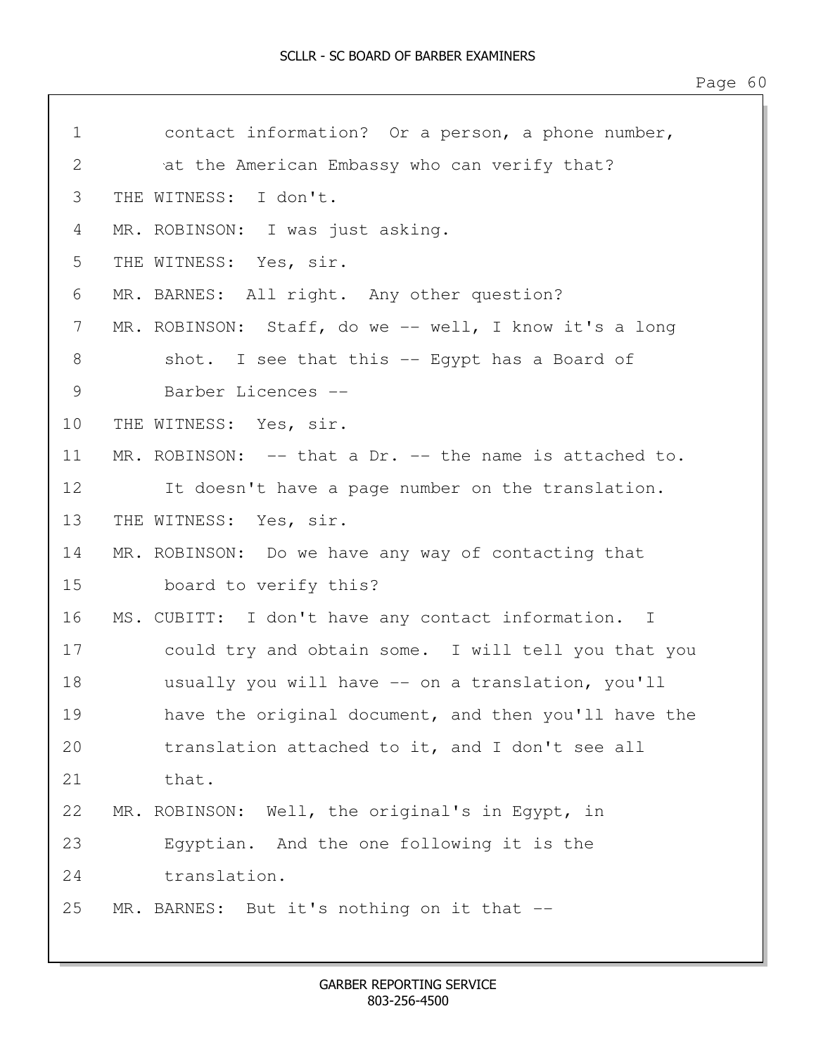contact information? Or a person, a phone number, at the American Embassy who can verify that?

THE WITNESS: I don't.

MR. ROBINSON: I was just asking.

THE WITNESS: Yes, sir.

MR. BARNES: All right. Any other question?

MR. ROBINSON: Staff, do we -- well, I know it's a long shot. I see that this -- Egypt has a Board of Barber Licences --

THE WITNESS: Yes, sir.

MR. ROBINSON: -- that a Dr. -- the name is attached to. It doesn't have a page number on the translation.

THE WITNESS: Yes, sir.

MR. ROBINSON: Do we have any way of contacting that board to verify this?

MS. CUBITT: I don't have any contact information. I could try and obtain some. I will tell you that you usually you will have -- on a translation, you'll have the original document, and then you'll have the translation attached to it, and I don't see all that.

MR. ROBINSON: Well, the original's in Egypt, in Egyptian. And the one following it is the translation.

MR. BARNES: But it's nothing on it that --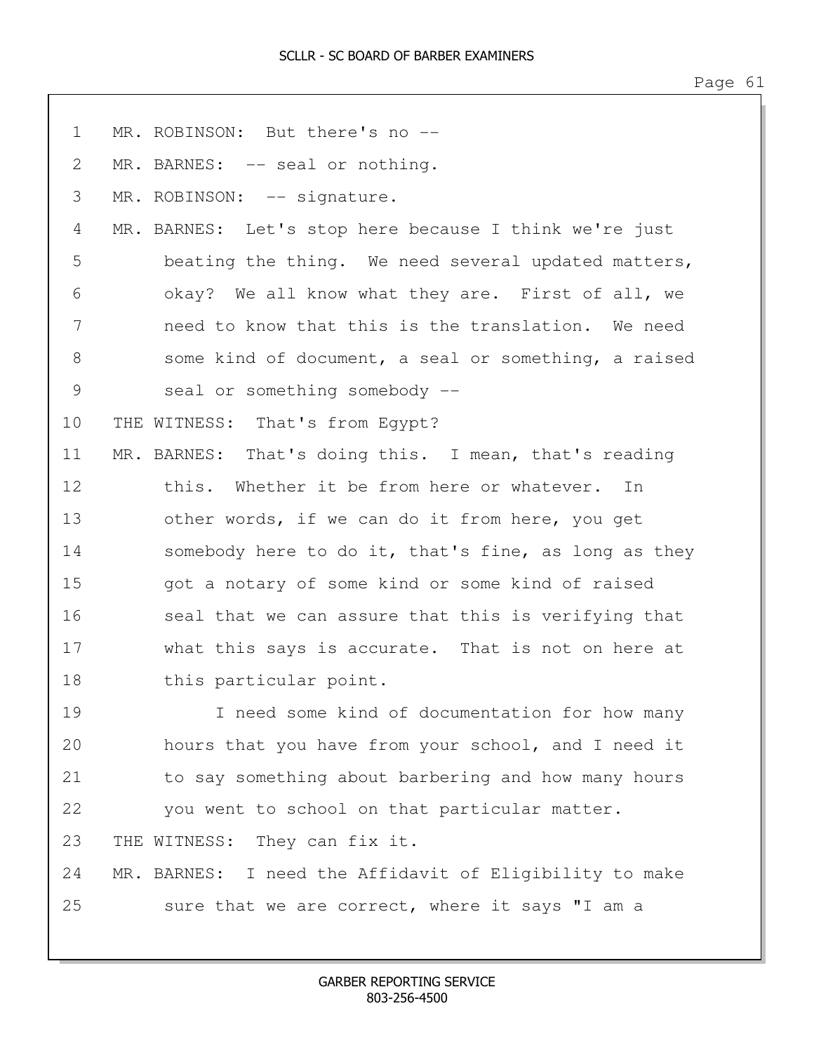MR. ROBINSON: But there's no --

MR. BARNES: -- seal or nothing.

MR. ROBINSON: -- signature.

MR. BARNES: Let's stop here because I think we're just beating the thing. We need several updated matters, okay? We all know what they are. First of all, we need to know that this is the translation. We need some kind of document, a seal or something, a raised seal or something somebody --

THE WITNESS: That's from Egypt?

MR. BARNES: That's doing this. I mean, that's reading this. Whether it be from here or whatever. In other words, if we can do it from here, you get somebody here to do it, that's fine, as long as they got a notary of some kind or some kind of raised seal that we can assure that this is verifying that what this says is accurate. That is not on here at this particular point.

I need some kind of documentation for how many hours that you have from your school, and I need it to say something about barbering and how many hours you went to school on that particular matter.

THE WITNESS: They can fix it.

MR. BARNES: I need the Affidavit of Eligibility to make sure that we are correct, where it says "I am a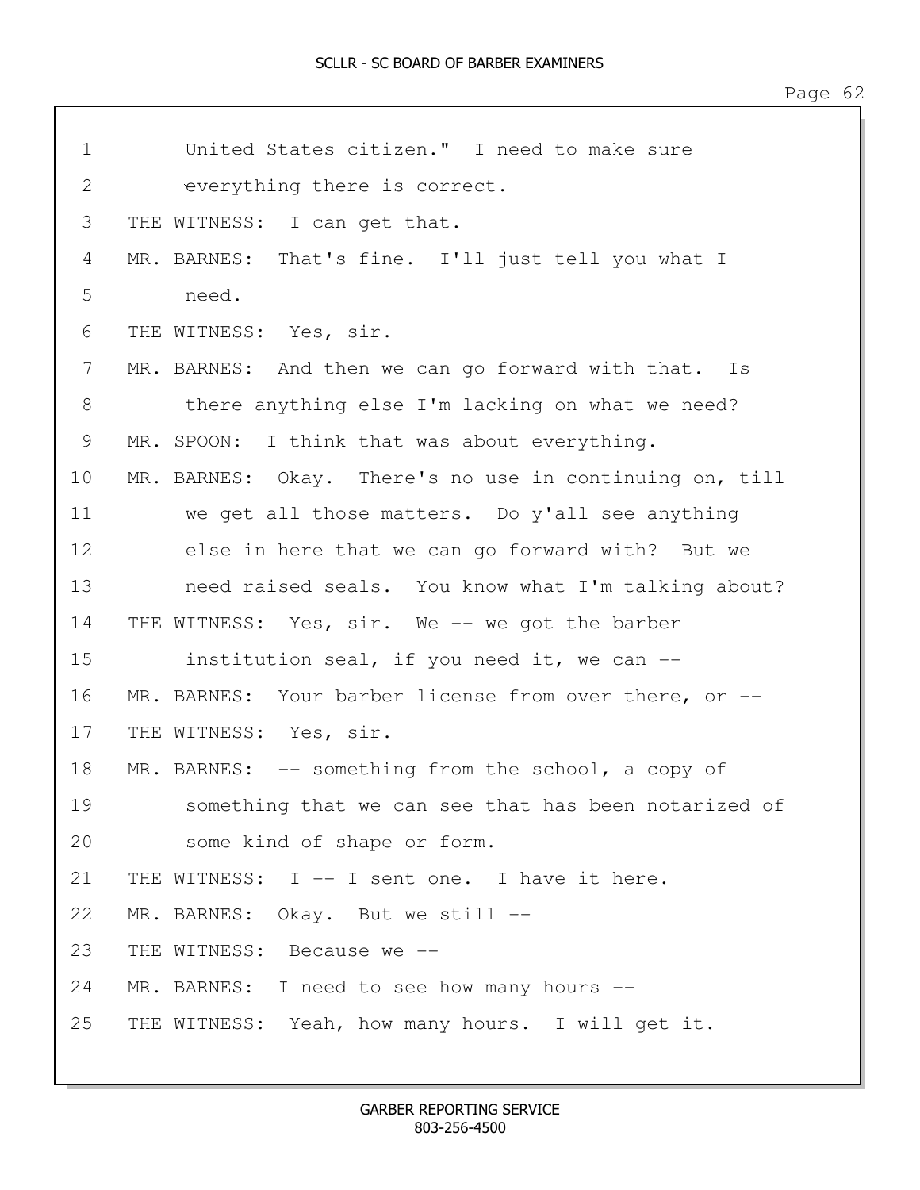1 United States citizen." I need to make sure
2 everything there is correct.
3 THE WITNESS: I can get that.
4 MR. BARNES: That's fine. I'll just tell you what I
5 need.
6 THE WITNESS: Yes, sir.
7 MR. BARNES: And then we can go forward with that. Is
8 there anything else I'm lacking on what we need?
9 MR. SPOON: I think that was about everything.
10 MR. BARNES: Okay. There's no use in continuing on, till
11 we get all those matters. Do y'all see anything
12 else in here that we can go forward with? But we
13 need raised seals. You know what I'm talking about?
14 THE WITNESS: Yes, sir. We -- we got the barber
15 institution seal, if you need it, we can --
16 MR. BARNES: Your barber license from over there, or --
17 THE WITNESS: Yes, sir.
18 MR. BARNES: -- something from the school, a copy of
19 something that we can see that has been notarized of
20 some kind of shape or form.
21 THE WITNESS: I -- I sent one. I have it here.
22 MR. BARNES: Okay. But we still --
23 THE WITNESS: Because we --
24 MR. BARNES: I need to see how many hours --
25 THE WITNESS: Yeah, how many hours. I will get it.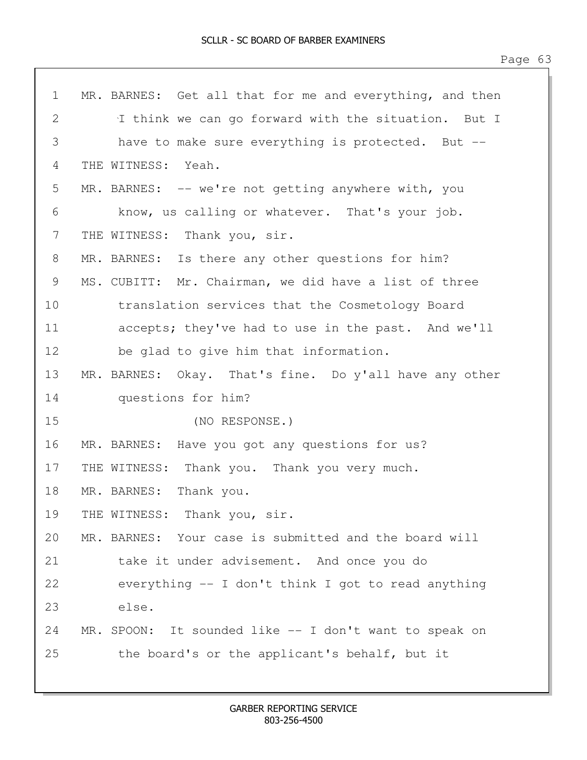1 MR. BARNES: Get all that for me and everything, and then
2 I think we can go forward with the situation. But I
3 have to make sure everything is protected. But --
4 THE WITNESS: Yeah.
5 MR. BARNES: -- we're not getting anywhere with, you
6 know, us calling or whatever. That's your job.
7 THE WITNESS: Thank you, sir.
8 MR. BARNES: Is there any other questions for him?
9 MS. CUBITT: Mr. Chairman, we did have a list of three
10 translation services that the Cosmetology Board
11 accepts; they've had to use in the past. And we'll
12 be glad to give him that information.
13 MR. BARNES: Okay. That's fine. Do y'all have any other
14 questions for him?
15 (NO RESPONSE.)
16 MR. BARNES: Have you got any questions for us?
17 THE WITNESS: Thank you. Thank you very much.
18 MR. BARNES: Thank you.
19 THE WITNESS: Thank you, sir.
20 MR. BARNES: Your case is submitted and the board will
21 take it under advisement. And once you do
22 everything -- I don't think I got to read anything
23 else.
24 MR. SPOON: It sounded like -- I don't want to speak on
25 the board's or the applicant's behalf, but it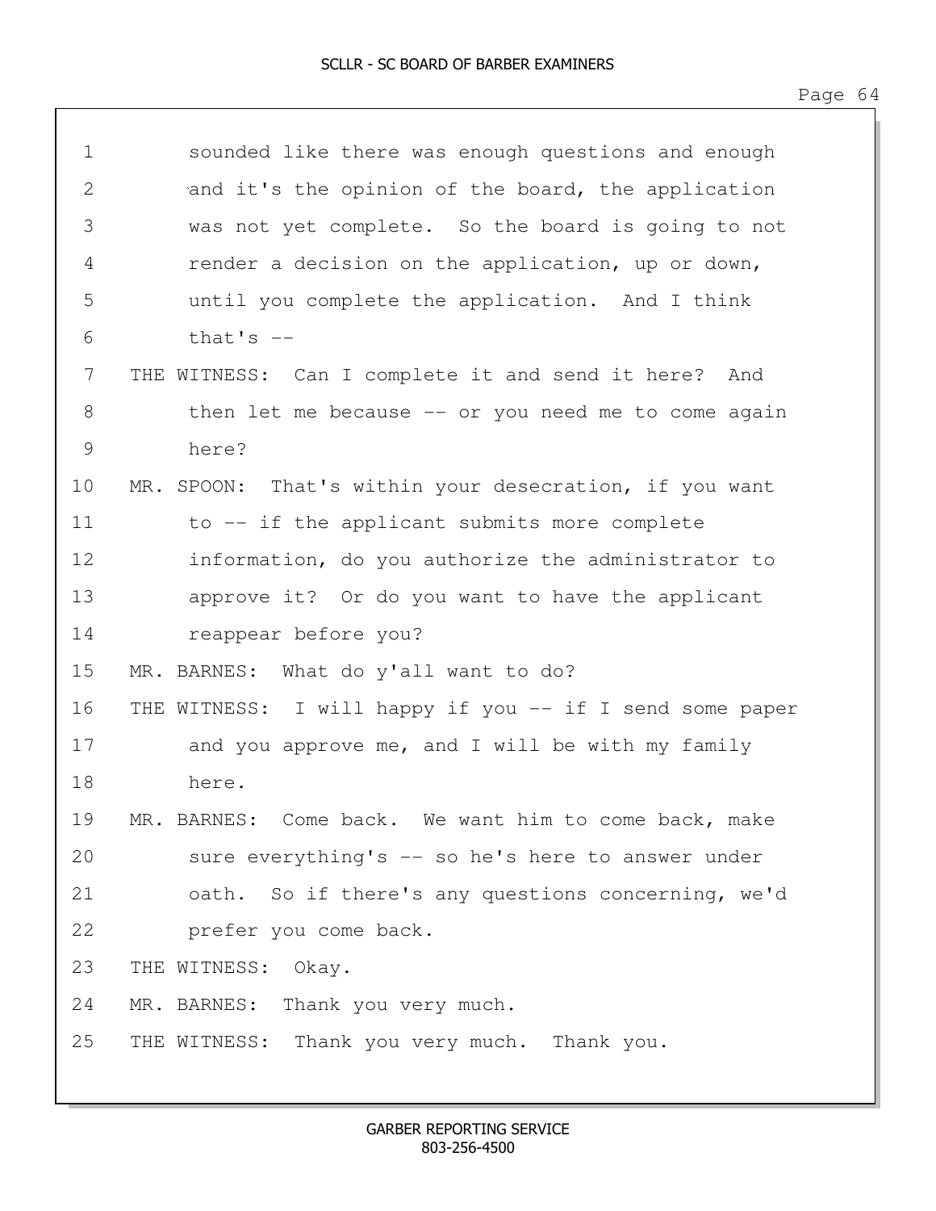1 sounded like there was enough questions and enough
2 and it's the opinion of the board, the application
3 was not yet complete. So the board is going to not
4 render a decision on the application, up or down,
5 until you complete the application. And I think
6 that's --
7 THE WITNESS: Can I complete it and send it here? And
8 then let me because -- or you need me to come again
9 here?
10 MR. SPOON: That's within your desecration, if you want
11 to -- if the applicant submits more complete
12 information, do you authorize the administrator to
13 approve it? Or do you want to have the applicant
14 reappear before you?
15 MR. BARNES: What do y'all want to do?
16 THE WITNESS: I will happy if you -- if I send some paper
17 and you approve me, and I will be with my family
18 here.
19 MR. BARNES: Come back. We want him to come back, make
20 sure everything's -- so he's here to answer under
21 oath. So if there's any questions concerning, we'd
22 prefer you come back.
23 THE WITNESS: Okay.
24 MR. BARNES: Thank you very much.
25 THE WITNESS: Thank you very much. Thank you.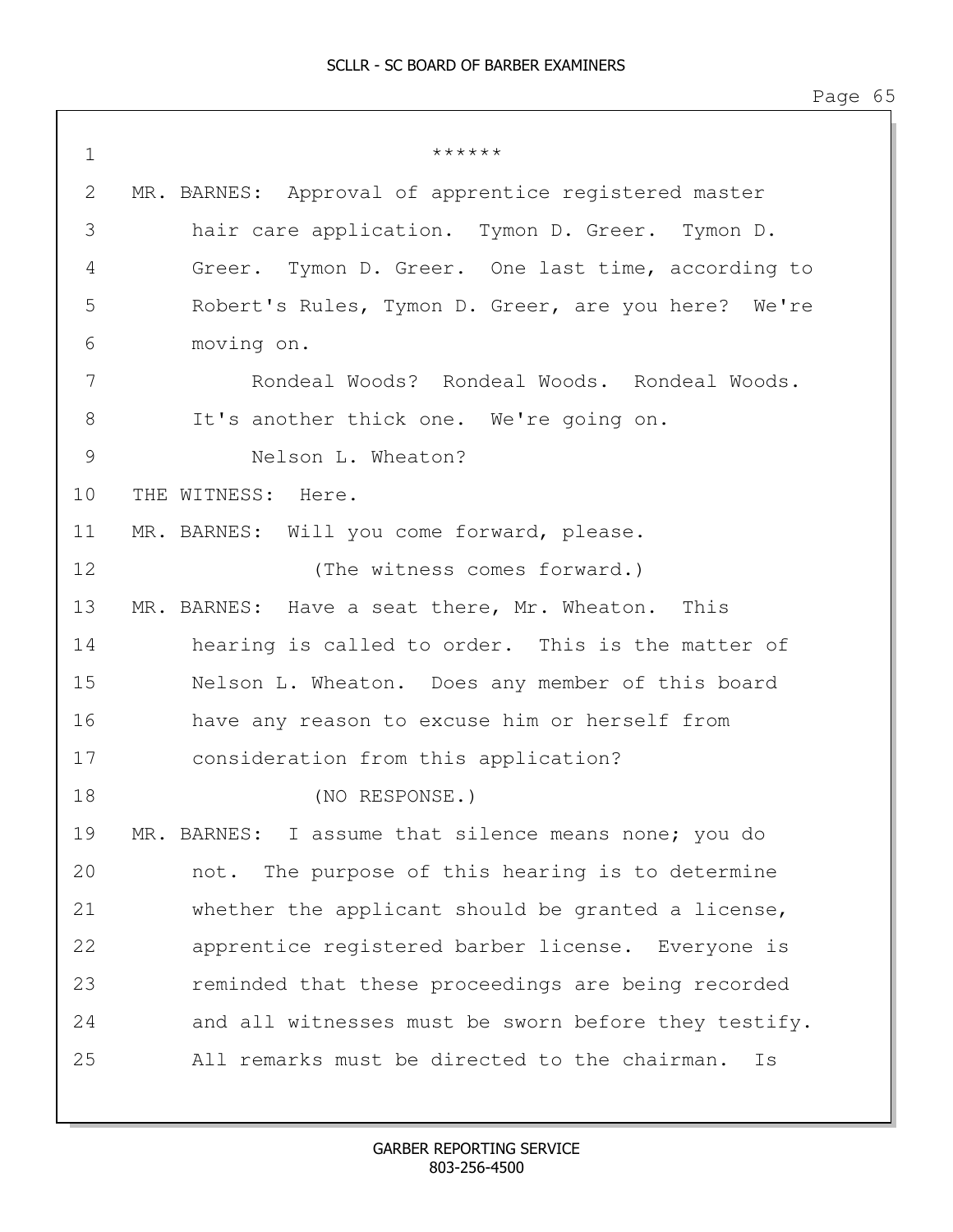******

MR. BARNES: Approval of apprentice registered master hair care application. Tymon D. Greer. Tymon D. Greer. Tymon D. Greer. One last time, according to Robert's Rules, Tymon D. Greer, are you here? We're moving on.

Rondeal Woods? Rondeal Woods. Rondeal Woods. It's another thick one. We're going on.

Nelson L. Wheaton?

THE WITNESS: Here.

MR. BARNES: Will you come forward, please.

(The witness comes forward.)

MR. BARNES: Have a seat there, Mr. Wheaton. This hearing is called to order. This is the matter of Nelson L. Wheaton. Does any member of this board have any reason to excuse him or herself from consideration from this application?

(NO RESPONSE.)

MR. BARNES: I assume that silence means none; you do not. The purpose of this hearing is to determine whether the applicant should be granted a license, apprentice registered barber license. Everyone is reminded that these proceedings are being recorded and all witnesses must be sworn before they testify. All remarks must be directed to the chairman. Is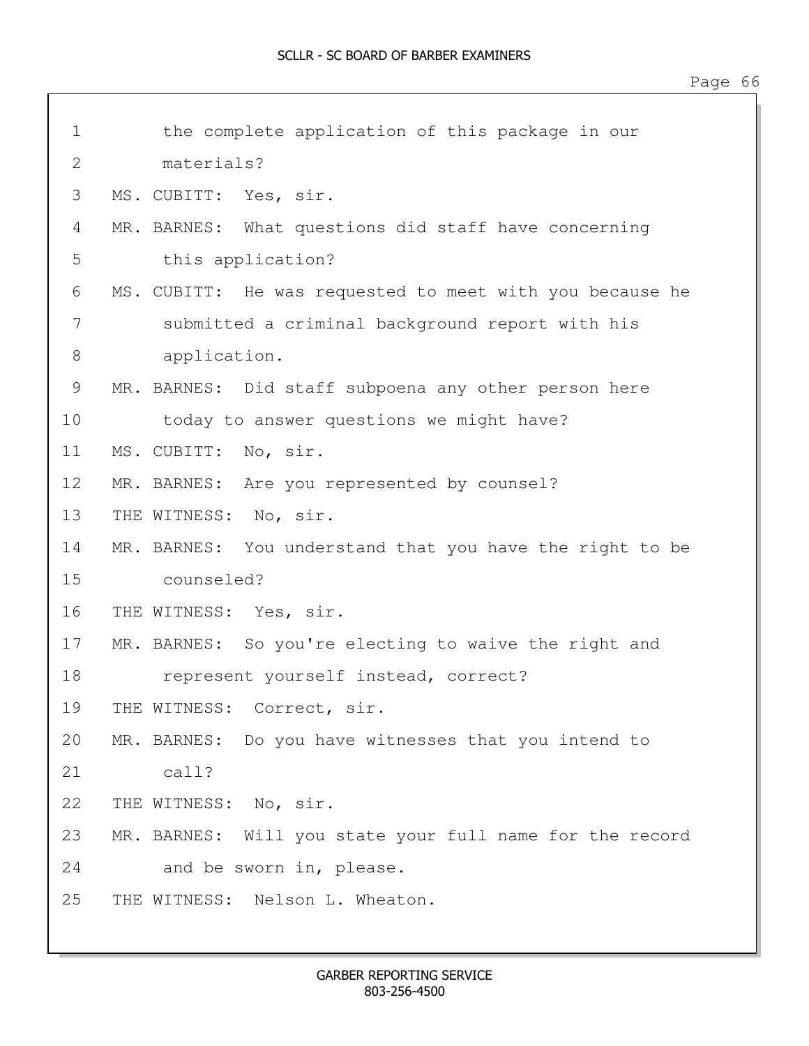the complete application of this package in our materials?

MS. CUBITT: Yes, sir.

MR. BARNES: What questions did staff have concerning this application?

MS. CUBITT: He was requested to meet with you because he submitted a criminal background report with his application.

MR. BARNES: Did staff subpoena any other person here today to answer questions we might have?

MS. CUBITT: No, sir.

MR. BARNES: Are you represented by counsel?

THE WITNESS: No, sir.

MR. BARNES: You understand that you have the right to be counseled?

THE WITNESS: Yes, sir.

MR. BARNES: So you're electing to waive the right and represent yourself instead, correct?

THE WITNESS: Correct, sir.

MR. BARNES: Do you have witnesses that you intend to call?

THE WITNESS: No, sir.

MR. BARNES: Will you state your full name for the record and be sworn in, please.

THE WITNESS: Nelson L. Wheaton.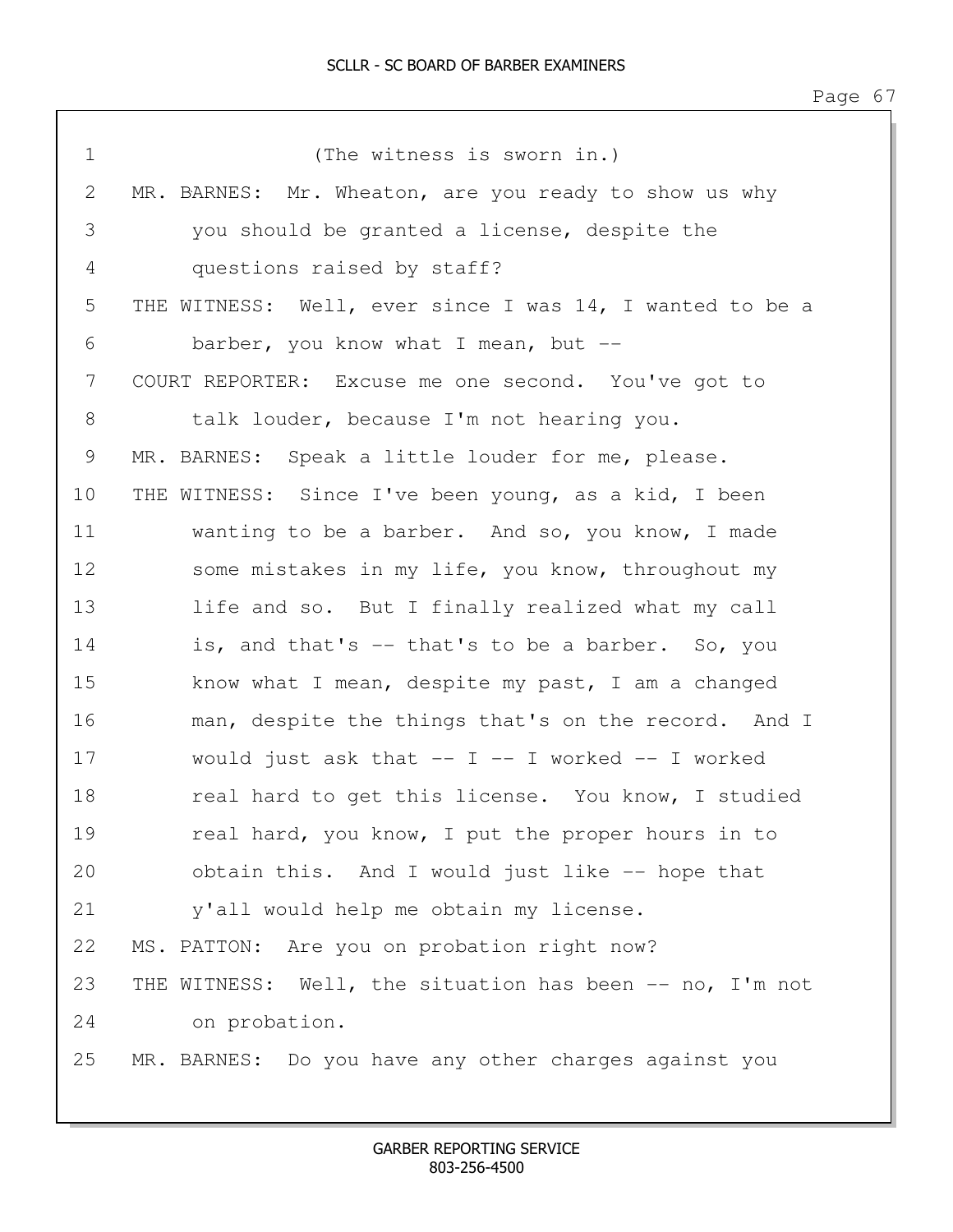1 (The witness is sworn in.)

2 MR. BARNES: Mr. Wheaton, are you ready to show us why

3 you should be granted a license, despite the

4 questions raised by staff?

5 THE WITNESS: Well, ever since I was 14, I wanted to be a

6 barber, you know what I mean, but --

7 COURT REPORTER: Excuse me one second. You've got to

8 talk louder, because I'm not hearing you.

9 MR. BARNES: Speak a little louder for me, please.

10 THE WITNESS: Since I've been young, as a kid, I been

11 wanting to be a barber. And so, you know, I made

12 some mistakes in my life, you know, throughout my

13 life and so. But I finally realized what my call

14 is, and that's -- that's to be a barber. So, you

15 know what I mean, despite my past, I am a changed

16 man, despite the things that's on the record. And I

17 would just ask that -- I -- I worked -- I worked

18 real hard to get this license. You know, I studied

19 real hard, you know, I put the proper hours in to

20 obtain this. And I would just like -- hope that

21 y'all would help me obtain my license.

22 MS. PATTON: Are you on probation right now?

23 THE WITNESS: Well, the situation has been -- no, I'm not

24 on probation.

25 MR. BARNES: Do you have any other charges against you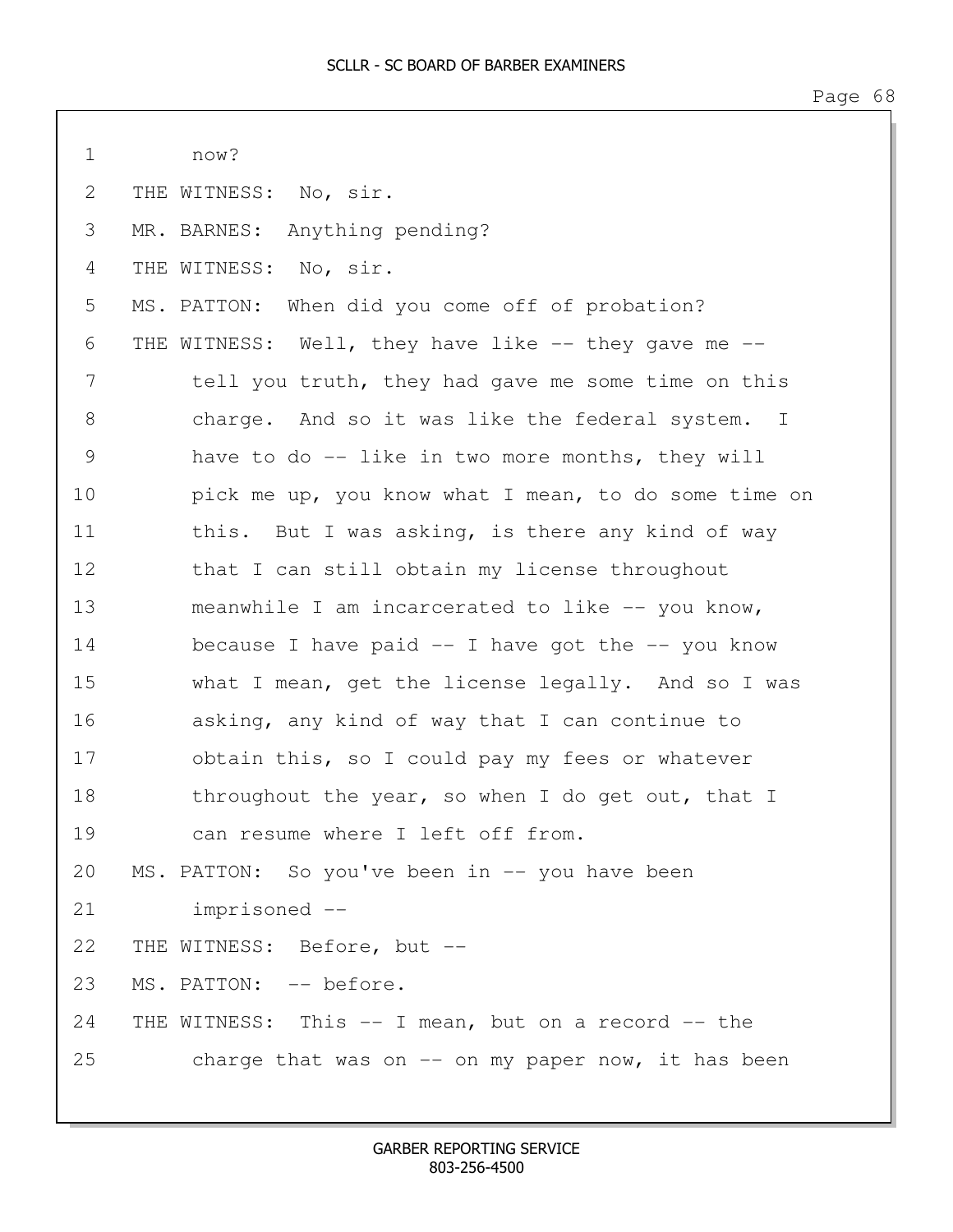1 now?

2 THE WITNESS: No, sir.

3 MR. BARNES: Anything pending?

4 THE WITNESS: No, sir.

5 MS. PATTON: When did you come off of probation?

6 THE WITNESS: Well, they have like -- they gave me --

7 tell you truth, they had gave me some time on this

8 charge. And so it was like the federal system. I

9 have to do -- like in two more months, they will

10 pick me up, you know what I mean, to do some time on

11 this. But I was asking, is there any kind of way

12 that I can still obtain my license throughout

13 meanwhile I am incarcerated to like -- you know,

14 because I have paid -- I have got the -- you know

15 what I mean, get the license legally. And so I was

16 asking, any kind of way that I can continue to

17 obtain this, so I could pay my fees or whatever

18 throughout the year, so when I do get out, that I

19 can resume where I left off from.

20 MS. PATTON: So you've been in -- you have been

21 imprisoned --

22 THE WITNESS: Before, but --

23 MS. PATTON: -- before.

24 THE WITNESS: This -- I mean, but on a record -- the

25 charge that was on -- on my paper now, it has been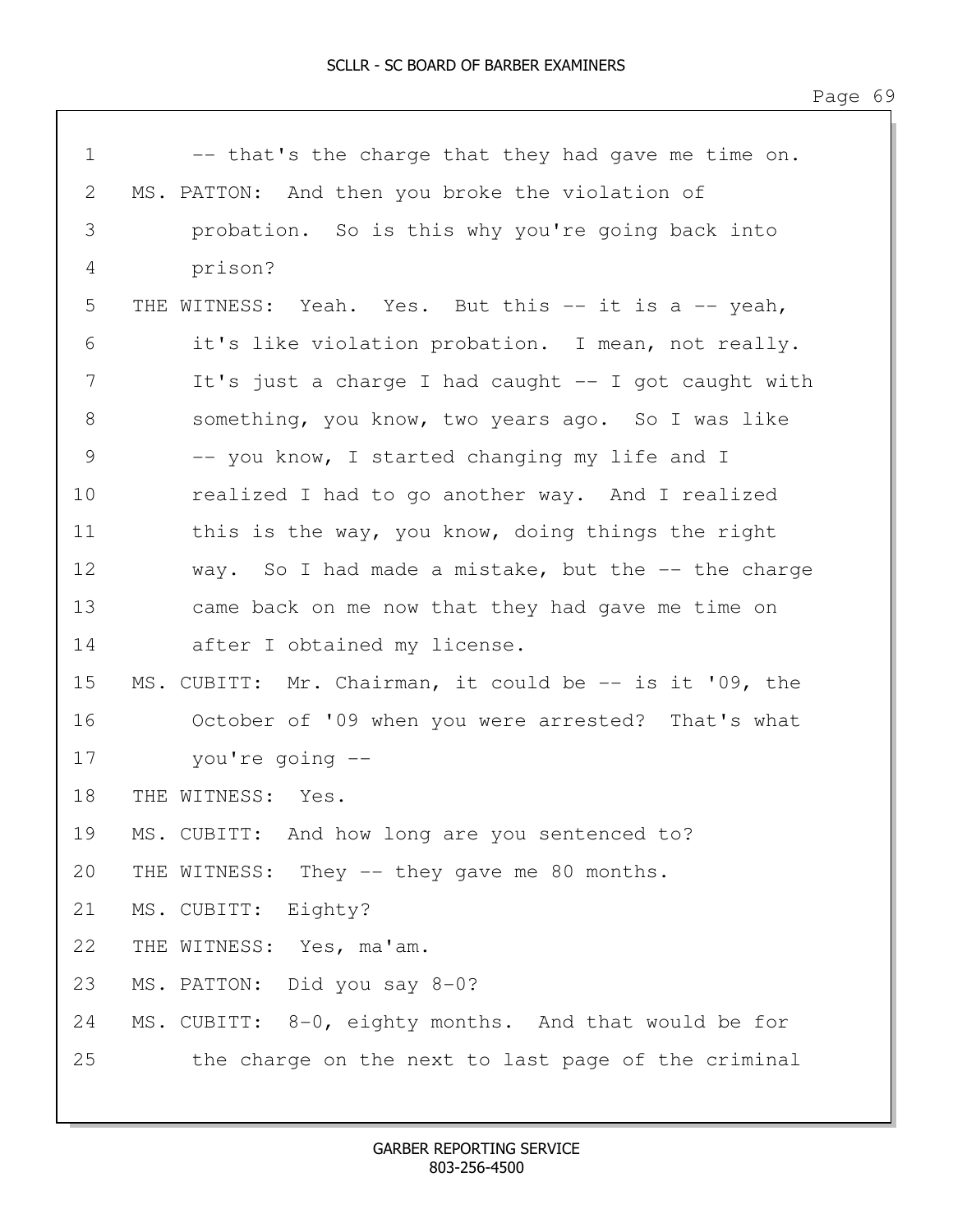-- that's the charge that they had gave me time on.

MS. PATTON: And then you broke the violation of probation. So is this why you're going back into prison?

THE WITNESS: Yeah. Yes. But this -- it is a -- yeah, it's like violation probation. I mean, not really. It's just a charge I had caught -- I got caught with something, you know, two years ago. So I was like -- you know, I started changing my life and I realized I had to go another way. And I realized this is the way, you know, doing things the right way. So I had made a mistake, but the -- the charge came back on me now that they had gave me time on after I obtained my license.

MS. CUBITT: Mr. Chairman, it could be -- is it '09, the October of '09 when you were arrested? That's what you're going --

THE WITNESS: Yes.

MS. CUBITT: And how long are you sentenced to?

THE WITNESS: They -- they gave me 80 months.

MS. CUBITT: Eighty?

THE WITNESS: Yes, ma'am.

MS. PATTON: Did you say 8-0?

MS. CUBITT: 8-0, eighty months. And that would be for the charge on the next to last page of the criminal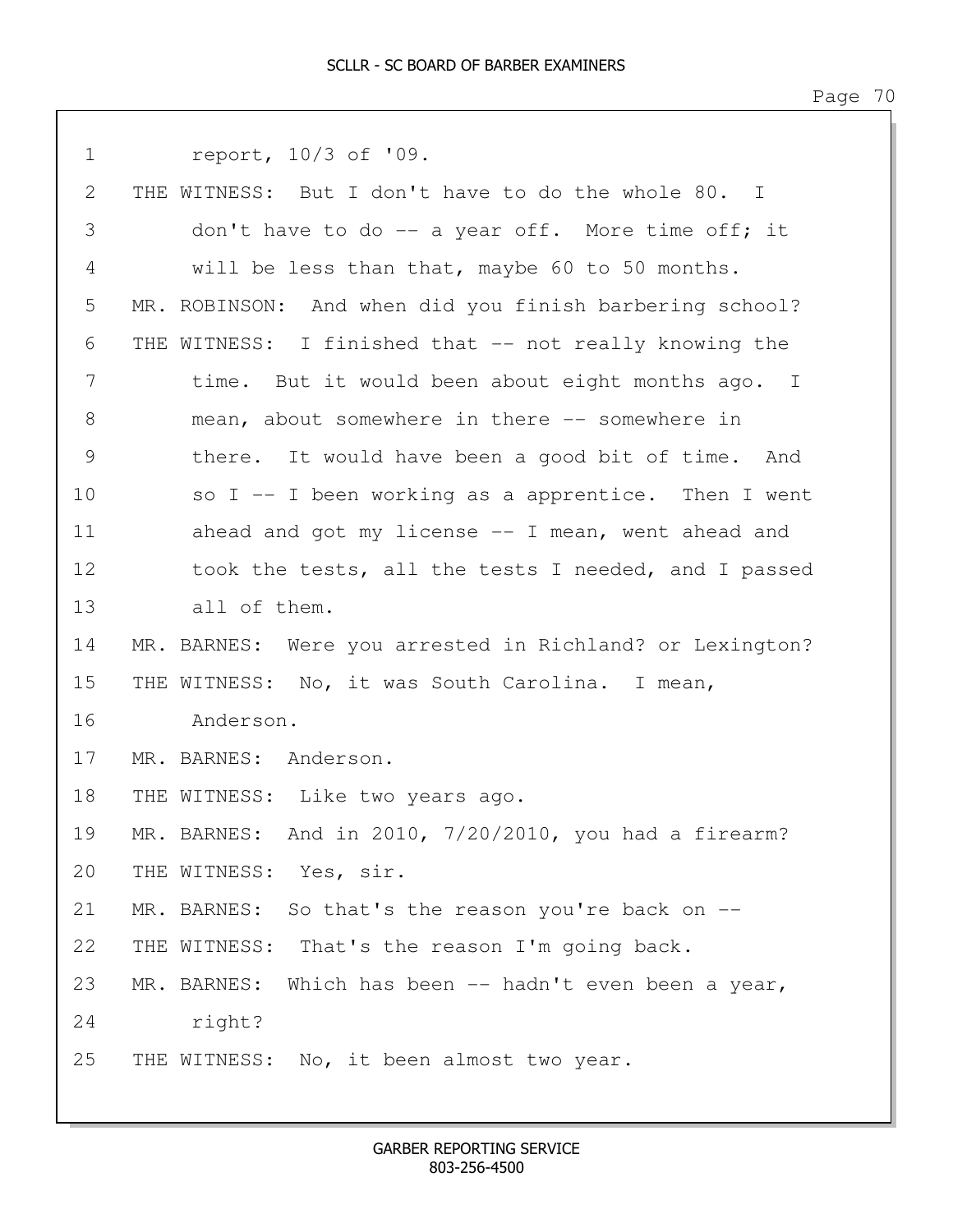1 report, 10/3 of '09.
2 THE WITNESS: But I don't have to do the whole 80. I
3 don't have to do -- a year off. More time off; it
4 will be less than that, maybe 60 to 50 months.
5 MR. ROBINSON: And when did you finish barbering school?
6 THE WITNESS: I finished that -- not really knowing the
7 time. But it would been about eight months ago. I
8 mean, about somewhere in there -- somewhere in
9 there. It would have been a good bit of time. And
10 so I -- I been working as a apprentice. Then I went
11 ahead and got my license -- I mean, went ahead and
12 took the tests, all the tests I needed, and I passed
13 all of them.
14 MR. BARNES: Were you arrested in Richland? or Lexington?
15 THE WITNESS: No, it was South Carolina. I mean,
16 Anderson.
17 MR. BARNES: Anderson.
18 THE WITNESS: Like two years ago.
19 MR. BARNES: And in 2010, 7/20/2010, you had a firearm?
20 THE WITNESS: Yes, sir.
21 MR. BARNES: So that's the reason you're back on --
22 THE WITNESS: That's the reason I'm going back.
23 MR. BARNES: Which has been -- hadn't even been a year,
24 right?
25 THE WITNESS: No, it been almost two year.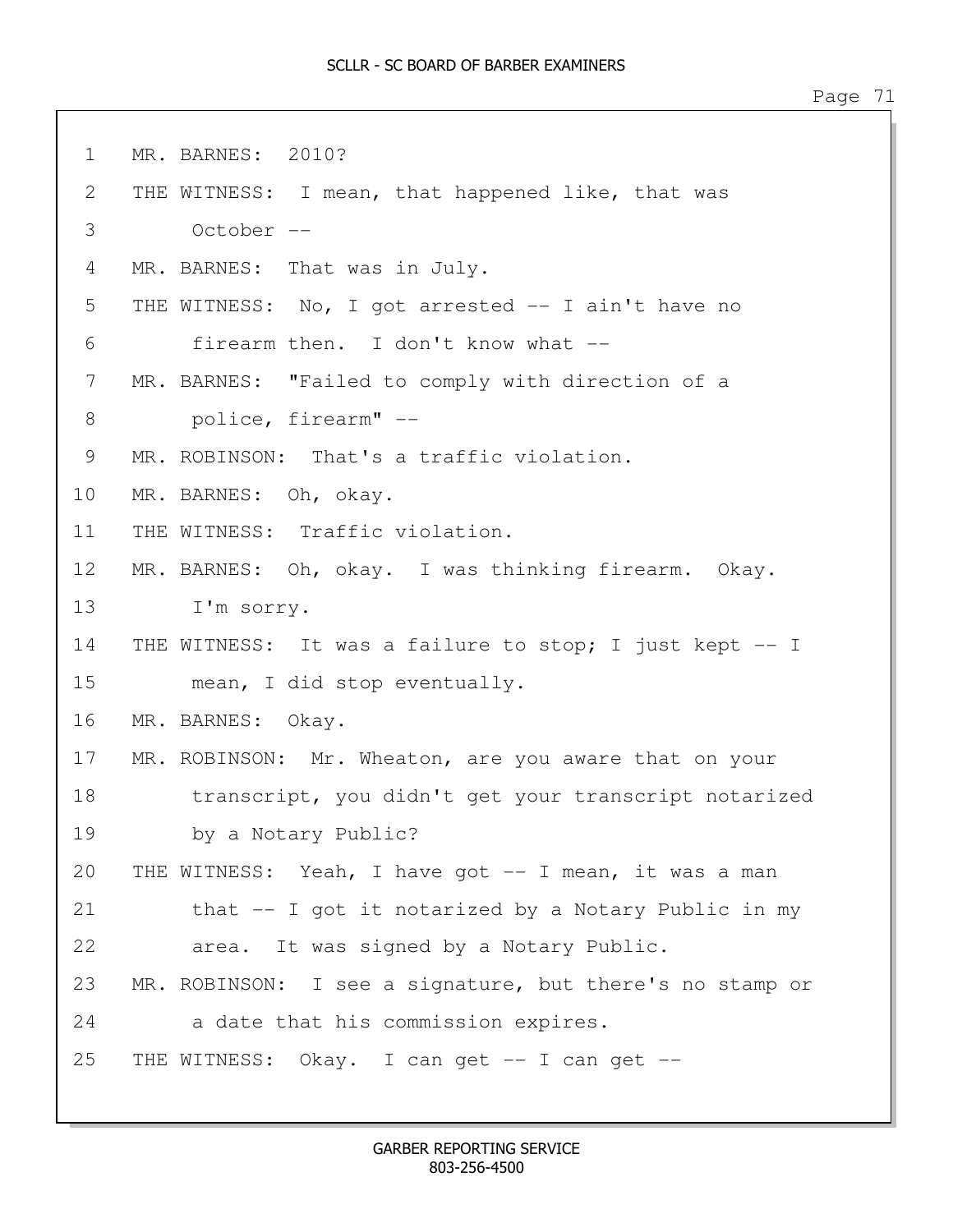1 MR. BARNES: 2010?
2 THE WITNESS: I mean, that happened like, that was
3 October --
4 MR. BARNES: That was in July.
5 THE WITNESS: No, I got arrested -- I ain't have no
6 firearm then. I don't know what --
7 MR. BARNES: "Failed to comply with direction of a
8 police, firearm" --
9 MR. ROBINSON: That's a traffic violation.
10 MR. BARNES: Oh, okay.
11 THE WITNESS: Traffic violation.
12 MR. BARNES: Oh, okay. I was thinking firearm. Okay.
13 I'm sorry.
14 THE WITNESS: It was a failure to stop; I just kept -- I
15 mean, I did stop eventually.
16 MR. BARNES: Okay.
17 MR. ROBINSON: Mr. Wheaton, are you aware that on your
18 transcript, you didn't get your transcript notarized
19 by a Notary Public?
20 THE WITNESS: Yeah, I have got -- I mean, it was a man
21 that -- I got it notarized by a Notary Public in my
22 area. It was signed by a Notary Public.
23 MR. ROBINSON: I see a signature, but there's no stamp or
24 a date that his commission expires.
25 THE WITNESS: Okay. I can get -- I can get --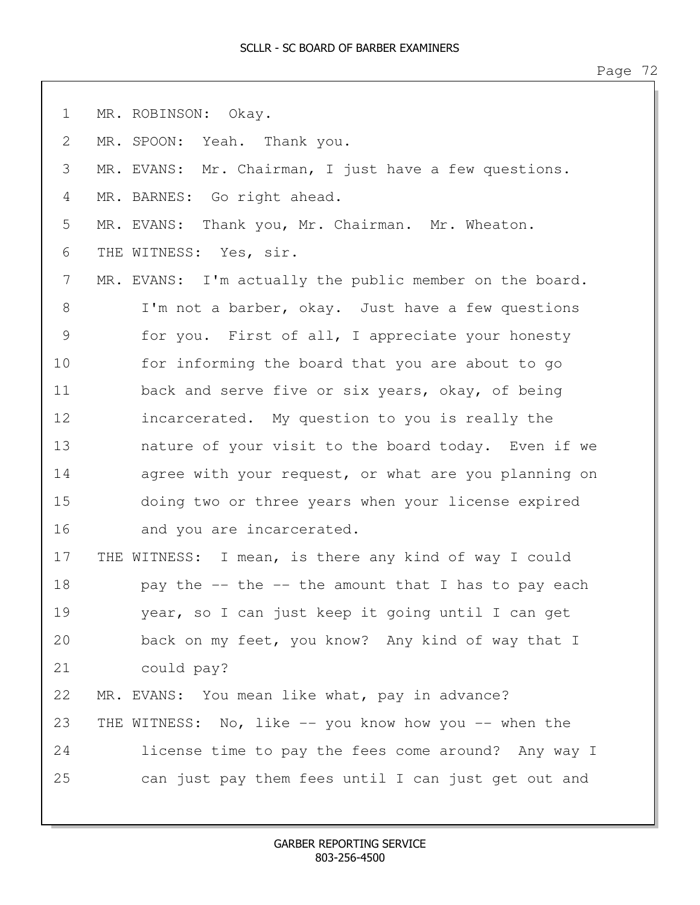MR. ROBINSON: Okay.

MR. SPOON: Yeah. Thank you.

MR. EVANS: Mr. Chairman, I just have a few questions.

MR. BARNES: Go right ahead.

MR. EVANS: Thank you, Mr. Chairman. Mr. Wheaton.

THE WITNESS: Yes, sir.

MR. EVANS: I'm actually the public member on the board. I'm not a barber, okay. Just have a few questions for you. First of all, I appreciate your honesty for informing the board that you are about to go back and serve five or six years, okay, of being incarcerated. My question to you is really the nature of your visit to the board today. Even if we agree with your request, or what are you planning on doing two or three years when your license expired and you are incarcerated.

THE WITNESS: I mean, is there any kind of way I could pay the -- the -- the amount that I has to pay each year, so I can just keep it going until I can get back on my feet, you know? Any kind of way that I could pay?

MR. EVANS: You mean like what, pay in advance?

THE WITNESS: No, like -- you know how you -- when the license time to pay the fees come around? Any way I can just pay them fees until I can just get out and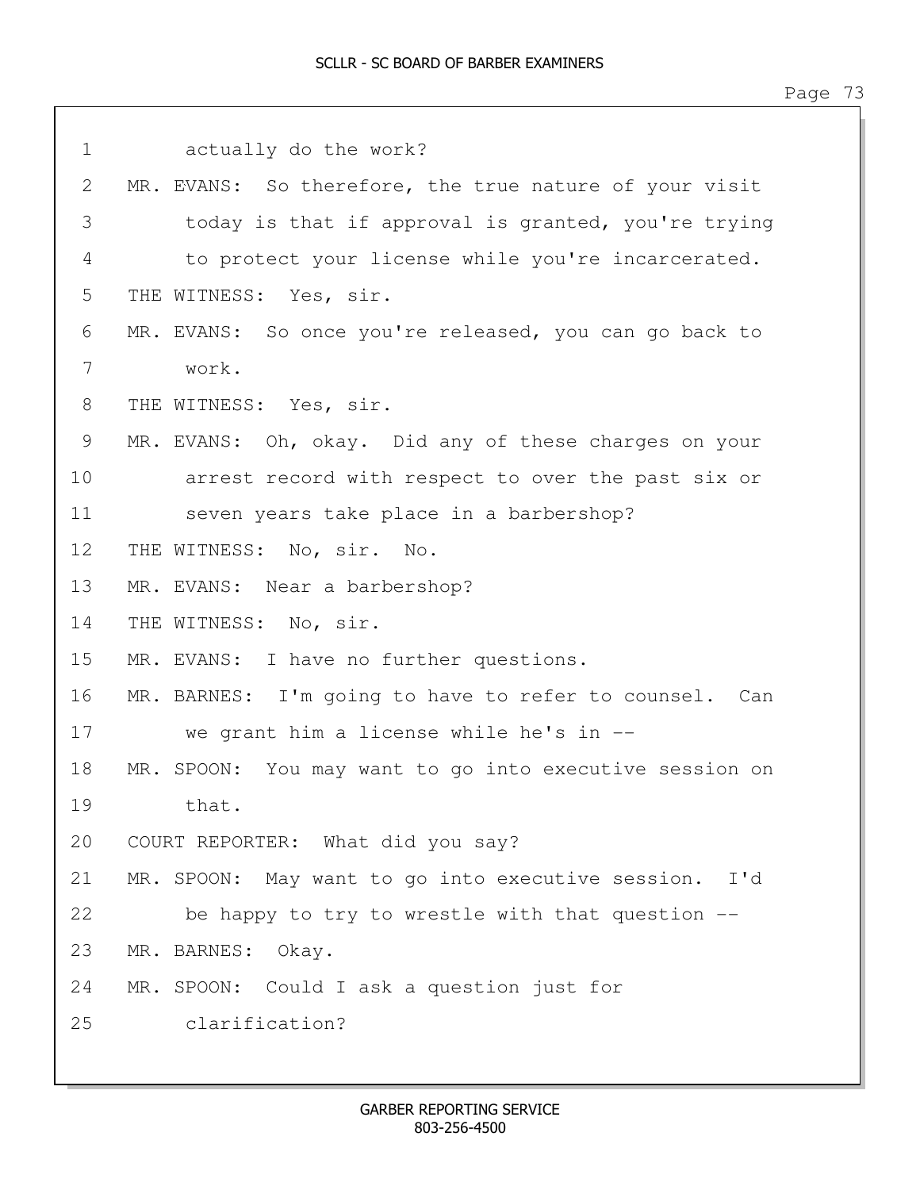actually do the work?

MR. EVANS: So therefore, the true nature of your visit today is that if approval is granted, you're trying to protect your license while you're incarcerated.

THE WITNESS: Yes, sir.

MR. EVANS: So once you're released, you can go back to work.

THE WITNESS: Yes, sir.

MR. EVANS: Oh, okay. Did any of these charges on your arrest record with respect to over the past six or seven years take place in a barbershop?

THE WITNESS: No, sir. No.

MR. EVANS: Near a barbershop?

THE WITNESS: No, sir.

MR. EVANS: I have no further questions.

MR. BARNES: I'm going to have to refer to counsel. Can we grant him a license while he's in --

MR. SPOON: You may want to go into executive session on that.

COURT REPORTER: What did you say?

MR. SPOON: May want to go into executive session. I'd be happy to try to wrestle with that question --

MR. BARNES: Okay.

MR. SPOON: Could I ask a question just for clarification?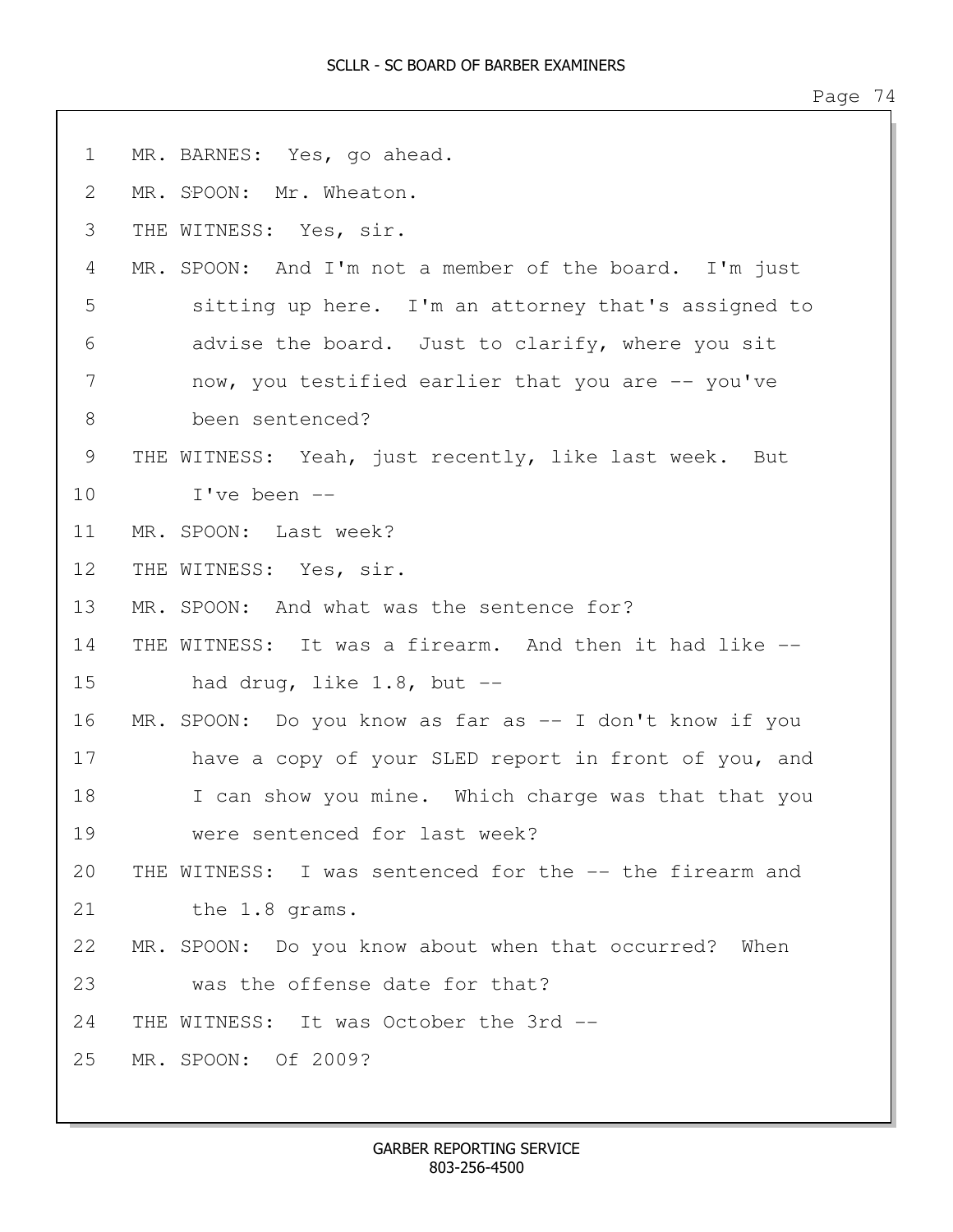MR. BARNES: Yes, go ahead.

MR. SPOON: Mr. Wheaton.

THE WITNESS: Yes, sir.

MR. SPOON: And I'm not a member of the board. I'm just sitting up here. I'm an attorney that's assigned to advise the board. Just to clarify, where you sit now, you testified earlier that you are -- you've been sentenced?

THE WITNESS: Yeah, just recently, like last week. But I've been --

MR. SPOON: Last week?

THE WITNESS: Yes, sir.

MR. SPOON: And what was the sentence for?

THE WITNESS: It was a firearm. And then it had like -- had drug, like 1.8, but --

MR. SPOON: Do you know as far as -- I don't know if you have a copy of your SLED report in front of you, and I can show you mine. Which charge was that that you were sentenced for last week?

THE WITNESS: I was sentenced for the -- the firearm and the 1.8 grams.

MR. SPOON: Do you know about when that occurred? When was the offense date for that?

THE WITNESS: It was October the 3rd --

MR. SPOON: Of 2009?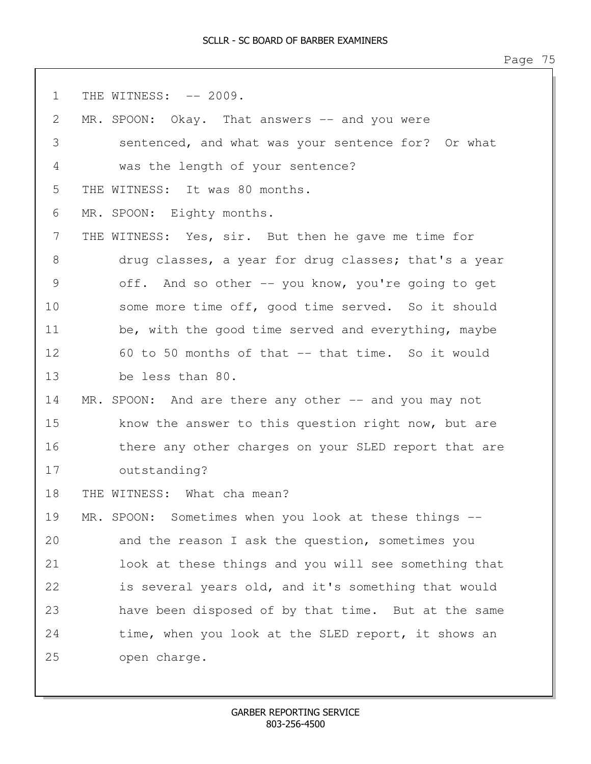1 THE WITNESS: -- 2009.

2 MR. SPOON: Okay. That answers -- and you were

3 sentenced, and what was your sentence for? Or what

4 was the length of your sentence?

5 THE WITNESS: It was 80 months.

6 MR. SPOON: Eighty months.

7 THE WITNESS: Yes, sir. But then he gave me time for

8 drug classes, a year for drug classes; that's a year

9 off. And so other -- you know, you're going to get

10 some more time off, good time served. So it should

11 be, with the good time served and everything, maybe

12 60 to 50 months of that -- that time. So it would

13 be less than 80.

14 MR. SPOON: And are there any other -- and you may not

15 know the answer to this question right now, but are

16 there any other charges on your SLED report that are

17 outstanding?

18 THE WITNESS: What cha mean?

19 MR. SPOON: Sometimes when you look at these things --

20 and the reason I ask the question, sometimes you

21 look at these things and you will see something that

22 is several years old, and it's something that would

23 have been disposed of by that time. But at the same

24 time, when you look at the SLED report, it shows an

25 open charge.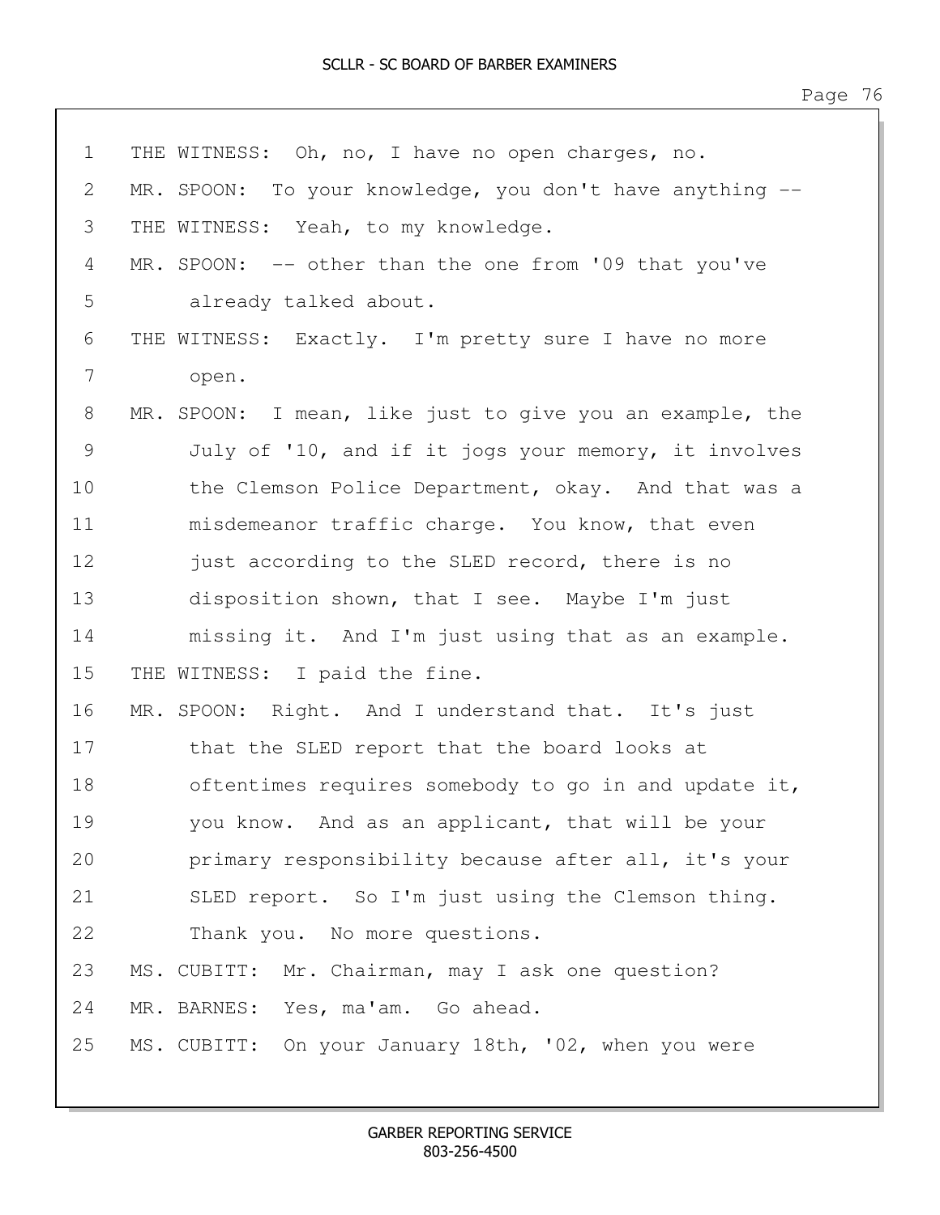1 THE WITNESS: Oh, no, I have no open charges, no.

2 MR. SPOON: To your knowledge, you don't have anything --

3 THE WITNESS: Yeah, to my knowledge.

4 MR. SPOON: -- other than the one from '09 that you've

5 already talked about.

6 THE WITNESS: Exactly. I'm pretty sure I have no more

7 open.

8 MR. SPOON: I mean, like just to give you an example, the

9 July of '10, and if it jogs your memory, it involves

10 the Clemson Police Department, okay. And that was a

11 misdemeanor traffic charge. You know, that even

12 just according to the SLED record, there is no

13 disposition shown, that I see. Maybe I'm just

14 missing it. And I'm just using that as an example.

15 THE WITNESS: I paid the fine.

16 MR. SPOON: Right. And I understand that. It's just

17 that the SLED report that the board looks at

18 oftentimes requires somebody to go in and update it,

19 you know. And as an applicant, that will be your

20 primary responsibility because after all, it's your

21 SLED report. So I'm just using the Clemson thing.

22 Thank you. No more questions.

23 MS. CUBITT: Mr. Chairman, may I ask one question?

24 MR. BARNES: Yes, ma'am. Go ahead.

25 MS. CUBITT: On your January 18th, '02, when you were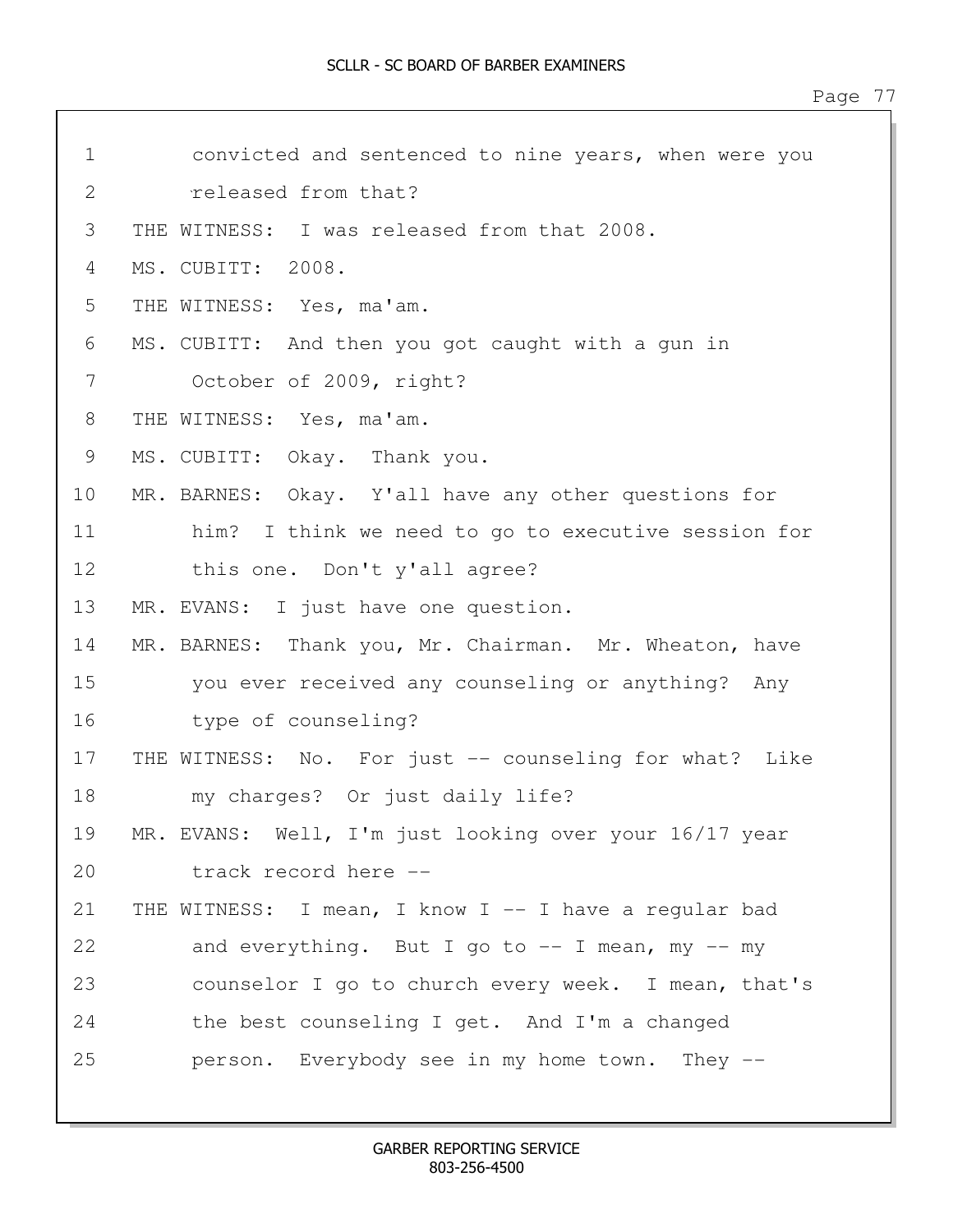convicted and sentenced to nine years, when were you released from that?

THE WITNESS: I was released from that 2008.

MS. CUBITT: 2008.

THE WITNESS: Yes, ma'am.

MS. CUBITT: And then you got caught with a gun in October of 2009, right?

THE WITNESS: Yes, ma'am.

MS. CUBITT: Okay. Thank you.

MR. BARNES: Okay. Y'all have any other questions for him? I think we need to go to executive session for this one. Don't y'all agree?

MR. EVANS: I just have one question.

MR. BARNES: Thank you, Mr. Chairman. Mr. Wheaton, have you ever received any counseling or anything? Any type of counseling?

THE WITNESS: No. For just -- counseling for what? Like my charges? Or just daily life?

MR. EVANS: Well, I'm just looking over your 16/17 year track record here --

THE WITNESS: I mean, I know I -- I have a regular bad and everything. But I go to -- I mean, my -- my counselor I go to church every week. I mean, that's the best counseling I get. And I'm a changed person. Everybody see in my home town. They --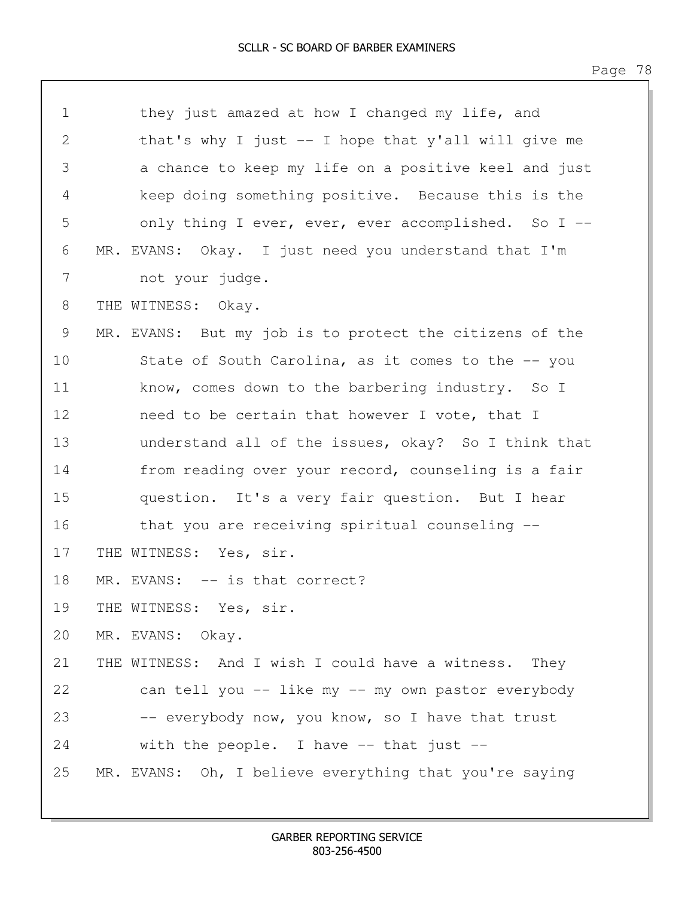1 they just amazed at how I changed my life, and
2 that's why I just -- I hope that y'all will give me
3 a chance to keep my life on a positive keel and just
4 keep doing something positive. Because this is the
5 only thing I ever, ever, ever accomplished. So I --
6 MR. EVANS: Okay. I just need you understand that I'm
7 not your judge.
8 THE WITNESS: Okay.
9 MR. EVANS: But my job is to protect the citizens of the
10 State of South Carolina, as it comes to the -- you
11 know, comes down to the barbering industry. So I
12 need to be certain that however I vote, that I
13 understand all of the issues, okay? So I think that
14 from reading over your record, counseling is a fair
15 question. It's a very fair question. But I hear
16 that you are receiving spiritual counseling --
17 THE WITNESS: Yes, sir.
18 MR. EVANS: -- is that correct?
19 THE WITNESS: Yes, sir.
20 MR. EVANS: Okay.
21 THE WITNESS: And I wish I could have a witness. They
22 can tell you -- like my -- my own pastor everybody
23 -- everybody now, you know, so I have that trust
24 with the people. I have -- that just --
25 MR. EVANS: Oh, I believe everything that you're saying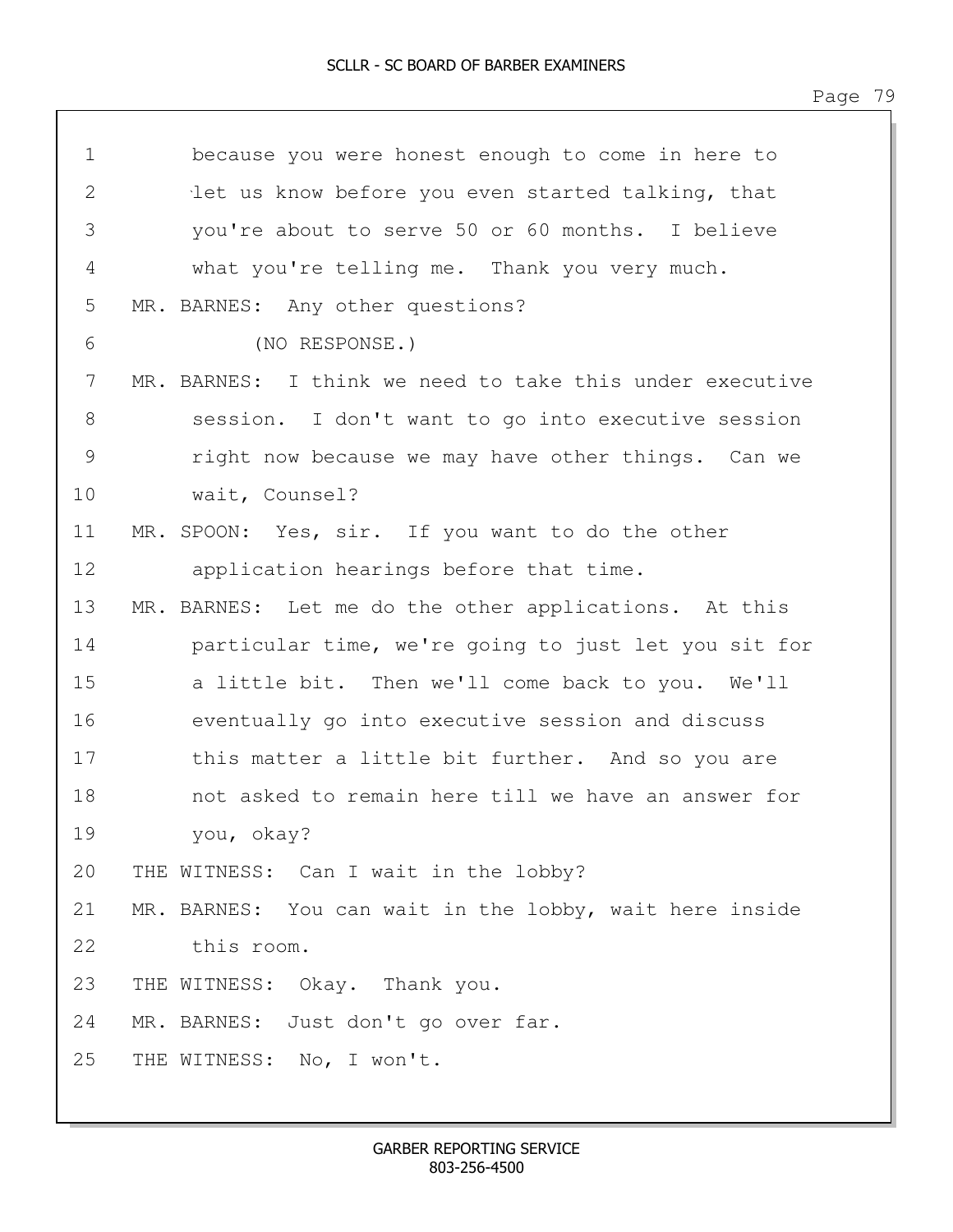1 because you were honest enough to come in here to
2 let us know before you even started talking, that
3 you're about to serve 50 or 60 months. I believe
4 what you're telling me. Thank you very much.
5 MR. BARNES: Any other questions?
6 (NO RESPONSE.)
7 MR. BARNES: I think we need to take this under executive
8 session. I don't want to go into executive session
9 right now because we may have other things. Can we
10 wait, Counsel?
11 MR. SPOON: Yes, sir. If you want to do the other
12 application hearings before that time.
13 MR. BARNES: Let me do the other applications. At this
14 particular time, we're going to just let you sit for
15 a little bit. Then we'll come back to you. We'll
16 eventually go into executive session and discuss
17 this matter a little bit further. And so you are
18 not asked to remain here till we have an answer for
19 you, okay?
20 THE WITNESS: Can I wait in the lobby?
21 MR. BARNES: You can wait in the lobby, wait here inside
22 this room.
23 THE WITNESS: Okay. Thank you.
24 MR. BARNES: Just don't go over far.
25 THE WITNESS: No, I won't.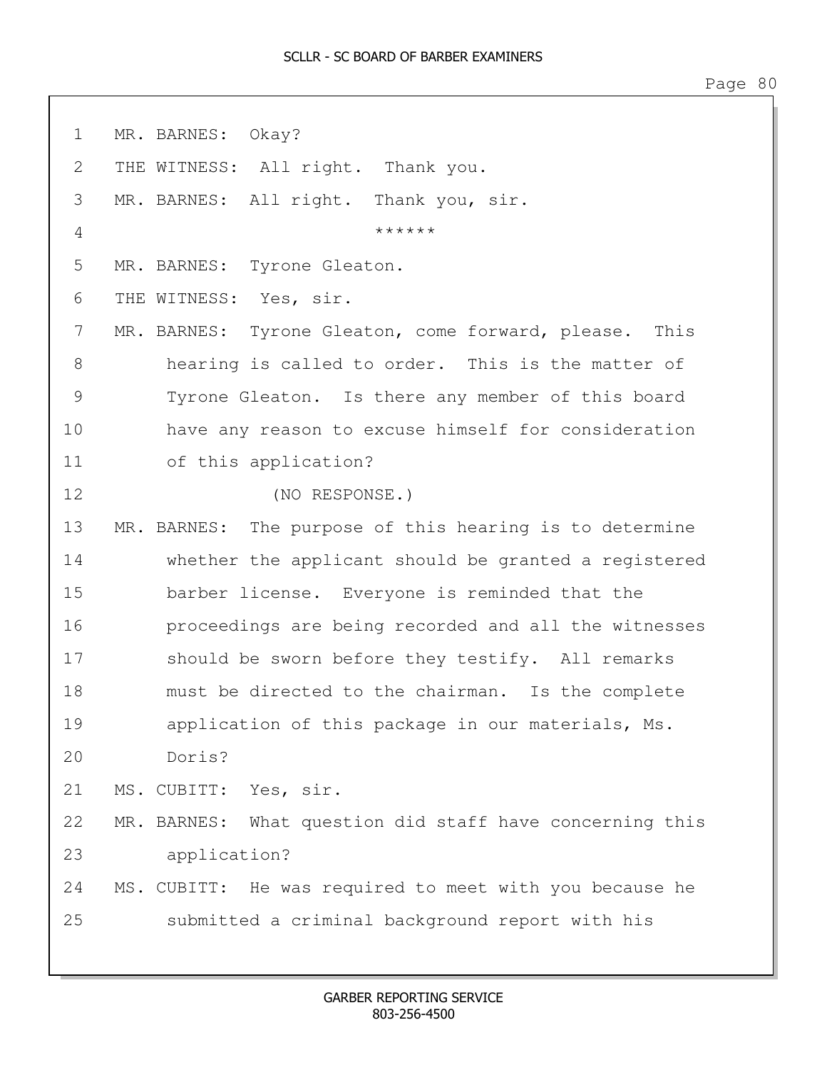MR. BARNES: Okay?

THE WITNESS: All right. Thank you.

MR. BARNES: All right. Thank you, sir.

******

MR. BARNES: Tyrone Gleaton.

THE WITNESS: Yes, sir.

MR. BARNES: Tyrone Gleaton, come forward, please. This hearing is called to order. This is the matter of Tyrone Gleaton. Is there any member of this board have any reason to excuse himself for consideration of this application?

(NO RESPONSE.)

MR. BARNES: The purpose of this hearing is to determine whether the applicant should be granted a registered barber license. Everyone is reminded that the proceedings are being recorded and all the witnesses should be sworn before they testify. All remarks must be directed to the chairman. Is the complete application of this package in our materials, Ms. Doris?

MS. CUBITT: Yes, sir.

MR. BARNES: What question did staff have concerning this application?

MS. CUBITT: He was required to meet with you because he submitted a criminal background report with his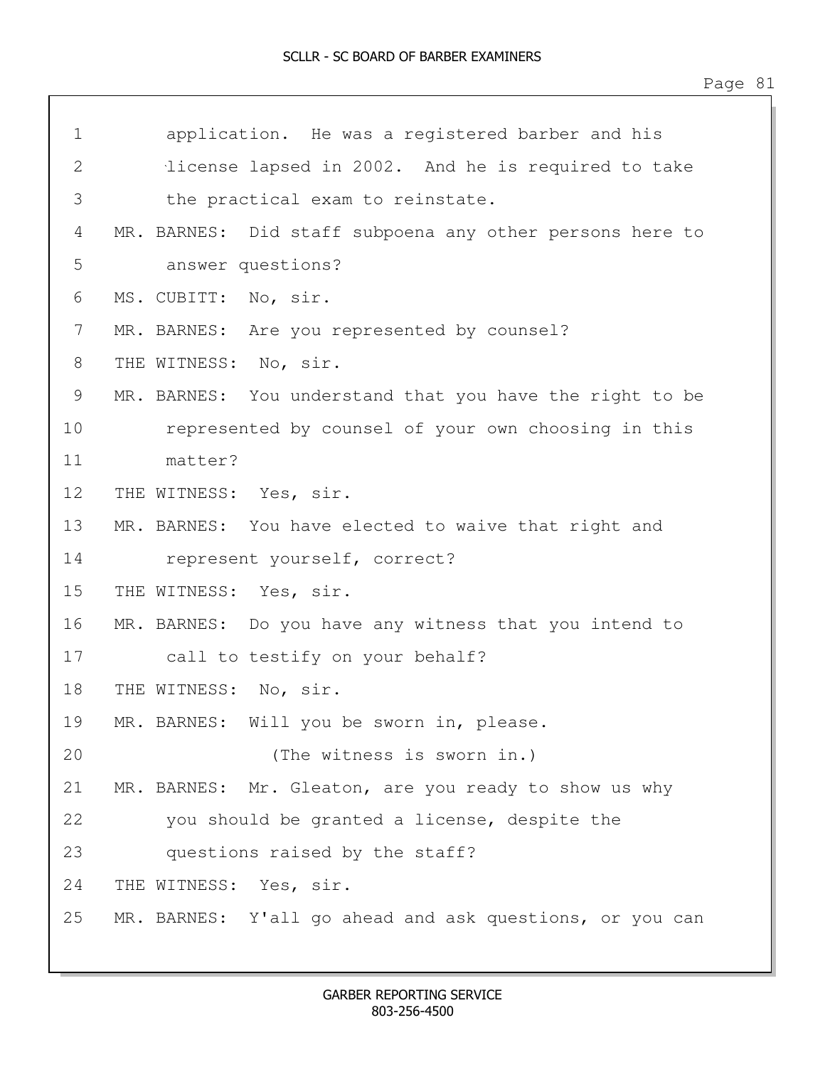1 application. He was a registered barber and his

2 license lapsed in 2002. And he is required to take

3 the practical exam to reinstate.

4 MR. BARNES: Did staff subpoena any other persons here to

5 answer questions?

6 MS. CUBITT: No, sir.

7 MR. BARNES: Are you represented by counsel?

8 THE WITNESS: No, sir.

9 MR. BARNES: You understand that you have the right to be

10 represented by counsel of your own choosing in this

11 matter?

12 THE WITNESS: Yes, sir.

13 MR. BARNES: You have elected to waive that right and

14 represent yourself, correct?

15 THE WITNESS: Yes, sir.

16 MR. BARNES: Do you have any witness that you intend to

17 call to testify on your behalf?

18 THE WITNESS: No, sir.

19 MR. BARNES: Will you be sworn in, please.

20 (The witness is sworn in.)

21 MR. BARNES: Mr. Gleaton, are you ready to show us why

22 you should be granted a license, despite the

23 questions raised by the staff?

24 THE WITNESS: Yes, sir.

25 MR. BARNES: Y'all go ahead and ask questions, or you can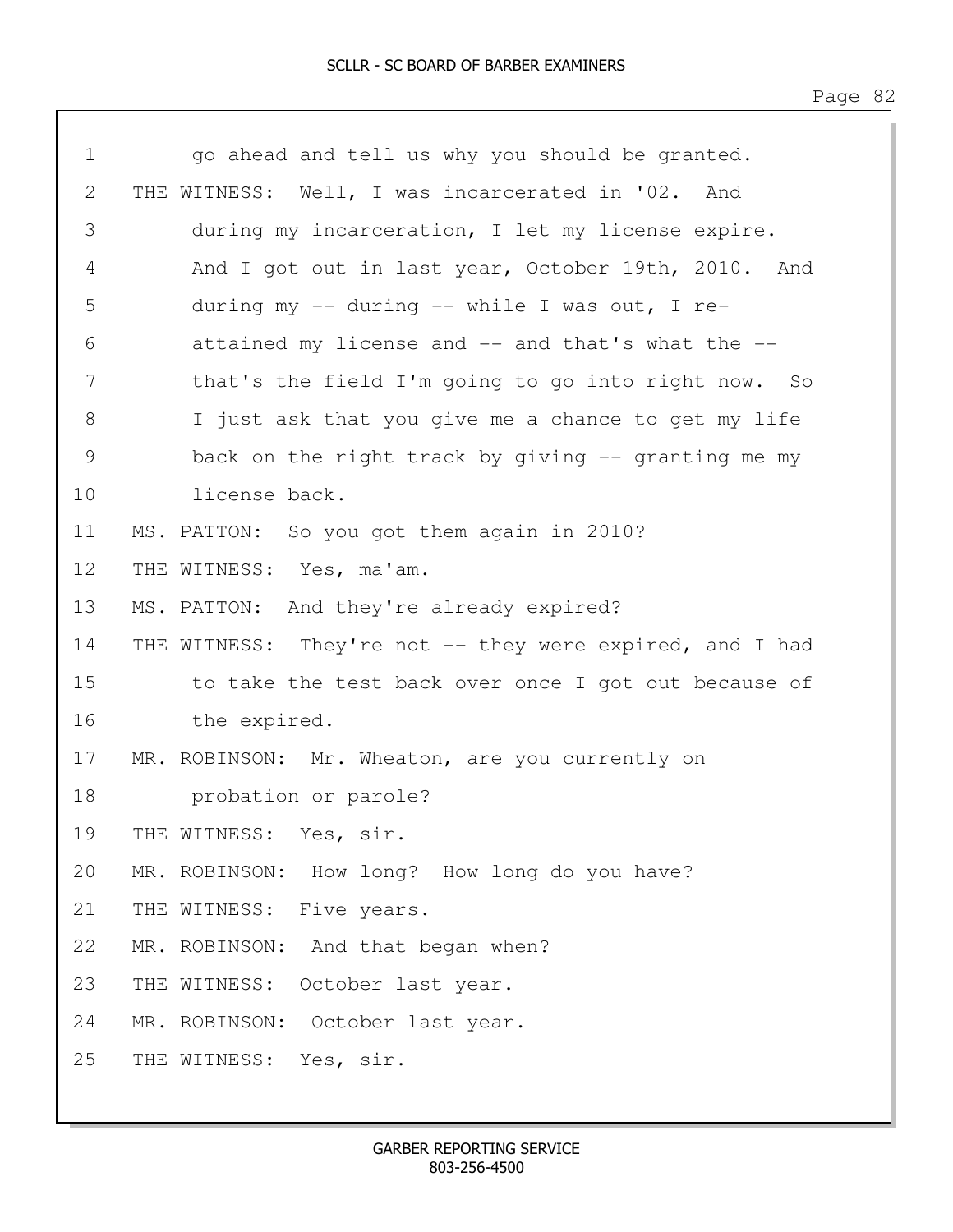1 go ahead and tell us why you should be granted.
2 THE WITNESS: Well, I was incarcerated in '02. And
3 during my incarceration, I let my license expire.
4 And I got out in last year, October 19th, 2010. And
5 during my -- during -- while I was out, I re-
6 attained my license and -- and that's what the --
7 that's the field I'm going to go into right now. So
8 I just ask that you give me a chance to get my life
9 back on the right track by giving -- granting me my
10 license back.
11 MS. PATTON: So you got them again in 2010?
12 THE WITNESS: Yes, ma'am.
13 MS. PATTON: And they're already expired?
14 THE WITNESS: They're not -- they were expired, and I had
15 to take the test back over once I got out because of
16 the expired.
17 MR. ROBINSON: Mr. Wheaton, are you currently on
18 probation or parole?
19 THE WITNESS: Yes, sir.
20 MR. ROBINSON: How long? How long do you have?
21 THE WITNESS: Five years.
22 MR. ROBINSON: And that began when?
23 THE WITNESS: October last year.
24 MR. ROBINSON: October last year.
25 THE WITNESS: Yes, sir.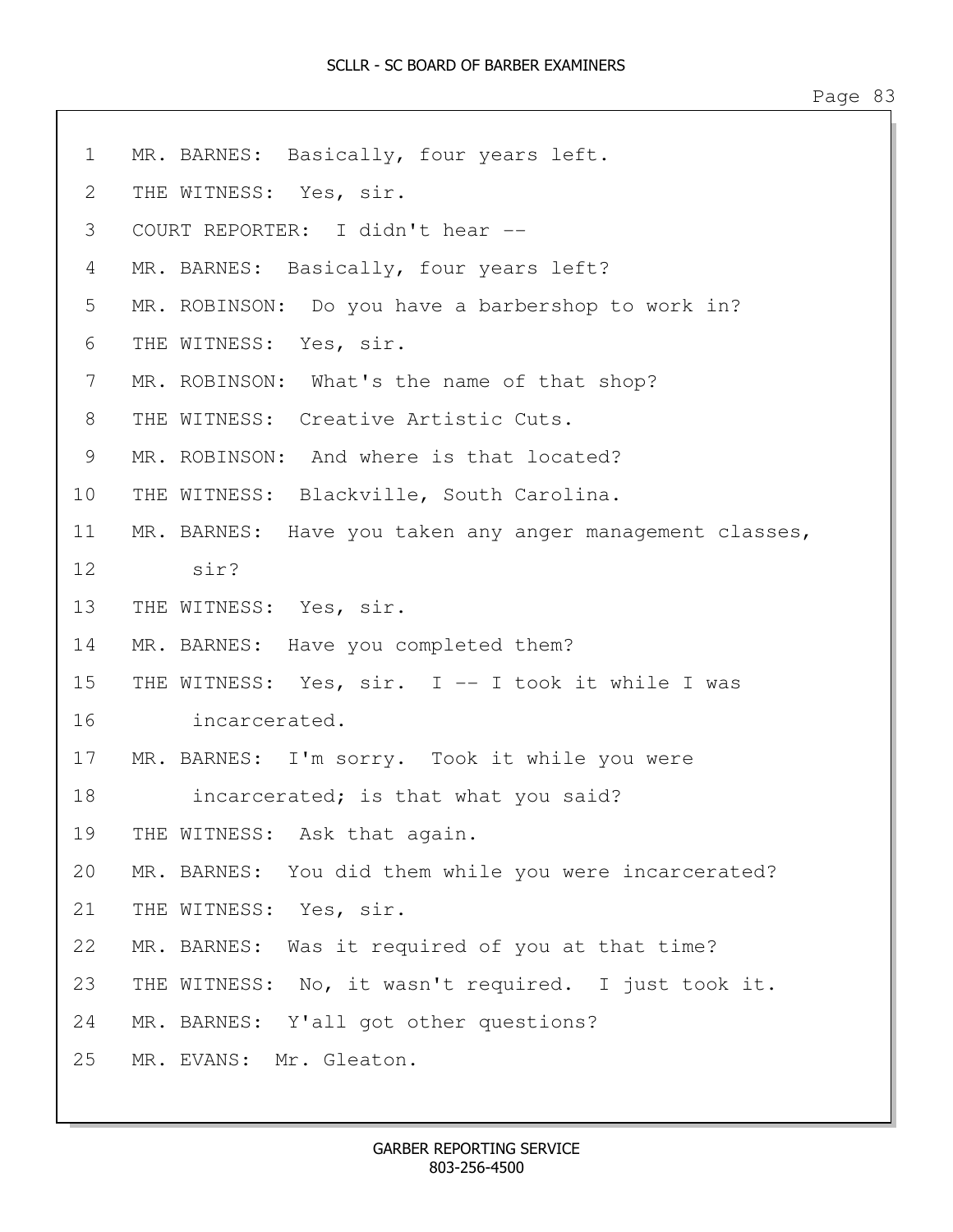1 MR. BARNES: Basically, four years left.

2 THE WITNESS: Yes, sir.

3 COURT REPORTER: I didn't hear --

4 MR. BARNES: Basically, four years left?

5 MR. ROBINSON: Do you have a barbershop to work in?

6 THE WITNESS: Yes, sir.

7 MR. ROBINSON: What's the name of that shop?

8 THE WITNESS: Creative Artistic Cuts.

9 MR. ROBINSON: And where is that located?

10 THE WITNESS: Blackville, South Carolina.

11 MR. BARNES: Have you taken any anger management classes,

12 sir?

13 THE WITNESS: Yes, sir.

14 MR. BARNES: Have you completed them?

15 THE WITNESS: Yes, sir. I -- I took it while I was

16 incarcerated.

17 MR. BARNES: I'm sorry. Took it while you were

18 incarcerated; is that what you said?

19 THE WITNESS: Ask that again.

20 MR. BARNES: You did them while you were incarcerated?

21 THE WITNESS: Yes, sir.

22 MR. BARNES: Was it required of you at that time?

23 THE WITNESS: No, it wasn't required. I just took it.

24 MR. BARNES: Y'all got other questions?

25 MR. EVANS: Mr. Gleaton.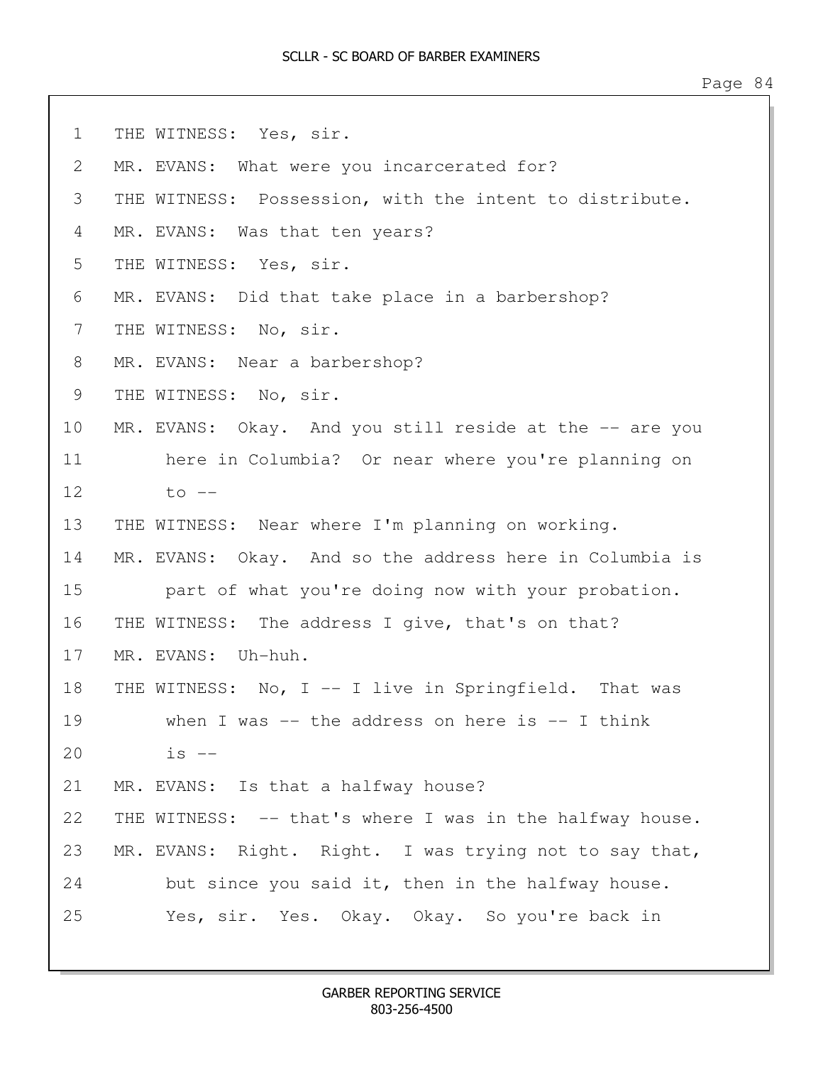1 THE WITNESS: Yes, sir.

2 MR. EVANS: What were you incarcerated for?

3 THE WITNESS: Possession, with the intent to distribute.

4 MR. EVANS: Was that ten years?

5 THE WITNESS: Yes, sir.

6 MR. EVANS: Did that take place in a barbershop?

7 THE WITNESS: No, sir.

8 MR. EVANS: Near a barbershop?

9 THE WITNESS: No, sir.

10 MR. EVANS: Okay. And you still reside at the -- are you

11 here in Columbia? Or near where you're planning on

12 to --

13 THE WITNESS: Near where I'm planning on working.

14 MR. EVANS: Okay. And so the address here in Columbia is

15 part of what you're doing now with your probation.

16 THE WITNESS: The address I give, that's on that?

17 MR. EVANS: Uh-huh.

18 THE WITNESS: No, I -- I live in Springfield. That was

19 when I was -- the address on here is -- I think

20 is --

21 MR. EVANS: Is that a halfway house?

22 THE WITNESS: -- that's where I was in the halfway house.

23 MR. EVANS: Right. Right. I was trying not to say that,

24 but since you said it, then in the halfway house.

25 Yes, sir. Yes. Okay. Okay. So you're back in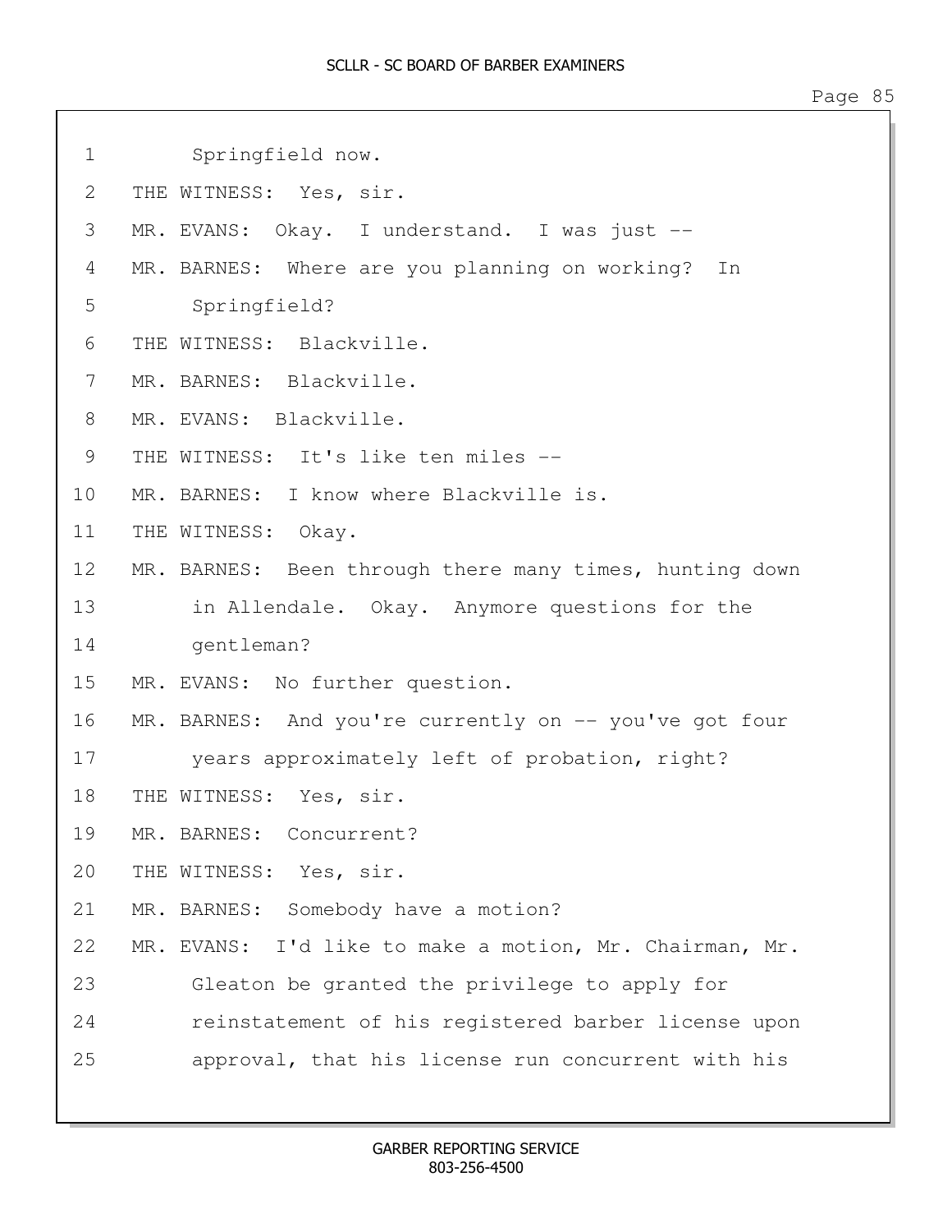1 Springfield now.

2 THE WITNESS: Yes, sir.

3 MR. EVANS: Okay. I understand. I was just --

4 MR. BARNES: Where are you planning on working? In

5 Springfield?

6 THE WITNESS: Blackville.

7 MR. BARNES: Blackville.

8 MR. EVANS: Blackville.

9 THE WITNESS: It's like ten miles --

10 MR. BARNES: I know where Blackville is.

11 THE WITNESS: Okay.

12 MR. BARNES: Been through there many times, hunting down

13 in Allendale. Okay. Anymore questions for the

14 gentleman?

15 MR. EVANS: No further question.

16 MR. BARNES: And you're currently on -- you've got four

17 years approximately left of probation, right?

18 THE WITNESS: Yes, sir.

19 MR. BARNES: Concurrent?

20 THE WITNESS: Yes, sir.

21 MR. BARNES: Somebody have a motion?

22 MR. EVANS: I'd like to make a motion, Mr. Chairman, Mr.

23 Gleaton be granted the privilege to apply for

24 reinstatement of his registered barber license upon

25 approval, that his license run concurrent with his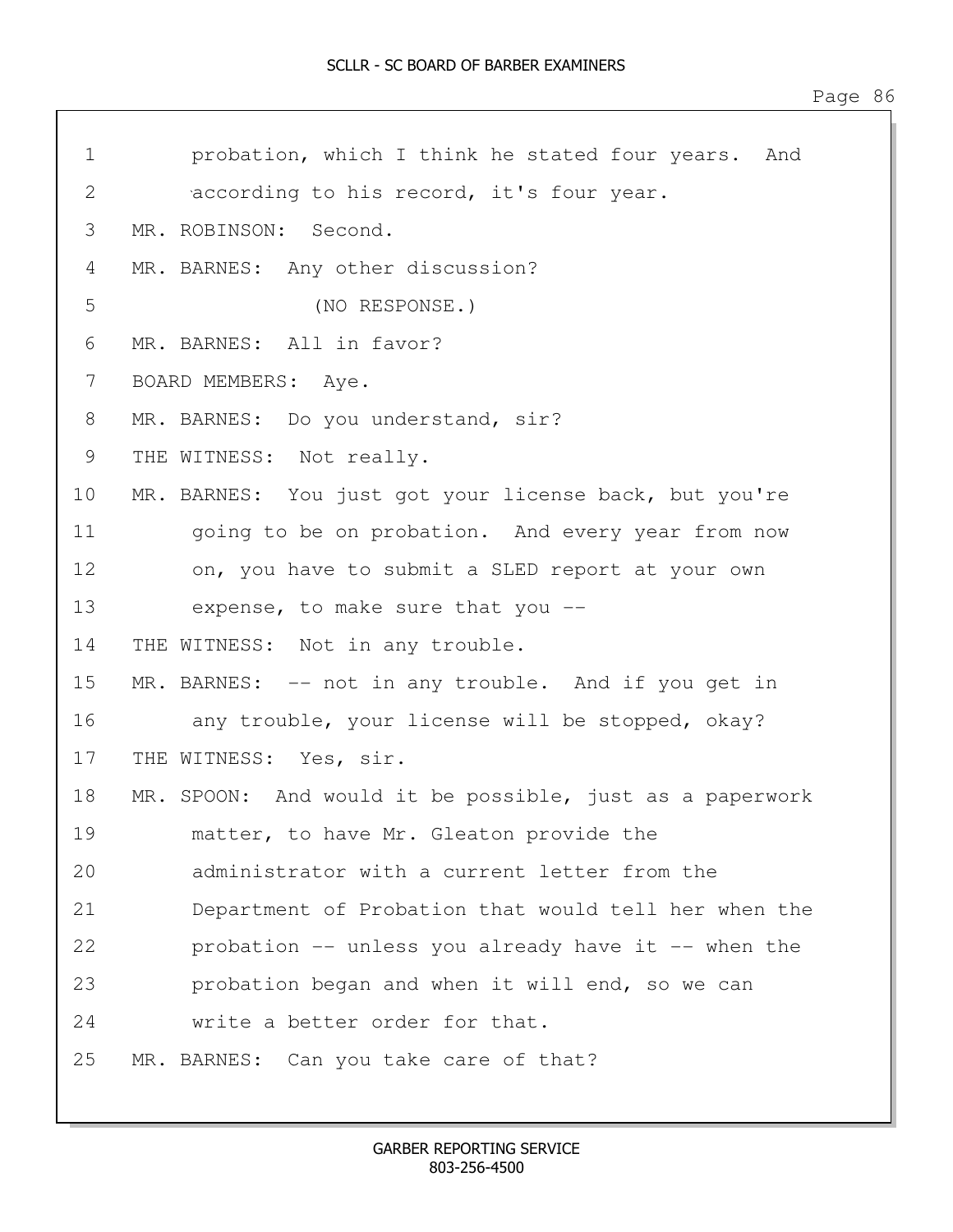1 probation, which I think he stated four years. And
2 according to his record, it's four year.
3 MR. ROBINSON: Second.
4 MR. BARNES: Any other discussion?
5 (NO RESPONSE.)
6 MR. BARNES: All in favor?
7 BOARD MEMBERS: Aye.
8 MR. BARNES: Do you understand, sir?
9 THE WITNESS: Not really.
10 MR. BARNES: You just got your license back, but you're
11 going to be on probation. And every year from now
12 on, you have to submit a SLED report at your own
13 expense, to make sure that you --
14 THE WITNESS: Not in any trouble.
15 MR. BARNES: -- not in any trouble. And if you get in
16 any trouble, your license will be stopped, okay?
17 THE WITNESS: Yes, sir.
18 MR. SPOON: And would it be possible, just as a paperwork
19 matter, to have Mr. Gleaton provide the
20 administrator with a current letter from the
21 Department of Probation that would tell her when the
22 probation -- unless you already have it -- when the
23 probation began and when it will end, so we can
24 write a better order for that.
25 MR. BARNES: Can you take care of that?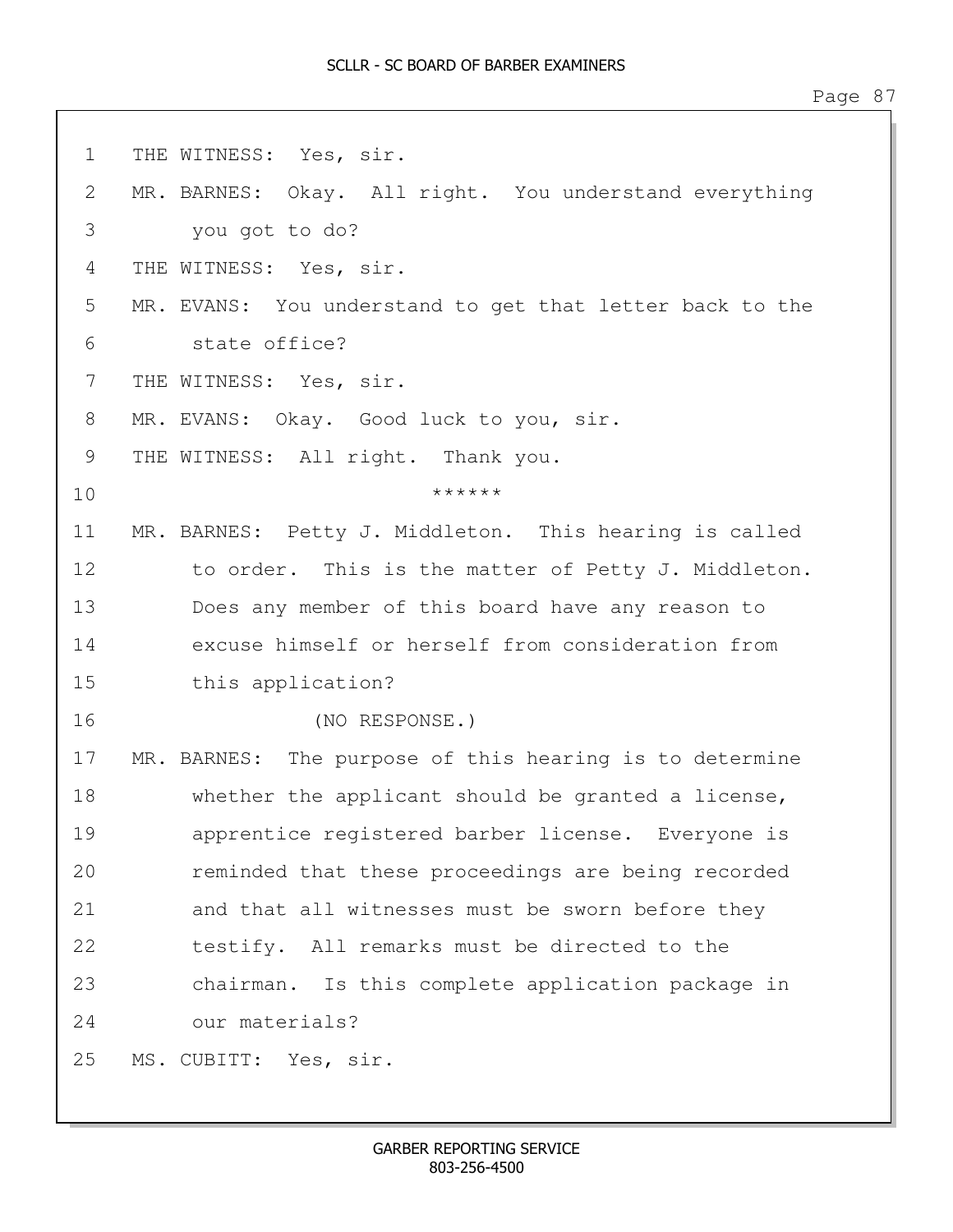1 THE WITNESS: Yes, sir.

2 MR. BARNES: Okay. All right. You understand everything

3 you got to do?

4 THE WITNESS: Yes, sir.

5 MR. EVANS: You understand to get that letter back to the

6 state office?

7 THE WITNESS: Yes, sir.

8 MR. EVANS: Okay. Good luck to you, sir.

9 THE WITNESS: All right. Thank you.

10 ******

11 MR. BARNES: Petty J. Middleton. This hearing is called

12 to order. This is the matter of Petty J. Middleton.

13 Does any member of this board have any reason to

14 excuse himself or herself from consideration from

15 this application?

16 (NO RESPONSE.)

17 MR. BARNES: The purpose of this hearing is to determine

18 whether the applicant should be granted a license,

19 apprentice registered barber license. Everyone is

20 reminded that these proceedings are being recorded

21 and that all witnesses must be sworn before they

22 testify. All remarks must be directed to the

23 chairman. Is this complete application package in

24 our materials?

25 MS. CUBITT: Yes, sir.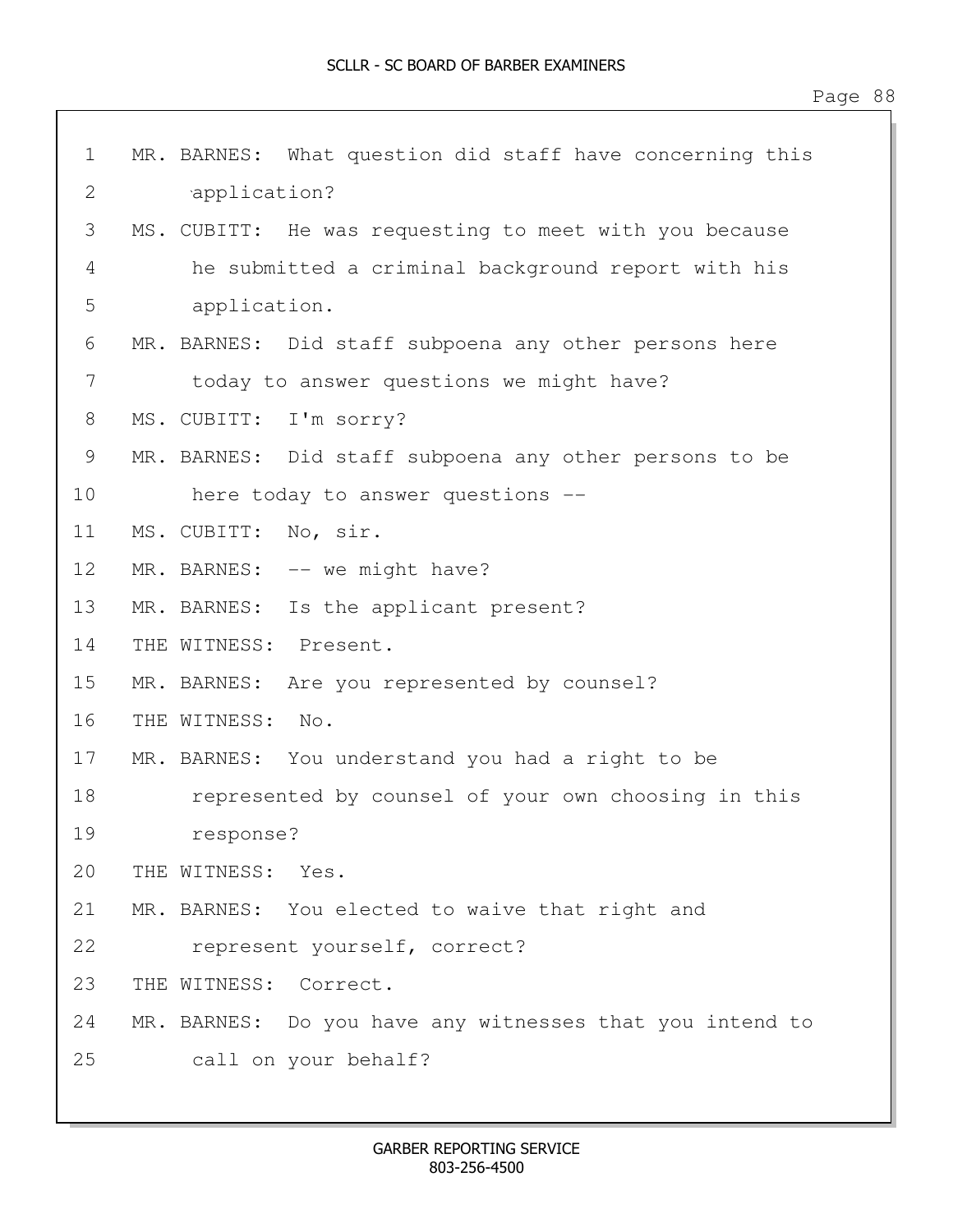1 MR. BARNES: What question did staff have concerning this
2 application?
3 MS. CUBITT: He was requesting to meet with you because
4 he submitted a criminal background report with his
5 application.
6 MR. BARNES: Did staff subpoena any other persons here
7 today to answer questions we might have?
8 MS. CUBITT: I'm sorry?
9 MR. BARNES: Did staff subpoena any other persons to be
10 here today to answer questions --
11 MS. CUBITT: No, sir.
12 MR. BARNES: -- we might have?
13 MR. BARNES: Is the applicant present?
14 THE WITNESS: Present.
15 MR. BARNES: Are you represented by counsel?
16 THE WITNESS: No.
17 MR. BARNES: You understand you had a right to be
18 represented by counsel of your own choosing in this
19 response?
20 THE WITNESS: Yes.
21 MR. BARNES: You elected to waive that right and
22 represent yourself, correct?
23 THE WITNESS: Correct.
24 MR. BARNES: Do you have any witnesses that you intend to
25 call on your behalf?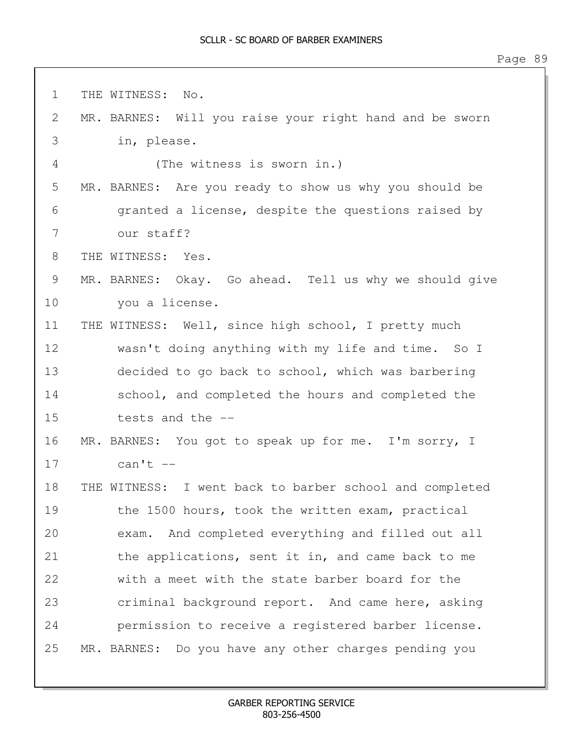THE WITNESS: No.

MR. BARNES: Will you raise your right hand and be sworn in, please.

(The witness is sworn in.)

MR. BARNES: Are you ready to show us why you should be granted a license, despite the questions raised by our staff?

THE WITNESS: Yes.

MR. BARNES: Okay. Go ahead. Tell us why we should give you a license.

THE WITNESS: Well, since high school, I pretty much wasn't doing anything with my life and time. So I decided to go back to school, which was barbering school, and completed the hours and completed the tests and the --

MR. BARNES: You got to speak up for me. I'm sorry, I can't --

THE WITNESS: I went back to barber school and completed the 1500 hours, took the written exam, practical exam. And completed everything and filled out all the applications, sent it in, and came back to me with a meet with the state barber board for the criminal background report. And came here, asking permission to receive a registered barber license.

MR. BARNES: Do you have any other charges pending you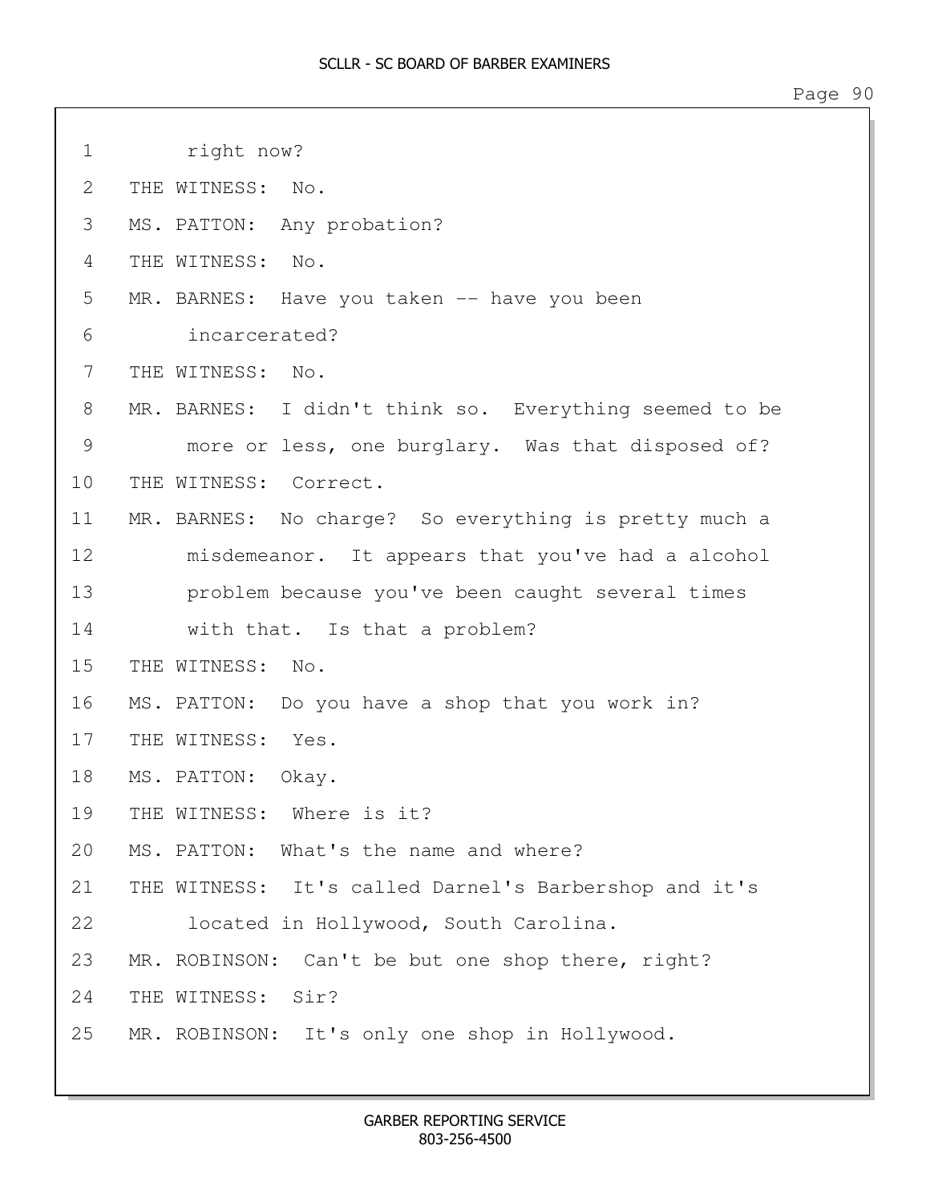1 right now?

2 THE WITNESS: No.

3 MS. PATTON: Any probation?

4 THE WITNESS: No.

5 MR. BARNES: Have you taken -- have you been

6 incarcerated?

7 THE WITNESS: No.

8 MR. BARNES: I didn't think so. Everything seemed to be

9 more or less, one burglary. Was that disposed of?

10 THE WITNESS: Correct.

11 MR. BARNES: No charge? So everything is pretty much a

12 misdemeanor. It appears that you've had a alcohol

13 problem because you've been caught several times

14 with that. Is that a problem?

15 THE WITNESS: No.

16 MS. PATTON: Do you have a shop that you work in?

17 THE WITNESS: Yes.

18 MS. PATTON: Okay.

19 THE WITNESS: Where is it?

20 MS. PATTON: What's the name and where?

21 THE WITNESS: It's called Darnel's Barbershop and it's

22 located in Hollywood, South Carolina.

23 MR. ROBINSON: Can't be but one shop there, right?

24 THE WITNESS: Sir?

25 MR. ROBINSON: It's only one shop in Hollywood.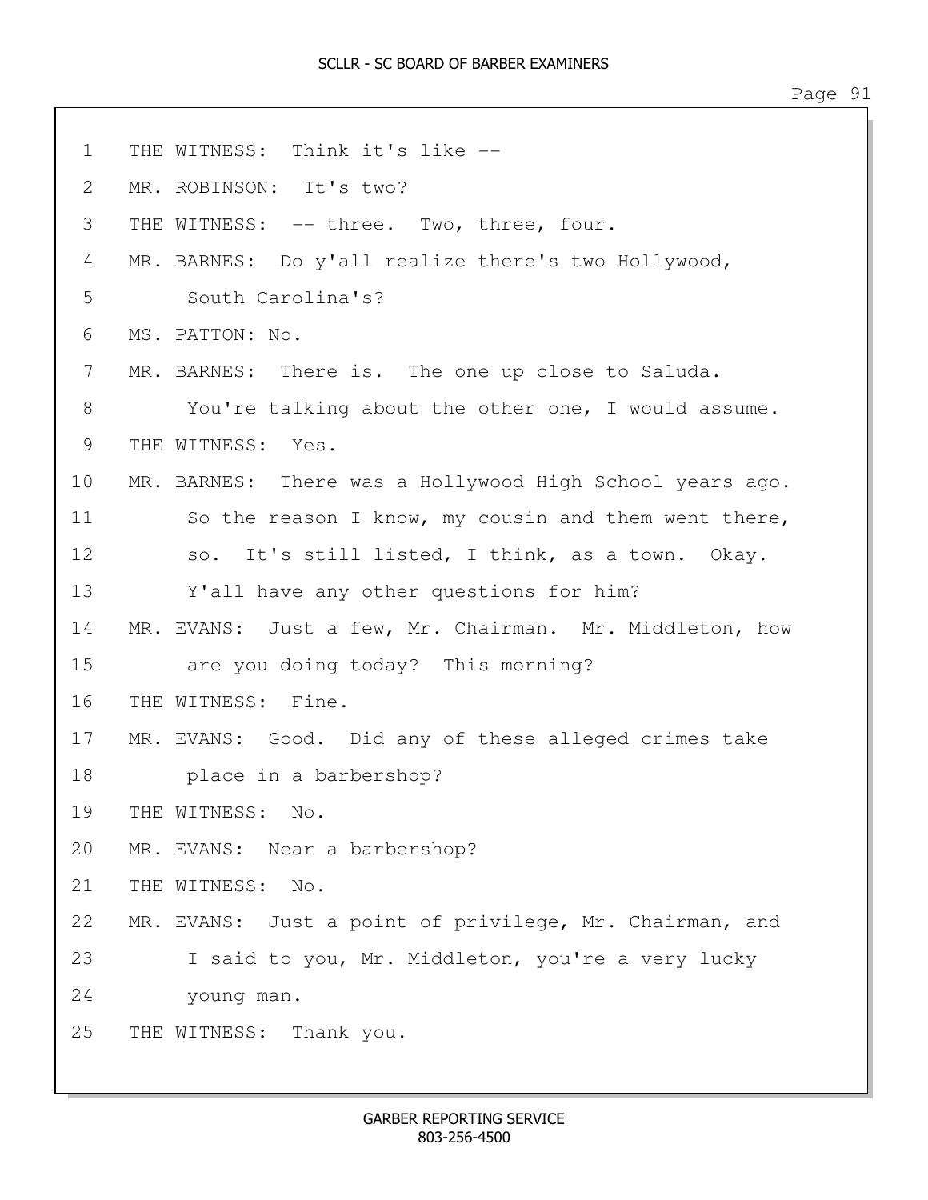1 THE WITNESS: Think it's like --

2 MR. ROBINSON: It's two?

3 THE WITNESS: -- three. Two, three, four.

4 MR. BARNES: Do y'all realize there's two Hollywood,

5 South Carolina's?

6 MS. PATTON: No.

7 MR. BARNES: There is. The one up close to Saluda.

8 You're talking about the other one, I would assume.

9 THE WITNESS: Yes.

10 MR. BARNES: There was a Hollywood High School years ago.

11 So the reason I know, my cousin and them went there,

12 so. It's still listed, I think, as a town. Okay.

13 Y'all have any other questions for him?

14 MR. EVANS: Just a few, Mr. Chairman. Mr. Middleton, how

15 are you doing today? This morning?

16 THE WITNESS: Fine.

17 MR. EVANS: Good. Did any of these alleged crimes take

18 place in a barbershop?

19 THE WITNESS: No.

20 MR. EVANS: Near a barbershop?

21 THE WITNESS: No.

22 MR. EVANS: Just a point of privilege, Mr. Chairman, and

23 I said to you, Mr. Middleton, you're a very lucky

24 young man.

25 THE WITNESS: Thank you.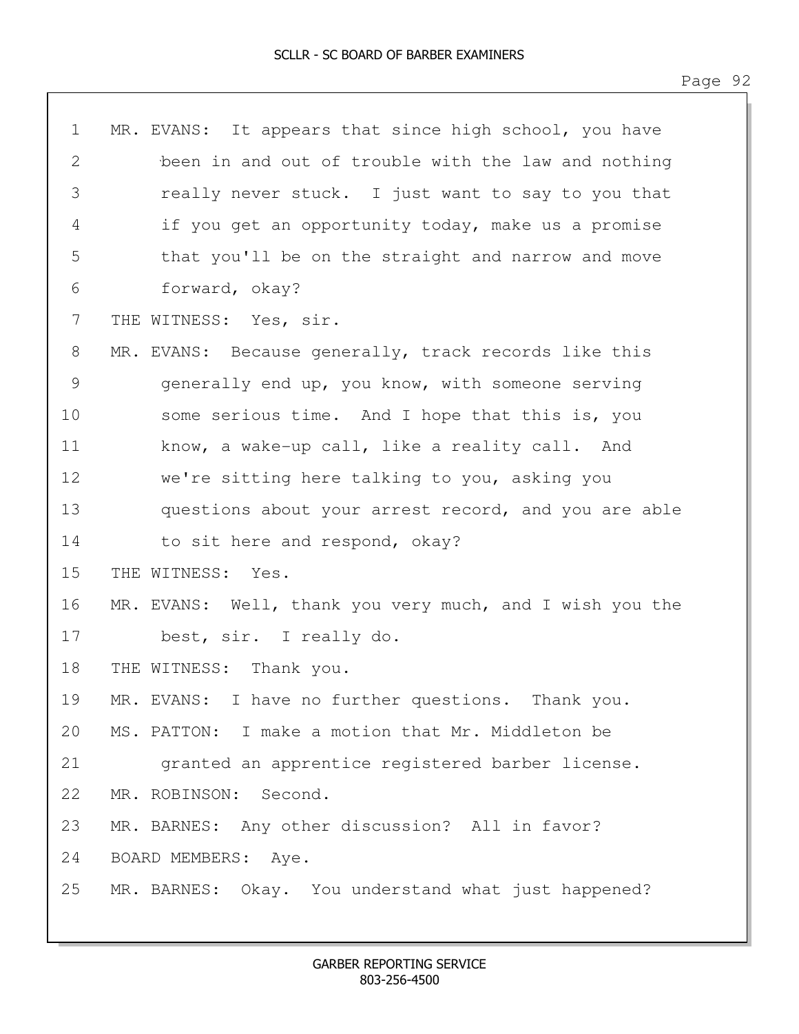MR. EVANS: It appears that since high school, you have been in and out of trouble with the law and nothing really never stuck. I just want to say to you that if you get an opportunity today, make us a promise that you'll be on the straight and narrow and move forward, okay?

THE WITNESS: Yes, sir.

MR. EVANS: Because generally, track records like this generally end up, you know, with someone serving some serious time. And I hope that this is, you know, a wake-up call, like a reality call. And we're sitting here talking to you, asking you questions about your arrest record, and you are able to sit here and respond, okay?

THE WITNESS: Yes.

MR. EVANS: Well, thank you very much, and I wish you the best, sir. I really do.

THE WITNESS: Thank you.

MR. EVANS: I have no further questions. Thank you.

MS. PATTON: I make a motion that Mr. Middleton be granted an apprentice registered barber license.

MR. ROBINSON: Second.

MR. BARNES: Any other discussion? All in favor?

BOARD MEMBERS: Aye.

MR. BARNES: Okay. You understand what just happened?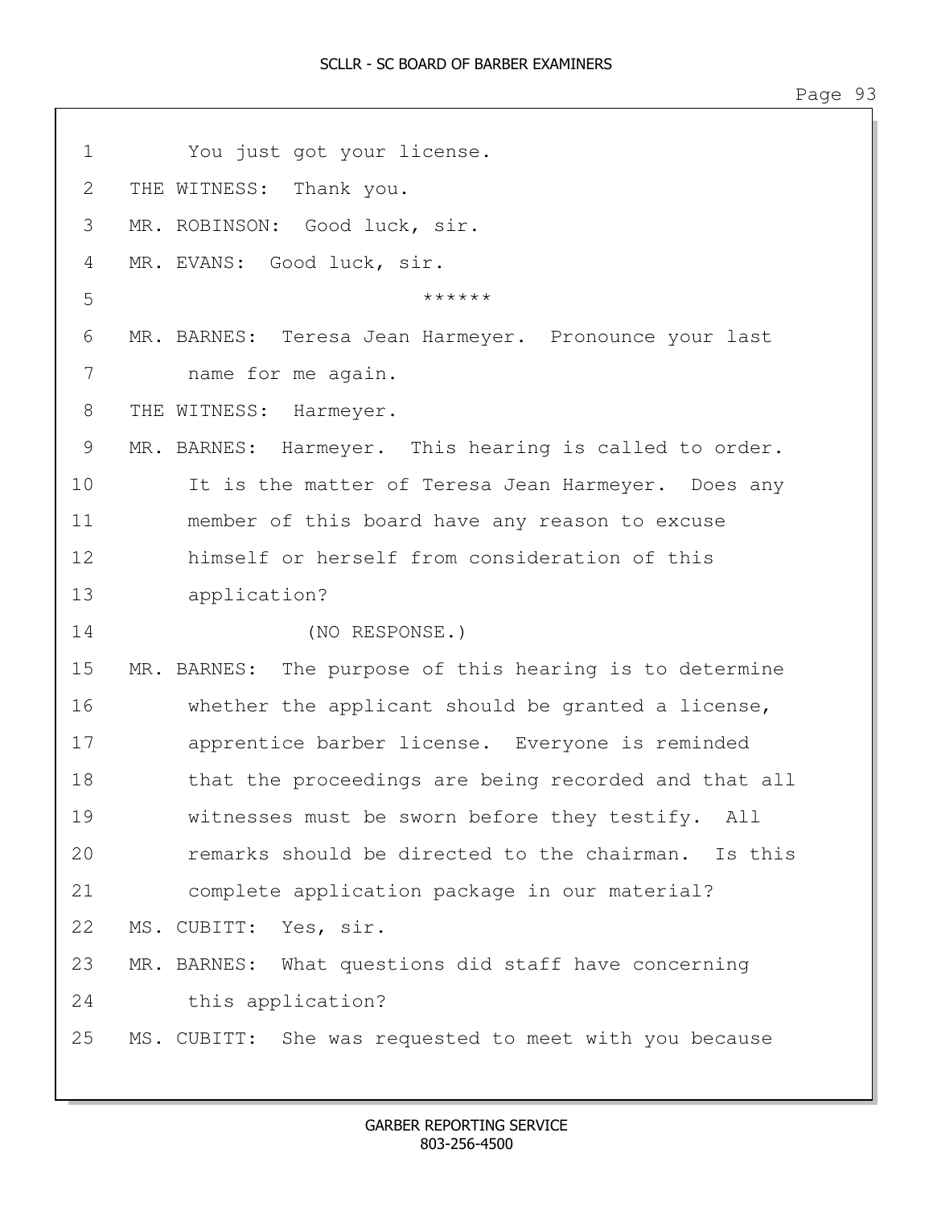1 You just got your license.

2 THE WITNESS: Thank you.

3 MR. ROBINSON: Good luck, sir.

4 MR. EVANS: Good luck, sir.

5 ******

6 MR. BARNES: Teresa Jean Harmeyer. Pronounce your last

7 name for me again.

8 THE WITNESS: Harmeyer.

9 MR. BARNES: Harmeyer. This hearing is called to order.

10 It is the matter of Teresa Jean Harmeyer. Does any

11 member of this board have any reason to excuse

12 himself or herself from consideration of this

13 application?

14 (NO RESPONSE.)

15 MR. BARNES: The purpose of this hearing is to determine

16 whether the applicant should be granted a license,

17 apprentice barber license. Everyone is reminded

18 that the proceedings are being recorded and that all

19 witnesses must be sworn before they testify. All

20 remarks should be directed to the chairman. Is this

21 complete application package in our material?

22 MS. CUBITT: Yes, sir.

23 MR. BARNES: What questions did staff have concerning

24 this application?

25 MS. CUBITT: She was requested to meet with you because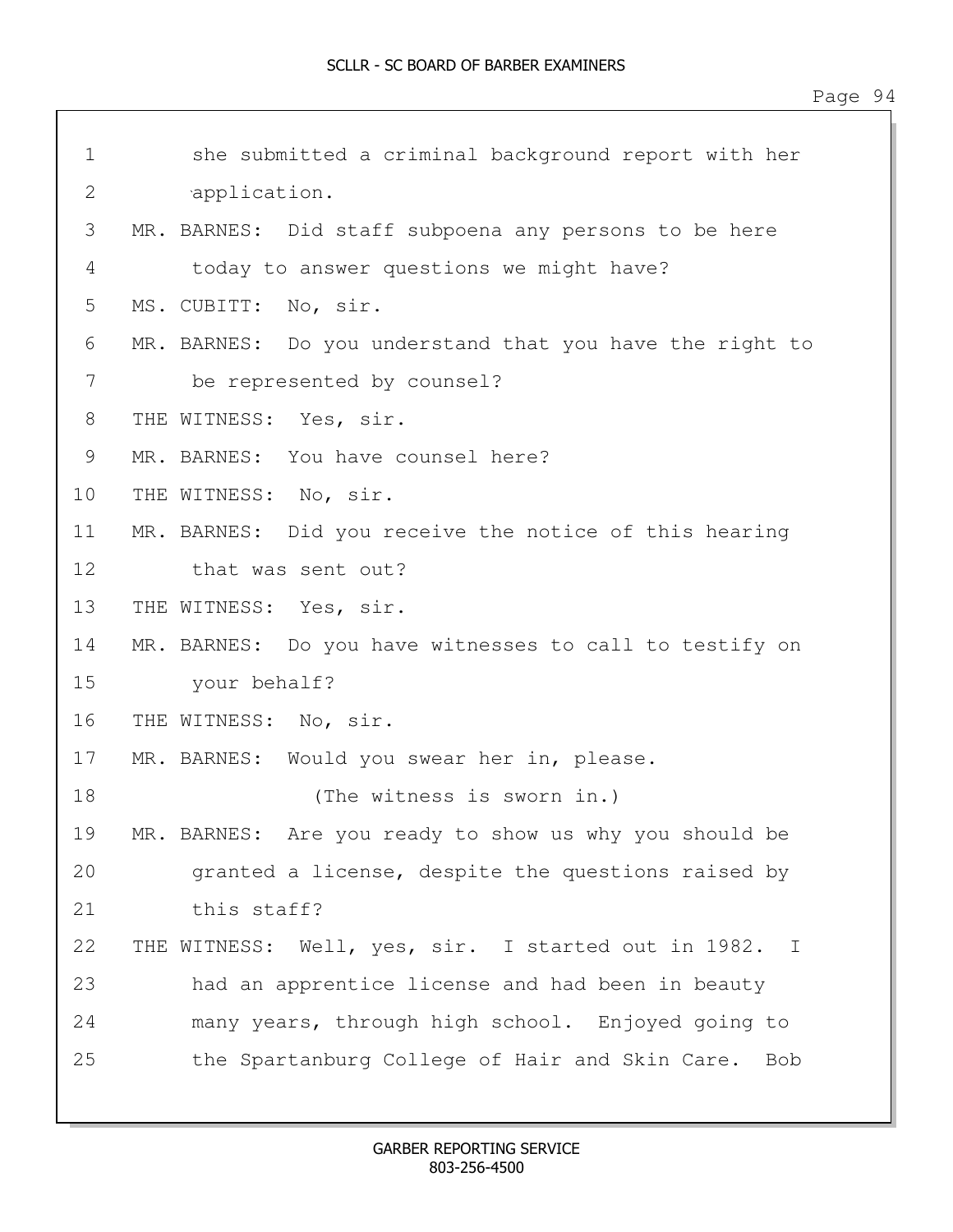1 she submitted a criminal background report with her
2 application.
3 MR. BARNES: Did staff subpoena any persons to be here
4 today to answer questions we might have?
5 MS. CUBITT: No, sir.
6 MR. BARNES: Do you understand that you have the right to
7 be represented by counsel?
8 THE WITNESS: Yes, sir.
9 MR. BARNES: You have counsel here?
10 THE WITNESS: No, sir.
11 MR. BARNES: Did you receive the notice of this hearing
12 that was sent out?
13 THE WITNESS: Yes, sir.
14 MR. BARNES: Do you have witnesses to call to testify on
15 your behalf?
16 THE WITNESS: No, sir.
17 MR. BARNES: Would you swear her in, please.
18 (The witness is sworn in.)
19 MR. BARNES: Are you ready to show us why you should be
20 granted a license, despite the questions raised by
21 this staff?
22 THE WITNESS: Well, yes, sir. I started out in 1982. I
23 had an apprentice license and had been in beauty
24 many years, through high school. Enjoyed going to
25 the Spartanburg College of Hair and Skin Care. Bob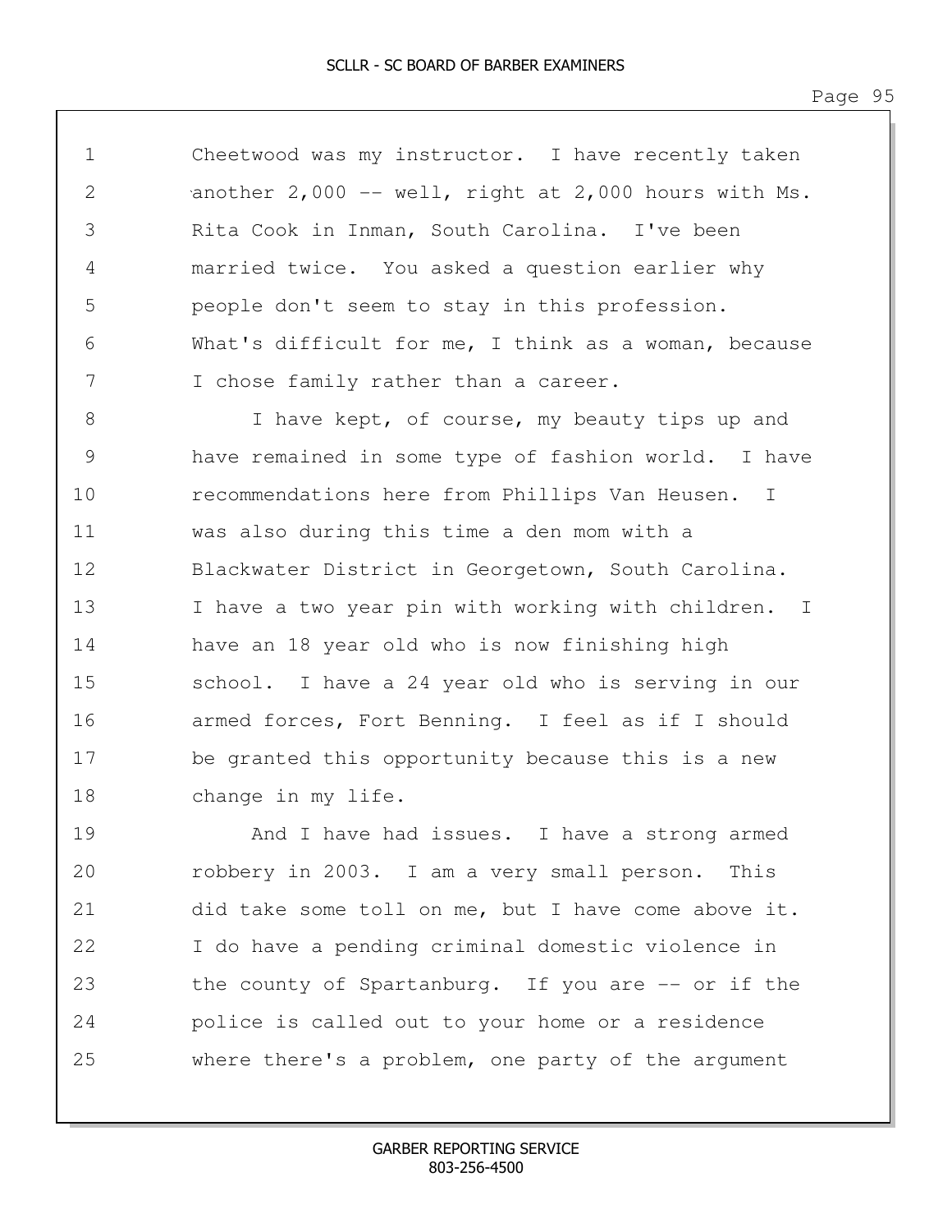Cheetwood was my instructor. I have recently taken another 2,000 -- well, right at 2,000 hours with Ms. Rita Cook in Inman, South Carolina. I've been married twice. You asked a question earlier why people don't seem to stay in this profession. What's difficult for me, I think as a woman, because I chose family rather than a career.

I have kept, of course, my beauty tips up and have remained in some type of fashion world. I have recommendations here from Phillips Van Heusen. I was also during this time a den mom with a Blackwater District in Georgetown, South Carolina. I have a two year pin with working with children. I have an 18 year old who is now finishing high school. I have a 24 year old who is serving in our armed forces, Fort Benning. I feel as if I should be granted this opportunity because this is a new change in my life.

And I have had issues. I have a strong armed robbery in 2003. I am a very small person. This did take some toll on me, but I have come above it. I do have a pending criminal domestic violence in the county of Spartanburg. If you are -- or if the police is called out to your home or a residence where there's a problem, one party of the argument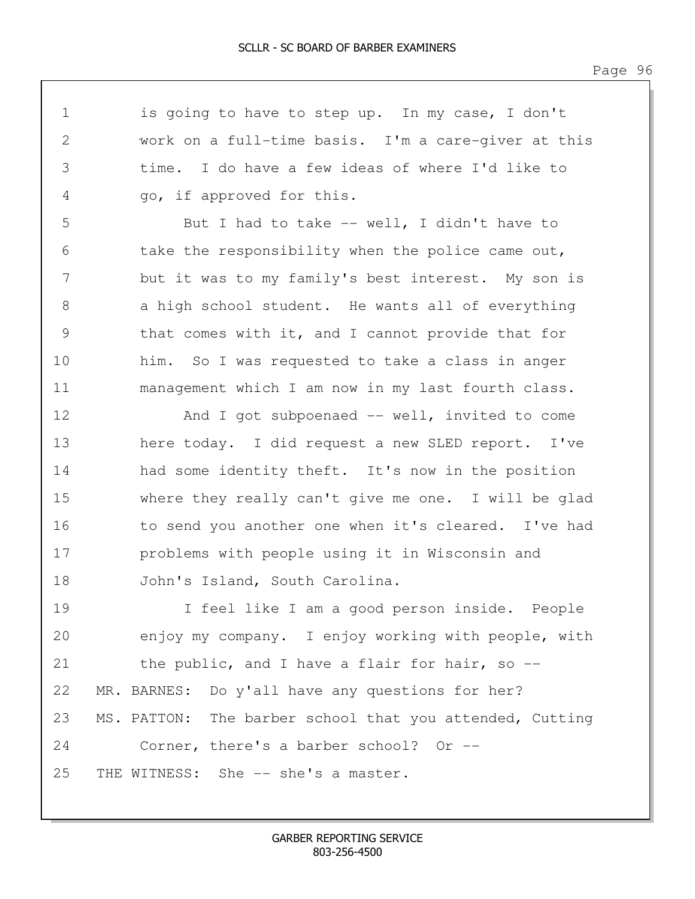is going to have to step up. In my case, I don't work on a full-time basis. I'm a care-giver at this time. I do have a few ideas of where I'd like to go, if approved for this.

But I had to take -- well, I didn't have to take the responsibility when the police came out, but it was to my family's best interest. My son is a high school student. He wants all of everything that comes with it, and I cannot provide that for him. So I was requested to take a class in anger management which I am now in my last fourth class.

And I got subpoenaed -- well, invited to come here today. I did request a new SLED report. I've had some identity theft. It's now in the position where they really can't give me one. I will be glad to send you another one when it's cleared. I've had problems with people using it in Wisconsin and John's Island, South Carolina.

I feel like I am a good person inside. People enjoy my company. I enjoy working with people, with the public, and I have a flair for hair, so --

MR. BARNES: Do y'all have any questions for her?

MS. PATTON: The barber school that you attended, Cutting Corner, there's a barber school? Or --

THE WITNESS: She -- she's a master.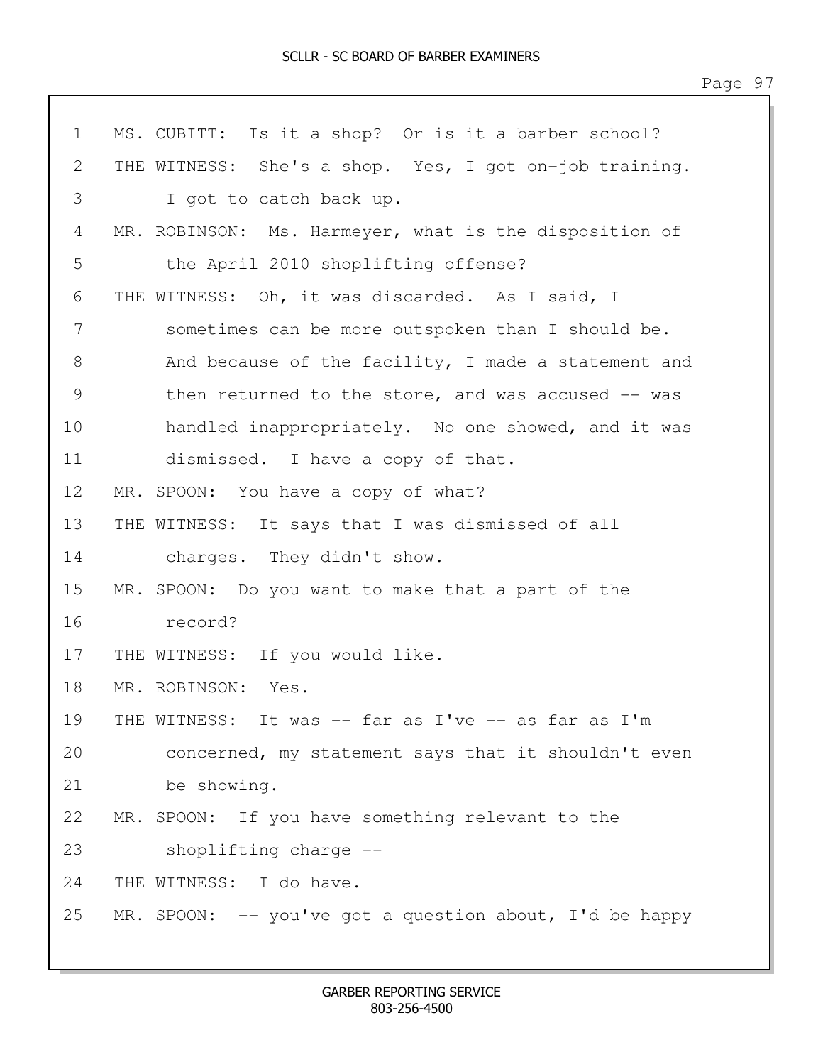1 MS. CUBITT: Is it a shop? Or is it a barber school?
2 THE WITNESS: She's a shop. Yes, I got on-job training.
3 I got to catch back up.
4 MR. ROBINSON: Ms. Harmeyer, what is the disposition of
5 the April 2010 shoplifting offense?
6 THE WITNESS: Oh, it was discarded. As I said, I
7 sometimes can be more outspoken than I should be.
8 And because of the facility, I made a statement and
9 then returned to the store, and was accused -- was
10 handled inappropriately. No one showed, and it was
11 dismissed. I have a copy of that.
12 MR. SPOON: You have a copy of what?
13 THE WITNESS: It says that I was dismissed of all
14 charges. They didn't show.
15 MR. SPOON: Do you want to make that a part of the
16 record?
17 THE WITNESS: If you would like.
18 MR. ROBINSON: Yes.
19 THE WITNESS: It was -- far as I've -- as far as I'm
20 concerned, my statement says that it shouldn't even
21 be showing.
22 MR. SPOON: If you have something relevant to the
23 shoplifting charge --
24 THE WITNESS: I do have.
25 MR. SPOON: -- you've got a question about, I'd be happy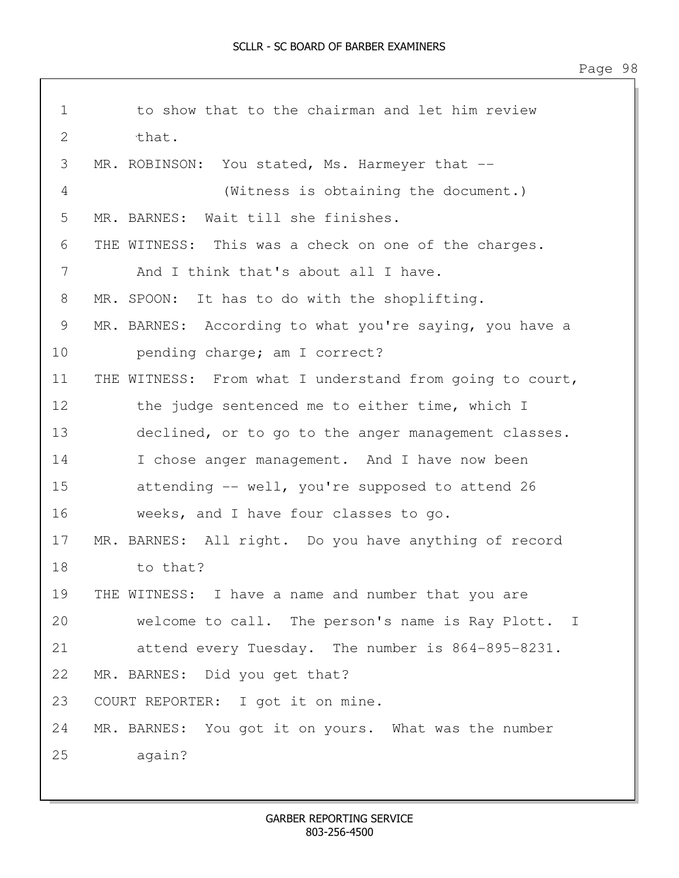1 to show that to the chairman and let him review
2 that.
3 MR. ROBINSON: You stated, Ms. Harmeyer that --
4 (Witness is obtaining the document.)
5 MR. BARNES: Wait till she finishes.
6 THE WITNESS: This was a check on one of the charges.
7 And I think that's about all I have.
8 MR. SPOON: It has to do with the shoplifting.
9 MR. BARNES: According to what you're saying, you have a
10 pending charge; am I correct?
11 THE WITNESS: From what I understand from going to court,
12 the judge sentenced me to either time, which I
13 declined, or to go to the anger management classes.
14 I chose anger management. And I have now been
15 attending -- well, you're supposed to attend 26
16 weeks, and I have four classes to go.
17 MR. BARNES: All right. Do you have anything of record
18 to that?
19 THE WITNESS: I have a name and number that you are
20 welcome to call. The person's name is Ray Plott. I
21 attend every Tuesday. The number is 864-895-8231.
22 MR. BARNES: Did you get that?
23 COURT REPORTER: I got it on mine.
24 MR. BARNES: You got it on yours. What was the number
25 again?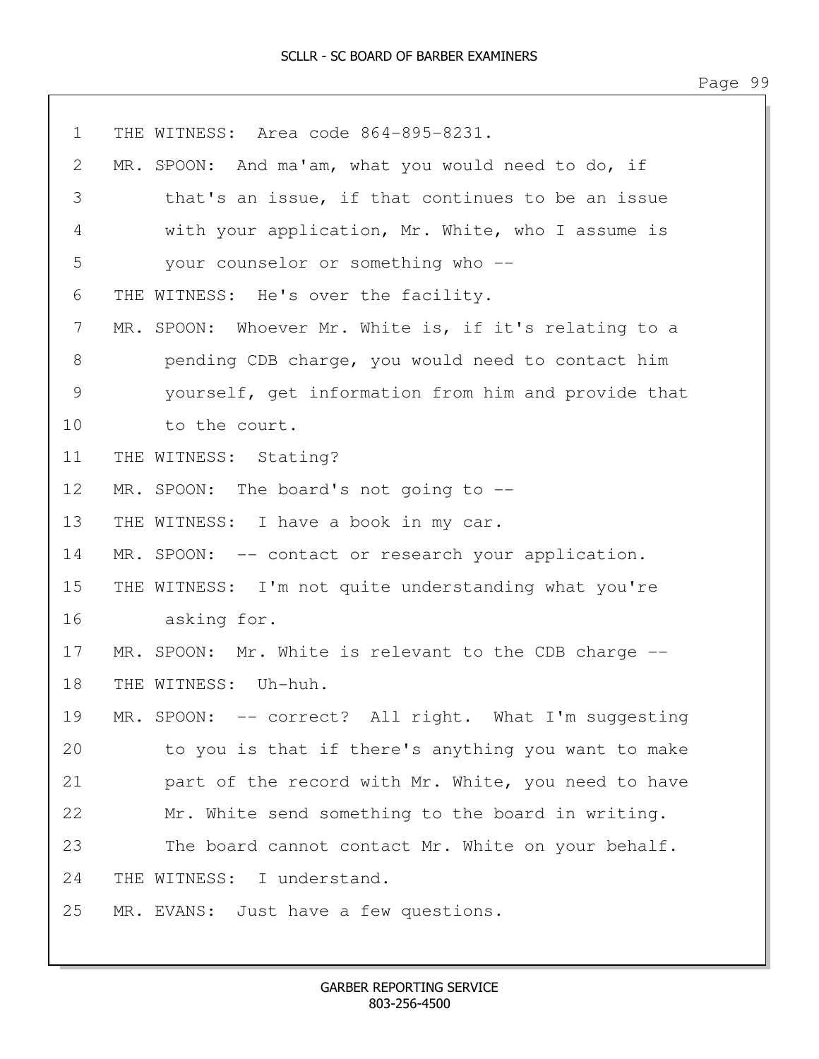1 THE WITNESS: Area code 864-895-8231.

2 MR. SPOON: And ma'am, what you would need to do, if

3 that's an issue, if that continues to be an issue

4 with your application, Mr. White, who I assume is

5 your counselor or something who --

6 THE WITNESS: He's over the facility.

7 MR. SPOON: Whoever Mr. White is, if it's relating to a

8 pending CDB charge, you would need to contact him

9 yourself, get information from him and provide that

10 to the court.

11 THE WITNESS: Stating?

12 MR. SPOON: The board's not going to --

13 THE WITNESS: I have a book in my car.

14 MR. SPOON: -- contact or research your application.

15 THE WITNESS: I'm not quite understanding what you're

16 asking for.

17 MR. SPOON: Mr. White is relevant to the CDB charge --

18 THE WITNESS: Uh-huh.

19 MR. SPOON: -- correct? All right. What I'm suggesting

20 to you is that if there's anything you want to make

21 part of the record with Mr. White, you need to have

22 Mr. White send something to the board in writing.

23 The board cannot contact Mr. White on your behalf.

24 THE WITNESS: I understand.

25 MR. EVANS: Just have a few questions.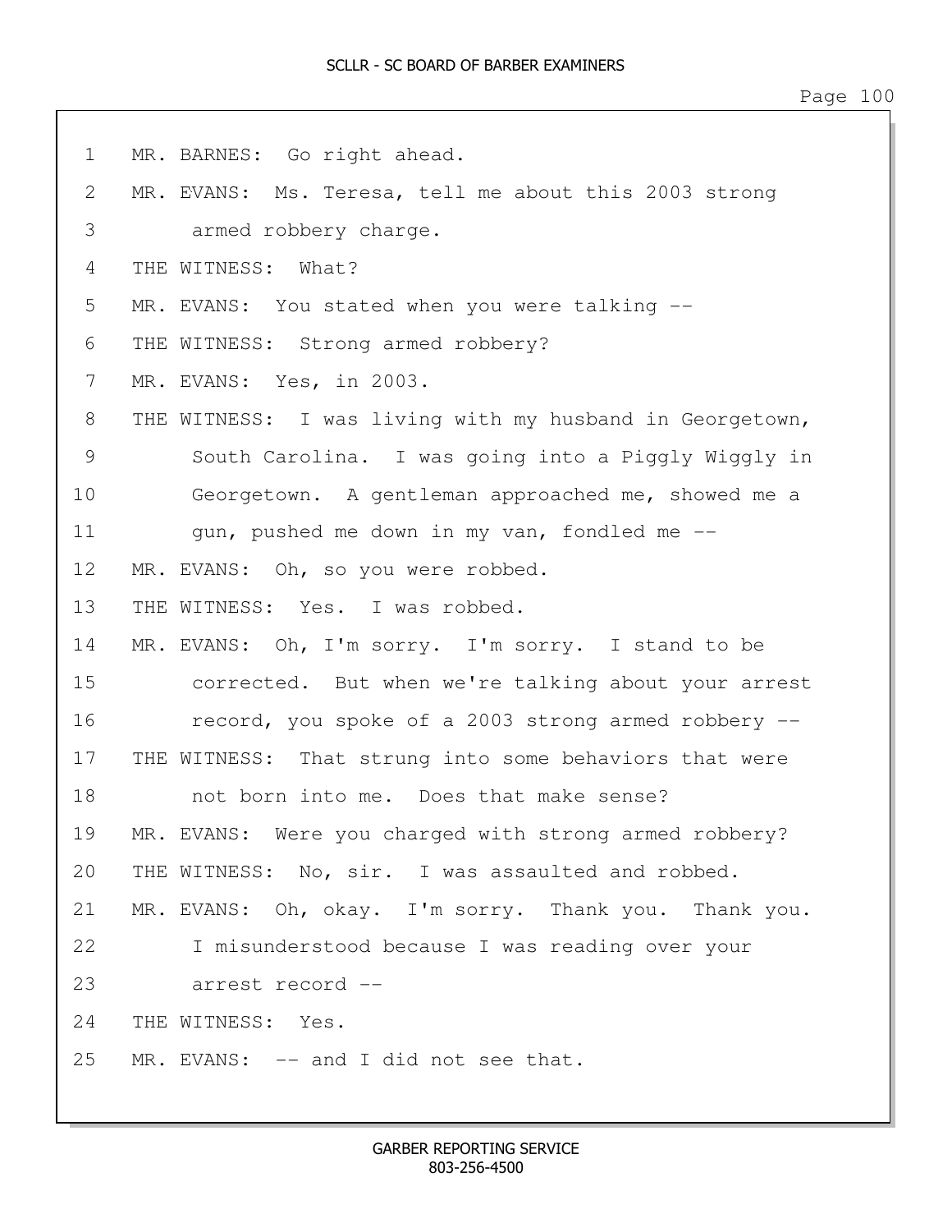1 MR. BARNES: Go right ahead.

2 MR. EVANS: Ms. Teresa, tell me about this 2003 strong

3 armed robbery charge.

4 THE WITNESS: What?

5 MR. EVANS: You stated when you were talking --

6 THE WITNESS: Strong armed robbery?

7 MR. EVANS: Yes, in 2003.

8 THE WITNESS: I was living with my husband in Georgetown,

9 South Carolina. I was going into a Piggly Wiggly in

10 Georgetown. A gentleman approached me, showed me a

11 gun, pushed me down in my van, fondled me --

12 MR. EVANS: Oh, so you were robbed.

13 THE WITNESS: Yes. I was robbed.

14 MR. EVANS: Oh, I'm sorry. I'm sorry. I stand to be

15 corrected. But when we're talking about your arrest

16 record, you spoke of a 2003 strong armed robbery --

17 THE WITNESS: That strung into some behaviors that were

18 not born into me. Does that make sense?

19 MR. EVANS: Were you charged with strong armed robbery?

20 THE WITNESS: No, sir. I was assaulted and robbed.

21 MR. EVANS: Oh, okay. I'm sorry. Thank you. Thank you.

22 I misunderstood because I was reading over your

23 arrest record --

24 THE WITNESS: Yes.

25 MR. EVANS: -- and I did not see that.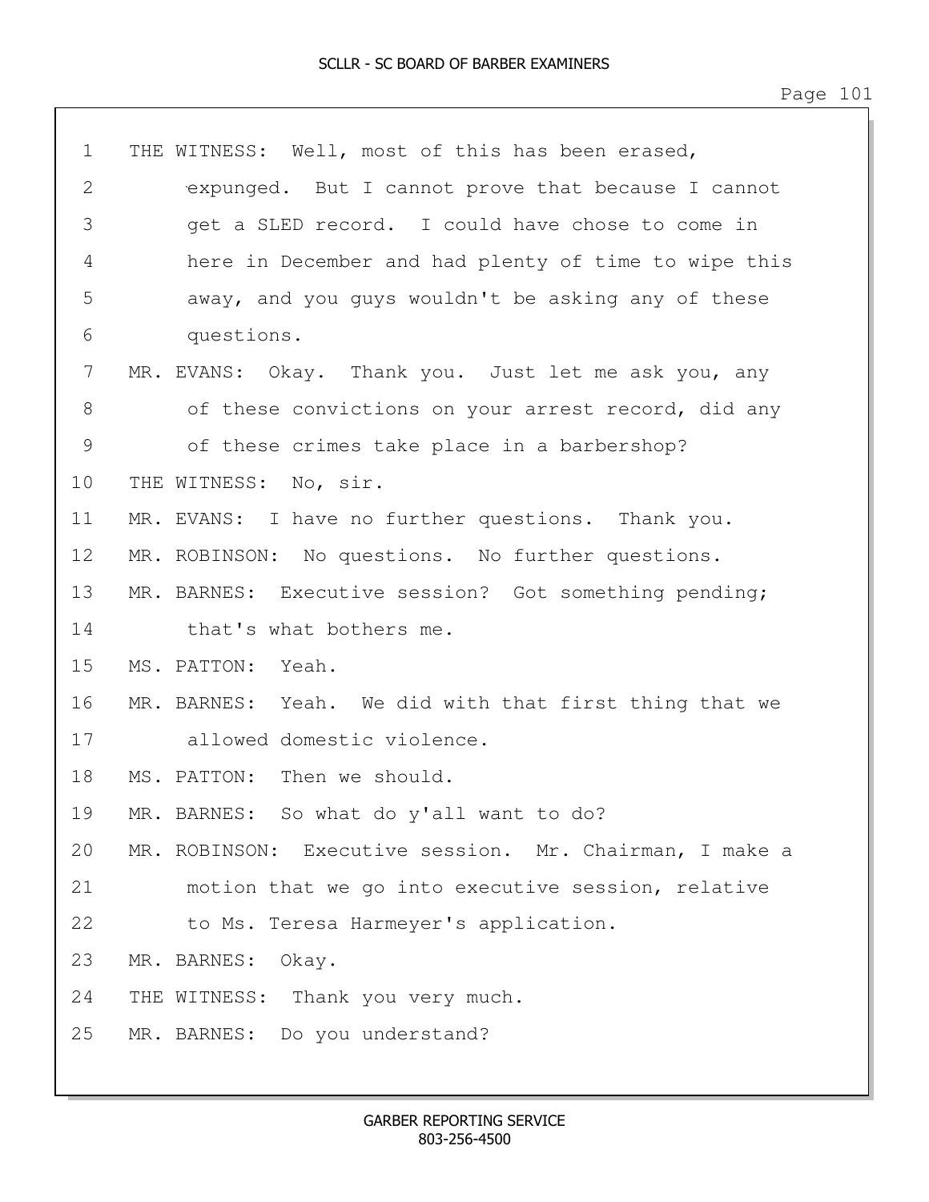1 THE WITNESS: Well, most of this has been erased,
2 expunged. But I cannot prove that because I cannot
3 get a SLED record. I could have chose to come in
4 here in December and had plenty of time to wipe this
5 away, and you guys wouldn't be asking any of these
6 questions.
7 MR. EVANS: Okay. Thank you. Just let me ask you, any
8 of these convictions on your arrest record, did any
9 of these crimes take place in a barbershop?
10 THE WITNESS: No, sir.
11 MR. EVANS: I have no further questions. Thank you.
12 MR. ROBINSON: No questions. No further questions.
13 MR. BARNES: Executive session? Got something pending;
14 that's what bothers me.
15 MS. PATTON: Yeah.
16 MR. BARNES: Yeah. We did with that first thing that we
17 allowed domestic violence.
18 MS. PATTON: Then we should.
19 MR. BARNES: So what do y'all want to do?
20 MR. ROBINSON: Executive session. Mr. Chairman, I make a
21 motion that we go into executive session, relative
22 to Ms. Teresa Harmeyer's application.
23 MR. BARNES: Okay.
24 THE WITNESS: Thank you very much.
25 MR. BARNES: Do you understand?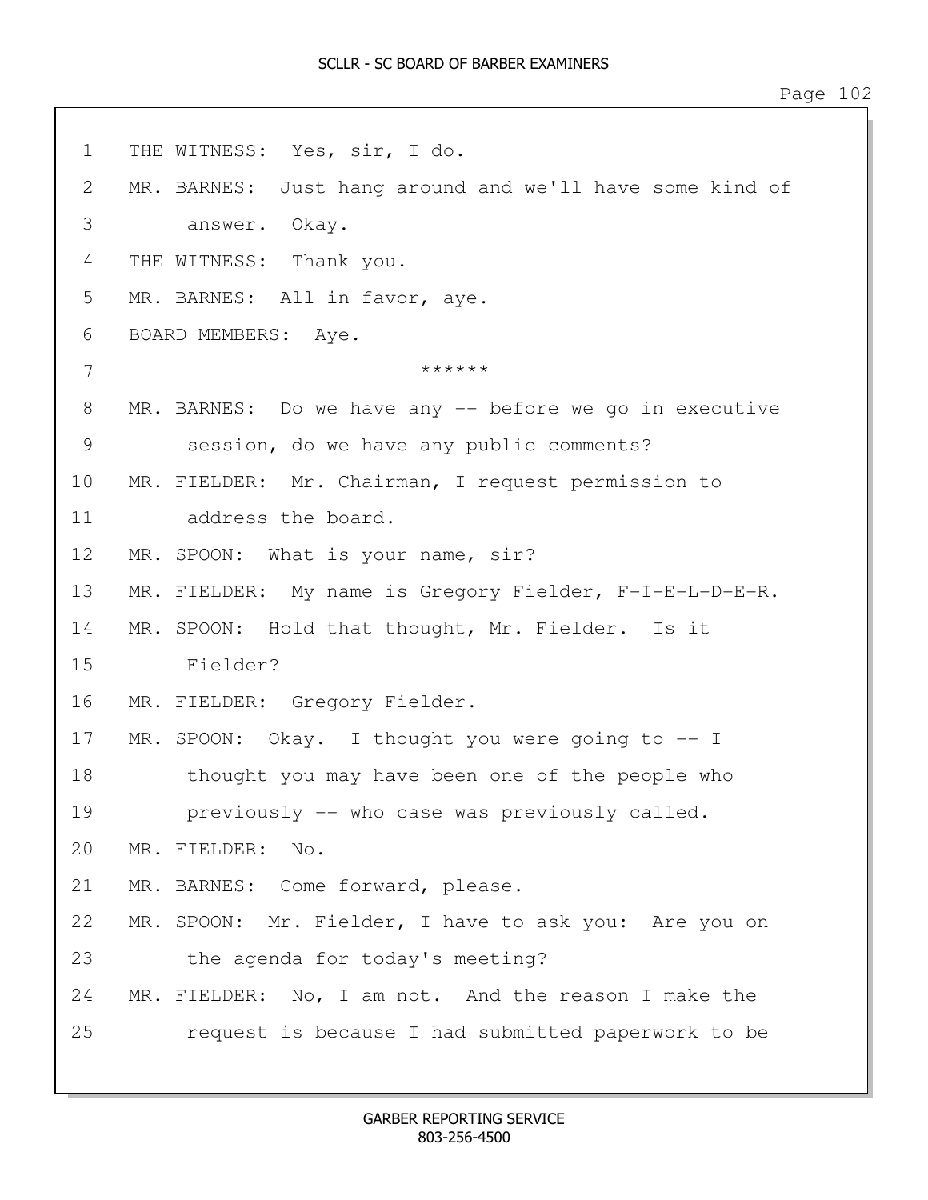1 THE WITNESS: Yes, sir, I do.

2 MR. BARNES: Just hang around and we'll have some kind of

3 answer. Okay.

4 THE WITNESS: Thank you.

5 MR. BARNES: All in favor, aye.

6 BOARD MEMBERS: Aye.

7 ******

8 MR. BARNES: Do we have any -- before we go in executive

9 session, do we have any public comments?

10 MR. FIELDER: Mr. Chairman, I request permission to

11 address the board.

12 MR. SPOON: What is your name, sir?

13 MR. FIELDER: My name is Gregory Fielder, F-I-E-L-D-E-R.

14 MR. SPOON: Hold that thought, Mr. Fielder. Is it

15 Fielder?

16 MR. FIELDER: Gregory Fielder.

17 MR. SPOON: Okay. I thought you were going to -- I

18 thought you may have been one of the people who

19 previously -- who case was previously called.

20 MR. FIELDER: No.

21 MR. BARNES: Come forward, please.

22 MR. SPOON: Mr. Fielder, I have to ask you: Are you on

23 the agenda for today's meeting?

24 MR. FIELDER: No, I am not. And the reason I make the

25 request is because I had submitted paperwork to be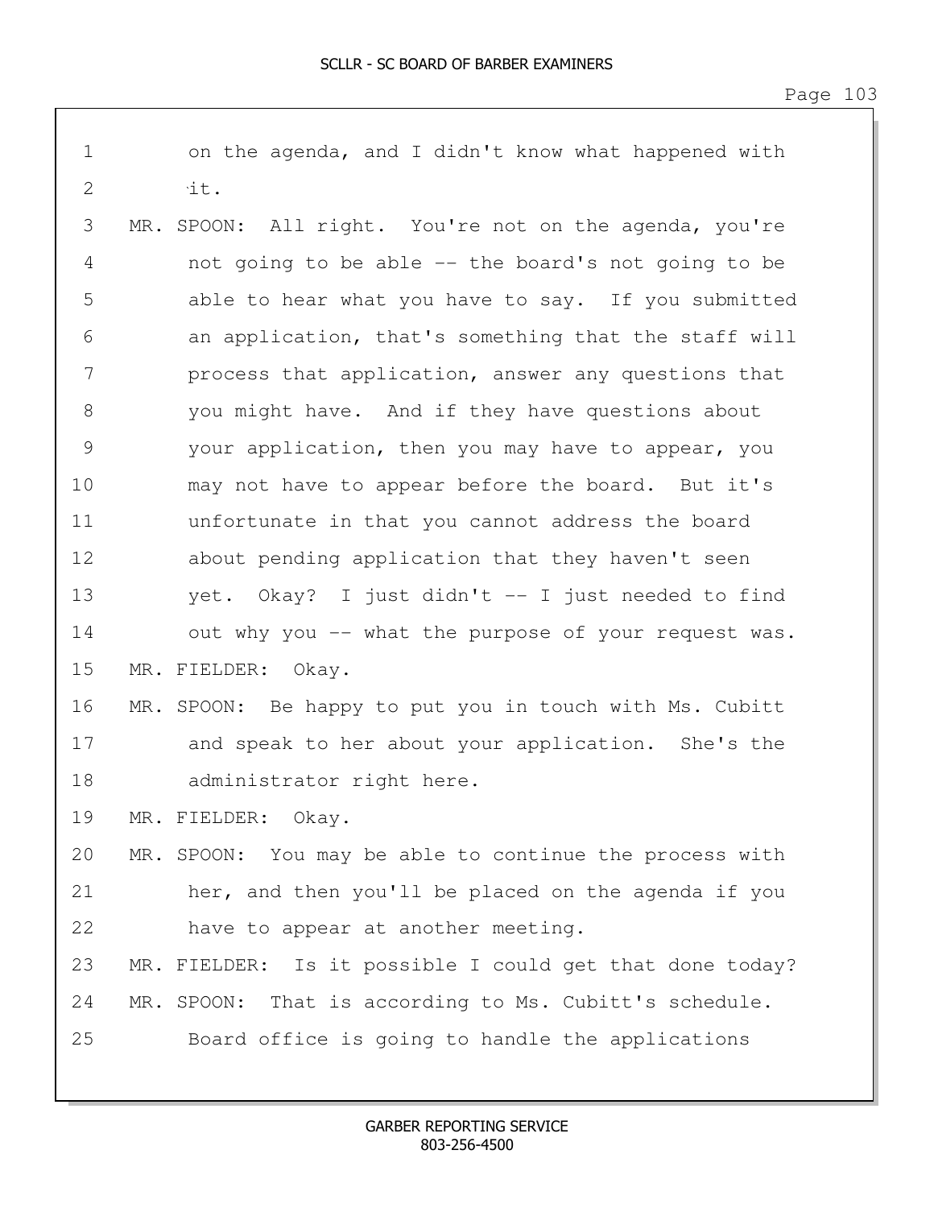1 on the agenda, and I didn't know what happened with
2 it.
3 MR. SPOON: All right. You're not on the agenda, you're
4 not going to be able -- the board's not going to be
5 able to hear what you have to say. If you submitted
6 an application, that's something that the staff will
7 process that application, answer any questions that
8 you might have. And if they have questions about
9 your application, then you may have to appear, you
10 may not have to appear before the board. But it's
11 unfortunate in that you cannot address the board
12 about pending application that they haven't seen
13 yet. Okay? I just didn't -- I just needed to find
14 out why you -- what the purpose of your request was.
15 MR. FIELDER: Okay.
16 MR. SPOON: Be happy to put you in touch with Ms. Cubitt
17 and speak to her about your application. She's the
18 administrator right here.
19 MR. FIELDER: Okay.
20 MR. SPOON: You may be able to continue the process with
21 her, and then you'll be placed on the agenda if you
22 have to appear at another meeting.
23 MR. FIELDER: Is it possible I could get that done today?
24 MR. SPOON: That is according to Ms. Cubitt's schedule.
25 Board office is going to handle the applications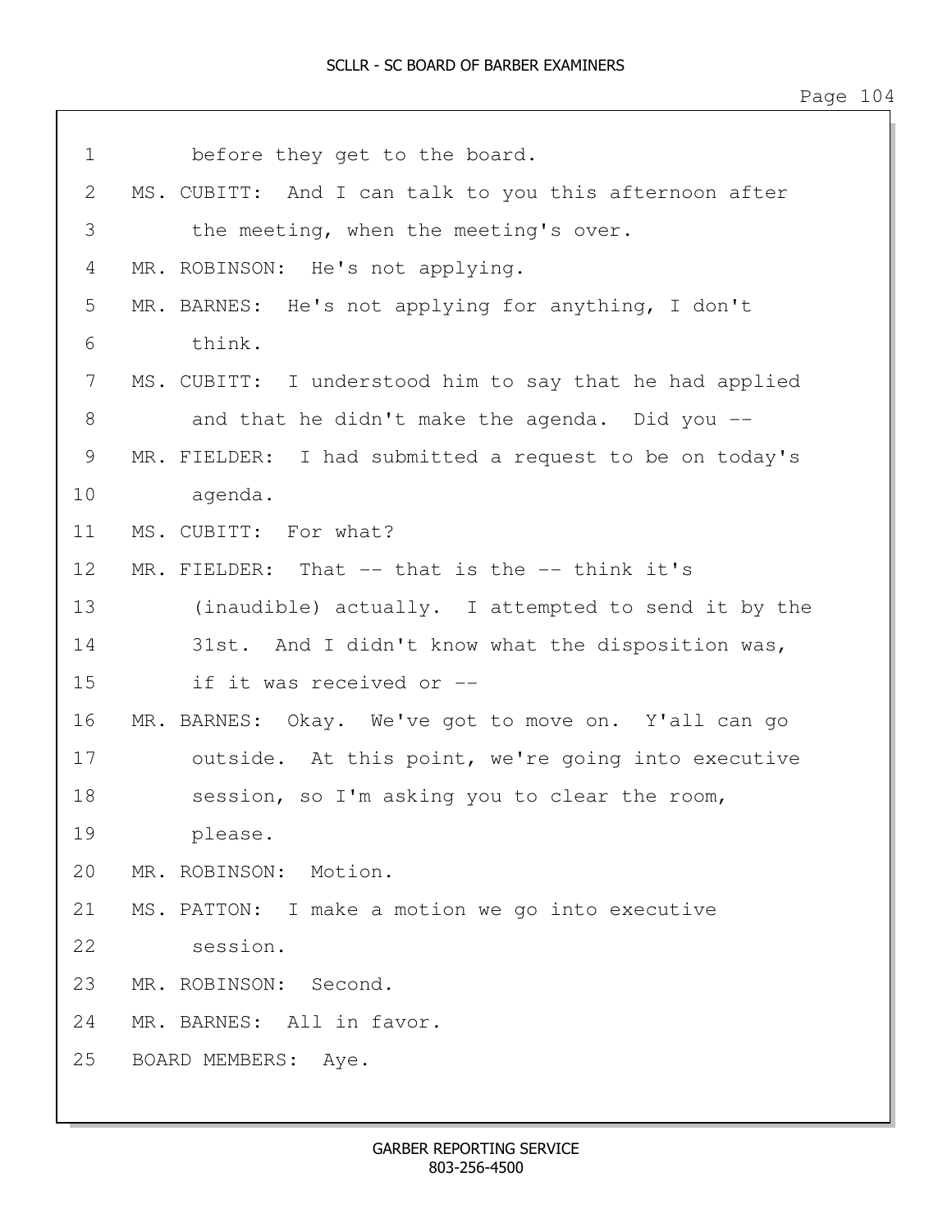1 before they get to the board.
2 MS. CUBITT: And I can talk to you this afternoon after
3 the meeting, when the meeting's over.
4 MR. ROBINSON: He's not applying.
5 MR. BARNES: He's not applying for anything, I don't
6 think.
7 MS. CUBITT: I understood him to say that he had applied
8 and that he didn't make the agenda. Did you --
9 MR. FIELDER: I had submitted a request to be on today's
10 agenda.
11 MS. CUBITT: For what?
12 MR. FIELDER: That -- that is the -- think it's
13 (inaudible) actually. I attempted to send it by the
14 31st. And I didn't know what the disposition was,
15 if it was received or --
16 MR. BARNES: Okay. We've got to move on. Y'all can go
17 outside. At this point, we're going into executive
18 session, so I'm asking you to clear the room,
19 please.
20 MR. ROBINSON: Motion.
21 MS. PATTON: I make a motion we go into executive
22 session.
23 MR. ROBINSON: Second.
24 MR. BARNES: All in favor.
25 BOARD MEMBERS: Aye.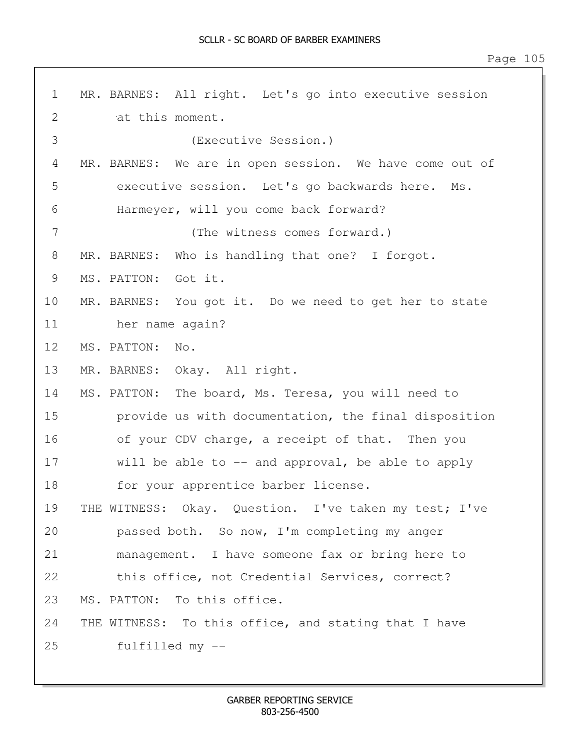1 MR. BARNES: All right. Let's go into executive session
2 at this moment.
3 (Executive Session.)
4 MR. BARNES: We are in open session. We have come out of
5 executive session. Let's go backwards here. Ms.
6 Harmeyer, will you come back forward?
7 (The witness comes forward.)
8 MR. BARNES: Who is handling that one? I forgot.
9 MS. PATTON: Got it.
10 MR. BARNES: You got it. Do we need to get her to state
11 her name again?
12 MS. PATTON: No.
13 MR. BARNES: Okay. All right.
14 MS. PATTON: The board, Ms. Teresa, you will need to
15 provide us with documentation, the final disposition
16 of your CDV charge, a receipt of that. Then you
17 will be able to -- and approval, be able to apply
18 for your apprentice barber license.
19 THE WITNESS: Okay. Question. I've taken my test; I've
20 passed both. So now, I'm completing my anger
21 management. I have someone fax or bring here to
22 this office, not Credential Services, correct?
23 MS. PATTON: To this office.
24 THE WITNESS: To this office, and stating that I have
25 fulfilled my --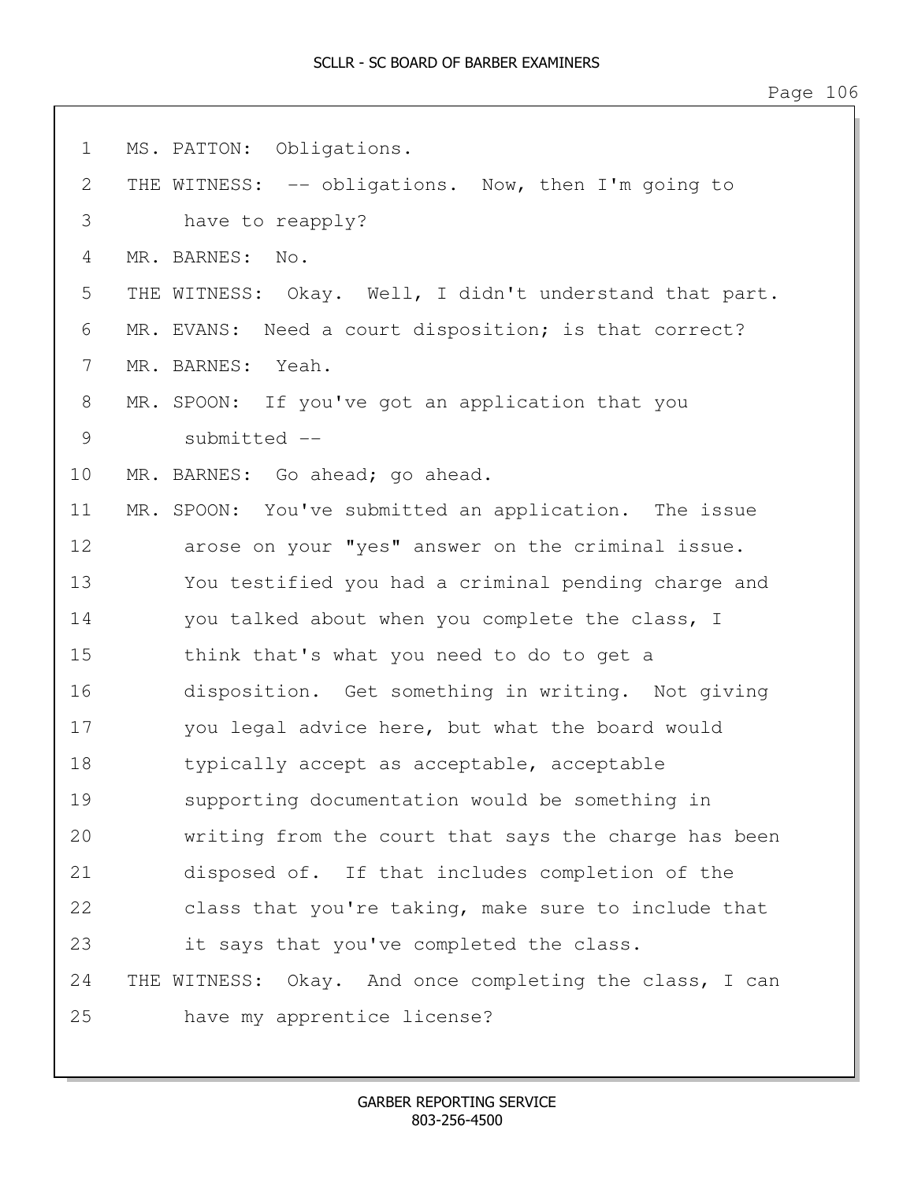1 MS. PATTON: Obligations.

2 THE WITNESS: -- obligations. Now, then I'm going to

3 have to reapply?

4 MR. BARNES: No.

5 THE WITNESS: Okay. Well, I didn't understand that part.

6 MR. EVANS: Need a court disposition; is that correct?

7 MR. BARNES: Yeah.

8 MR. SPOON: If you've got an application that you

9 submitted --

10 MR. BARNES: Go ahead; go ahead.

11 MR. SPOON: You've submitted an application. The issue

12 arose on your "yes" answer on the criminal issue.

13 You testified you had a criminal pending charge and

14 you talked about when you complete the class, I

15 think that's what you need to do to get a

16 disposition. Get something in writing. Not giving

17 you legal advice here, but what the board would

18 typically accept as acceptable, acceptable

19 supporting documentation would be something in

20 writing from the court that says the charge has been

21 disposed of. If that includes completion of the

22 class that you're taking, make sure to include that

23 it says that you've completed the class.

24 THE WITNESS: Okay. And once completing the class, I can

25 have my apprentice license?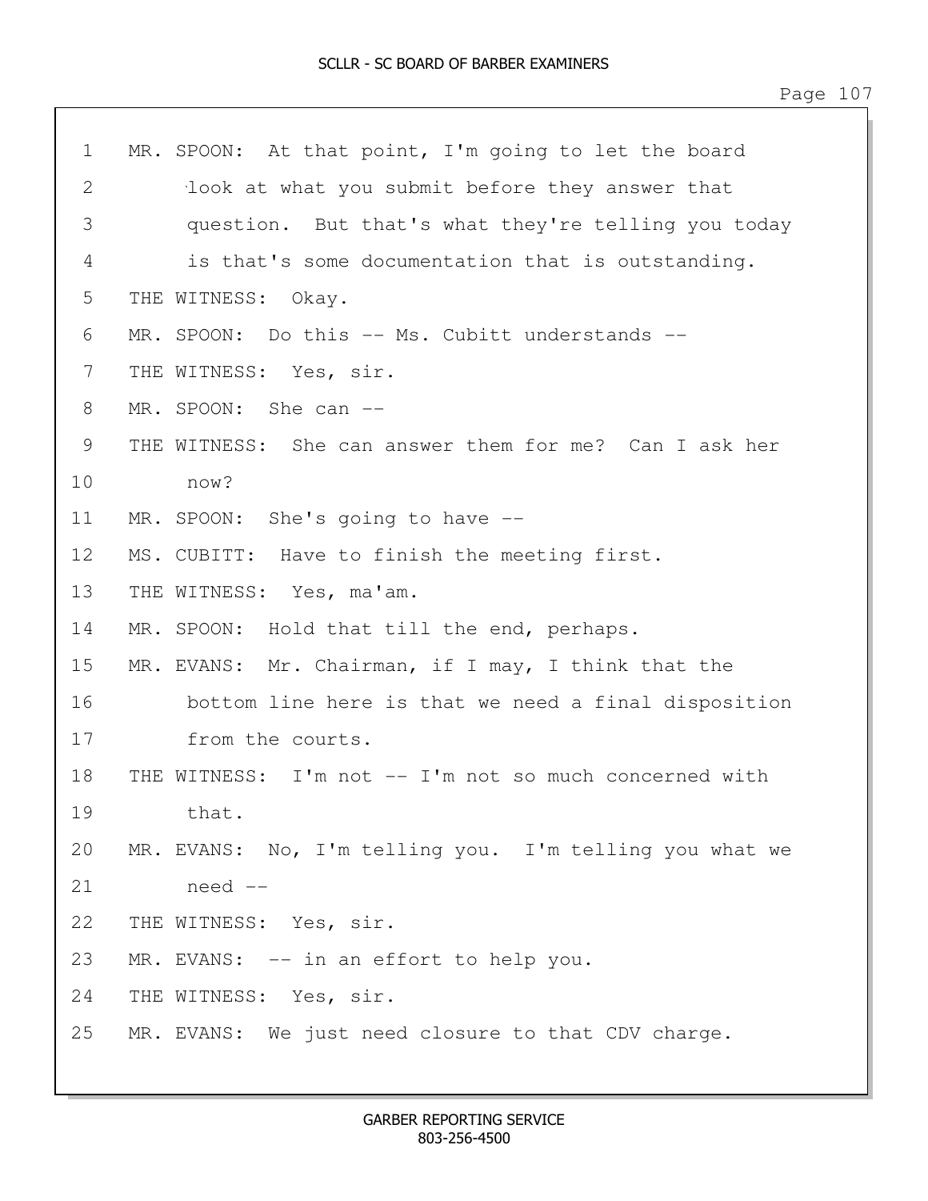1 MR. SPOON: At that point, I'm going to let the board
2 look at what you submit before they answer that
3 question. But that's what they're telling you today
4 is that's some documentation that is outstanding.
5 THE WITNESS: Okay.
6 MR. SPOON: Do this -- Ms. Cubitt understands --
7 THE WITNESS: Yes, sir.
8 MR. SPOON: She can --
9 THE WITNESS: She can answer them for me? Can I ask her
10 now?
11 MR. SPOON: She's going to have --
12 MS. CUBITT: Have to finish the meeting first.
13 THE WITNESS: Yes, ma'am.
14 MR. SPOON: Hold that till the end, perhaps.
15 MR. EVANS: Mr. Chairman, if I may, I think that the
16 bottom line here is that we need a final disposition
17 from the courts.
18 THE WITNESS: I'm not -- I'm not so much concerned with
19 that.
20 MR. EVANS: No, I'm telling you. I'm telling you what we
21 need --
22 THE WITNESS: Yes, sir.
23 MR. EVANS: -- in an effort to help you.
24 THE WITNESS: Yes, sir.
25 MR. EVANS: We just need closure to that CDV charge.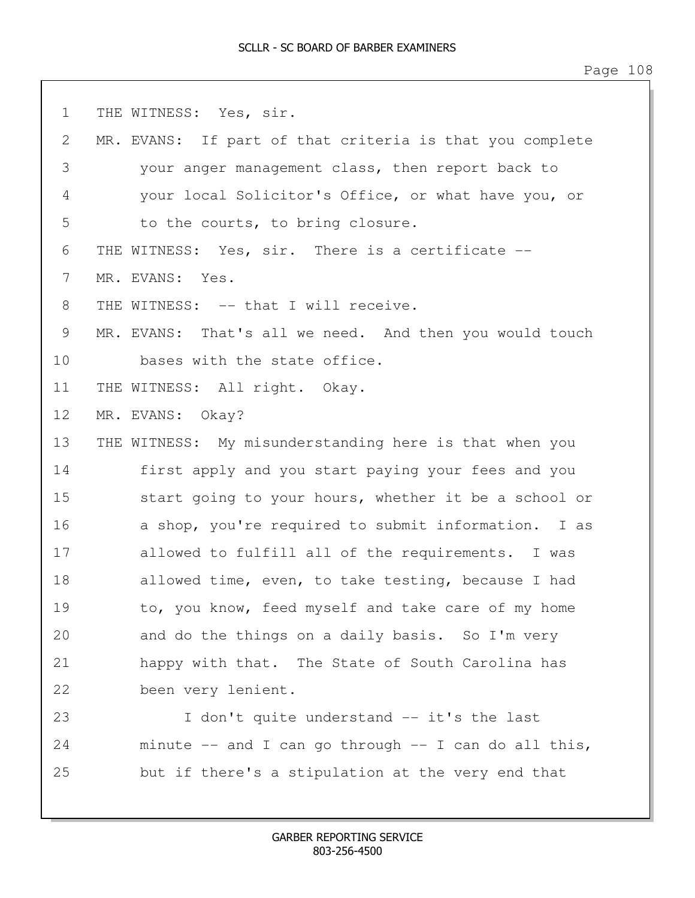THE WITNESS: Yes, sir.

MR. EVANS: If part of that criteria is that you complete your anger management class, then report back to your local Solicitor's Office, or what have you, or to the courts, to bring closure.

THE WITNESS: Yes, sir. There is a certificate --

MR. EVANS: Yes.

THE WITNESS: -- that I will receive.

MR. EVANS: That's all we need. And then you would touch bases with the state office.

THE WITNESS: All right. Okay.

MR. EVANS: Okay?

THE WITNESS: My misunderstanding here is that when you first apply and you start paying your fees and you start going to your hours, whether it be a school or a shop, you're required to submit information. I as allowed to fulfill all of the requirements. I was allowed time, even, to take testing, because I had to, you know, feed myself and take care of my home and do the things on a daily basis. So I'm very happy with that. The State of South Carolina has been very lenient.

I don't quite understand -- it's the last minute -- and I can go through -- I can do all this, but if there's a stipulation at the very end that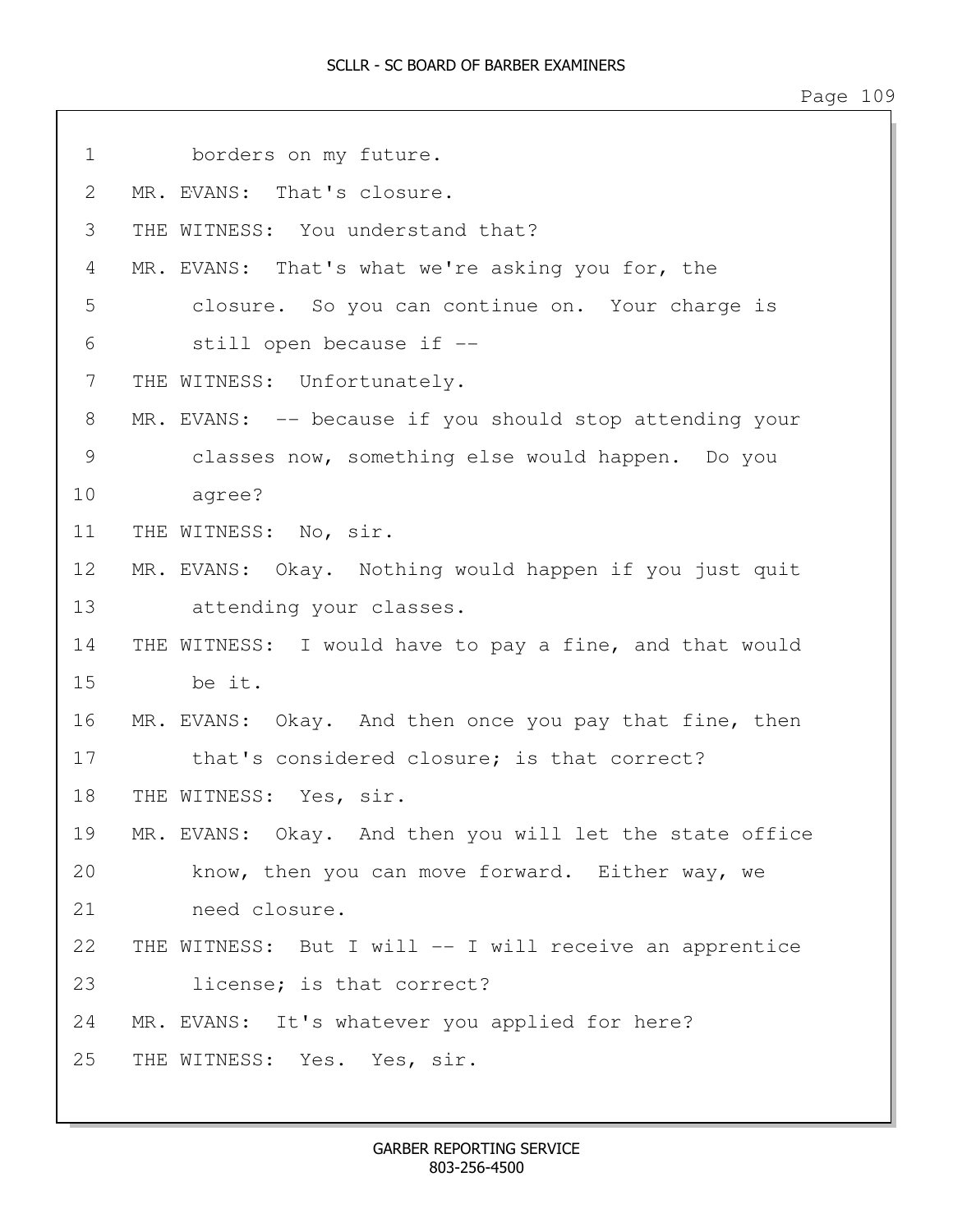1 borders on my future.

2 MR. EVANS: That's closure.

3 THE WITNESS: You understand that?

4 MR. EVANS: That's what we're asking you for, the

5 closure. So you can continue on. Your charge is

6 still open because if --

7 THE WITNESS: Unfortunately.

8 MR. EVANS: -- because if you should stop attending your

9 classes now, something else would happen. Do you

10 agree?

11 THE WITNESS: No, sir.

12 MR. EVANS: Okay. Nothing would happen if you just quit

13 attending your classes.

14 THE WITNESS: I would have to pay a fine, and that would

15 be it.

16 MR. EVANS: Okay. And then once you pay that fine, then

17 that's considered closure; is that correct?

18 THE WITNESS: Yes, sir.

19 MR. EVANS: Okay. And then you will let the state office

20 know, then you can move forward. Either way, we

21 need closure.

22 THE WITNESS: But I will -- I will receive an apprentice

23 license; is that correct?

24 MR. EVANS: It's whatever you applied for here?

25 THE WITNESS: Yes. Yes, sir.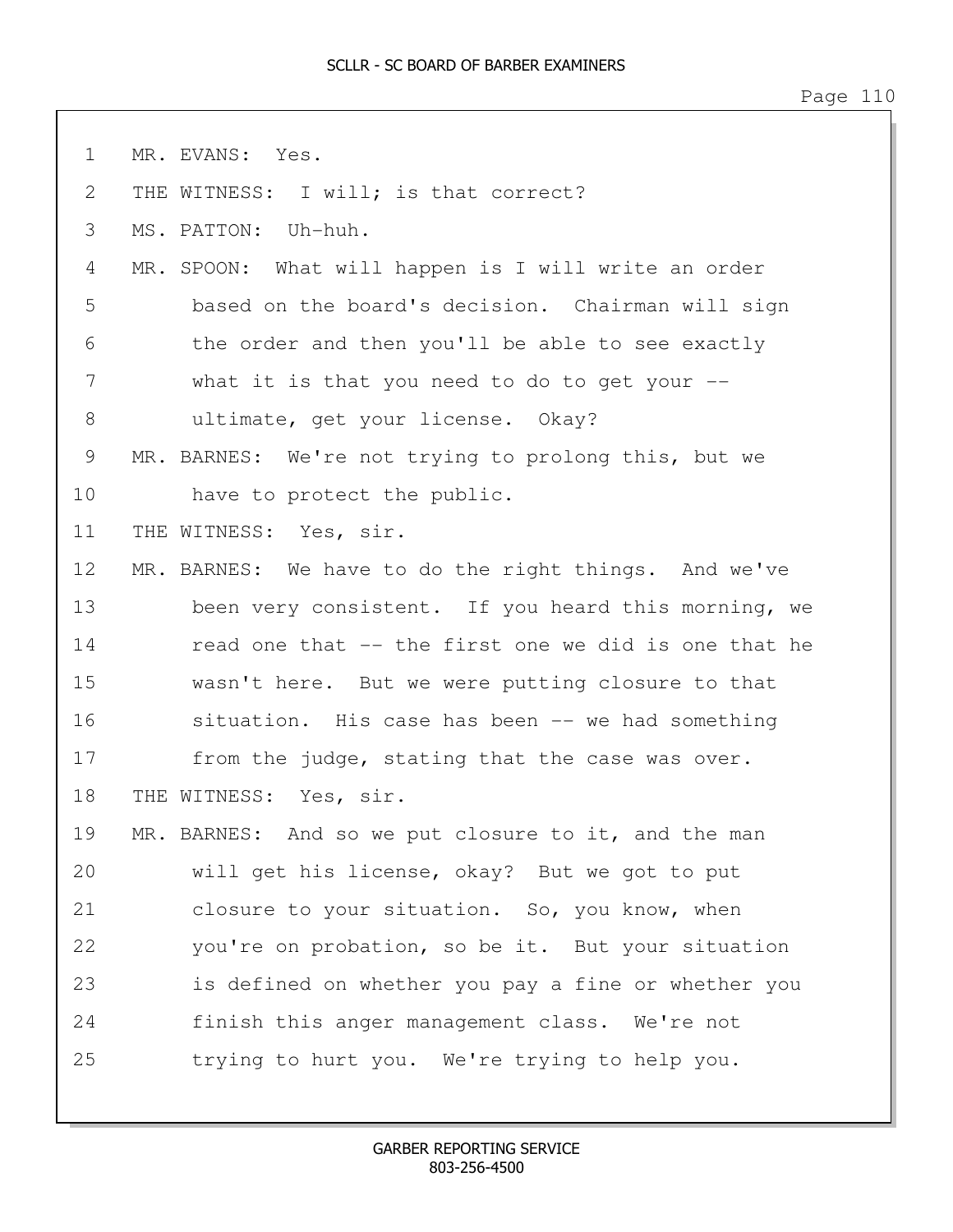MR. EVANS: Yes.

THE WITNESS: I will; is that correct?

MS. PATTON: Uh-huh.

MR. SPOON: What will happen is I will write an order based on the board's decision. Chairman will sign the order and then you'll be able to see exactly what it is that you need to do to get your -- ultimate, get your license. Okay?

MR. BARNES: We're not trying to prolong this, but we have to protect the public.

THE WITNESS: Yes, sir.

MR. BARNES: We have to do the right things. And we've been very consistent. If you heard this morning, we read one that -- the first one we did is one that he wasn't here. But we were putting closure to that situation. His case has been -- we had something from the judge, stating that the case was over.

THE WITNESS: Yes, sir.

MR. BARNES: And so we put closure to it, and the man will get his license, okay? But we got to put closure to your situation. So, you know, when you're on probation, so be it. But your situation is defined on whether you pay a fine or whether you finish this anger management class. We're not trying to hurt you. We're trying to help you.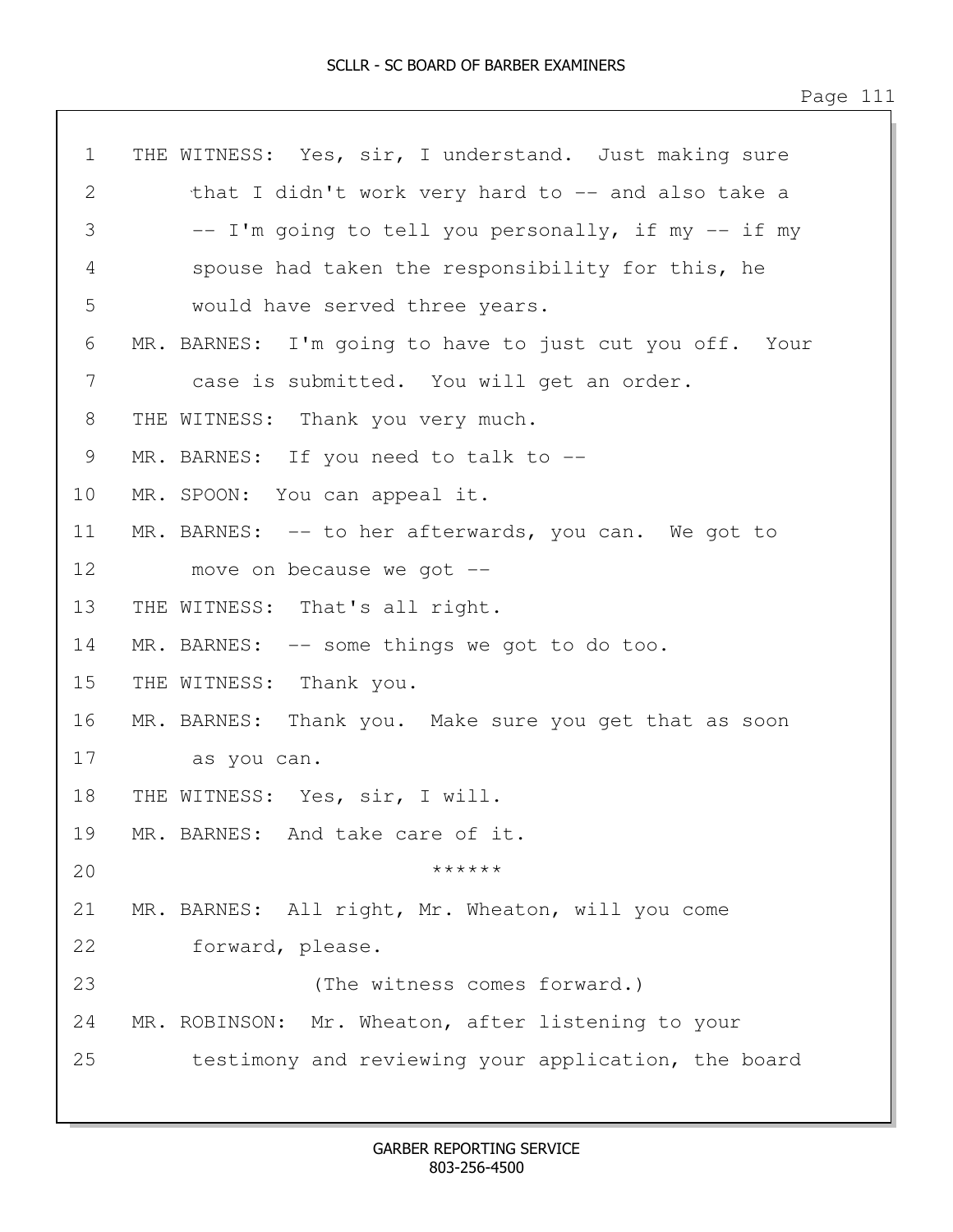THE WITNESS: Yes, sir, I understand. Just making sure that I didn't work very hard to -- and also take a -- I'm going to tell you personally, if my -- if my spouse had taken the responsibility for this, he would have served three years.

MR. BARNES: I'm going to have to just cut you off. Your case is submitted. You will get an order.

THE WITNESS: Thank you very much.

MR. BARNES: If you need to talk to --

MR. SPOON: You can appeal it.

MR. BARNES: -- to her afterwards, you can. We got to move on because we got --

THE WITNESS: That's all right.

MR. BARNES: -- some things we got to do too.

THE WITNESS: Thank you.

MR. BARNES: Thank you. Make sure you get that as soon as you can.

THE WITNESS: Yes, sir, I will.

MR. BARNES: And take care of it.

******

MR. BARNES: All right, Mr. Wheaton, will you come forward, please.

(The witness comes forward.)

MR. ROBINSON: Mr. Wheaton, after listening to your testimony and reviewing your application, the board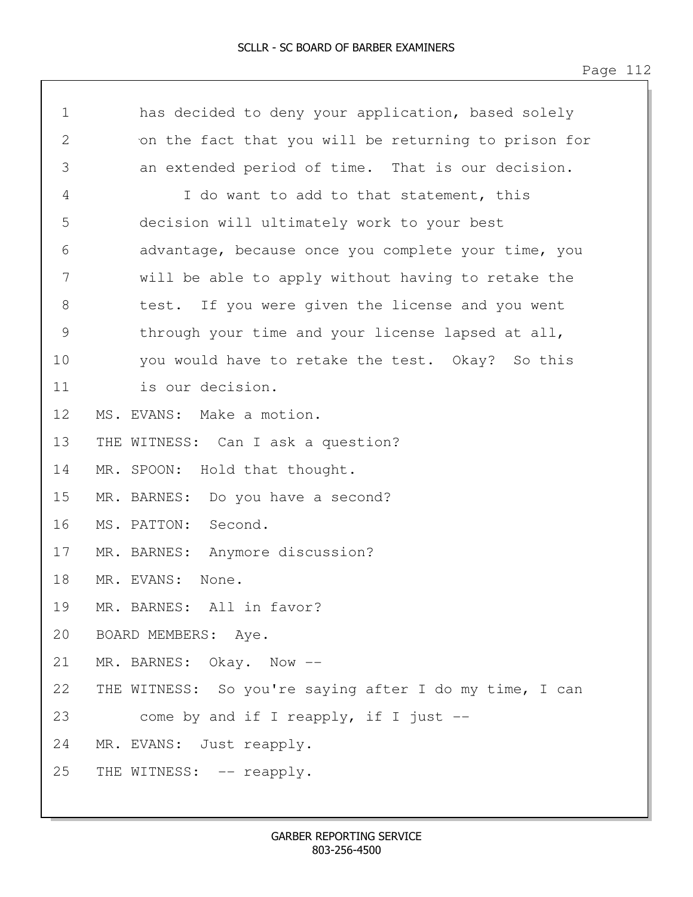has decided to deny your application, based solely on the fact that you will be returning to prison for an extended period of time. That is our decision.

I do want to add to that statement, this decision will ultimately work to your best advantage, because once you complete your time, you will be able to apply without having to retake the test. If you were given the license and you went through your time and your license lapsed at all, you would have to retake the test. Okay? So this is our decision.

MS. EVANS: Make a motion.

THE WITNESS: Can I ask a question?

MR. SPOON: Hold that thought.

MR. BARNES: Do you have a second?

MS. PATTON: Second.

MR. BARNES: Anymore discussion?

MR. EVANS: None.

MR. BARNES: All in favor?

BOARD MEMBERS: Aye.

MR. BARNES: Okay. Now --

THE WITNESS: So you're saying after I do my time, I can come by and if I reapply, if I just --

MR. EVANS: Just reapply.

THE WITNESS: -- reapply.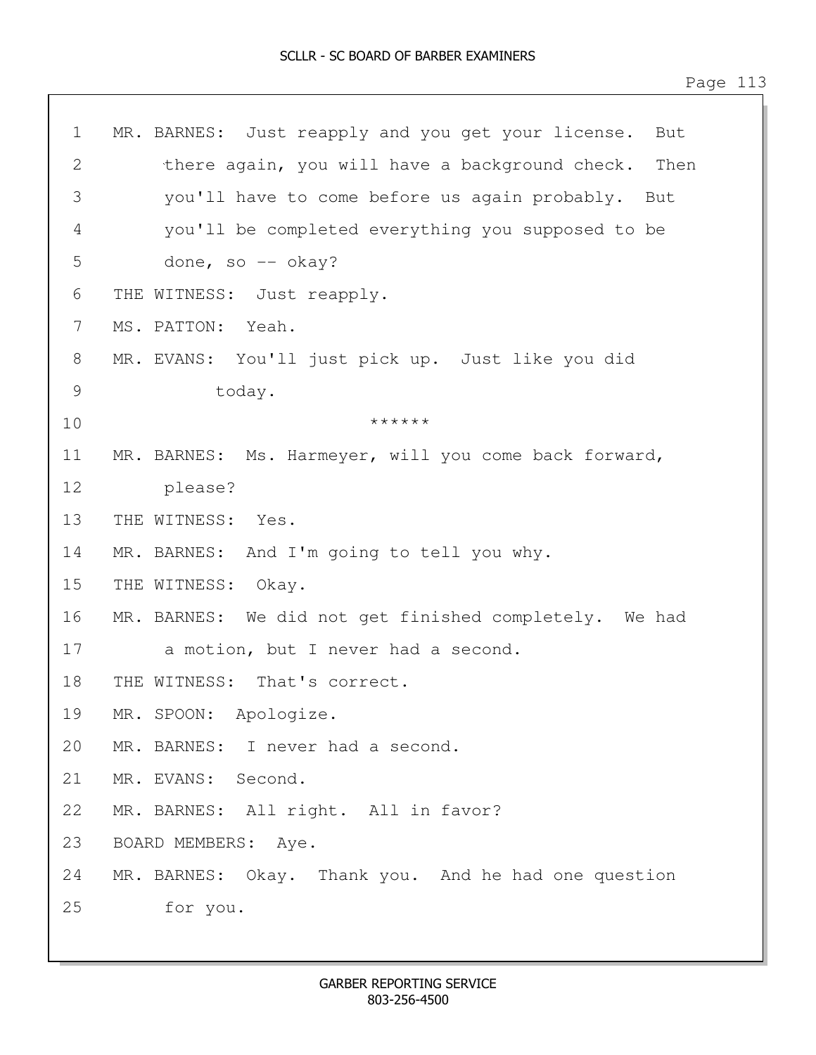MR. BARNES: Just reapply and you get your license. But there again, you will have a background check. Then you'll have to come before us again probably. But you'll be completed everything you supposed to be done, so -- okay?

THE WITNESS: Just reapply.

MS. PATTON: Yeah.

MR. EVANS: You'll just pick up. Just like you did today.

******

MR. BARNES: Ms. Harmeyer, will you come back forward, please?

THE WITNESS: Yes.

MR. BARNES: And I'm going to tell you why.

THE WITNESS: Okay.

MR. BARNES: We did not get finished completely. We had a motion, but I never had a second.

THE WITNESS: That's correct.

MR. SPOON: Apologize.

MR. BARNES: I never had a second.

MR. EVANS: Second.

MR. BARNES: All right. All in favor?

BOARD MEMBERS: Aye.

MR. BARNES: Okay. Thank you. And he had one question for you.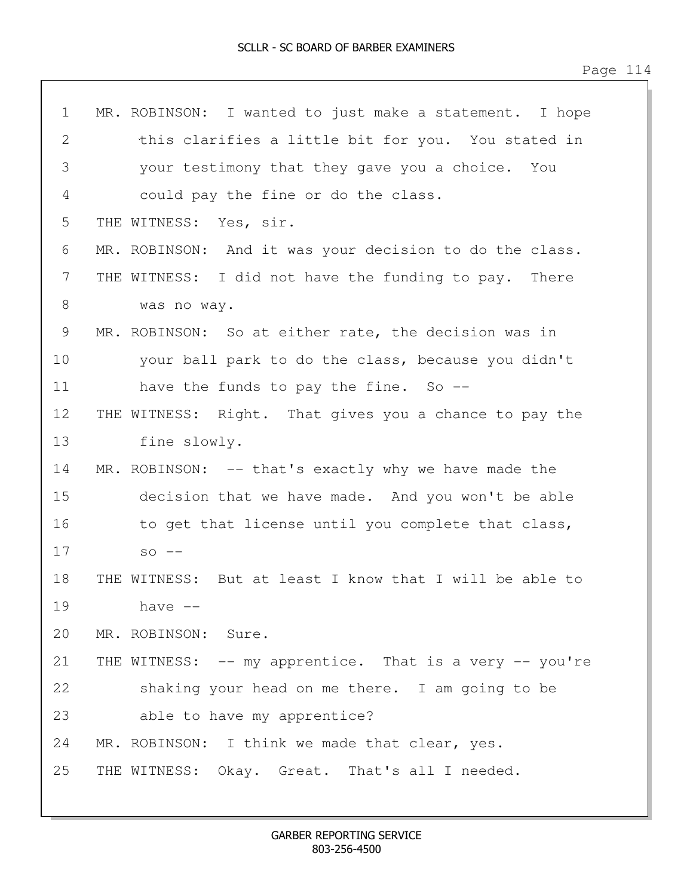MR. ROBINSON: I wanted to just make a statement. I hope this clarifies a little bit for you. You stated in your testimony that they gave you a choice. You could pay the fine or do the class.

THE WITNESS: Yes, sir.

MR. ROBINSON: And it was your decision to do the class.

THE WITNESS: I did not have the funding to pay. There was no way.

MR. ROBINSON: So at either rate, the decision was in your ball park to do the class, because you didn't have the funds to pay the fine. So --

THE WITNESS: Right. That gives you a chance to pay the fine slowly.

MR. ROBINSON: -- that's exactly why we have made the decision that we have made. And you won't be able to get that license until you complete that class, so --

THE WITNESS: But at least I know that I will be able to have --

MR. ROBINSON: Sure.

THE WITNESS: -- my apprentice. That is a very -- you're shaking your head on me there. I am going to be able to have my apprentice?

MR. ROBINSON: I think we made that clear, yes.

THE WITNESS: Okay. Great. That's all I needed.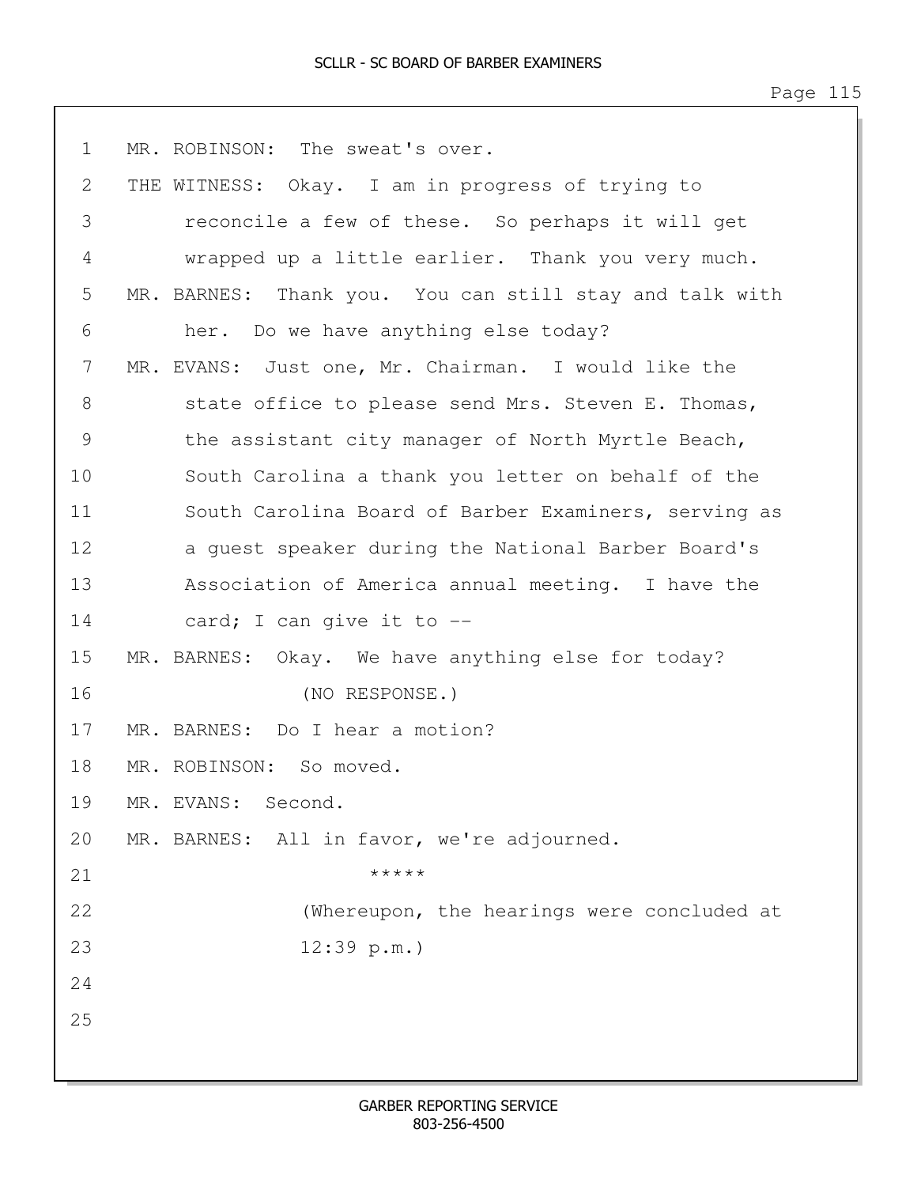1 MR. ROBINSON: The sweat's over.
2 THE WITNESS: Okay. I am in progress of trying to
3 reconcile a few of these. So perhaps it will get
4 wrapped up a little earlier. Thank you very much.
5 MR. BARNES: Thank you. You can still stay and talk with
6 her. Do we have anything else today?
7 MR. EVANS: Just one, Mr. Chairman. I would like the
8 state office to please send Mrs. Steven E. Thomas,
9 the assistant city manager of North Myrtle Beach,
10 South Carolina a thank you letter on behalf of the
11 South Carolina Board of Barber Examiners, serving as
12 a guest speaker during the National Barber Board's
13 Association of America annual meeting. I have the
14 card; I can give it to --
15 MR. BARNES: Okay. We have anything else for today?
16 (NO RESPONSE.)
17 MR. BARNES: Do I hear a motion?
18 MR. ROBINSON: So moved.
19 MR. EVANS: Second.
20 MR. BARNES: All in favor, we're adjourned.
21 *****
22 (Whereupon, the hearings were concluded at
23 12:39 p.m.)
24
25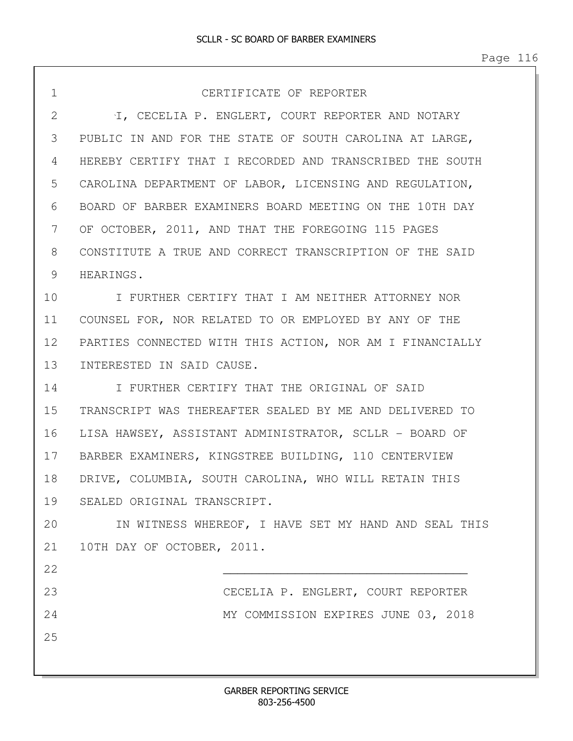# CERTIFICATE OF REPORTER

I, CECELIA P. ENGLERT, COURT REPORTER AND NOTARY PUBLIC IN AND FOR THE STATE OF SOUTH CAROLINA AT LARGE, HEREBY CERTIFY THAT I RECORDED AND TRANSCRIBED THE SOUTH CAROLINA DEPARTMENT OF LABOR, LICENSING AND REGULATION, BOARD OF BARBER EXAMINERS BOARD MEETING ON THE 10TH DAY OF OCTOBER, 2011, AND THAT THE FOREGOING 115 PAGES CONSTITUTE A TRUE AND CORRECT TRANSCRIPTION OF THE SAID HEARINGS.

I FURTHER CERTIFY THAT I AM NEITHER ATTORNEY NOR COUNSEL FOR, NOR RELATED TO OR EMPLOYED BY ANY OF THE PARTIES CONNECTED WITH THIS ACTION, NOR AM I FINANCIALLY INTERESTED IN SAID CAUSE.

I FURTHER CERTIFY THAT THE ORIGINAL OF SAID TRANSCRIPT WAS THEREAFTER SEALED BY ME AND DELIVERED TO LISA HAWSEY, ASSISTANT ADMINISTRATOR, SCLLR - BOARD OF BARBER EXAMINERS, KINGSTREE BUILDING, 110 CENTERVIEW DRIVE, COLUMBIA, SOUTH CAROLINA, WHO WILL RETAIN THIS SEALED ORIGINAL TRANSCRIPT.

IN WITNESS WHEREOF, I HAVE SET MY HAND AND SEAL THIS 10TH DAY OF OCTOBER, 2011.

\_\_\_\_\_\_\_\_\_\_\_\_\_\_\_\_\_\_\_\_\_\_\_\_\_\_\_\_\_\_\_\_\_\_

CECELIA P. ENGLERT, COURT REPORTER

MY COMMISSION EXPIRES JUNE 03, 2018